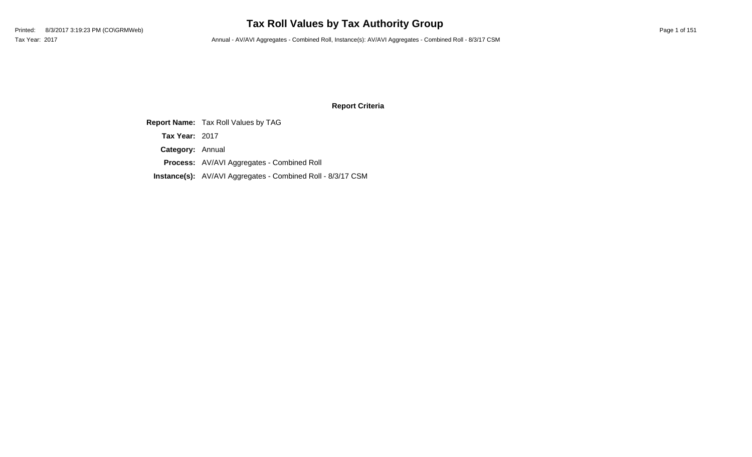# Tax Roll Values by Tax Authority Group

Printed: 8/3/2017 3:19:23 PM (CO\GRMWeb)

Tax Year: 2017

Annual - AV/AVI Aggregates - Combined Roll, Instance(s): AV/AVI Aggregates - Combined Roll - 8/3/17 CSM

## Report Criteria

**Report Name:** Tax Roll Values by TAG

**Tax Year:** 2017

**Category:** Annual

**Process:** AV/AVI Aggregates - Combined Roll

**Instance(s):** AV/AVI Aggregates - Combined Roll - 8/3/17 CSM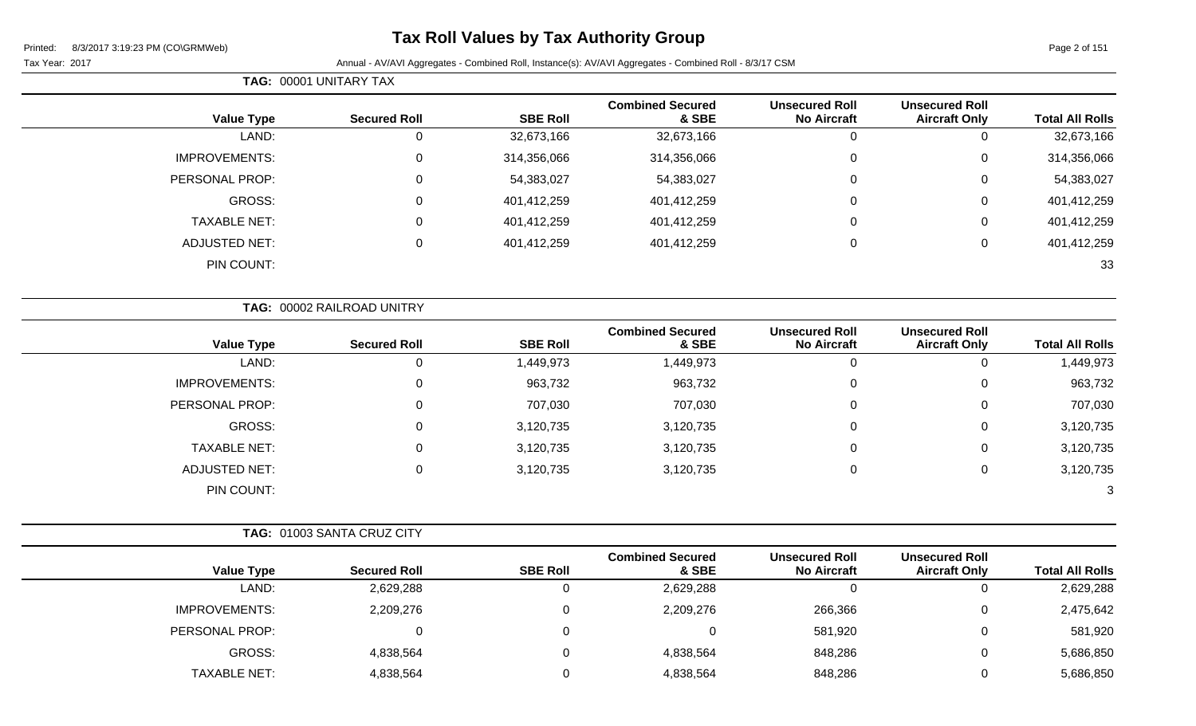# Tax Roll Values by Tax Authority Group

Printed: 8/3/2017 3:19:23 PM (CO\GRMWeb)

Tax Year: 2017

Annual - AV/AVI Aggregates - Combined Roll, Instance(s): AV/AVI Aggregates - Combined Roll - 8/3/17 CSM

**TAG: 00001 UNITARY TAX**

| Value Type | Secured Roll | SBE Roll | Combined Secured & SBE | Unsecured Roll No Aircraft | Unsecured Roll Aircraft Only | Total All Rolls |
|---|---|---|---|---|---|---|
| LAND: | 0 | 32,673,166 | 32,673,166 | 0 | 0 | 32,673,166 |
| IMPROVEMENTS: | 0 | 314,356,066 | 314,356,066 | 0 | 0 | 314,356,066 |
| PERSONAL PROP: | 0 | 54,383,027 | 54,383,027 | 0 | 0 | 54,383,027 |
| GROSS: | 0 | 401,412,259 | 401,412,259 | 0 | 0 | 401,412,259 |
| TAXABLE NET: | 0 | 401,412,259 | 401,412,259 | 0 | 0 | 401,412,259 |
| ADJUSTED NET: | 0 | 401,412,259 | 401,412,259 | 0 | 0 | 401,412,259 |
| PIN COUNT: | | | | | | 33 |

**TAG: 00002 RAILROAD UNITRY**

| Value Type | Secured Roll | SBE Roll | Combined Secured & SBE | Unsecured Roll No Aircraft | Unsecured Roll Aircraft Only | Total All Rolls |
|---|---|---|---|---|---|---|
| LAND: | 0 | 1,449,973 | 1,449,973 | 0 | 0 | 1,449,973 |
| IMPROVEMENTS: | 0 | 963,732 | 963,732 | 0 | 0 | 963,732 |
| PERSONAL PROP: | 0 | 707,030 | 707,030 | 0 | 0 | 707,030 |
| GROSS: | 0 | 3,120,735 | 3,120,735 | 0 | 0 | 3,120,735 |
| TAXABLE NET: | 0 | 3,120,735 | 3,120,735 | 0 | 0 | 3,120,735 |
| ADJUSTED NET: | 0 | 3,120,735 | 3,120,735 | 0 | 0 | 3,120,735 |
| PIN COUNT: | | | | | | 3 |

**TAG: 01003 SANTA CRUZ CITY**

| Value Type | Secured Roll | SBE Roll | Combined Secured & SBE | Unsecured Roll No Aircraft | Unsecured Roll Aircraft Only | Total All Rolls |
|---|---|---|---|---|---|---|
| LAND: | 2,629,288 | 0 | 2,629,288 | 0 | 0 | 2,629,288 |
| IMPROVEMENTS: | 2,209,276 | 0 | 2,209,276 | 266,366 | 0 | 2,475,642 |
| PERSONAL PROP: | 0 | 0 | 0 | 581,920 | 0 | 581,920 |
| GROSS: | 4,838,564 | 0 | 4,838,564 | 848,286 | 0 | 5,686,850 |
| TAXABLE NET: | 4,838,564 | 0 | 4,838,564 | 848,286 | 0 | 5,686,850 |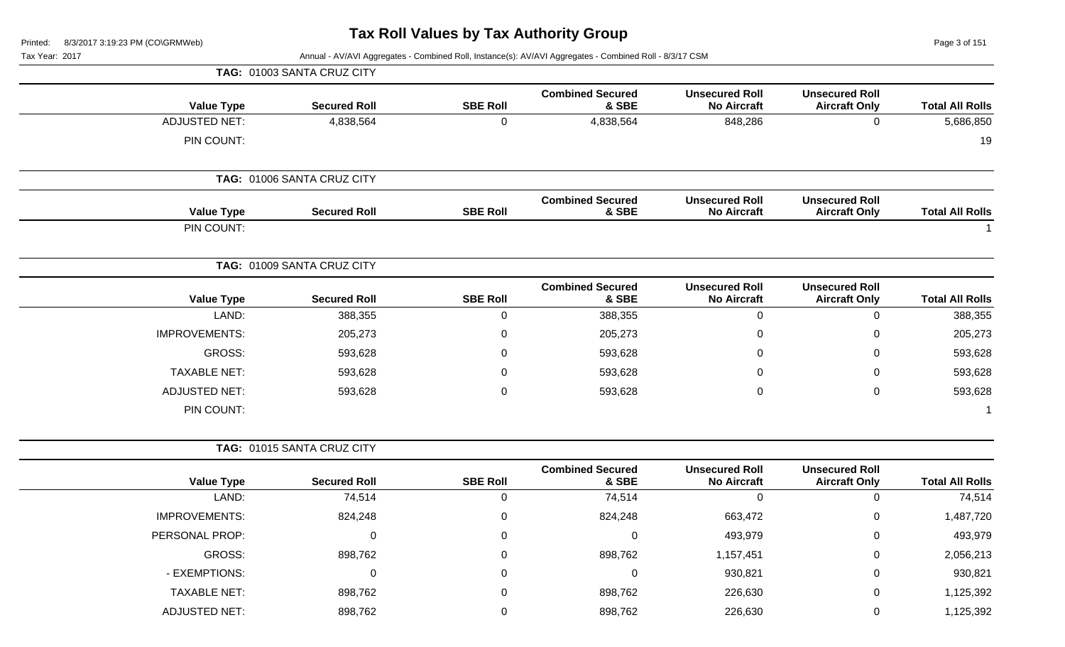# Tax Roll Values by Tax Authority Group

Printed: 8/3/2017 3:19:23 PM (CO\GRMWeb)

Tax Year: 2017

Annual - AV/AVI Aggregates - Combined Roll, Instance(s): AV/AVI Aggregates - Combined Roll - 8/3/17 CSM

## TAG: 01003 SANTA CRUZ CITY

| Value Type | Secured Roll | SBE Roll | Combined Secured & SBE | Unsecured Roll No Aircraft | Unsecured Roll Aircraft Only | Total All Rolls |
|---|---|---|---|---|---|---|
| ADJUSTED NET: | 4,838,564 | 0 | 4,838,564 | 848,286 | 0 | 5,686,850 |
| PIN COUNT: | | | | | | 19 |

## TAG: 01006 SANTA CRUZ CITY

| Value Type | Secured Roll | SBE Roll | Combined Secured & SBE | Unsecured Roll No Aircraft | Unsecured Roll Aircraft Only | Total All Rolls |
|---|---|---|---|---|---|---|
| PIN COUNT: | | | | | | 1 |

## TAG: 01009 SANTA CRUZ CITY

| Value Type | Secured Roll | SBE Roll | Combined Secured & SBE | Unsecured Roll No Aircraft | Unsecured Roll Aircraft Only | Total All Rolls |
|---|---|---|---|---|---|---|
| LAND: | 388,355 | 0 | 388,355 | 0 | 0 | 388,355 |
| IMPROVEMENTS: | 205,273 | 0 | 205,273 | 0 | 0 | 205,273 |
| GROSS: | 593,628 | 0 | 593,628 | 0 | 0 | 593,628 |
| TAXABLE NET: | 593,628 | 0 | 593,628 | 0 | 0 | 593,628 |
| ADJUSTED NET: | 593,628 | 0 | 593,628 | 0 | 0 | 593,628 |
| PIN COUNT: | | | | | | 1 |

## TAG: 01015 SANTA CRUZ CITY

| Value Type | Secured Roll | SBE Roll | Combined Secured & SBE | Unsecured Roll No Aircraft | Unsecured Roll Aircraft Only | Total All Rolls |
|---|---|---|---|---|---|---|
| LAND: | 74,514 | 0 | 74,514 | 0 | 0 | 74,514 |
| IMPROVEMENTS: | 824,248 | 0 | 824,248 | 663,472 | 0 | 1,487,720 |
| PERSONAL PROP: | 0 | 0 | 0 | 493,979 | 0 | 493,979 |
| GROSS: | 898,762 | 0 | 898,762 | 1,157,451 | 0 | 2,056,213 |
| - EXEMPTIONS: | 0 | 0 | 0 | 930,821 | 0 | 930,821 |
| TAXABLE NET: | 898,762 | 0 | 898,762 | 226,630 | 0 | 1,125,392 |
| ADJUSTED NET: | 898,762 | 0 | 898,762 | 226,630 | 0 | 1,125,392 |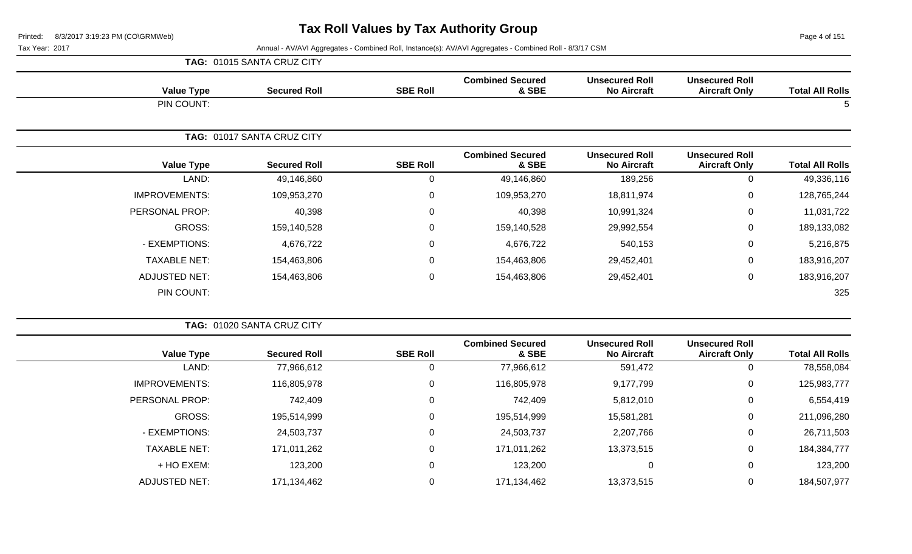# Tax Roll Values by Tax Authority Group

Printed: 8/3/2017 3:19:23 PM (CO\GRMWeb)

Tax Year: 2017

Annual - AV/AVI Aggregates - Combined Roll, Instance(s): AV/AVI Aggregates - Combined Roll - 8/3/17 CSM

**TAG: 01015 SANTA CRUZ CITY**

| Value Type | Secured Roll | SBE Roll | Combined Secured & SBE | Unsecured Roll No Aircraft | Unsecured Roll Aircraft Only | Total All Rolls |
|---|---|---|---|---|---|---|
| PIN COUNT: | | | | | | 5 |

**TAG: 01017 SANTA CRUZ CITY**

| Value Type | Secured Roll | SBE Roll | Combined Secured & SBE | Unsecured Roll No Aircraft | Unsecured Roll Aircraft Only | Total All Rolls |
|---|---|---|---|---|---|---|
| LAND: | 49,146,860 | 0 | 49,146,860 | 189,256 | 0 | 49,336,116 |
| IMPROVEMENTS: | 109,953,270 | 0 | 109,953,270 | 18,811,974 | 0 | 128,765,244 |
| PERSONAL PROP: | 40,398 | 0 | 40,398 | 10,991,324 | 0 | 11,031,722 |
| GROSS: | 159,140,528 | 0 | 159,140,528 | 29,992,554 | 0 | 189,133,082 |
| - EXEMPTIONS: | 4,676,722 | 0 | 4,676,722 | 540,153 | 0 | 5,216,875 |
| TAXABLE NET: | 154,463,806 | 0 | 154,463,806 | 29,452,401 | 0 | 183,916,207 |
| ADJUSTED NET: | 154,463,806 | 0 | 154,463,806 | 29,452,401 | 0 | 183,916,207 |
| PIN COUNT: | | | | | | 325 |

**TAG: 01020 SANTA CRUZ CITY**

| Value Type | Secured Roll | SBE Roll | Combined Secured & SBE | Unsecured Roll No Aircraft | Unsecured Roll Aircraft Only | Total All Rolls |
|---|---|---|---|---|---|---|
| LAND: | 77,966,612 | 0 | 77,966,612 | 591,472 | 0 | 78,558,084 |
| IMPROVEMENTS: | 116,805,978 | 0 | 116,805,978 | 9,177,799 | 0 | 125,983,777 |
| PERSONAL PROP: | 742,409 | 0 | 742,409 | 5,812,010 | 0 | 6,554,419 |
| GROSS: | 195,514,999 | 0 | 195,514,999 | 15,581,281 | 0 | 211,096,280 |
| - EXEMPTIONS: | 24,503,737 | 0 | 24,503,737 | 2,207,766 | 0 | 26,711,503 |
| TAXABLE NET: | 171,011,262 | 0 | 171,011,262 | 13,373,515 | 0 | 184,384,777 |
| + HO EXEM: | 123,200 | 0 | 123,200 | 0 | 0 | 123,200 |
| ADJUSTED NET: | 171,134,462 | 0 | 171,134,462 | 13,373,515 | 0 | 184,507,977 |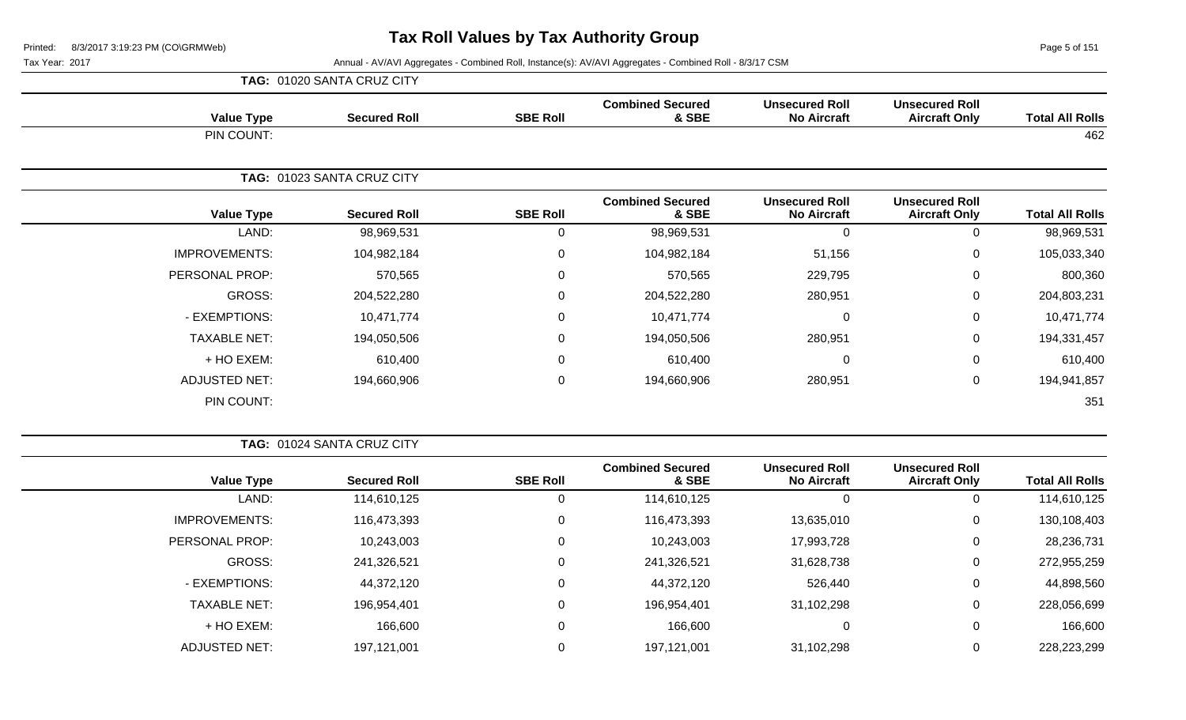# Tax Roll Values by Tax Authority Group

Tax Year: 2017

Annual - AV/AVI Aggregates - Combined Roll, Instance(s): AV/AVI Aggregates - Combined Roll - 8/3/17 CSM

**TAG: 01020 SANTA CRUZ CITY**

| Value Type | Secured Roll | SBE Roll | Combined Secured & SBE | Unsecured Roll No Aircraft | Unsecured Roll Aircraft Only | Total All Rolls |
|---|---|---|---|---|---|---|
| PIN COUNT: | | | | | | 462 |

**TAG: 01023 SANTA CRUZ CITY**

| Value Type | Secured Roll | SBE Roll | Combined Secured & SBE | Unsecured Roll No Aircraft | Unsecured Roll Aircraft Only | Total All Rolls |
|---|---|---|---|---|---|---|
| LAND: | 98,969,531 | 0 | 98,969,531 | 0 | 0 | 98,969,531 |
| IMPROVEMENTS: | 104,982,184 | 0 | 104,982,184 | 51,156 | 0 | 105,033,340 |
| PERSONAL PROP: | 570,565 | 0 | 570,565 | 229,795 | 0 | 800,360 |
| GROSS: | 204,522,280 | 0 | 204,522,280 | 280,951 | 0 | 204,803,231 |
| - EXEMPTIONS: | 10,471,774 | 0 | 10,471,774 | 0 | 0 | 10,471,774 |
| TAXABLE NET: | 194,050,506 | 0 | 194,050,506 | 280,951 | 0 | 194,331,457 |
| + HO EXEM: | 610,400 | 0 | 610,400 | 0 | 0 | 610,400 |
| ADJUSTED NET: | 194,660,906 | 0 | 194,660,906 | 280,951 | 0 | 194,941,857 |
| PIN COUNT: | | | | | | 351 |

**TAG: 01024 SANTA CRUZ CITY**

| Value Type | Secured Roll | SBE Roll | Combined Secured & SBE | Unsecured Roll No Aircraft | Unsecured Roll Aircraft Only | Total All Rolls |
|---|---|---|---|---|---|---|
| LAND: | 114,610,125 | 0 | 114,610,125 | 0 | 0 | 114,610,125 |
| IMPROVEMENTS: | 116,473,393 | 0 | 116,473,393 | 13,635,010 | 0 | 130,108,403 |
| PERSONAL PROP: | 10,243,003 | 0 | 10,243,003 | 17,993,728 | 0 | 28,236,731 |
| GROSS: | 241,326,521 | 0 | 241,326,521 | 31,628,738 | 0 | 272,955,259 |
| - EXEMPTIONS: | 44,372,120 | 0 | 44,372,120 | 526,440 | 0 | 44,898,560 |
| TAXABLE NET: | 196,954,401 | 0 | 196,954,401 | 31,102,298 | 0 | 228,056,699 |
| + HO EXEM: | 166,600 | 0 | 166,600 | 0 | 0 | 166,600 |
| ADJUSTED NET: | 197,121,001 | 0 | 197,121,001 | 31,102,298 | 0 | 228,223,299 |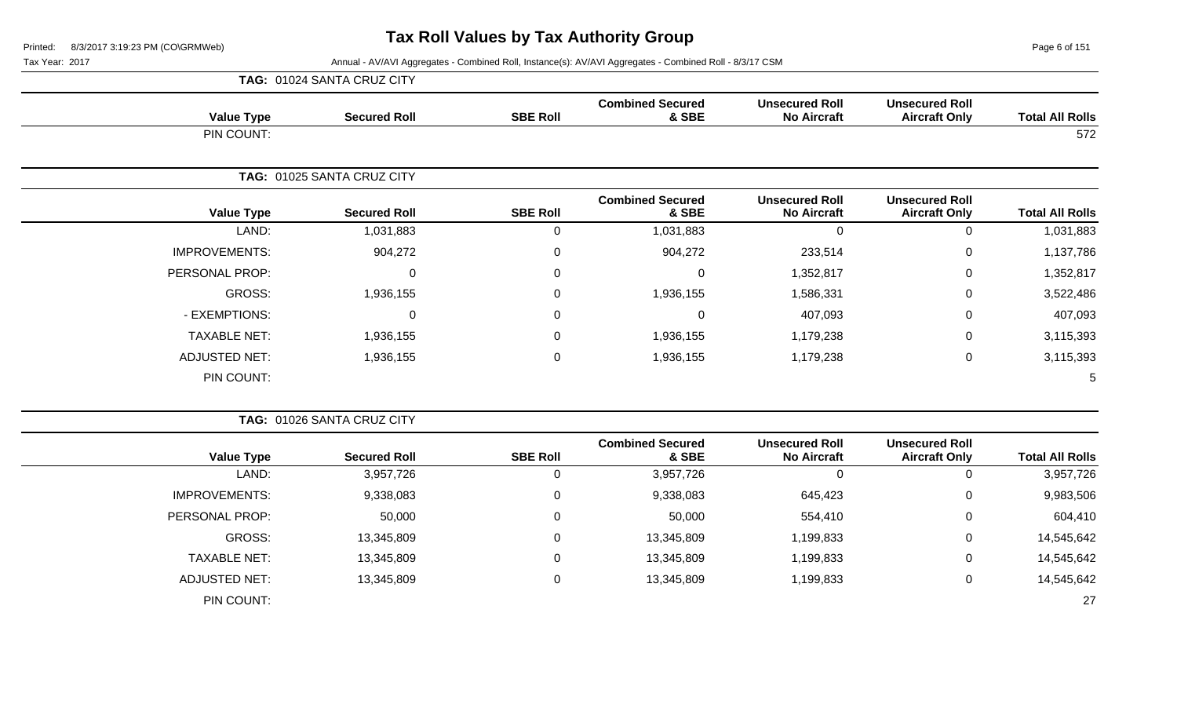# Tax Roll Values by Tax Authority Group

Printed: 8/3/2017 3:19:23 PM (CO\GRMWeb)

Tax Year: 2017

Annual - AV/AVI Aggregates - Combined Roll, Instance(s): AV/AVI Aggregates - Combined Roll - 8/3/17 CSM

**TAG: 01024 SANTA CRUZ CITY**

| Value Type | Secured Roll | SBE Roll | Combined Secured & SBE | Unsecured Roll No Aircraft | Unsecured Roll Aircraft Only | Total All Rolls |
|---|---|---|---|---|---|---|
| PIN COUNT: | | | | | | 572 |

**TAG: 01025 SANTA CRUZ CITY**

| Value Type | Secured Roll | SBE Roll | Combined Secured & SBE | Unsecured Roll No Aircraft | Unsecured Roll Aircraft Only | Total All Rolls |
|---|---|---|---|---|---|---|
| LAND: | 1,031,883 | 0 | 1,031,883 | 0 | 0 | 1,031,883 |
| IMPROVEMENTS: | 904,272 | 0 | 904,272 | 233,514 | 0 | 1,137,786 |
| PERSONAL PROP: | 0 | 0 | 0 | 1,352,817 | 0 | 1,352,817 |
| GROSS: | 1,936,155 | 0 | 1,936,155 | 1,586,331 | 0 | 3,522,486 |
| - EXEMPTIONS: | 0 | 0 | 0 | 407,093 | 0 | 407,093 |
| TAXABLE NET: | 1,936,155 | 0 | 1,936,155 | 1,179,238 | 0 | 3,115,393 |
| ADJUSTED NET: | 1,936,155 | 0 | 1,936,155 | 1,179,238 | 0 | 3,115,393 |
| PIN COUNT: | | | | | | 5 |

**TAG: 01026 SANTA CRUZ CITY**

| Value Type | Secured Roll | SBE Roll | Combined Secured & SBE | Unsecured Roll No Aircraft | Unsecured Roll Aircraft Only | Total All Rolls |
|---|---|---|---|---|---|---|
| LAND: | 3,957,726 | 0 | 3,957,726 | 0 | 0 | 3,957,726 |
| IMPROVEMENTS: | 9,338,083 | 0 | 9,338,083 | 645,423 | 0 | 9,983,506 |
| PERSONAL PROP: | 50,000 | 0 | 50,000 | 554,410 | 0 | 604,410 |
| GROSS: | 13,345,809 | 0 | 13,345,809 | 1,199,833 | 0 | 14,545,642 |
| TAXABLE NET: | 13,345,809 | 0 | 13,345,809 | 1,199,833 | 0 | 14,545,642 |
| ADJUSTED NET: | 13,345,809 | 0 | 13,345,809 | 1,199,833 | 0 | 14,545,642 |
| PIN COUNT: | | | | | | 27 |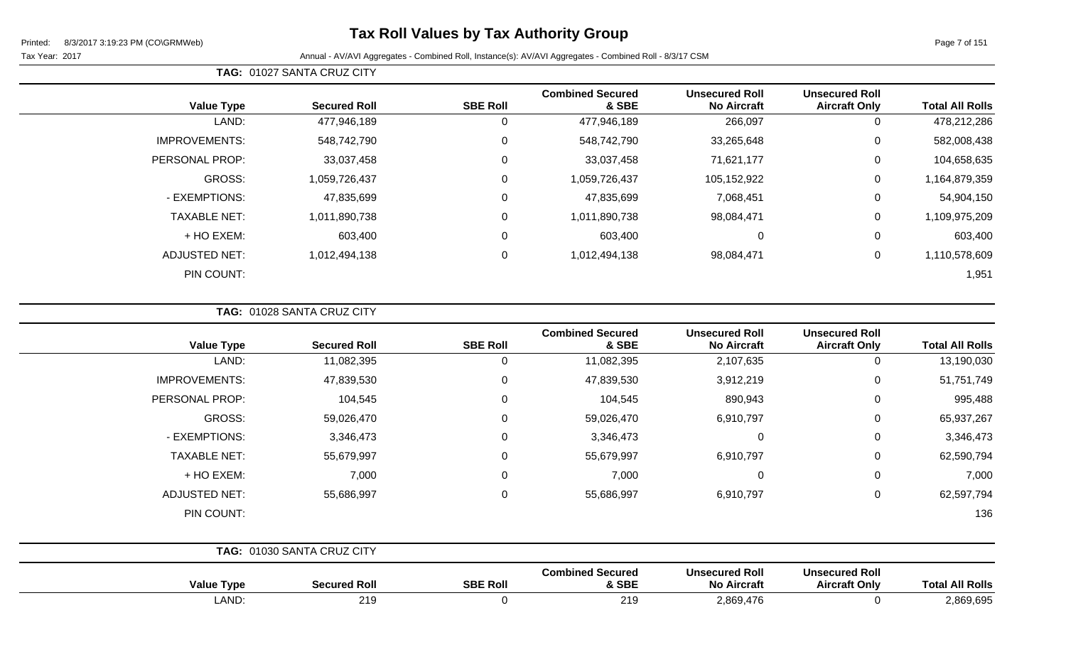# Tax Roll Values by Tax Authority Group

Printed: 8/3/2017 3:19:23 PM (CO\GRMWeb)

Tax Year: 2017

Annual - AV/AVI Aggregates - Combined Roll, Instance(s): AV/AVI Aggregates - Combined Roll - 8/3/17 CSM

**TAG: 01027 SANTA CRUZ CITY**

| Value Type | Secured Roll | SBE Roll | Combined Secured & SBE | Unsecured Roll No Aircraft | Unsecured Roll Aircraft Only | Total All Rolls |
|---|---|---|---|---|---|---|
| LAND: | 477,946,189 | 0 | 477,946,189 | 266,097 | 0 | 478,212,286 |
| IMPROVEMENTS: | 548,742,790 | 0 | 548,742,790 | 33,265,648 | 0 | 582,008,438 |
| PERSONAL PROP: | 33,037,458 | 0 | 33,037,458 | 71,621,177 | 0 | 104,658,635 |
| GROSS: | 1,059,726,437 | 0 | 1,059,726,437 | 105,152,922 | 0 | 1,164,879,359 |
| - EXEMPTIONS: | 47,835,699 | 0 | 47,835,699 | 7,068,451 | 0 | 54,904,150 |
| TAXABLE NET: | 1,011,890,738 | 0 | 1,011,890,738 | 98,084,471 | 0 | 1,109,975,209 |
| + HO EXEM: | 603,400 | 0 | 603,400 | 0 | 0 | 603,400 |
| ADJUSTED NET: | 1,012,494,138 | 0 | 1,012,494,138 | 98,084,471 | 0 | 1,110,578,609 |
| PIN COUNT: | | | | | | 1,951 |

**TAG: 01028 SANTA CRUZ CITY**

| Value Type | Secured Roll | SBE Roll | Combined Secured & SBE | Unsecured Roll No Aircraft | Unsecured Roll Aircraft Only | Total All Rolls |
|---|---|---|---|---|---|---|
| LAND: | 11,082,395 | 0 | 11,082,395 | 2,107,635 | 0 | 13,190,030 |
| IMPROVEMENTS: | 47,839,530 | 0 | 47,839,530 | 3,912,219 | 0 | 51,751,749 |
| PERSONAL PROP: | 104,545 | 0 | 104,545 | 890,943 | 0 | 995,488 |
| GROSS: | 59,026,470 | 0 | 59,026,470 | 6,910,797 | 0 | 65,937,267 |
| - EXEMPTIONS: | 3,346,473 | 0 | 3,346,473 | 0 | 0 | 3,346,473 |
| TAXABLE NET: | 55,679,997 | 0 | 55,679,997 | 6,910,797 | 0 | 62,590,794 |
| + HO EXEM: | 7,000 | 0 | 7,000 | 0 | 0 | 7,000 |
| ADJUSTED NET: | 55,686,997 | 0 | 55,686,997 | 6,910,797 | 0 | 62,597,794 |
| PIN COUNT: | | | | | | 136 |

**TAG: 01030 SANTA CRUZ CITY**

| Value Type | Secured Roll | SBE Roll | Combined Secured & SBE | Unsecured Roll No Aircraft | Unsecured Roll Aircraft Only | Total All Rolls |
|---|---|---|---|---|---|---|
| LAND: | 219 | 0 | 219 | 2,869,476 | 0 | 2,869,695 |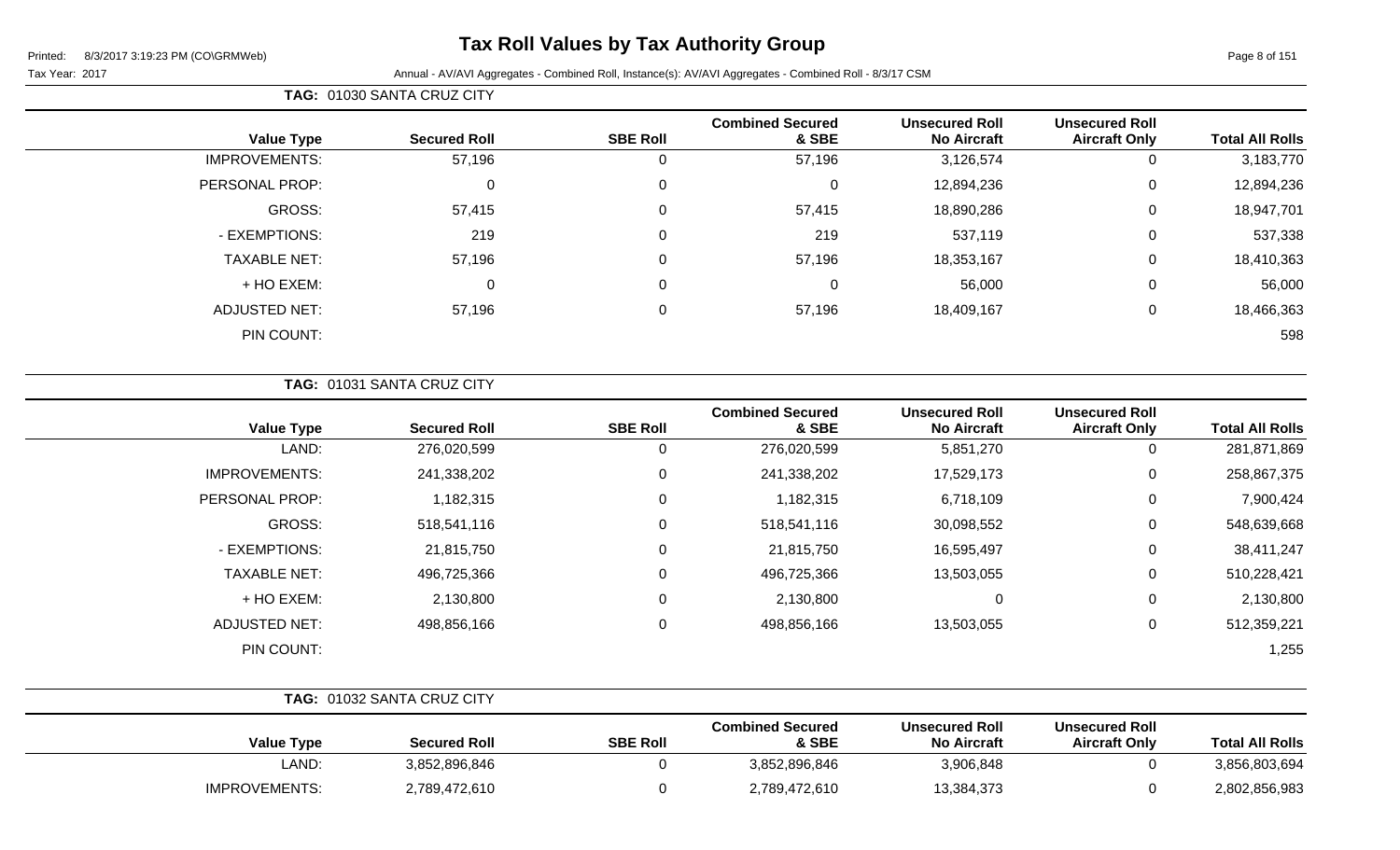# Tax Roll Values by Tax Authority Group

Printed: 8/3/2017 3:19:23 PM (CO\GRMWeb)

Tax Year: 2017 — Annual - AV/AVI Aggregates - Combined Roll, Instance(s): AV/AVI Aggregates - Combined Roll - 8/3/17 CSM

**TAG: 01030 SANTA CRUZ CITY**

| Value Type | Secured Roll | SBE Roll | Combined Secured & SBE | Unsecured Roll No Aircraft | Unsecured Roll Aircraft Only | Total All Rolls |
|---|---|---|---|---|---|---|
| IMPROVEMENTS: | 57,196 | 0 | 57,196 | 3,126,574 | 0 | 3,183,770 |
| PERSONAL PROP: | 0 | 0 | 0 | 12,894,236 | 0 | 12,894,236 |
| GROSS: | 57,415 | 0 | 57,415 | 18,890,286 | 0 | 18,947,701 |
| - EXEMPTIONS: | 219 | 0 | 219 | 537,119 | 0 | 537,338 |
| TAXABLE NET: | 57,196 | 0 | 57,196 | 18,353,167 | 0 | 18,410,363 |
| + HO EXEM: | 0 | 0 | 0 | 56,000 | 0 | 56,000 |
| ADJUSTED NET: | 57,196 | 0 | 57,196 | 18,409,167 | 0 | 18,466,363 |
| PIN COUNT: | | | | | | 598 |

**TAG: 01031 SANTA CRUZ CITY**

| Value Type | Secured Roll | SBE Roll | Combined Secured & SBE | Unsecured Roll No Aircraft | Unsecured Roll Aircraft Only | Total All Rolls |
|---|---|---|---|---|---|---|
| LAND: | 276,020,599 | 0 | 276,020,599 | 5,851,270 | 0 | 281,871,869 |
| IMPROVEMENTS: | 241,338,202 | 0 | 241,338,202 | 17,529,173 | 0 | 258,867,375 |
| PERSONAL PROP: | 1,182,315 | 0 | 1,182,315 | 6,718,109 | 0 | 7,900,424 |
| GROSS: | 518,541,116 | 0 | 518,541,116 | 30,098,552 | 0 | 548,639,668 |
| - EXEMPTIONS: | 21,815,750 | 0 | 21,815,750 | 16,595,497 | 0 | 38,411,247 |
| TAXABLE NET: | 496,725,366 | 0 | 496,725,366 | 13,503,055 | 0 | 510,228,421 |
| + HO EXEM: | 2,130,800 | 0 | 2,130,800 | 0 | 0 | 2,130,800 |
| ADJUSTED NET: | 498,856,166 | 0 | 498,856,166 | 13,503,055 | 0 | 512,359,221 |
| PIN COUNT: | | | | | | 1,255 |

**TAG: 01032 SANTA CRUZ CITY**

| Value Type | Secured Roll | SBE Roll | Combined Secured & SBE | Unsecured Roll No Aircraft | Unsecured Roll Aircraft Only | Total All Rolls |
|---|---|---|---|---|---|---|
| LAND: | 3,852,896,846 | 0 | 3,852,896,846 | 3,906,848 | 0 | 3,856,803,694 |
| IMPROVEMENTS: | 2,789,472,610 | 0 | 2,789,472,610 | 13,384,373 | 0 | 2,802,856,983 |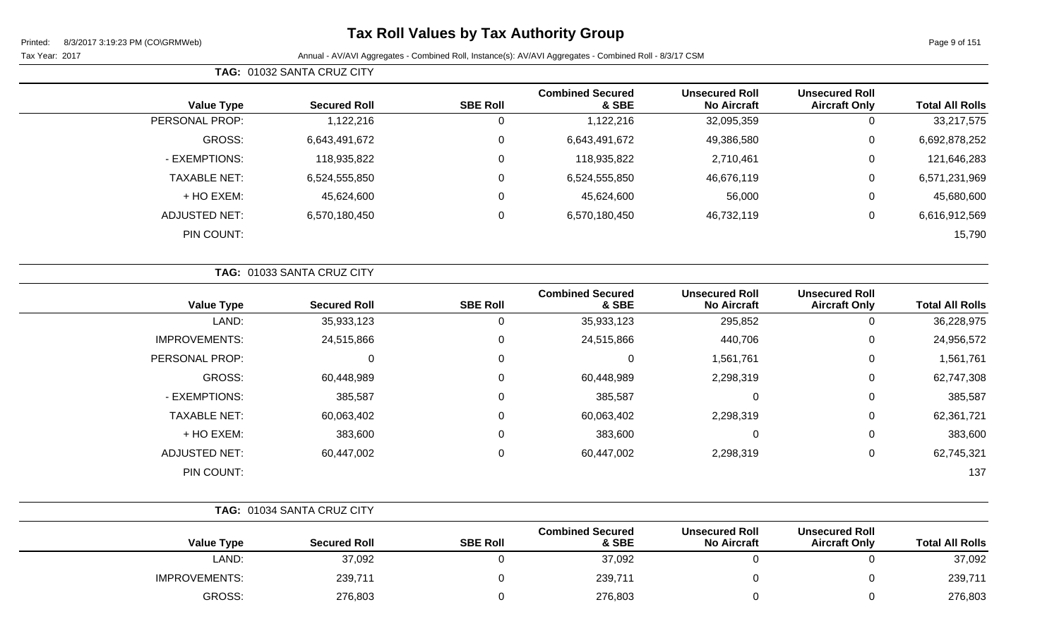# Tax Roll Values by Tax Authority Group

Printed: 8/3/2017 3:19:23 PM (CO\GRMWeb)

Tax Year: 2017

Annual - AV/AVI Aggregates - Combined Roll, Instance(s): AV/AVI Aggregates - Combined Roll - 8/3/17 CSM

**TAG: 01032 SANTA CRUZ CITY**

| Value Type | Secured Roll | SBE Roll | Combined Secured & SBE | Unsecured Roll No Aircraft | Unsecured Roll Aircraft Only | Total All Rolls |
|---|---|---|---|---|---|---|
| PERSONAL PROP: | 1,122,216 | 0 | 1,122,216 | 32,095,359 | 0 | 33,217,575 |
| GROSS: | 6,643,491,672 | 0 | 6,643,491,672 | 49,386,580 | 0 | 6,692,878,252 |
| - EXEMPTIONS: | 118,935,822 | 0 | 118,935,822 | 2,710,461 | 0 | 121,646,283 |
| TAXABLE NET: | 6,524,555,850 | 0 | 6,524,555,850 | 46,676,119 | 0 | 6,571,231,969 |
| + HO EXEM: | 45,624,600 | 0 | 45,624,600 | 56,000 | 0 | 45,680,600 |
| ADJUSTED NET: | 6,570,180,450 | 0 | 6,570,180,450 | 46,732,119 | 0 | 6,616,912,569 |
| PIN COUNT: | | | | | | 15,790 |

**TAG: 01033 SANTA CRUZ CITY**

| Value Type | Secured Roll | SBE Roll | Combined Secured & SBE | Unsecured Roll No Aircraft | Unsecured Roll Aircraft Only | Total All Rolls |
|---|---|---|---|---|---|---|
| LAND: | 35,933,123 | 0 | 35,933,123 | 295,852 | 0 | 36,228,975 |
| IMPROVEMENTS: | 24,515,866 | 0 | 24,515,866 | 440,706 | 0 | 24,956,572 |
| PERSONAL PROP: | 0 | 0 | 0 | 1,561,761 | 0 | 1,561,761 |
| GROSS: | 60,448,989 | 0 | 60,448,989 | 2,298,319 | 0 | 62,747,308 |
| - EXEMPTIONS: | 385,587 | 0 | 385,587 | 0 | 0 | 385,587 |
| TAXABLE NET: | 60,063,402 | 0 | 60,063,402 | 2,298,319 | 0 | 62,361,721 |
| + HO EXEM: | 383,600 | 0 | 383,600 | 0 | 0 | 383,600 |
| ADJUSTED NET: | 60,447,002 | 0 | 60,447,002 | 2,298,319 | 0 | 62,745,321 |
| PIN COUNT: | | | | | | 137 |

**TAG: 01034 SANTA CRUZ CITY**

| Value Type | Secured Roll | SBE Roll | Combined Secured & SBE | Unsecured Roll No Aircraft | Unsecured Roll Aircraft Only | Total All Rolls |
|---|---|---|---|---|---|---|
| LAND: | 37,092 | 0 | 37,092 | 0 | 0 | 37,092 |
| IMPROVEMENTS: | 239,711 | 0 | 239,711 | 0 | 0 | 239,711 |
| GROSS: | 276,803 | 0 | 276,803 | 0 | 0 | 276,803 |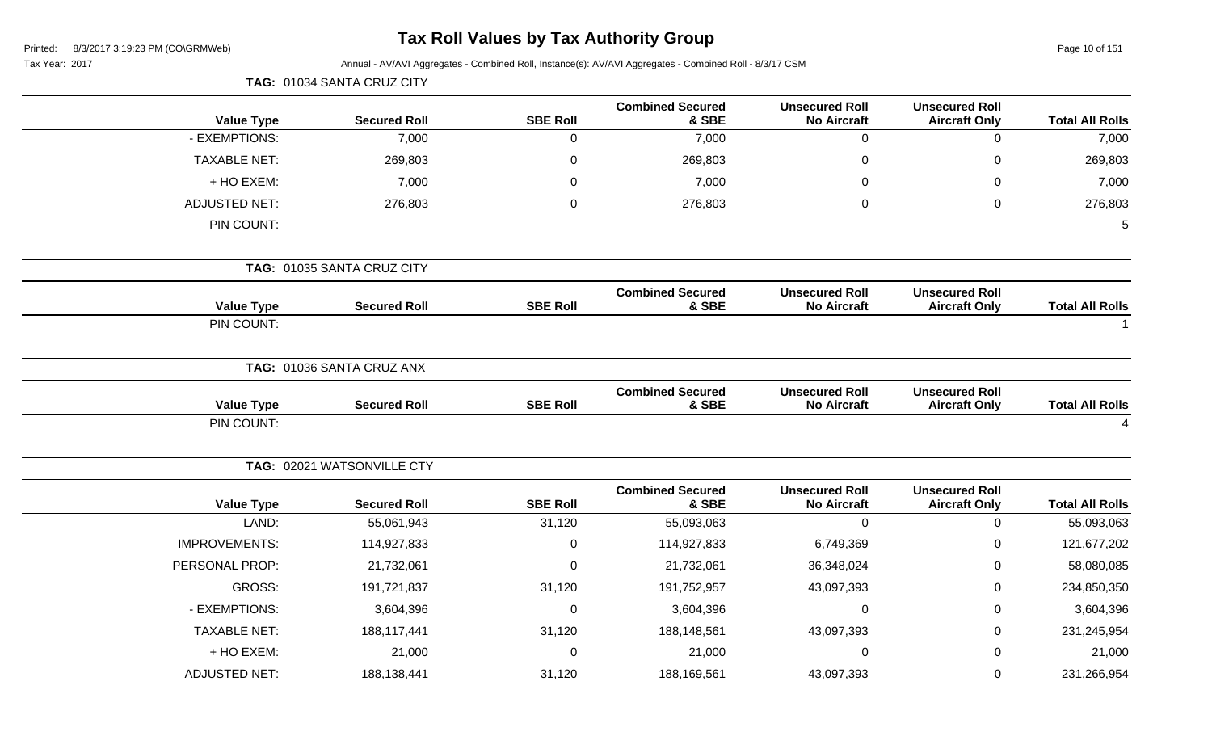# Tax Roll Values by Tax Authority Group

Printed: 8/3/2017 3:19:23 PM (CO\GRMWeb)

Tax Year: 2017

Annual - AV/AVI Aggregates - Combined Roll, Instance(s): AV/AVI Aggregates - Combined Roll - 8/3/17 CSM

**TAG: 01034 SANTA CRUZ CITY**

| Value Type | Secured Roll | SBE Roll | Combined Secured & SBE | Unsecured Roll No Aircraft | Unsecured Roll Aircraft Only | Total All Rolls |
|---|---|---|---|---|---|---|
| - EXEMPTIONS: | 7,000 | 0 | 7,000 | 0 | 0 | 7,000 |
| TAXABLE NET: | 269,803 | 0 | 269,803 | 0 | 0 | 269,803 |
| + HO EXEM: | 7,000 | 0 | 7,000 | 0 | 0 | 7,000 |
| ADJUSTED NET: | 276,803 | 0 | 276,803 | 0 | 0 | 276,803 |
| PIN COUNT: | | | | | | 5 |

**TAG: 01035 SANTA CRUZ CITY**

| Value Type | Secured Roll | SBE Roll | Combined Secured & SBE | Unsecured Roll No Aircraft | Unsecured Roll Aircraft Only | Total All Rolls |
|---|---|---|---|---|---|---|
| PIN COUNT: | | | | | | 1 |

**TAG: 01036 SANTA CRUZ ANX**

| Value Type | Secured Roll | SBE Roll | Combined Secured & SBE | Unsecured Roll No Aircraft | Unsecured Roll Aircraft Only | Total All Rolls |
|---|---|---|---|---|---|---|
| PIN COUNT: | | | | | | 4 |

**TAG: 02021 WATSONVILLE CTY**

| Value Type | Secured Roll | SBE Roll | Combined Secured & SBE | Unsecured Roll No Aircraft | Unsecured Roll Aircraft Only | Total All Rolls |
|---|---|---|---|---|---|---|
| LAND: | 55,061,943 | 31,120 | 55,093,063 | 0 | 0 | 55,093,063 |
| IMPROVEMENTS: | 114,927,833 | 0 | 114,927,833 | 6,749,369 | 0 | 121,677,202 |
| PERSONAL PROP: | 21,732,061 | 0 | 21,732,061 | 36,348,024 | 0 | 58,080,085 |
| GROSS: | 191,721,837 | 31,120 | 191,752,957 | 43,097,393 | 0 | 234,850,350 |
| - EXEMPTIONS: | 3,604,396 | 0 | 3,604,396 | 0 | 0 | 3,604,396 |
| TAXABLE NET: | 188,117,441 | 31,120 | 188,148,561 | 43,097,393 | 0 | 231,245,954 |
| + HO EXEM: | 21,000 | 0 | 21,000 | 0 | 0 | 21,000 |
| ADJUSTED NET: | 188,138,441 | 31,120 | 188,169,561 | 43,097,393 | 0 | 231,266,954 |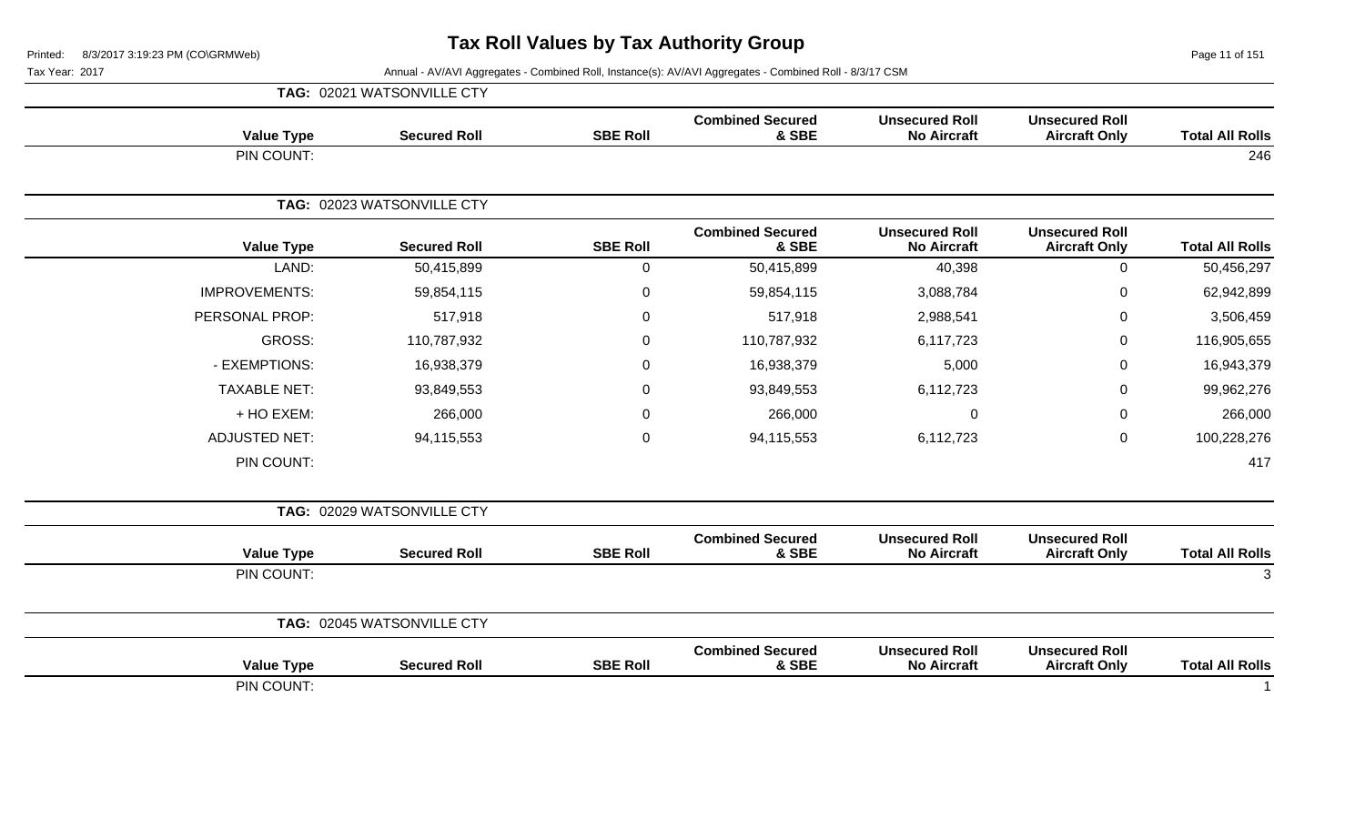# Tax Roll Values by Tax Authority Group

Printed: 8/3/2017 3:19:23 PM (CO\GRMWeb)

Tax Year: 2017

Annual - AV/AVI Aggregates - Combined Roll, Instance(s): AV/AVI Aggregates - Combined Roll - 8/3/17 CSM

**TAG: 02021 WATSONVILLE CTY**

| Value Type | Secured Roll | SBE Roll | Combined Secured & SBE | Unsecured Roll No Aircraft | Unsecured Roll Aircraft Only | Total All Rolls |
|---|---|---|---|---|---|---|
| PIN COUNT: | | | | | | 246 |

**TAG: 02023 WATSONVILLE CTY**

| Value Type | Secured Roll | SBE Roll | Combined Secured & SBE | Unsecured Roll No Aircraft | Unsecured Roll Aircraft Only | Total All Rolls |
|---|---|---|---|---|---|---|
| LAND: | 50,415,899 | 0 | 50,415,899 | 40,398 | 0 | 50,456,297 |
| IMPROVEMENTS: | 59,854,115 | 0 | 59,854,115 | 3,088,784 | 0 | 62,942,899 |
| PERSONAL PROP: | 517,918 | 0 | 517,918 | 2,988,541 | 0 | 3,506,459 |
| GROSS: | 110,787,932 | 0 | 110,787,932 | 6,117,723 | 0 | 116,905,655 |
| - EXEMPTIONS: | 16,938,379 | 0 | 16,938,379 | 5,000 | 0 | 16,943,379 |
| TAXABLE NET: | 93,849,553 | 0 | 93,849,553 | 6,112,723 | 0 | 99,962,276 |
| + HO EXEM: | 266,000 | 0 | 266,000 | 0 | 0 | 266,000 |
| ADJUSTED NET: | 94,115,553 | 0 | 94,115,553 | 6,112,723 | 0 | 100,228,276 |
| PIN COUNT: | | | | | | 417 |

**TAG: 02029 WATSONVILLE CTY**

| Value Type | Secured Roll | SBE Roll | Combined Secured & SBE | Unsecured Roll No Aircraft | Unsecured Roll Aircraft Only | Total All Rolls |
|---|---|---|---|---|---|---|
| PIN COUNT: | | | | | | 3 |

**TAG: 02045 WATSONVILLE CTY**

| Value Type | Secured Roll | SBE Roll | Combined Secured & SBE | Unsecured Roll No Aircraft | Unsecured Roll Aircraft Only | Total All Rolls |
|---|---|---|---|---|---|---|
| PIN COUNT: | | | | | | 1 |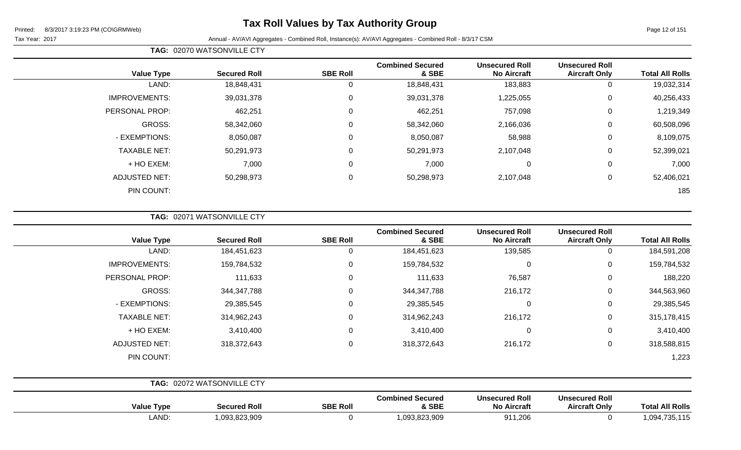# Tax Roll Values by Tax Authority Group

Printed: 8/3/2017 3:19:23 PM (CO\GRMWeb)

Tax Year: 2017

Annual - AV/AVI Aggregates - Combined Roll, Instance(s): AV/AVI Aggregates - Combined Roll - 8/3/17 CSM

**TAG: 02070 WATSONVILLE CTY**

| Value Type | Secured Roll | SBE Roll | Combined Secured & SBE | Unsecured Roll No Aircraft | Unsecured Roll Aircraft Only | Total All Rolls |
|---|---|---|---|---|---|---|
| LAND: | 18,848,431 | 0 | 18,848,431 | 183,883 | 0 | 19,032,314 |
| IMPROVEMENTS: | 39,031,378 | 0 | 39,031,378 | 1,225,055 | 0 | 40,256,433 |
| PERSONAL PROP: | 462,251 | 0 | 462,251 | 757,098 | 0 | 1,219,349 |
| GROSS: | 58,342,060 | 0 | 58,342,060 | 2,166,036 | 0 | 60,508,096 |
| - EXEMPTIONS: | 8,050,087 | 0 | 8,050,087 | 58,988 | 0 | 8,109,075 |
| TAXABLE NET: | 50,291,973 | 0 | 50,291,973 | 2,107,048 | 0 | 52,399,021 |
| + HO EXEM: | 7,000 | 0 | 7,000 | 0 | 0 | 7,000 |
| ADJUSTED NET: | 50,298,973 | 0 | 50,298,973 | 2,107,048 | 0 | 52,406,021 |
| PIN COUNT: | | | | | | 185 |

**TAG: 02071 WATSONVILLE CTY**

| Value Type | Secured Roll | SBE Roll | Combined Secured & SBE | Unsecured Roll No Aircraft | Unsecured Roll Aircraft Only | Total All Rolls |
|---|---|---|---|---|---|---|
| LAND: | 184,451,623 | 0 | 184,451,623 | 139,585 | 0 | 184,591,208 |
| IMPROVEMENTS: | 159,784,532 | 0 | 159,784,532 | 0 | 0 | 159,784,532 |
| PERSONAL PROP: | 111,633 | 0 | 111,633 | 76,587 | 0 | 188,220 |
| GROSS: | 344,347,788 | 0 | 344,347,788 | 216,172 | 0 | 344,563,960 |
| - EXEMPTIONS: | 29,385,545 | 0 | 29,385,545 | 0 | 0 | 29,385,545 |
| TAXABLE NET: | 314,962,243 | 0 | 314,962,243 | 216,172 | 0 | 315,178,415 |
| + HO EXEM: | 3,410,400 | 0 | 3,410,400 | 0 | 0 | 3,410,400 |
| ADJUSTED NET: | 318,372,643 | 0 | 318,372,643 | 216,172 | 0 | 318,588,815 |
| PIN COUNT: | | | | | | 1,223 |

**TAG: 02072 WATSONVILLE CTY**

| Value Type | Secured Roll | SBE Roll | Combined Secured & SBE | Unsecured Roll No Aircraft | Unsecured Roll Aircraft Only | Total All Rolls |
|---|---|---|---|---|---|---|
| LAND: | 1,093,823,909 | 0 | 1,093,823,909 | 911,206 | 0 | 1,094,735,115 |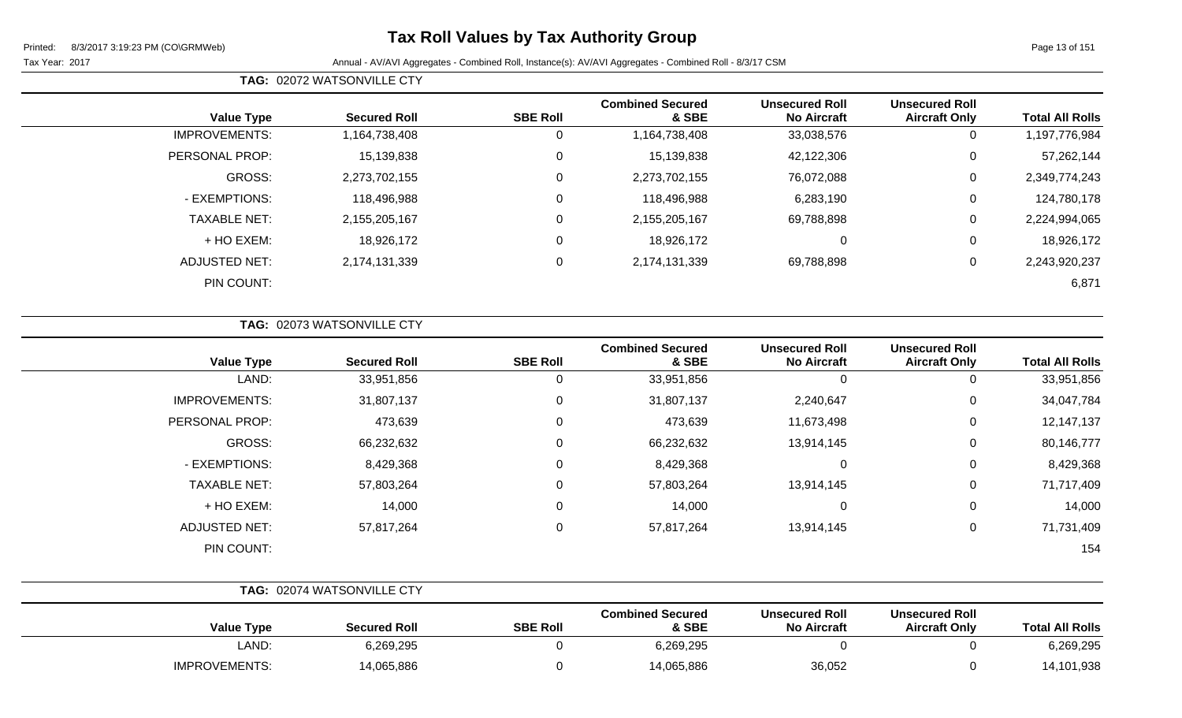# Tax Roll Values by Tax Authority Group

Printed: 8/3/2017 3:19:23 PM (CO\GRMWeb)

Tax Year: 2017 — Annual - AV/AVI Aggregates - Combined Roll, Instance(s): AV/AVI Aggregates - Combined Roll - 8/3/17 CSM

**TAG: 02072 WATSONVILLE CTY**

| Value Type | Secured Roll | SBE Roll | Combined Secured & SBE | Unsecured Roll No Aircraft | Unsecured Roll Aircraft Only | Total All Rolls |
|---|---|---|---|---|---|---|
| IMPROVEMENTS: | 1,164,738,408 | 0 | 1,164,738,408 | 33,038,576 | 0 | 1,197,776,984 |
| PERSONAL PROP: | 15,139,838 | 0 | 15,139,838 | 42,122,306 | 0 | 57,262,144 |
| GROSS: | 2,273,702,155 | 0 | 2,273,702,155 | 76,072,088 | 0 | 2,349,774,243 |
| - EXEMPTIONS: | 118,496,988 | 0 | 118,496,988 | 6,283,190 | 0 | 124,780,178 |
| TAXABLE NET: | 2,155,205,167 | 0 | 2,155,205,167 | 69,788,898 | 0 | 2,224,994,065 |
| + HO EXEM: | 18,926,172 | 0 | 18,926,172 | 0 | 0 | 18,926,172 |
| ADJUSTED NET: | 2,174,131,339 | 0 | 2,174,131,339 | 69,788,898 | 0 | 2,243,920,237 |
| PIN COUNT: | | | | | | 6,871 |

**TAG: 02073 WATSONVILLE CTY**

| Value Type | Secured Roll | SBE Roll | Combined Secured & SBE | Unsecured Roll No Aircraft | Unsecured Roll Aircraft Only | Total All Rolls |
|---|---|---|---|---|---|---|
| LAND: | 33,951,856 | 0 | 33,951,856 | 0 | 0 | 33,951,856 |
| IMPROVEMENTS: | 31,807,137 | 0 | 31,807,137 | 2,240,647 | 0 | 34,047,784 |
| PERSONAL PROP: | 473,639 | 0 | 473,639 | 11,673,498 | 0 | 12,147,137 |
| GROSS: | 66,232,632 | 0 | 66,232,632 | 13,914,145 | 0 | 80,146,777 |
| - EXEMPTIONS: | 8,429,368 | 0 | 8,429,368 | 0 | 0 | 8,429,368 |
| TAXABLE NET: | 57,803,264 | 0 | 57,803,264 | 13,914,145 | 0 | 71,717,409 |
| + HO EXEM: | 14,000 | 0 | 14,000 | 0 | 0 | 14,000 |
| ADJUSTED NET: | 57,817,264 | 0 | 57,817,264 | 13,914,145 | 0 | 71,731,409 |
| PIN COUNT: | | | | | | 154 |

**TAG: 02074 WATSONVILLE CTY**

| Value Type | Secured Roll | SBE Roll | Combined Secured & SBE | Unsecured Roll No Aircraft | Unsecured Roll Aircraft Only | Total All Rolls |
|---|---|---|---|---|---|---|
| LAND: | 6,269,295 | 0 | 6,269,295 | 0 | 0 | 6,269,295 |
| IMPROVEMENTS: | 14,065,886 | 0 | 14,065,886 | 36,052 | 0 | 14,101,938 |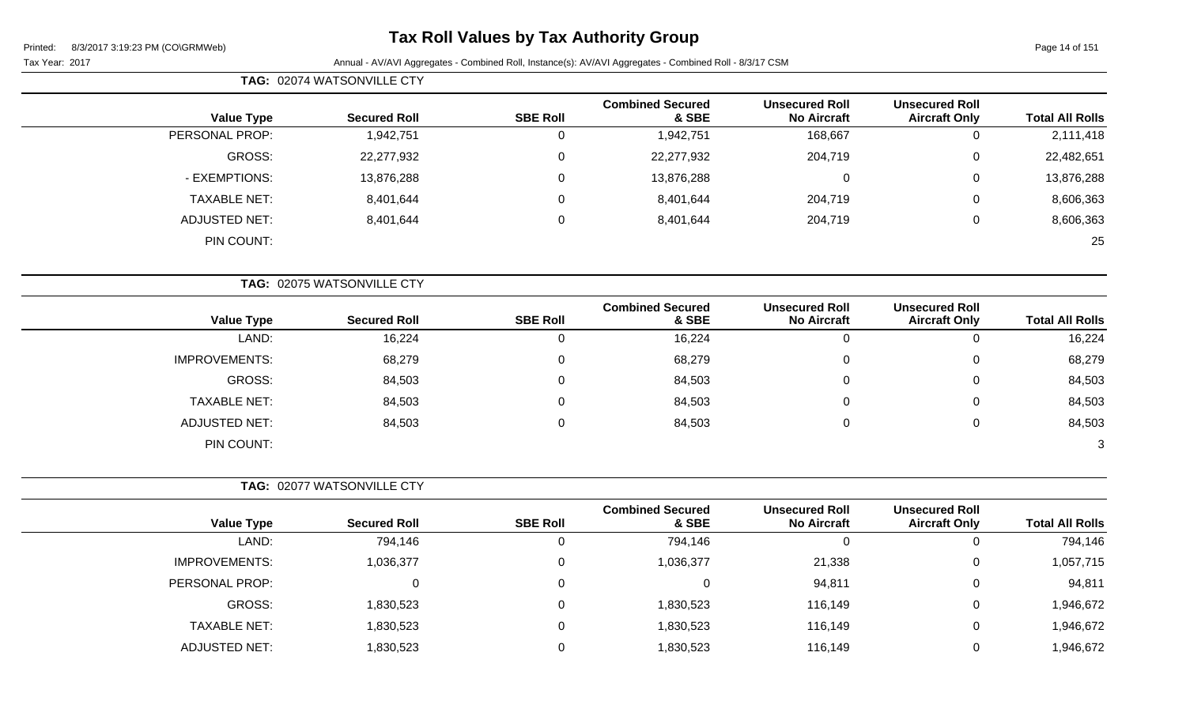# Tax Roll Values by Tax Authority Group

Tax Year: 2017

Annual - AV/AVI Aggregates - Combined Roll, Instance(s): AV/AVI Aggregates - Combined Roll - 8/3/17 CSM

**TAG: 02074 WATSONVILLE CTY**

| Value Type | Secured Roll | SBE Roll | Combined Secured & SBE | Unsecured Roll No Aircraft | Unsecured Roll Aircraft Only | Total All Rolls |
|---|---|---|---|---|---|---|
| PERSONAL PROP: | 1,942,751 | 0 | 1,942,751 | 168,667 | 0 | 2,111,418 |
| GROSS: | 22,277,932 | 0 | 22,277,932 | 204,719 | 0 | 22,482,651 |
| - EXEMPTIONS: | 13,876,288 | 0 | 13,876,288 | 0 | 0 | 13,876,288 |
| TAXABLE NET: | 8,401,644 | 0 | 8,401,644 | 204,719 | 0 | 8,606,363 |
| ADJUSTED NET: | 8,401,644 | 0 | 8,401,644 | 204,719 | 0 | 8,606,363 |
| PIN COUNT: | | | | | | 25 |

**TAG: 02075 WATSONVILLE CTY**

| Value Type | Secured Roll | SBE Roll | Combined Secured & SBE | Unsecured Roll No Aircraft | Unsecured Roll Aircraft Only | Total All Rolls |
|---|---|---|---|---|---|---|
| LAND: | 16,224 | 0 | 16,224 | 0 | 0 | 16,224 |
| IMPROVEMENTS: | 68,279 | 0 | 68,279 | 0 | 0 | 68,279 |
| GROSS: | 84,503 | 0 | 84,503 | 0 | 0 | 84,503 |
| TAXABLE NET: | 84,503 | 0 | 84,503 | 0 | 0 | 84,503 |
| ADJUSTED NET: | 84,503 | 0 | 84,503 | 0 | 0 | 84,503 |
| PIN COUNT: | | | | | | 3 |

**TAG: 02077 WATSONVILLE CTY**

| Value Type | Secured Roll | SBE Roll | Combined Secured & SBE | Unsecured Roll No Aircraft | Unsecured Roll Aircraft Only | Total All Rolls |
|---|---|---|---|---|---|---|
| LAND: | 794,146 | 0 | 794,146 | 0 | 0 | 794,146 |
| IMPROVEMENTS: | 1,036,377 | 0 | 1,036,377 | 21,338 | 0 | 1,057,715 |
| PERSONAL PROP: | 0 | 0 | 0 | 94,811 | 0 | 94,811 |
| GROSS: | 1,830,523 | 0 | 1,830,523 | 116,149 | 0 | 1,946,672 |
| TAXABLE NET: | 1,830,523 | 0 | 1,830,523 | 116,149 | 0 | 1,946,672 |
| ADJUSTED NET: | 1,830,523 | 0 | 1,830,523 | 116,149 | 0 | 1,946,672 |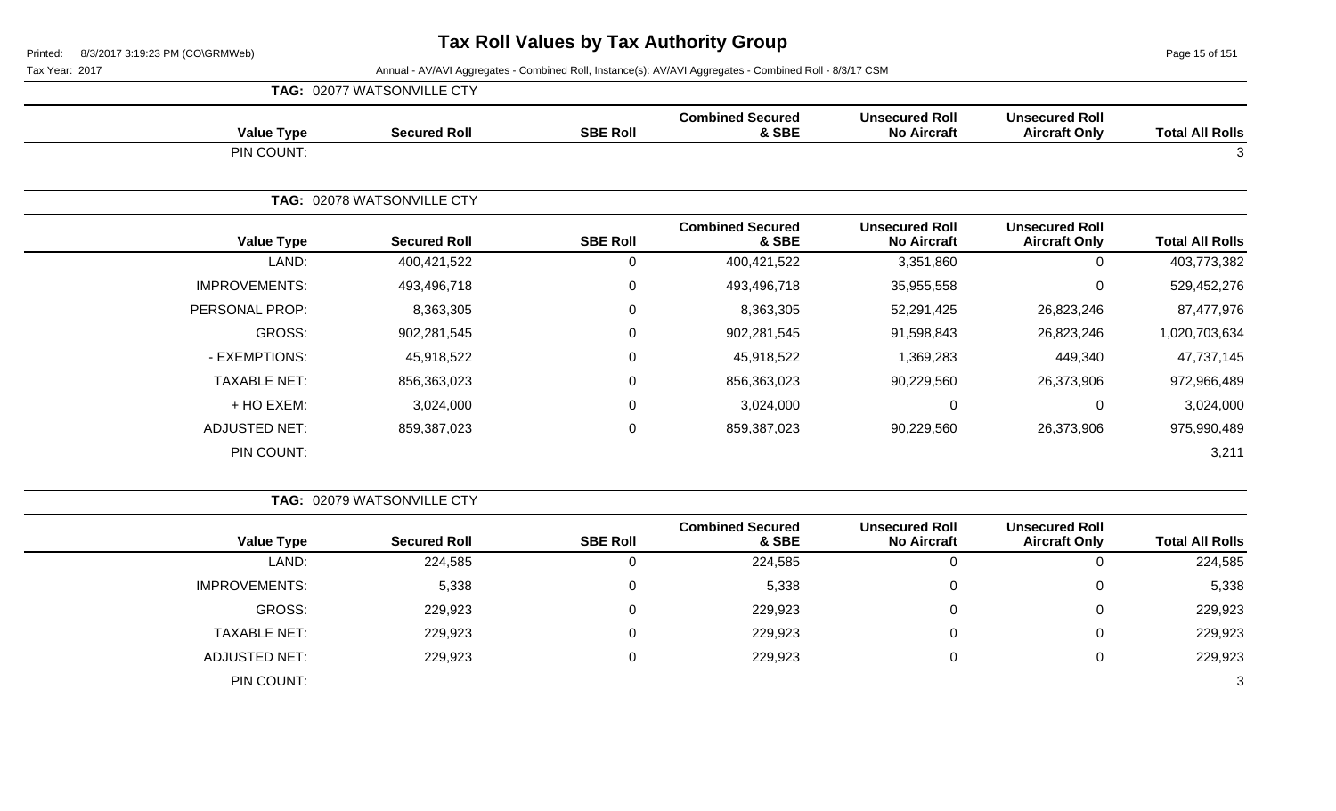# Tax Roll Values by Tax Authority Group

Printed: 8/3/2017 3:19:23 PM (CO\GRMWeb)

Tax Year: 2017

Annual - AV/AVI Aggregates - Combined Roll, Instance(s): AV/AVI Aggregates - Combined Roll - 8/3/17 CSM

**TAG: 02077 WATSONVILLE CTY**

| Value Type | Secured Roll | SBE Roll | Combined Secured & SBE | Unsecured Roll No Aircraft | Unsecured Roll Aircraft Only | Total All Rolls |
|---|---|---|---|---|---|---|
| PIN COUNT: | | | | | | 3 |

**TAG: 02078 WATSONVILLE CTY**

| Value Type | Secured Roll | SBE Roll | Combined Secured & SBE | Unsecured Roll No Aircraft | Unsecured Roll Aircraft Only | Total All Rolls |
|---|---|---|---|---|---|---|
| LAND: | 400,421,522 | 0 | 400,421,522 | 3,351,860 | 0 | 403,773,382 |
| IMPROVEMENTS: | 493,496,718 | 0 | 493,496,718 | 35,955,558 | 0 | 529,452,276 |
| PERSONAL PROP: | 8,363,305 | 0 | 8,363,305 | 52,291,425 | 26,823,246 | 87,477,976 |
| GROSS: | 902,281,545 | 0 | 902,281,545 | 91,598,843 | 26,823,246 | 1,020,703,634 |
| - EXEMPTIONS: | 45,918,522 | 0 | 45,918,522 | 1,369,283 | 449,340 | 47,737,145 |
| TAXABLE NET: | 856,363,023 | 0 | 856,363,023 | 90,229,560 | 26,373,906 | 972,966,489 |
| + HO EXEM: | 3,024,000 | 0 | 3,024,000 | 0 | 0 | 3,024,000 |
| ADJUSTED NET: | 859,387,023 | 0 | 859,387,023 | 90,229,560 | 26,373,906 | 975,990,489 |
| PIN COUNT: | | | | | | 3,211 |

**TAG: 02079 WATSONVILLE CTY**

| Value Type | Secured Roll | SBE Roll | Combined Secured & SBE | Unsecured Roll No Aircraft | Unsecured Roll Aircraft Only | Total All Rolls |
|---|---|---|---|---|---|---|
| LAND: | 224,585 | 0 | 224,585 | 0 | 0 | 224,585 |
| IMPROVEMENTS: | 5,338 | 0 | 5,338 | 0 | 0 | 5,338 |
| GROSS: | 229,923 | 0 | 229,923 | 0 | 0 | 229,923 |
| TAXABLE NET: | 229,923 | 0 | 229,923 | 0 | 0 | 229,923 |
| ADJUSTED NET: | 229,923 | 0 | 229,923 | 0 | 0 | 229,923 |
| PIN COUNT: | | | | | | 3 |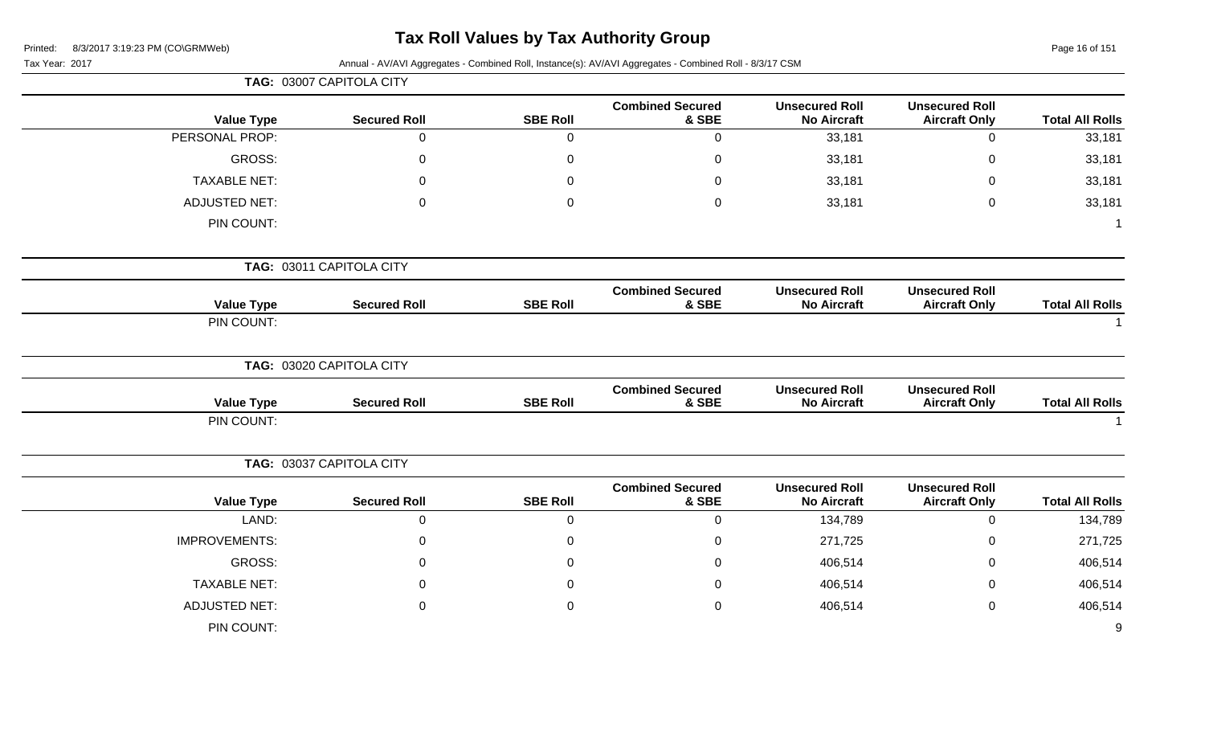# Tax Roll Values by Tax Authority Group

Printed: 8/3/2017 3:19:23 PM (CO\GRMWeb)

Tax Year: 2017

Annual - AV/AVI Aggregates - Combined Roll, Instance(s): AV/AVI Aggregates - Combined Roll - 8/3/17 CSM

**TAG: 03007 CAPITOLA CITY**

| Value Type | Secured Roll | SBE Roll | Combined Secured & SBE | Unsecured Roll No Aircraft | Unsecured Roll Aircraft Only | Total All Rolls |
|---|---|---|---|---|---|---|
| PERSONAL PROP: | 0 | 0 | 0 | 33,181 | 0 | 33,181 |
| GROSS: | 0 | 0 | 0 | 33,181 | 0 | 33,181 |
| TAXABLE NET: | 0 | 0 | 0 | 33,181 | 0 | 33,181 |
| ADJUSTED NET: | 0 | 0 | 0 | 33,181 | 0 | 33,181 |
| PIN COUNT: | | | | | | 1 |

**TAG: 03011 CAPITOLA CITY**

| Value Type | Secured Roll | SBE Roll | Combined Secured & SBE | Unsecured Roll No Aircraft | Unsecured Roll Aircraft Only | Total All Rolls |
|---|---|---|---|---|---|---|
| PIN COUNT: | | | | | | 1 |

**TAG: 03020 CAPITOLA CITY**

| Value Type | Secured Roll | SBE Roll | Combined Secured & SBE | Unsecured Roll No Aircraft | Unsecured Roll Aircraft Only | Total All Rolls |
|---|---|---|---|---|---|---|
| PIN COUNT: | | | | | | 1 |

**TAG: 03037 CAPITOLA CITY**

| Value Type | Secured Roll | SBE Roll | Combined Secured & SBE | Unsecured Roll No Aircraft | Unsecured Roll Aircraft Only | Total All Rolls |
|---|---|---|---|---|---|---|
| LAND: | 0 | 0 | 0 | 134,789 | 0 | 134,789 |
| IMPROVEMENTS: | 0 | 0 | 0 | 271,725 | 0 | 271,725 |
| GROSS: | 0 | 0 | 0 | 406,514 | 0 | 406,514 |
| TAXABLE NET: | 0 | 0 | 0 | 406,514 | 0 | 406,514 |
| ADJUSTED NET: | 0 | 0 | 0 | 406,514 | 0 | 406,514 |
| PIN COUNT: | | | | | | 9 |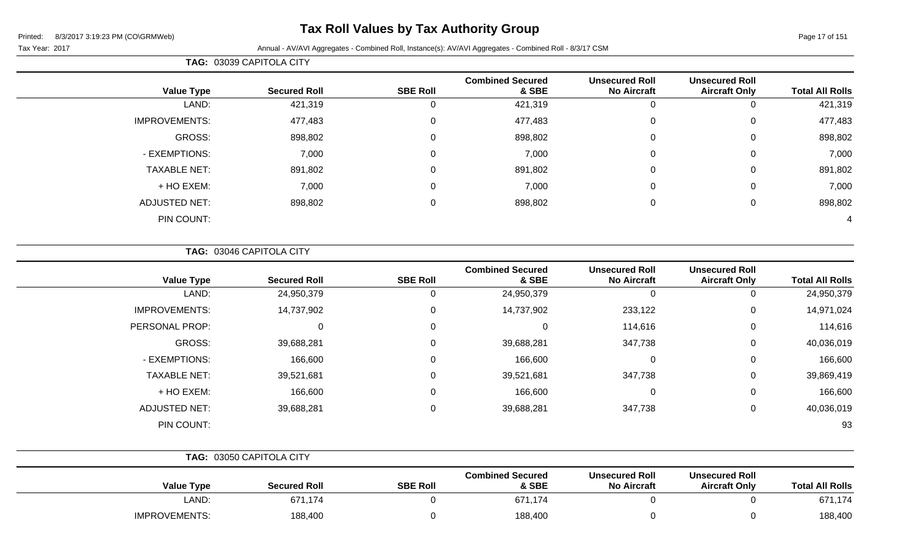# Tax Roll Values by Tax Authority Group

Printed: 8/3/2017 3:19:23 PM (CO\GRMWeb)

Tax Year: 2017 Annual - AV/AVI Aggregates - Combined Roll, Instance(s): AV/AVI Aggregates - Combined Roll - 8/3/17 CSM

**TAG: 03039 CAPITOLA CITY**

| Value Type | Secured Roll | SBE Roll | Combined Secured & SBE | Unsecured Roll No Aircraft | Unsecured Roll Aircraft Only | Total All Rolls |
|---|---|---|---|---|---|---|
| LAND: | 421,319 | 0 | 421,319 | 0 | 0 | 421,319 |
| IMPROVEMENTS: | 477,483 | 0 | 477,483 | 0 | 0 | 477,483 |
| GROSS: | 898,802 | 0 | 898,802 | 0 | 0 | 898,802 |
| - EXEMPTIONS: | 7,000 | 0 | 7,000 | 0 | 0 | 7,000 |
| TAXABLE NET: | 891,802 | 0 | 891,802 | 0 | 0 | 891,802 |
| + HO EXEM: | 7,000 | 0 | 7,000 | 0 | 0 | 7,000 |
| ADJUSTED NET: | 898,802 | 0 | 898,802 | 0 | 0 | 898,802 |
| PIN COUNT: | | | | | | 4 |

**TAG: 03046 CAPITOLA CITY**

| Value Type | Secured Roll | SBE Roll | Combined Secured & SBE | Unsecured Roll No Aircraft | Unsecured Roll Aircraft Only | Total All Rolls |
|---|---|---|---|---|---|---|
| LAND: | 24,950,379 | 0 | 24,950,379 | 0 | 0 | 24,950,379 |
| IMPROVEMENTS: | 14,737,902 | 0 | 14,737,902 | 233,122 | 0 | 14,971,024 |
| PERSONAL PROP: | 0 | 0 | 0 | 114,616 | 0 | 114,616 |
| GROSS: | 39,688,281 | 0 | 39,688,281 | 347,738 | 0 | 40,036,019 |
| - EXEMPTIONS: | 166,600 | 0 | 166,600 | 0 | 0 | 166,600 |
| TAXABLE NET: | 39,521,681 | 0 | 39,521,681 | 347,738 | 0 | 39,869,419 |
| + HO EXEM: | 166,600 | 0 | 166,600 | 0 | 0 | 166,600 |
| ADJUSTED NET: | 39,688,281 | 0 | 39,688,281 | 347,738 | 0 | 40,036,019 |
| PIN COUNT: | | | | | | 93 |

**TAG: 03050 CAPITOLA CITY**

| Value Type | Secured Roll | SBE Roll | Combined Secured & SBE | Unsecured Roll No Aircraft | Unsecured Roll Aircraft Only | Total All Rolls |
|---|---|---|---|---|---|---|
| LAND: | 671,174 | 0 | 671,174 | 0 | 0 | 671,174 |
| IMPROVEMENTS: | 188,400 | 0 | 188,400 | 0 | 0 | 188,400 |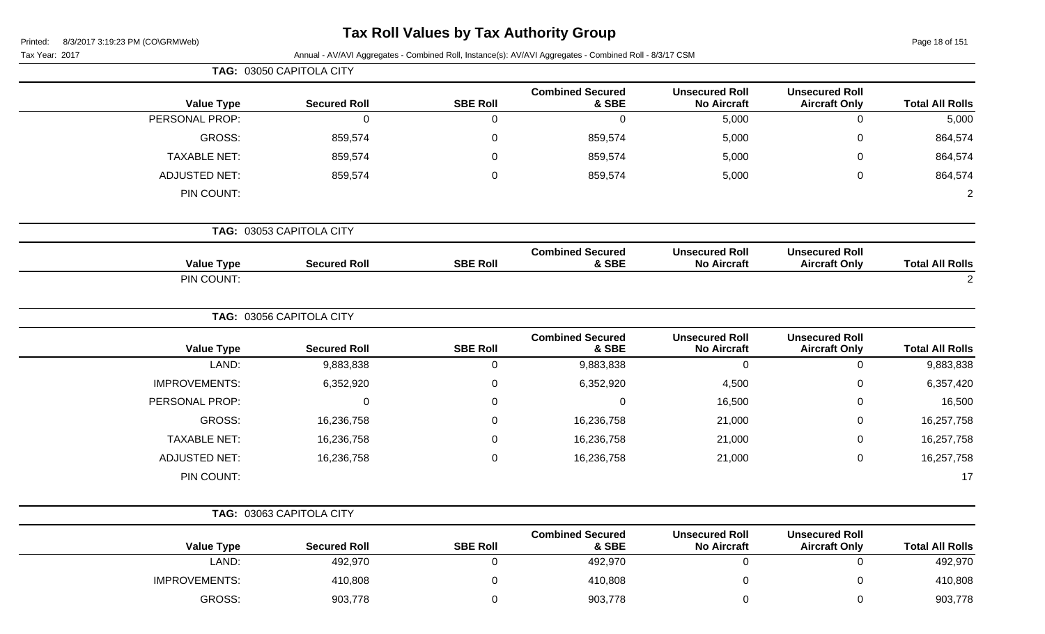# Tax Roll Values by Tax Authority Group

Tax Year: 2017

Annual - AV/AVI Aggregates - Combined Roll, Instance(s): AV/AVI Aggregates - Combined Roll - 8/3/17 CSM

**TAG: 03050 CAPITOLA CITY**

| Value Type | Secured Roll | SBE Roll | Combined Secured & SBE | Unsecured Roll No Aircraft | Unsecured Roll Aircraft Only | Total All Rolls |
|---|---|---|---|---|---|---|
| PERSONAL PROP: | 0 | 0 | 0 | 5,000 | 0 | 5,000 |
| GROSS: | 859,574 | 0 | 859,574 | 5,000 | 0 | 864,574 |
| TAXABLE NET: | 859,574 | 0 | 859,574 | 5,000 | 0 | 864,574 |
| ADJUSTED NET: | 859,574 | 0 | 859,574 | 5,000 | 0 | 864,574 |
| PIN COUNT: | | | | | | 2 |

**TAG: 03053 CAPITOLA CITY**

| Value Type | Secured Roll | SBE Roll | Combined Secured & SBE | Unsecured Roll No Aircraft | Unsecured Roll Aircraft Only | Total All Rolls |
|---|---|---|---|---|---|---|
| PIN COUNT: | | | | | | 2 |

**TAG: 03056 CAPITOLA CITY**

| Value Type | Secured Roll | SBE Roll | Combined Secured & SBE | Unsecured Roll No Aircraft | Unsecured Roll Aircraft Only | Total All Rolls |
|---|---|---|---|---|---|---|
| LAND: | 9,883,838 | 0 | 9,883,838 | 0 | 0 | 9,883,838 |
| IMPROVEMENTS: | 6,352,920 | 0 | 6,352,920 | 4,500 | 0 | 6,357,420 |
| PERSONAL PROP: | 0 | 0 | 0 | 16,500 | 0 | 16,500 |
| GROSS: | 16,236,758 | 0 | 16,236,758 | 21,000 | 0 | 16,257,758 |
| TAXABLE NET: | 16,236,758 | 0 | 16,236,758 | 21,000 | 0 | 16,257,758 |
| ADJUSTED NET: | 16,236,758 | 0 | 16,236,758 | 21,000 | 0 | 16,257,758 |
| PIN COUNT: | | | | | | 17 |

**TAG: 03063 CAPITOLA CITY**

| Value Type | Secured Roll | SBE Roll | Combined Secured & SBE | Unsecured Roll No Aircraft | Unsecured Roll Aircraft Only | Total All Rolls |
|---|---|---|---|---|---|---|
| LAND: | 492,970 | 0 | 492,970 | 0 | 0 | 492,970 |
| IMPROVEMENTS: | 410,808 | 0 | 410,808 | 0 | 0 | 410,808 |
| GROSS: | 903,778 | 0 | 903,778 | 0 | 0 | 903,778 |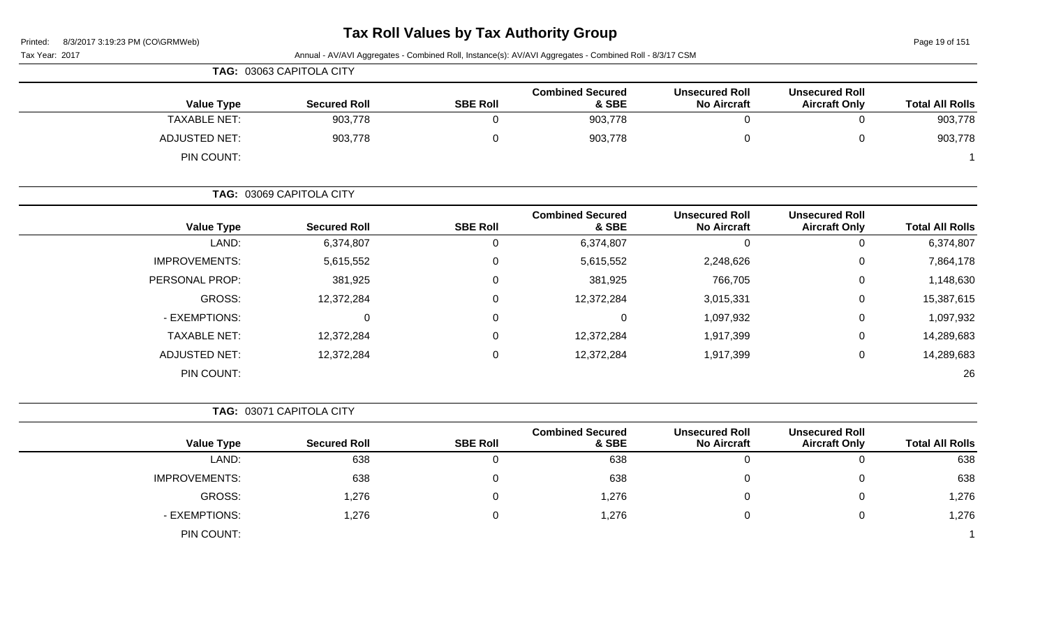# Tax Roll Values by Tax Authority Group

Printed: 8/3/2017 3:19:23 PM (CO\GRMWeb)

Tax Year: 2017 Annual - AV/AVI Aggregates - Combined Roll, Instance(s): AV/AVI Aggregates - Combined Roll - 8/3/17 CSM

**TAG: 03063 CAPITOLA CITY**

| Value Type | Secured Roll | SBE Roll | Combined Secured & SBE | Unsecured Roll No Aircraft | Unsecured Roll Aircraft Only | Total All Rolls |
|---|---|---|---|---|---|---|
| TAXABLE NET: | 903,778 | 0 | 903,778 | 0 | 0 | 903,778 |
| ADJUSTED NET: | 903,778 | 0 | 903,778 | 0 | 0 | 903,778 |
| PIN COUNT: | | | | | | 1 |

**TAG: 03069 CAPITOLA CITY**

| Value Type | Secured Roll | SBE Roll | Combined Secured & SBE | Unsecured Roll No Aircraft | Unsecured Roll Aircraft Only | Total All Rolls |
|---|---|---|---|---|---|---|
| LAND: | 6,374,807 | 0 | 6,374,807 | 0 | 0 | 6,374,807 |
| IMPROVEMENTS: | 5,615,552 | 0 | 5,615,552 | 2,248,626 | 0 | 7,864,178 |
| PERSONAL PROP: | 381,925 | 0 | 381,925 | 766,705 | 0 | 1,148,630 |
| GROSS: | 12,372,284 | 0 | 12,372,284 | 3,015,331 | 0 | 15,387,615 |
| - EXEMPTIONS: | 0 | 0 | 0 | 1,097,932 | 0 | 1,097,932 |
| TAXABLE NET: | 12,372,284 | 0 | 12,372,284 | 1,917,399 | 0 | 14,289,683 |
| ADJUSTED NET: | 12,372,284 | 0 | 12,372,284 | 1,917,399 | 0 | 14,289,683 |
| PIN COUNT: | | | | | | 26 |

**TAG: 03071 CAPITOLA CITY**

| Value Type | Secured Roll | SBE Roll | Combined Secured & SBE | Unsecured Roll No Aircraft | Unsecured Roll Aircraft Only | Total All Rolls |
|---|---|---|---|---|---|---|
| LAND: | 638 | 0 | 638 | 0 | 0 | 638 |
| IMPROVEMENTS: | 638 | 0 | 638 | 0 | 0 | 638 |
| GROSS: | 1,276 | 0 | 1,276 | 0 | 0 | 1,276 |
| - EXEMPTIONS: | 1,276 | 0 | 1,276 | 0 | 0 | 1,276 |
| PIN COUNT: | | | | | | 1 |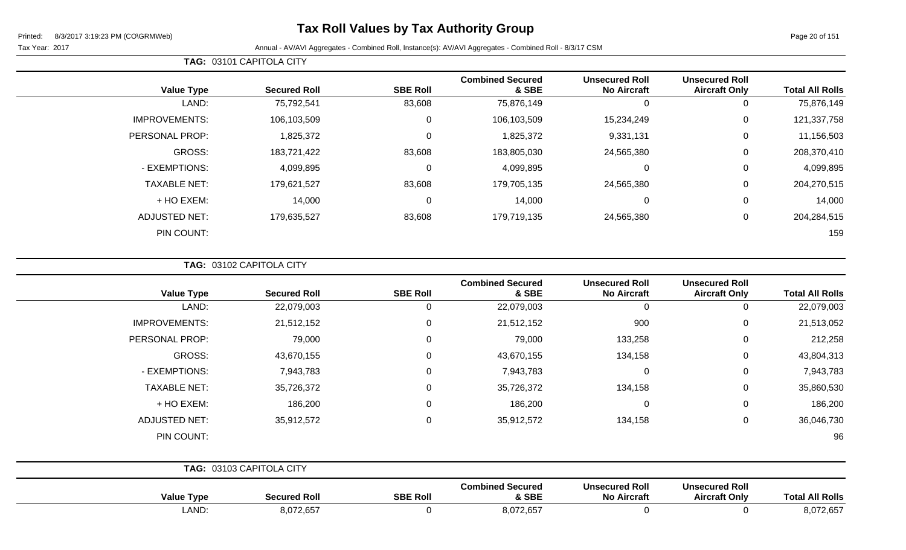# Tax Roll Values by Tax Authority Group

Printed: 8/3/2017 3:19:23 PM (CO\GRMWeb)

Tax Year: 2017 — Annual - AV/AVI Aggregates - Combined Roll, Instance(s): AV/AVI Aggregates - Combined Roll - 8/3/17 CSM

**TAG: 03101 CAPITOLA CITY**

| Value Type | Secured Roll | SBE Roll | Combined Secured & SBE | Unsecured Roll No Aircraft | Unsecured Roll Aircraft Only | Total All Rolls |
|---|---|---|---|---|---|---|
| LAND: | 75,792,541 | 83,608 | 75,876,149 | 0 | 0 | 75,876,149 |
| IMPROVEMENTS: | 106,103,509 | 0 | 106,103,509 | 15,234,249 | 0 | 121,337,758 |
| PERSONAL PROP: | 1,825,372 | 0 | 1,825,372 | 9,331,131 | 0 | 11,156,503 |
| GROSS: | 183,721,422 | 83,608 | 183,805,030 | 24,565,380 | 0 | 208,370,410 |
| - EXEMPTIONS: | 4,099,895 | 0 | 4,099,895 | 0 | 0 | 4,099,895 |
| TAXABLE NET: | 179,621,527 | 83,608 | 179,705,135 | 24,565,380 | 0 | 204,270,515 |
| + HO EXEM: | 14,000 | 0 | 14,000 | 0 | 0 | 14,000 |
| ADJUSTED NET: | 179,635,527 | 83,608 | 179,719,135 | 24,565,380 | 0 | 204,284,515 |
| PIN COUNT: | | | | | | 159 |

**TAG: 03102 CAPITOLA CITY**

| Value Type | Secured Roll | SBE Roll | Combined Secured & SBE | Unsecured Roll No Aircraft | Unsecured Roll Aircraft Only | Total All Rolls |
|---|---|---|---|---|---|---|
| LAND: | 22,079,003 | 0 | 22,079,003 | 0 | 0 | 22,079,003 |
| IMPROVEMENTS: | 21,512,152 | 0 | 21,512,152 | 900 | 0 | 21,513,052 |
| PERSONAL PROP: | 79,000 | 0 | 79,000 | 133,258 | 0 | 212,258 |
| GROSS: | 43,670,155 | 0 | 43,670,155 | 134,158 | 0 | 43,804,313 |
| - EXEMPTIONS: | 7,943,783 | 0 | 7,943,783 | 0 | 0 | 7,943,783 |
| TAXABLE NET: | 35,726,372 | 0 | 35,726,372 | 134,158 | 0 | 35,860,530 |
| + HO EXEM: | 186,200 | 0 | 186,200 | 0 | 0 | 186,200 |
| ADJUSTED NET: | 35,912,572 | 0 | 35,912,572 | 134,158 | 0 | 36,046,730 |
| PIN COUNT: | | | | | | 96 |

**TAG: 03103 CAPITOLA CITY**

| Value Type | Secured Roll | SBE Roll | Combined Secured & SBE | Unsecured Roll No Aircraft | Unsecured Roll Aircraft Only | Total All Rolls |
|---|---|---|---|---|---|---|
| LAND: | 8,072,657 | 0 | 8,072,657 | 0 | 0 | 8,072,657 |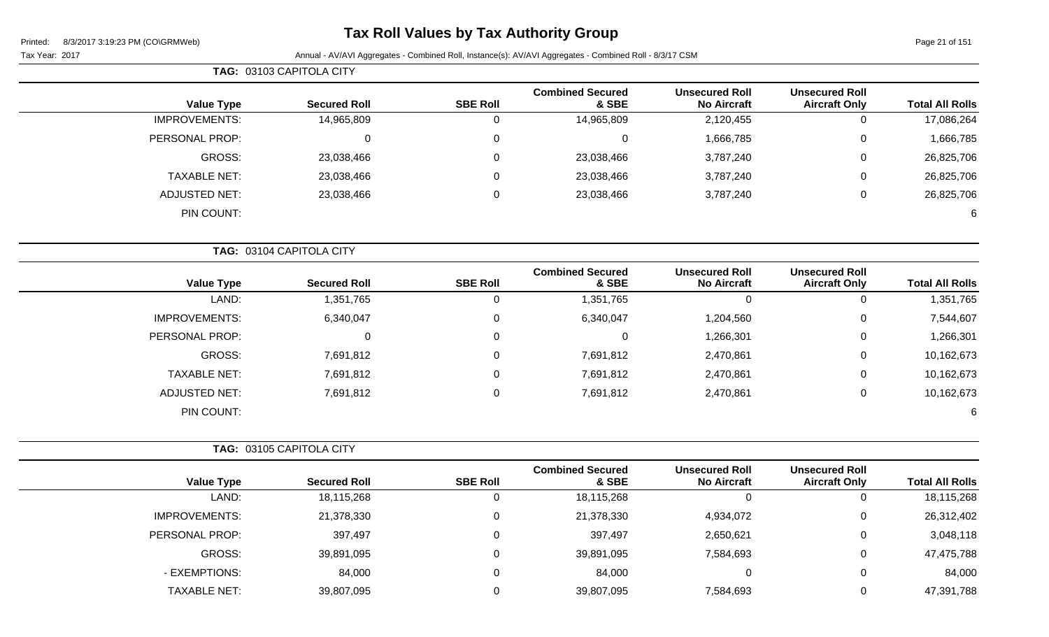# Tax Roll Values by Tax Authority Group

Tax Year: 2017

Annual - AV/AVI Aggregates - Combined Roll, Instance(s): AV/AVI Aggregates - Combined Roll - 8/3/17 CSM

**TAG: 03103 CAPITOLA CITY**

| Value Type | Secured Roll | SBE Roll | Combined Secured & SBE | Unsecured Roll No Aircraft | Unsecured Roll Aircraft Only | Total All Rolls |
|---|---|---|---|---|---|---|
| IMPROVEMENTS: | 14,965,809 | 0 | 14,965,809 | 2,120,455 | 0 | 17,086,264 |
| PERSONAL PROP: | 0 | 0 | 0 | 1,666,785 | 0 | 1,666,785 |
| GROSS: | 23,038,466 | 0 | 23,038,466 | 3,787,240 | 0 | 26,825,706 |
| TAXABLE NET: | 23,038,466 | 0 | 23,038,466 | 3,787,240 | 0 | 26,825,706 |
| ADJUSTED NET: | 23,038,466 | 0 | 23,038,466 | 3,787,240 | 0 | 26,825,706 |
| PIN COUNT: | | | | | | 6 |

**TAG: 03104 CAPITOLA CITY**

| Value Type | Secured Roll | SBE Roll | Combined Secured & SBE | Unsecured Roll No Aircraft | Unsecured Roll Aircraft Only | Total All Rolls |
|---|---|---|---|---|---|---|
| LAND: | 1,351,765 | 0 | 1,351,765 | 0 | 0 | 1,351,765 |
| IMPROVEMENTS: | 6,340,047 | 0 | 6,340,047 | 1,204,560 | 0 | 7,544,607 |
| PERSONAL PROP: | 0 | 0 | 0 | 1,266,301 | 0 | 1,266,301 |
| GROSS: | 7,691,812 | 0 | 7,691,812 | 2,470,861 | 0 | 10,162,673 |
| TAXABLE NET: | 7,691,812 | 0 | 7,691,812 | 2,470,861 | 0 | 10,162,673 |
| ADJUSTED NET: | 7,691,812 | 0 | 7,691,812 | 2,470,861 | 0 | 10,162,673 |
| PIN COUNT: | | | | | | 6 |

**TAG: 03105 CAPITOLA CITY**

| Value Type | Secured Roll | SBE Roll | Combined Secured & SBE | Unsecured Roll No Aircraft | Unsecured Roll Aircraft Only | Total All Rolls |
|---|---|---|---|---|---|---|
| LAND: | 18,115,268 | 0 | 18,115,268 | 0 | 0 | 18,115,268 |
| IMPROVEMENTS: | 21,378,330 | 0 | 21,378,330 | 4,934,072 | 0 | 26,312,402 |
| PERSONAL PROP: | 397,497 | 0 | 397,497 | 2,650,621 | 0 | 3,048,118 |
| GROSS: | 39,891,095 | 0 | 39,891,095 | 7,584,693 | 0 | 47,475,788 |
| - EXEMPTIONS: | 84,000 | 0 | 84,000 | 0 | 0 | 84,000 |
| TAXABLE NET: | 39,807,095 | 0 | 39,807,095 | 7,584,693 | 0 | 47,391,788 |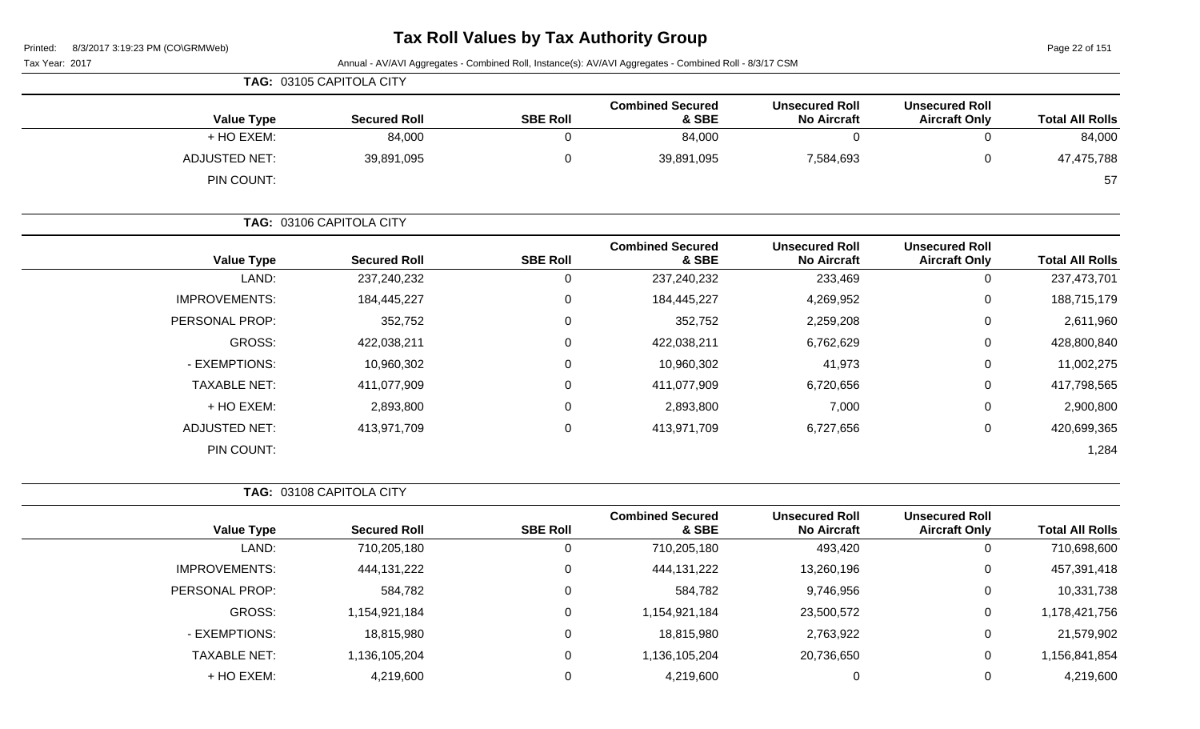# Tax Roll Values by Tax Authority Group

Printed: 8/3/2017 3:19:23 PM (CO\GRMWeb)

Tax Year: 2017

Annual - AV/AVI Aggregates - Combined Roll, Instance(s): AV/AVI Aggregates - Combined Roll - 8/3/17 CSM

**TAG: 03105 CAPITOLA CITY**

| Value Type | Secured Roll | SBE Roll | Combined Secured & SBE | Unsecured Roll No Aircraft | Unsecured Roll Aircraft Only | Total All Rolls |
|---|---|---|---|---|---|---|
| + HO EXEM: | 84,000 | 0 | 84,000 | 0 | 0 | 84,000 |
| ADJUSTED NET: | 39,891,095 | 0 | 39,891,095 | 7,584,693 | 0 | 47,475,788 |
| PIN COUNT: | | | | | | 57 |

**TAG: 03106 CAPITOLA CITY**

| Value Type | Secured Roll | SBE Roll | Combined Secured & SBE | Unsecured Roll No Aircraft | Unsecured Roll Aircraft Only | Total All Rolls |
|---|---|---|---|---|---|---|
| LAND: | 237,240,232 | 0 | 237,240,232 | 233,469 | 0 | 237,473,701 |
| IMPROVEMENTS: | 184,445,227 | 0 | 184,445,227 | 4,269,952 | 0 | 188,715,179 |
| PERSONAL PROP: | 352,752 | 0 | 352,752 | 2,259,208 | 0 | 2,611,960 |
| GROSS: | 422,038,211 | 0 | 422,038,211 | 6,762,629 | 0 | 428,800,840 |
| - EXEMPTIONS: | 10,960,302 | 0 | 10,960,302 | 41,973 | 0 | 11,002,275 |
| TAXABLE NET: | 411,077,909 | 0 | 411,077,909 | 6,720,656 | 0 | 417,798,565 |
| + HO EXEM: | 2,893,800 | 0 | 2,893,800 | 7,000 | 0 | 2,900,800 |
| ADJUSTED NET: | 413,971,709 | 0 | 413,971,709 | 6,727,656 | 0 | 420,699,365 |
| PIN COUNT: | | | | | | 1,284 |

**TAG: 03108 CAPITOLA CITY**

| Value Type | Secured Roll | SBE Roll | Combined Secured & SBE | Unsecured Roll No Aircraft | Unsecured Roll Aircraft Only | Total All Rolls |
|---|---|---|---|---|---|---|
| LAND: | 710,205,180 | 0 | 710,205,180 | 493,420 | 0 | 710,698,600 |
| IMPROVEMENTS: | 444,131,222 | 0 | 444,131,222 | 13,260,196 | 0 | 457,391,418 |
| PERSONAL PROP: | 584,782 | 0 | 584,782 | 9,746,956 | 0 | 10,331,738 |
| GROSS: | 1,154,921,184 | 0 | 1,154,921,184 | 23,500,572 | 0 | 1,178,421,756 |
| - EXEMPTIONS: | 18,815,980 | 0 | 18,815,980 | 2,763,922 | 0 | 21,579,902 |
| TAXABLE NET: | 1,136,105,204 | 0 | 1,136,105,204 | 20,736,650 | 0 | 1,156,841,854 |
| + HO EXEM: | 4,219,600 | 0 | 4,219,600 | 0 | 0 | 4,219,600 |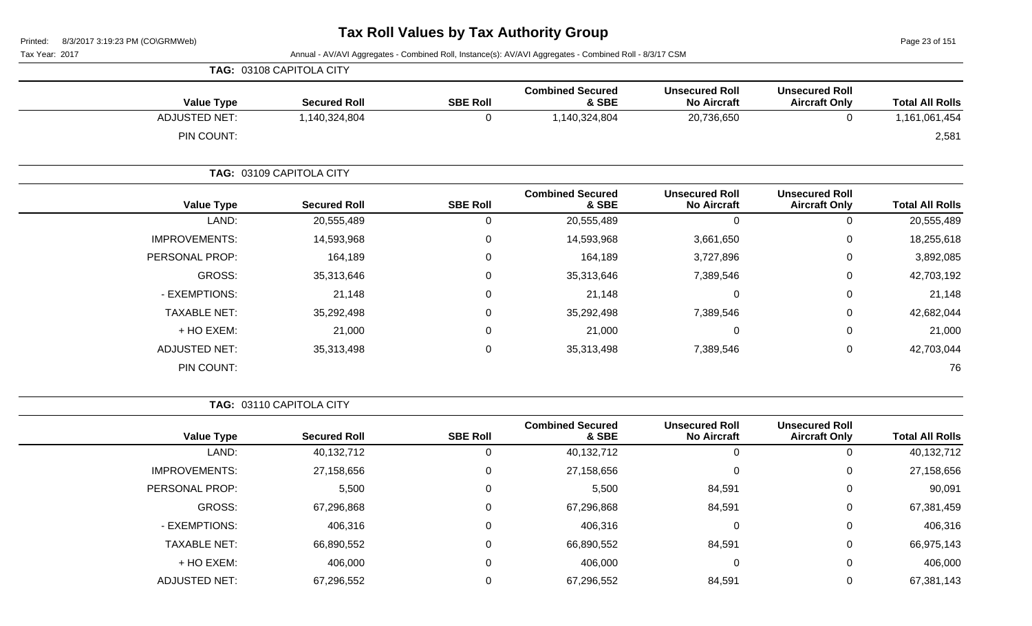# Tax Roll Values by Tax Authority Group

Printed: 8/3/2017 3:19:23 PM (CO\GRMWeb)

Tax Year: 2017

Annual - AV/AVI Aggregates - Combined Roll, Instance(s): AV/AVI Aggregates - Combined Roll - 8/3/17 CSM

**TAG: 03108 CAPITOLA CITY**

| Value Type | Secured Roll | SBE Roll | Combined Secured & SBE | Unsecured Roll No Aircraft | Unsecured Roll Aircraft Only | Total All Rolls |
|---|---|---|---|---|---|---|
| ADJUSTED NET: | 1,140,324,804 | 0 | 1,140,324,804 | 20,736,650 | 0 | 1,161,061,454 |
| PIN COUNT: | | | | | | 2,581 |

**TAG: 03109 CAPITOLA CITY**

| Value Type | Secured Roll | SBE Roll | Combined Secured & SBE | Unsecured Roll No Aircraft | Unsecured Roll Aircraft Only | Total All Rolls |
|---|---|---|---|---|---|---|
| LAND: | 20,555,489 | 0 | 20,555,489 | 0 | 0 | 20,555,489 |
| IMPROVEMENTS: | 14,593,968 | 0 | 14,593,968 | 3,661,650 | 0 | 18,255,618 |
| PERSONAL PROP: | 164,189 | 0 | 164,189 | 3,727,896 | 0 | 3,892,085 |
| GROSS: | 35,313,646 | 0 | 35,313,646 | 7,389,546 | 0 | 42,703,192 |
| - EXEMPTIONS: | 21,148 | 0 | 21,148 | 0 | 0 | 21,148 |
| TAXABLE NET: | 35,292,498 | 0 | 35,292,498 | 7,389,546 | 0 | 42,682,044 |
| + HO EXEM: | 21,000 | 0 | 21,000 | 0 | 0 | 21,000 |
| ADJUSTED NET: | 35,313,498 | 0 | 35,313,498 | 7,389,546 | 0 | 42,703,044 |
| PIN COUNT: | | | | | | 76 |

**TAG: 03110 CAPITOLA CITY**

| Value Type | Secured Roll | SBE Roll | Combined Secured & SBE | Unsecured Roll No Aircraft | Unsecured Roll Aircraft Only | Total All Rolls |
|---|---|---|---|---|---|---|
| LAND: | 40,132,712 | 0 | 40,132,712 | 0 | 0 | 40,132,712 |
| IMPROVEMENTS: | 27,158,656 | 0 | 27,158,656 | 0 | 0 | 27,158,656 |
| PERSONAL PROP: | 5,500 | 0 | 5,500 | 84,591 | 0 | 90,091 |
| GROSS: | 67,296,868 | 0 | 67,296,868 | 84,591 | 0 | 67,381,459 |
| - EXEMPTIONS: | 406,316 | 0 | 406,316 | 0 | 0 | 406,316 |
| TAXABLE NET: | 66,890,552 | 0 | 66,890,552 | 84,591 | 0 | 66,975,143 |
| + HO EXEM: | 406,000 | 0 | 406,000 | 0 | 0 | 406,000 |
| ADJUSTED NET: | 67,296,552 | 0 | 67,296,552 | 84,591 | 0 | 67,381,143 |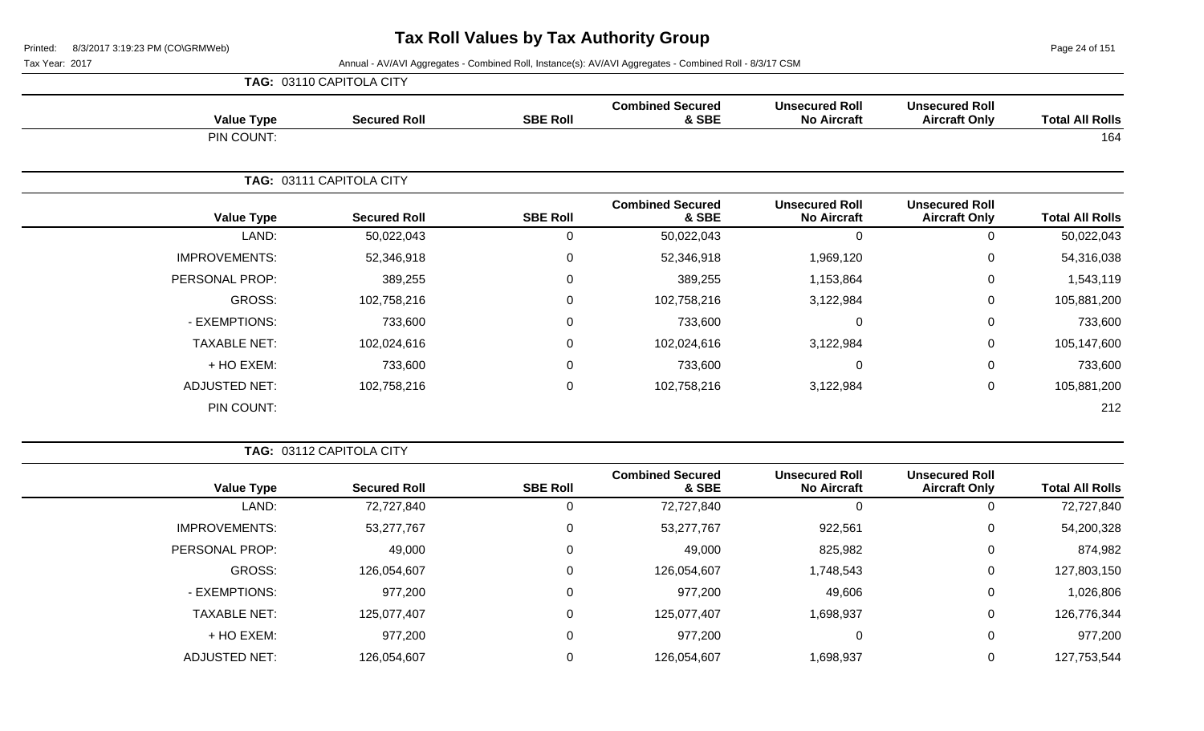# Tax Roll Values by Tax Authority Group

Printed: 8/3/2017 3:19:23 PM (CO\GRMWeb)

Tax Year: 2017

Annual - AV/AVI Aggregates - Combined Roll, Instance(s): AV/AVI Aggregates - Combined Roll - 8/3/17 CSM

**TAG: 03110 CAPITOLA CITY**

| Value Type | Secured Roll | SBE Roll | Combined Secured & SBE | Unsecured Roll No Aircraft | Unsecured Roll Aircraft Only | Total All Rolls |
|---|---|---|---|---|---|---|
| PIN COUNT: | | | | | | 164 |

**TAG: 03111 CAPITOLA CITY**

| Value Type | Secured Roll | SBE Roll | Combined Secured & SBE | Unsecured Roll No Aircraft | Unsecured Roll Aircraft Only | Total All Rolls |
|---|---|---|---|---|---|---|
| LAND: | 50,022,043 | 0 | 50,022,043 | 0 | 0 | 50,022,043 |
| IMPROVEMENTS: | 52,346,918 | 0 | 52,346,918 | 1,969,120 | 0 | 54,316,038 |
| PERSONAL PROP: | 389,255 | 0 | 389,255 | 1,153,864 | 0 | 1,543,119 |
| GROSS: | 102,758,216 | 0 | 102,758,216 | 3,122,984 | 0 | 105,881,200 |
| - EXEMPTIONS: | 733,600 | 0 | 733,600 | 0 | 0 | 733,600 |
| TAXABLE NET: | 102,024,616 | 0 | 102,024,616 | 3,122,984 | 0 | 105,147,600 |
| + HO EXEM: | 733,600 | 0 | 733,600 | 0 | 0 | 733,600 |
| ADJUSTED NET: | 102,758,216 | 0 | 102,758,216 | 3,122,984 | 0 | 105,881,200 |
| PIN COUNT: | | | | | | 212 |

**TAG: 03112 CAPITOLA CITY**

| Value Type | Secured Roll | SBE Roll | Combined Secured & SBE | Unsecured Roll No Aircraft | Unsecured Roll Aircraft Only | Total All Rolls |
|---|---|---|---|---|---|---|
| LAND: | 72,727,840 | 0 | 72,727,840 | 0 | 0 | 72,727,840 |
| IMPROVEMENTS: | 53,277,767 | 0 | 53,277,767 | 922,561 | 0 | 54,200,328 |
| PERSONAL PROP: | 49,000 | 0 | 49,000 | 825,982 | 0 | 874,982 |
| GROSS: | 126,054,607 | 0 | 126,054,607 | 1,748,543 | 0 | 127,803,150 |
| - EXEMPTIONS: | 977,200 | 0 | 977,200 | 49,606 | 0 | 1,026,806 |
| TAXABLE NET: | 125,077,407 | 0 | 125,077,407 | 1,698,937 | 0 | 126,776,344 |
| + HO EXEM: | 977,200 | 0 | 977,200 | 0 | 0 | 977,200 |
| ADJUSTED NET: | 126,054,607 | 0 | 126,054,607 | 1,698,937 | 0 | 127,753,544 |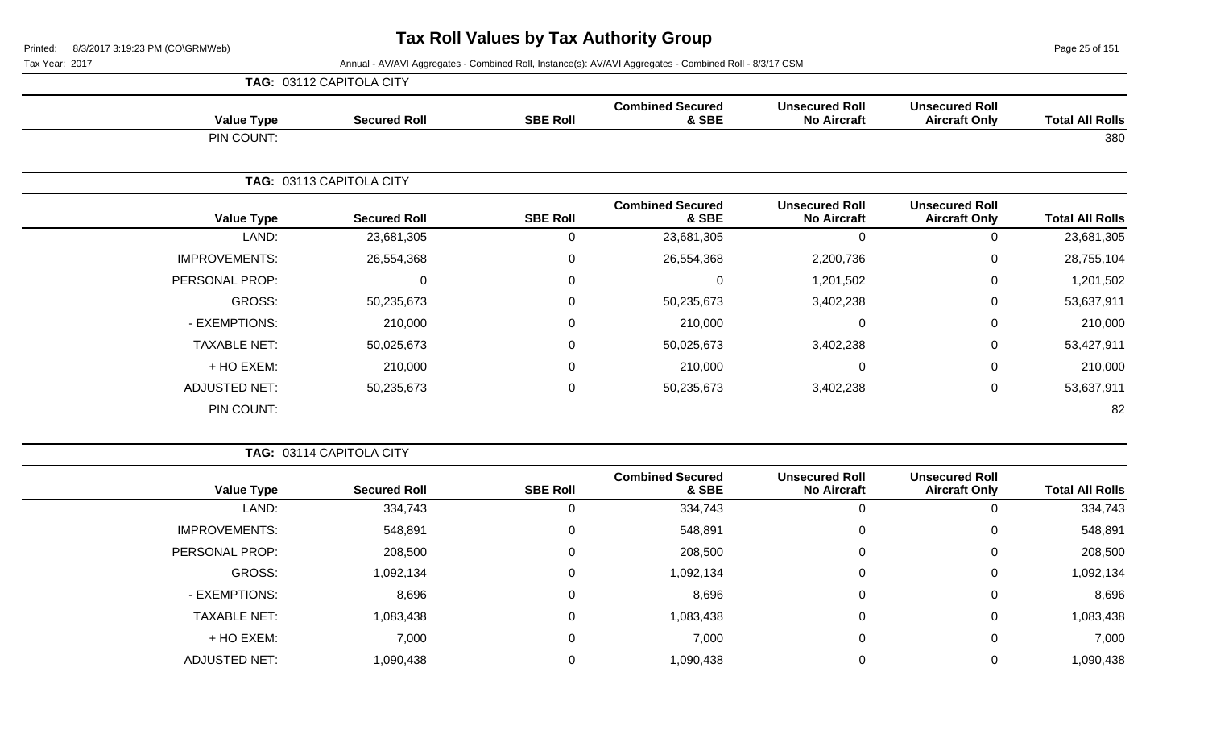# Tax Roll Values by Tax Authority Group

Tax Year: 2017

Annual - AV/AVI Aggregates - Combined Roll, Instance(s): AV/AVI Aggregates - Combined Roll - 8/3/17 CSM

**TAG: 03112 CAPITOLA CITY**

| Value Type | Secured Roll | SBE Roll | Combined Secured & SBE | Unsecured Roll No Aircraft | Unsecured Roll Aircraft Only | Total All Rolls |
|---|---|---|---|---|---|---|
| PIN COUNT: | | | | | | 380 |

**TAG: 03113 CAPITOLA CITY**

| Value Type | Secured Roll | SBE Roll | Combined Secured & SBE | Unsecured Roll No Aircraft | Unsecured Roll Aircraft Only | Total All Rolls |
|---|---|---|---|---|---|---|
| LAND: | 23,681,305 | 0 | 23,681,305 | 0 | 0 | 23,681,305 |
| IMPROVEMENTS: | 26,554,368 | 0 | 26,554,368 | 2,200,736 | 0 | 28,755,104 |
| PERSONAL PROP: | 0 | 0 | 0 | 1,201,502 | 0 | 1,201,502 |
| GROSS: | 50,235,673 | 0 | 50,235,673 | 3,402,238 | 0 | 53,637,911 |
| - EXEMPTIONS: | 210,000 | 0 | 210,000 | 0 | 0 | 210,000 |
| TAXABLE NET: | 50,025,673 | 0 | 50,025,673 | 3,402,238 | 0 | 53,427,911 |
| + HO EXEM: | 210,000 | 0 | 210,000 | 0 | 0 | 210,000 |
| ADJUSTED NET: | 50,235,673 | 0 | 50,235,673 | 3,402,238 | 0 | 53,637,911 |
| PIN COUNT: | | | | | | 82 |

**TAG: 03114 CAPITOLA CITY**

| Value Type | Secured Roll | SBE Roll | Combined Secured & SBE | Unsecured Roll No Aircraft | Unsecured Roll Aircraft Only | Total All Rolls |
|---|---|---|---|---|---|---|
| LAND: | 334,743 | 0 | 334,743 | 0 | 0 | 334,743 |
| IMPROVEMENTS: | 548,891 | 0 | 548,891 | 0 | 0 | 548,891 |
| PERSONAL PROP: | 208,500 | 0 | 208,500 | 0 | 0 | 208,500 |
| GROSS: | 1,092,134 | 0 | 1,092,134 | 0 | 0 | 1,092,134 |
| - EXEMPTIONS: | 8,696 | 0 | 8,696 | 0 | 0 | 8,696 |
| TAXABLE NET: | 1,083,438 | 0 | 1,083,438 | 0 | 0 | 1,083,438 |
| + HO EXEM: | 7,000 | 0 | 7,000 | 0 | 0 | 7,000 |
| ADJUSTED NET: | 1,090,438 | 0 | 1,090,438 | 0 | 0 | 1,090,438 |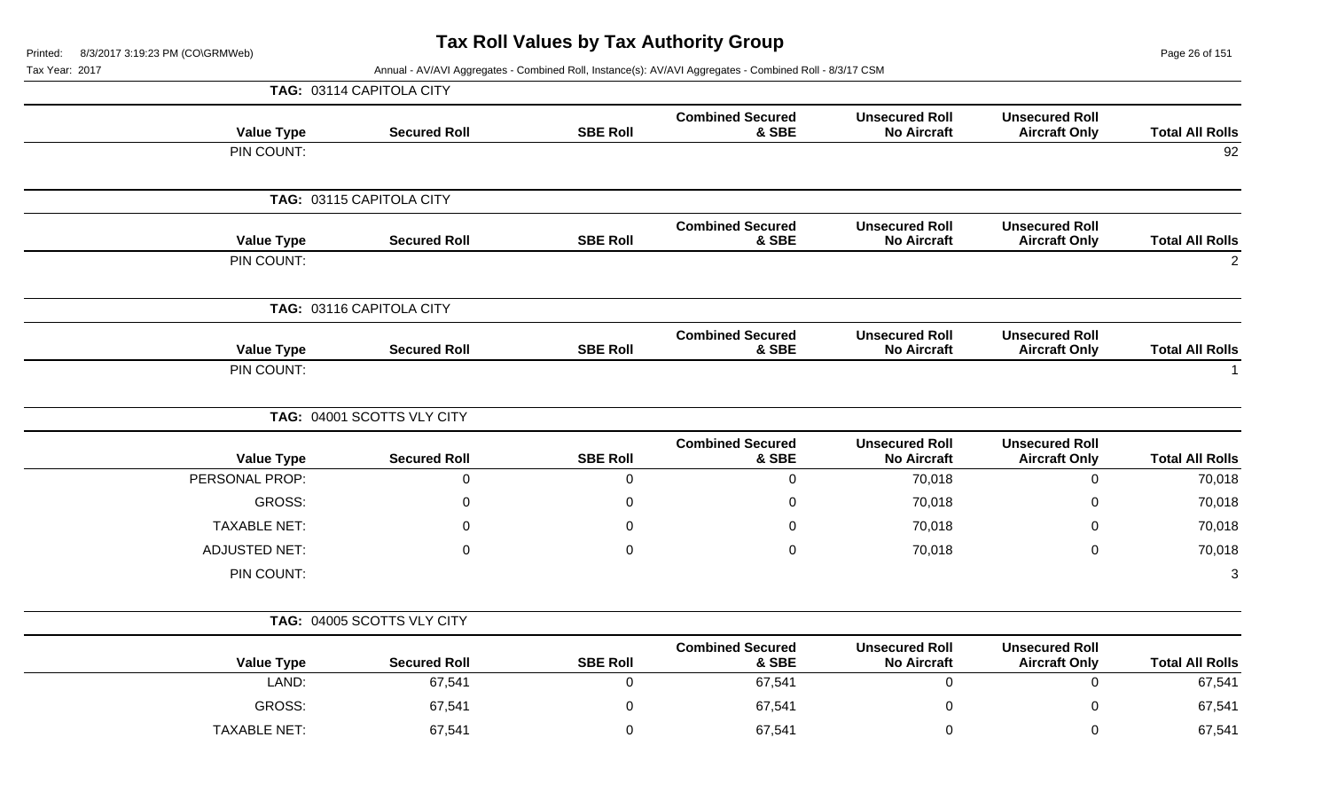# Tax Roll Values by Tax Authority Group

Printed: 8/3/2017 3:19:23 PM (CO\GRMWeb)

Tax Year: 2017

Annual - AV/AVI Aggregates - Combined Roll, Instance(s): AV/AVI Aggregates - Combined Roll - 8/3/17 CSM

## TAG: 03114 CAPITOLA CITY

| Value Type | Secured Roll | SBE Roll | Combined Secured & SBE | Unsecured Roll No Aircraft | Unsecured Roll Aircraft Only | Total All Rolls |
|---|---|---|---|---|---|---|
| PIN COUNT: | | | | | | 92 |

## TAG: 03115 CAPITOLA CITY

| Value Type | Secured Roll | SBE Roll | Combined Secured & SBE | Unsecured Roll No Aircraft | Unsecured Roll Aircraft Only | Total All Rolls |
|---|---|---|---|---|---|---|
| PIN COUNT: | | | | | | 2 |

## TAG: 03116 CAPITOLA CITY

| Value Type | Secured Roll | SBE Roll | Combined Secured & SBE | Unsecured Roll No Aircraft | Unsecured Roll Aircraft Only | Total All Rolls |
|---|---|---|---|---|---|---|
| PIN COUNT: | | | | | | 1 |

## TAG: 04001 SCOTTS VLY CITY

| Value Type | Secured Roll | SBE Roll | Combined Secured & SBE | Unsecured Roll No Aircraft | Unsecured Roll Aircraft Only | Total All Rolls |
|---|---|---|---|---|---|---|
| PERSONAL PROP: | 0 | 0 | 0 | 70,018 | 0 | 70,018 |
| GROSS: | 0 | 0 | 0 | 70,018 | 0 | 70,018 |
| TAXABLE NET: | 0 | 0 | 0 | 70,018 | 0 | 70,018 |
| ADJUSTED NET: | 0 | 0 | 0 | 70,018 | 0 | 70,018 |
| PIN COUNT: | | | | | | 3 |

## TAG: 04005 SCOTTS VLY CITY

| Value Type | Secured Roll | SBE Roll | Combined Secured & SBE | Unsecured Roll No Aircraft | Unsecured Roll Aircraft Only | Total All Rolls |
|---|---|---|---|---|---|---|
| LAND: | 67,541 | 0 | 67,541 | 0 | 0 | 67,541 |
| GROSS: | 67,541 | 0 | 67,541 | 0 | 0 | 67,541 |
| TAXABLE NET: | 67,541 | 0 | 67,541 | 0 | 0 | 67,541 |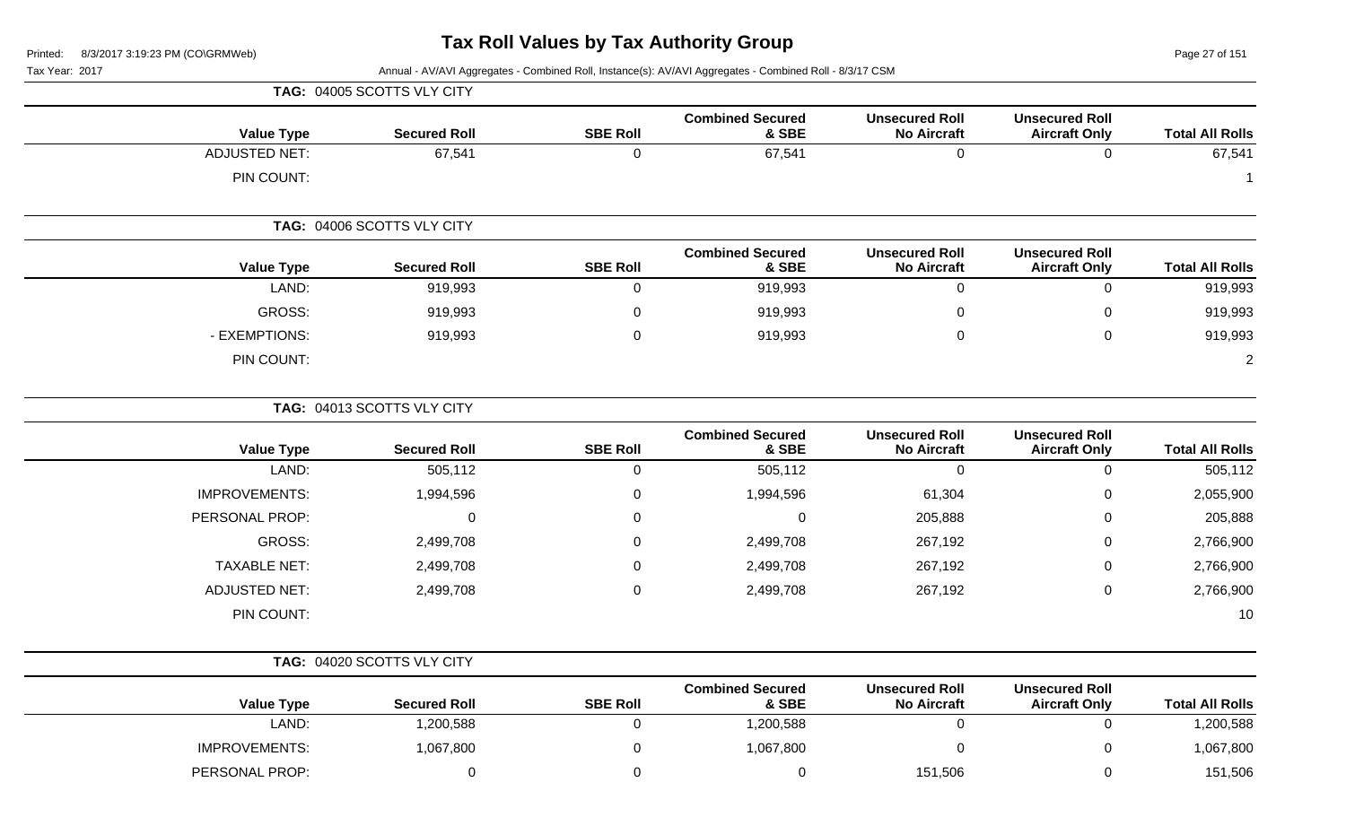### TAG: 04005 SCOTTS VLY CITY

| Value Type | Secured Roll | SBE Roll | Combined Secured & SBE | Unsecured Roll No Aircraft | Unsecured Roll Aircraft Only | Total All Rolls |
|---|---|---|---|---|---|---|
| ADJUSTED NET: | 67,541 | 0 | 67,541 | 0 | 0 | 67,541 |
| PIN COUNT: | | | | | | 1 |

### TAG: 04006 SCOTTS VLY CITY

| Value Type | Secured Roll | SBE Roll | Combined Secured & SBE | Unsecured Roll No Aircraft | Unsecured Roll Aircraft Only | Total All Rolls |
|---|---|---|---|---|---|---|
| LAND: | 919,993 | 0 | 919,993 | 0 | 0 | 919,993 |
| GROSS: | 919,993 | 0 | 919,993 | 0 | 0 | 919,993 |
| - EXEMPTIONS: | 919,993 | 0 | 919,993 | 0 | 0 | 919,993 |
| PIN COUNT: | | | | | | 2 |

### TAG: 04013 SCOTTS VLY CITY

| Value Type | Secured Roll | SBE Roll | Combined Secured & SBE | Unsecured Roll No Aircraft | Unsecured Roll Aircraft Only | Total All Rolls |
|---|---|---|---|---|---|---|
| LAND: | 505,112 | 0 | 505,112 | 0 | 0 | 505,112 |
| IMPROVEMENTS: | 1,994,596 | 0 | 1,994,596 | 61,304 | 0 | 2,055,900 |
| PERSONAL PROP: | 0 | 0 | 0 | 205,888 | 0 | 205,888 |
| GROSS: | 2,499,708 | 0 | 2,499,708 | 267,192 | 0 | 2,766,900 |
| TAXABLE NET: | 2,499,708 | 0 | 2,499,708 | 267,192 | 0 | 2,766,900 |
| ADJUSTED NET: | 2,499,708 | 0 | 2,499,708 | 267,192 | 0 | 2,766,900 |
| PIN COUNT: | | | | | | 10 |

### TAG: 04020 SCOTTS VLY CITY

| Value Type | Secured Roll | SBE Roll | Combined Secured & SBE | Unsecured Roll No Aircraft | Unsecured Roll Aircraft Only | Total All Rolls |
|---|---|---|---|---|---|---|
| LAND: | 1,200,588 | 0 | 1,200,588 | 0 | 0 | 1,200,588 |
| IMPROVEMENTS: | 1,067,800 | 0 | 1,067,800 | 0 | 0 | 1,067,800 |
| PERSONAL PROP: | 0 | 0 | 0 | 151,506 | 0 | 151,506 |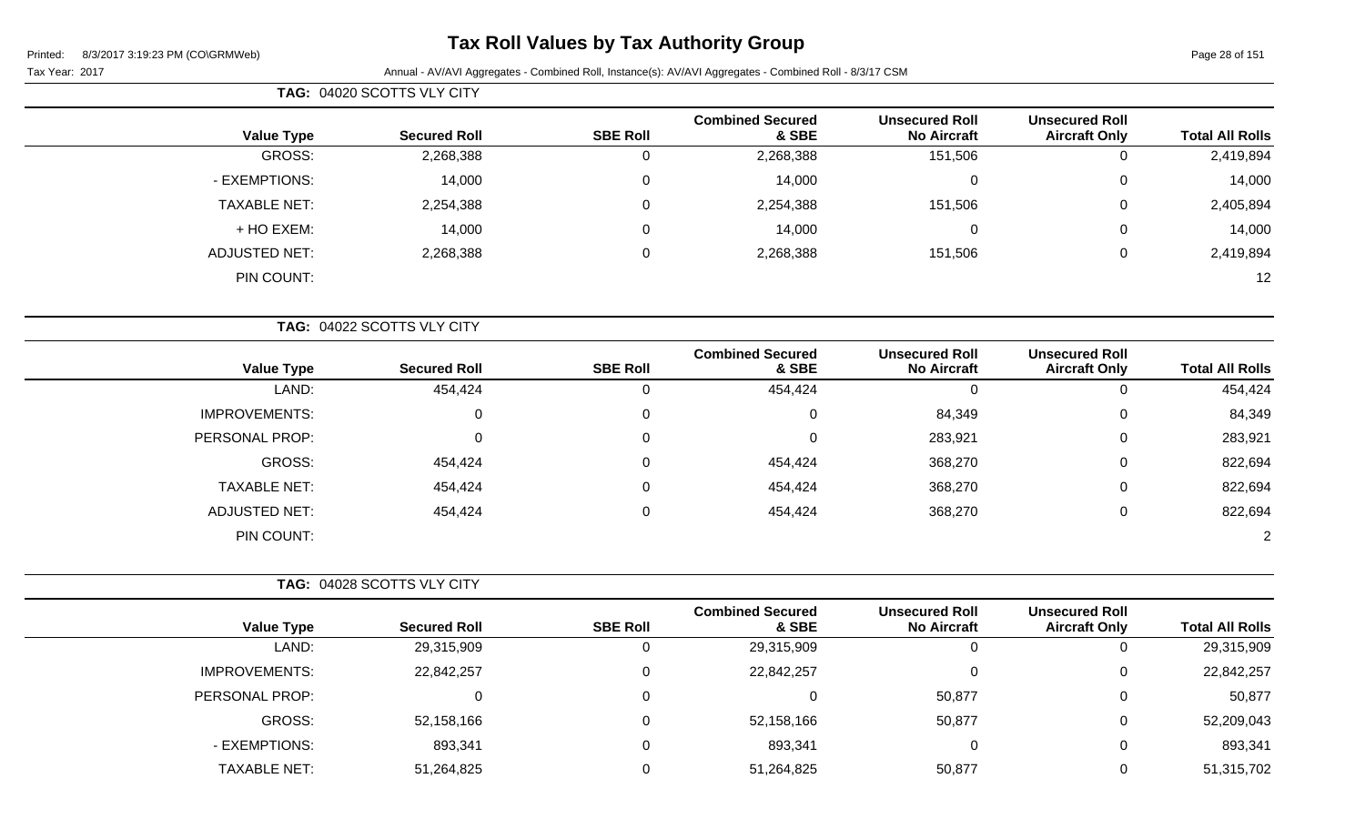# Tax Roll Values by Tax Authority Group

Printed: 8/3/2017 3:19:23 PM (CO\GRMWeb)

Tax Year: 2017

Annual - AV/AVI Aggregates - Combined Roll, Instance(s): AV/AVI Aggregates - Combined Roll - 8/3/17 CSM

**TAG: 04020 SCOTTS VLY CITY**

| Value Type | Secured Roll | SBE Roll | Combined Secured & SBE | Unsecured Roll No Aircraft | Unsecured Roll Aircraft Only | Total All Rolls |
|---|---|---|---|---|---|---|
| GROSS: | 2,268,388 | 0 | 2,268,388 | 151,506 | 0 | 2,419,894 |
| - EXEMPTIONS: | 14,000 | 0 | 14,000 | 0 | 0 | 14,000 |
| TAXABLE NET: | 2,254,388 | 0 | 2,254,388 | 151,506 | 0 | 2,405,894 |
| + HO EXEM: | 14,000 | 0 | 14,000 | 0 | 0 | 14,000 |
| ADJUSTED NET: | 2,268,388 | 0 | 2,268,388 | 151,506 | 0 | 2,419,894 |
| PIN COUNT: | | | | | | 12 |

**TAG: 04022 SCOTTS VLY CITY**

| Value Type | Secured Roll | SBE Roll | Combined Secured & SBE | Unsecured Roll No Aircraft | Unsecured Roll Aircraft Only | Total All Rolls |
|---|---|---|---|---|---|---|
| LAND: | 454,424 | 0 | 454,424 | 0 | 0 | 454,424 |
| IMPROVEMENTS: | 0 | 0 | 0 | 84,349 | 0 | 84,349 |
| PERSONAL PROP: | 0 | 0 | 0 | 283,921 | 0 | 283,921 |
| GROSS: | 454,424 | 0 | 454,424 | 368,270 | 0 | 822,694 |
| TAXABLE NET: | 454,424 | 0 | 454,424 | 368,270 | 0 | 822,694 |
| ADJUSTED NET: | 454,424 | 0 | 454,424 | 368,270 | 0 | 822,694 |
| PIN COUNT: | | | | | | 2 |

**TAG: 04028 SCOTTS VLY CITY**

| Value Type | Secured Roll | SBE Roll | Combined Secured & SBE | Unsecured Roll No Aircraft | Unsecured Roll Aircraft Only | Total All Rolls |
|---|---|---|---|---|---|---|
| LAND: | 29,315,909 | 0 | 29,315,909 | 0 | 0 | 29,315,909 |
| IMPROVEMENTS: | 22,842,257 | 0 | 22,842,257 | 0 | 0 | 22,842,257 |
| PERSONAL PROP: | 0 | 0 | 0 | 50,877 | 0 | 50,877 |
| GROSS: | 52,158,166 | 0 | 52,158,166 | 50,877 | 0 | 52,209,043 |
| - EXEMPTIONS: | 893,341 | 0 | 893,341 | 0 | 0 | 893,341 |
| TAXABLE NET: | 51,264,825 | 0 | 51,264,825 | 50,877 | 0 | 51,315,702 |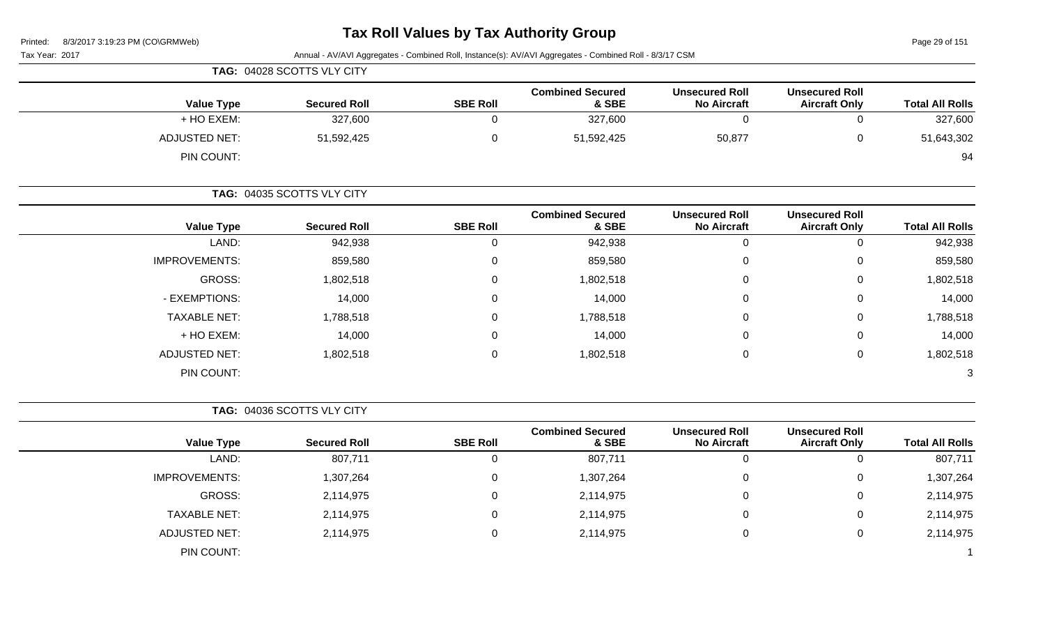# Tax Roll Values by Tax Authority Group

Printed: 8/3/2017 3:19:23 PM (CO\GRMWeb)

Tax Year: 2017

Annual - AV/AVI Aggregates - Combined Roll, Instance(s): AV/AVI Aggregates - Combined Roll - 8/3/17 CSM

**TAG: 04028 SCOTTS VLY CITY**

| Value Type | Secured Roll | SBE Roll | Combined Secured & SBE | Unsecured Roll No Aircraft | Unsecured Roll Aircraft Only | Total All Rolls |
|---|---|---|---|---|---|---|
| + HO EXEM: | 327,600 | 0 | 327,600 | 0 | 0 | 327,600 |
| ADJUSTED NET: | 51,592,425 | 0 | 51,592,425 | 50,877 | 0 | 51,643,302 |
| PIN COUNT: | | | | | | 94 |

**TAG: 04035 SCOTTS VLY CITY**

| Value Type | Secured Roll | SBE Roll | Combined Secured & SBE | Unsecured Roll No Aircraft | Unsecured Roll Aircraft Only | Total All Rolls |
|---|---|---|---|---|---|---|
| LAND: | 942,938 | 0 | 942,938 | 0 | 0 | 942,938 |
| IMPROVEMENTS: | 859,580 | 0 | 859,580 | 0 | 0 | 859,580 |
| GROSS: | 1,802,518 | 0 | 1,802,518 | 0 | 0 | 1,802,518 |
| - EXEMPTIONS: | 14,000 | 0 | 14,000 | 0 | 0 | 14,000 |
| TAXABLE NET: | 1,788,518 | 0 | 1,788,518 | 0 | 0 | 1,788,518 |
| + HO EXEM: | 14,000 | 0 | 14,000 | 0 | 0 | 14,000 |
| ADJUSTED NET: | 1,802,518 | 0 | 1,802,518 | 0 | 0 | 1,802,518 |
| PIN COUNT: | | | | | | 3 |

**TAG: 04036 SCOTTS VLY CITY**

| Value Type | Secured Roll | SBE Roll | Combined Secured & SBE | Unsecured Roll No Aircraft | Unsecured Roll Aircraft Only | Total All Rolls |
|---|---|---|---|---|---|---|
| LAND: | 807,711 | 0 | 807,711 | 0 | 0 | 807,711 |
| IMPROVEMENTS: | 1,307,264 | 0 | 1,307,264 | 0 | 0 | 1,307,264 |
| GROSS: | 2,114,975 | 0 | 2,114,975 | 0 | 0 | 2,114,975 |
| TAXABLE NET: | 2,114,975 | 0 | 2,114,975 | 0 | 0 | 2,114,975 |
| ADJUSTED NET: | 2,114,975 | 0 | 2,114,975 | 0 | 0 | 2,114,975 |
| PIN COUNT: | | | | | | 1 |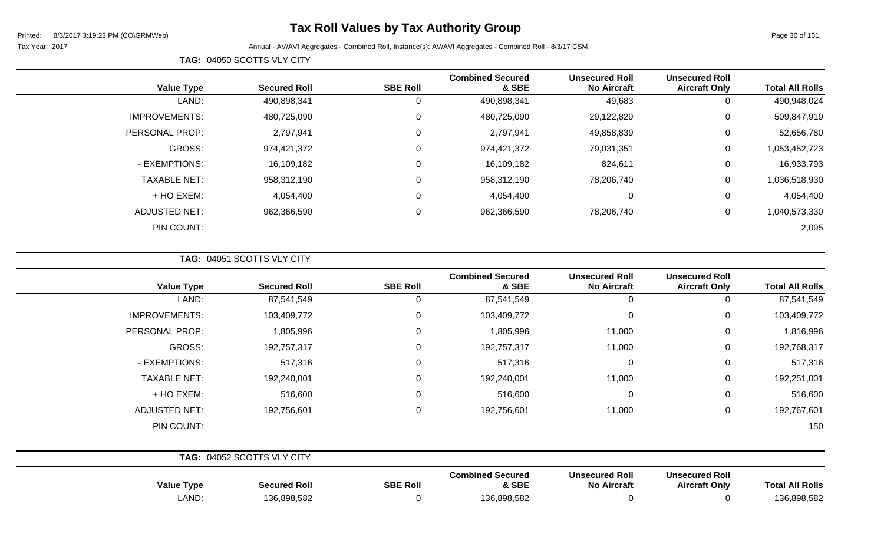# Tax Roll Values by Tax Authority Group

Printed: 8/3/2017 3:19:23 PM (CO\GRMWeb)

Tax Year: 2017 — Annual - AV/AVI Aggregates - Combined Roll, Instance(s): AV/AVI Aggregates - Combined Roll - 8/3/17 CSM

**TAG: 04050 SCOTTS VLY CITY**

| Value Type | Secured Roll | SBE Roll | Combined Secured & SBE | Unsecured Roll No Aircraft | Unsecured Roll Aircraft Only | Total All Rolls |
|---|---|---|---|---|---|---|
| LAND: | 490,898,341 | 0 | 490,898,341 | 49,683 | 0 | 490,948,024 |
| IMPROVEMENTS: | 480,725,090 | 0 | 480,725,090 | 29,122,829 | 0 | 509,847,919 |
| PERSONAL PROP: | 2,797,941 | 0 | 2,797,941 | 49,858,839 | 0 | 52,656,780 |
| GROSS: | 974,421,372 | 0 | 974,421,372 | 79,031,351 | 0 | 1,053,452,723 |
| - EXEMPTIONS: | 16,109,182 | 0 | 16,109,182 | 824,611 | 0 | 16,933,793 |
| TAXABLE NET: | 958,312,190 | 0 | 958,312,190 | 78,206,740 | 0 | 1,036,518,930 |
| + HO EXEM: | 4,054,400 | 0 | 4,054,400 | 0 | 0 | 4,054,400 |
| ADJUSTED NET: | 962,366,590 | 0 | 962,366,590 | 78,206,740 | 0 | 1,040,573,330 |
| PIN COUNT: | | | | | | 2,095 |

**TAG: 04051 SCOTTS VLY CITY**

| Value Type | Secured Roll | SBE Roll | Combined Secured & SBE | Unsecured Roll No Aircraft | Unsecured Roll Aircraft Only | Total All Rolls |
|---|---|---|---|---|---|---|
| LAND: | 87,541,549 | 0 | 87,541,549 | 0 | 0 | 87,541,549 |
| IMPROVEMENTS: | 103,409,772 | 0 | 103,409,772 | 0 | 0 | 103,409,772 |
| PERSONAL PROP: | 1,805,996 | 0 | 1,805,996 | 11,000 | 0 | 1,816,996 |
| GROSS: | 192,757,317 | 0 | 192,757,317 | 11,000 | 0 | 192,768,317 |
| - EXEMPTIONS: | 517,316 | 0 | 517,316 | 0 | 0 | 517,316 |
| TAXABLE NET: | 192,240,001 | 0 | 192,240,001 | 11,000 | 0 | 192,251,001 |
| + HO EXEM: | 516,600 | 0 | 516,600 | 0 | 0 | 516,600 |
| ADJUSTED NET: | 192,756,601 | 0 | 192,756,601 | 11,000 | 0 | 192,767,601 |
| PIN COUNT: | | | | | | 150 |

**TAG: 04052 SCOTTS VLY CITY**

| Value Type | Secured Roll | SBE Roll | Combined Secured & SBE | Unsecured Roll No Aircraft | Unsecured Roll Aircraft Only | Total All Rolls |
|---|---|---|---|---|---|---|
| LAND: | 136,898,582 | 0 | 136,898,582 | 0 | 0 | 136,898,582 |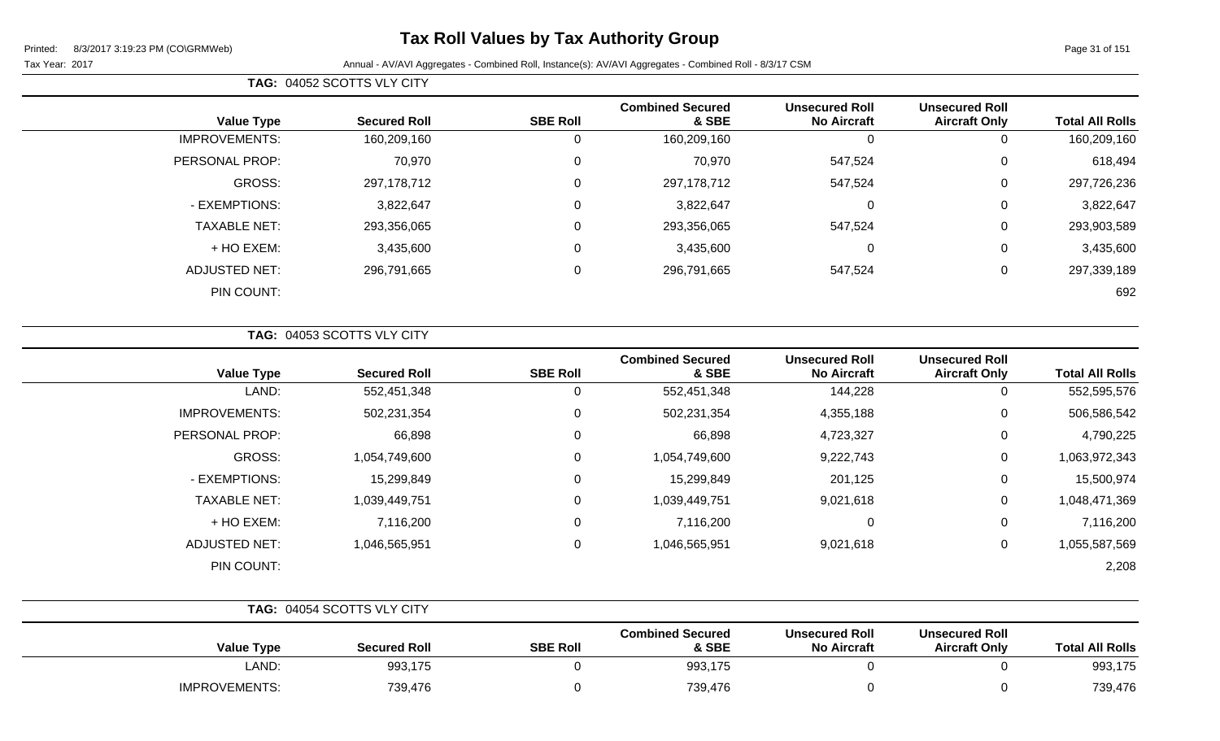# Tax Roll Values by Tax Authority Group

Printed: 8/3/2017 3:19:23 PM (CO\GRMWeb)

Tax Year: 2017 Annual - AV/AVI Aggregates - Combined Roll, Instance(s): AV/AVI Aggregates - Combined Roll - 8/3/17 CSM

**TAG: 04052 SCOTTS VLY CITY**

| Value Type | Secured Roll | SBE Roll | Combined Secured & SBE | Unsecured Roll No Aircraft | Unsecured Roll Aircraft Only | Total All Rolls |
|---|---|---|---|---|---|---|
| IMPROVEMENTS: | 160,209,160 | 0 | 160,209,160 | 0 | 0 | 160,209,160 |
| PERSONAL PROP: | 70,970 | 0 | 70,970 | 547,524 | 0 | 618,494 |
| GROSS: | 297,178,712 | 0 | 297,178,712 | 547,524 | 0 | 297,726,236 |
| - EXEMPTIONS: | 3,822,647 | 0 | 3,822,647 | 0 | 0 | 3,822,647 |
| TAXABLE NET: | 293,356,065 | 0 | 293,356,065 | 547,524 | 0 | 293,903,589 |
| + HO EXEM: | 3,435,600 | 0 | 3,435,600 | 0 | 0 | 3,435,600 |
| ADJUSTED NET: | 296,791,665 | 0 | 296,791,665 | 547,524 | 0 | 297,339,189 |
| PIN COUNT: | | | | | | 692 |

**TAG: 04053 SCOTTS VLY CITY**

| Value Type | Secured Roll | SBE Roll | Combined Secured & SBE | Unsecured Roll No Aircraft | Unsecured Roll Aircraft Only | Total All Rolls |
|---|---|---|---|---|---|---|
| LAND: | 552,451,348 | 0 | 552,451,348 | 144,228 | 0 | 552,595,576 |
| IMPROVEMENTS: | 502,231,354 | 0 | 502,231,354 | 4,355,188 | 0 | 506,586,542 |
| PERSONAL PROP: | 66,898 | 0 | 66,898 | 4,723,327 | 0 | 4,790,225 |
| GROSS: | 1,054,749,600 | 0 | 1,054,749,600 | 9,222,743 | 0 | 1,063,972,343 |
| - EXEMPTIONS: | 15,299,849 | 0 | 15,299,849 | 201,125 | 0 | 15,500,974 |
| TAXABLE NET: | 1,039,449,751 | 0 | 1,039,449,751 | 9,021,618 | 0 | 1,048,471,369 |
| + HO EXEM: | 7,116,200 | 0 | 7,116,200 | 0 | 0 | 7,116,200 |
| ADJUSTED NET: | 1,046,565,951 | 0 | 1,046,565,951 | 9,021,618 | 0 | 1,055,587,569 |
| PIN COUNT: | | | | | | 2,208 |

**TAG: 04054 SCOTTS VLY CITY**

| Value Type | Secured Roll | SBE Roll | Combined Secured & SBE | Unsecured Roll No Aircraft | Unsecured Roll Aircraft Only | Total All Rolls |
|---|---|---|---|---|---|---|
| LAND: | 993,175 | 0 | 993,175 | 0 | 0 | 993,175 |
| IMPROVEMENTS: | 739,476 | 0 | 739,476 | 0 | 0 | 739,476 |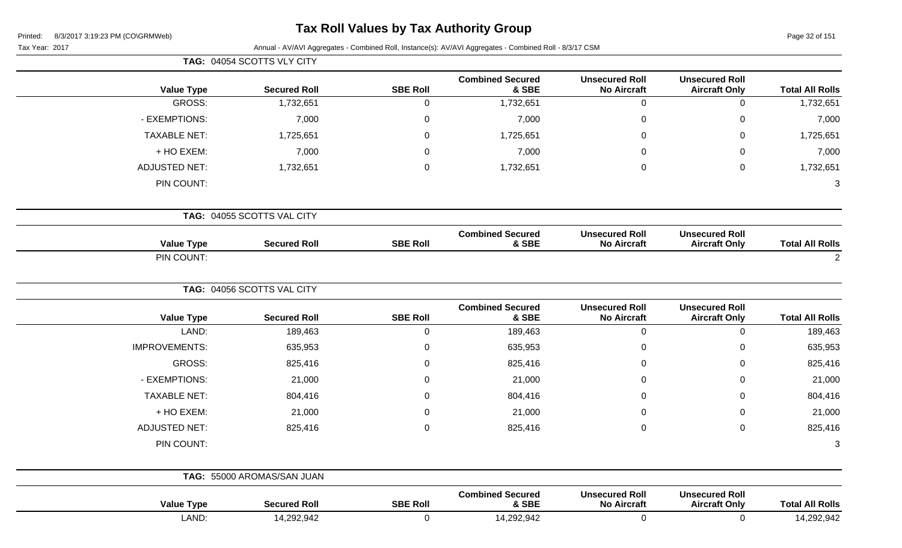**TAG: 04054 SCOTTS VLY CITY**

| Value Type | Secured Roll | SBE Roll | Combined Secured & SBE | Unsecured Roll No Aircraft | Unsecured Roll Aircraft Only | Total All Rolls |
|---|---|---|---|---|---|---|
| GROSS: | 1,732,651 | 0 | 1,732,651 | 0 | 0 | 1,732,651 |
| - EXEMPTIONS: | 7,000 | 0 | 7,000 | 0 | 0 | 7,000 |
| TAXABLE NET: | 1,725,651 | 0 | 1,725,651 | 0 | 0 | 1,725,651 |
| + HO EXEM: | 7,000 | 0 | 7,000 | 0 | 0 | 7,000 |
| ADJUSTED NET: | 1,732,651 | 0 | 1,732,651 | 0 | 0 | 1,732,651 |
| PIN COUNT: | | | | | | 3 |

**TAG: 04055 SCOTTS VAL CITY**

| Value Type | Secured Roll | SBE Roll | Combined Secured & SBE | Unsecured Roll No Aircraft | Unsecured Roll Aircraft Only | Total All Rolls |
|---|---|---|---|---|---|---|
| PIN COUNT: | | | | | | 2 |

**TAG: 04056 SCOTTS VAL CITY**

| Value Type | Secured Roll | SBE Roll | Combined Secured & SBE | Unsecured Roll No Aircraft | Unsecured Roll Aircraft Only | Total All Rolls |
|---|---|---|---|---|---|---|
| LAND: | 189,463 | 0 | 189,463 | 0 | 0 | 189,463 |
| IMPROVEMENTS: | 635,953 | 0 | 635,953 | 0 | 0 | 635,953 |
| GROSS: | 825,416 | 0 | 825,416 | 0 | 0 | 825,416 |
| - EXEMPTIONS: | 21,000 | 0 | 21,000 | 0 | 0 | 21,000 |
| TAXABLE NET: | 804,416 | 0 | 804,416 | 0 | 0 | 804,416 |
| + HO EXEM: | 21,000 | 0 | 21,000 | 0 | 0 | 21,000 |
| ADJUSTED NET: | 825,416 | 0 | 825,416 | 0 | 0 | 825,416 |
| PIN COUNT: | | | | | | 3 |

**TAG: 55000 AROMAS/SAN JUAN**

| Value Type | Secured Roll | SBE Roll | Combined Secured & SBE | Unsecured Roll No Aircraft | Unsecured Roll Aircraft Only | Total All Rolls |
|---|---|---|---|---|---|---|
| LAND: | 14,292,942 | 0 | 14,292,942 | 0 | 0 | 14,292,942 |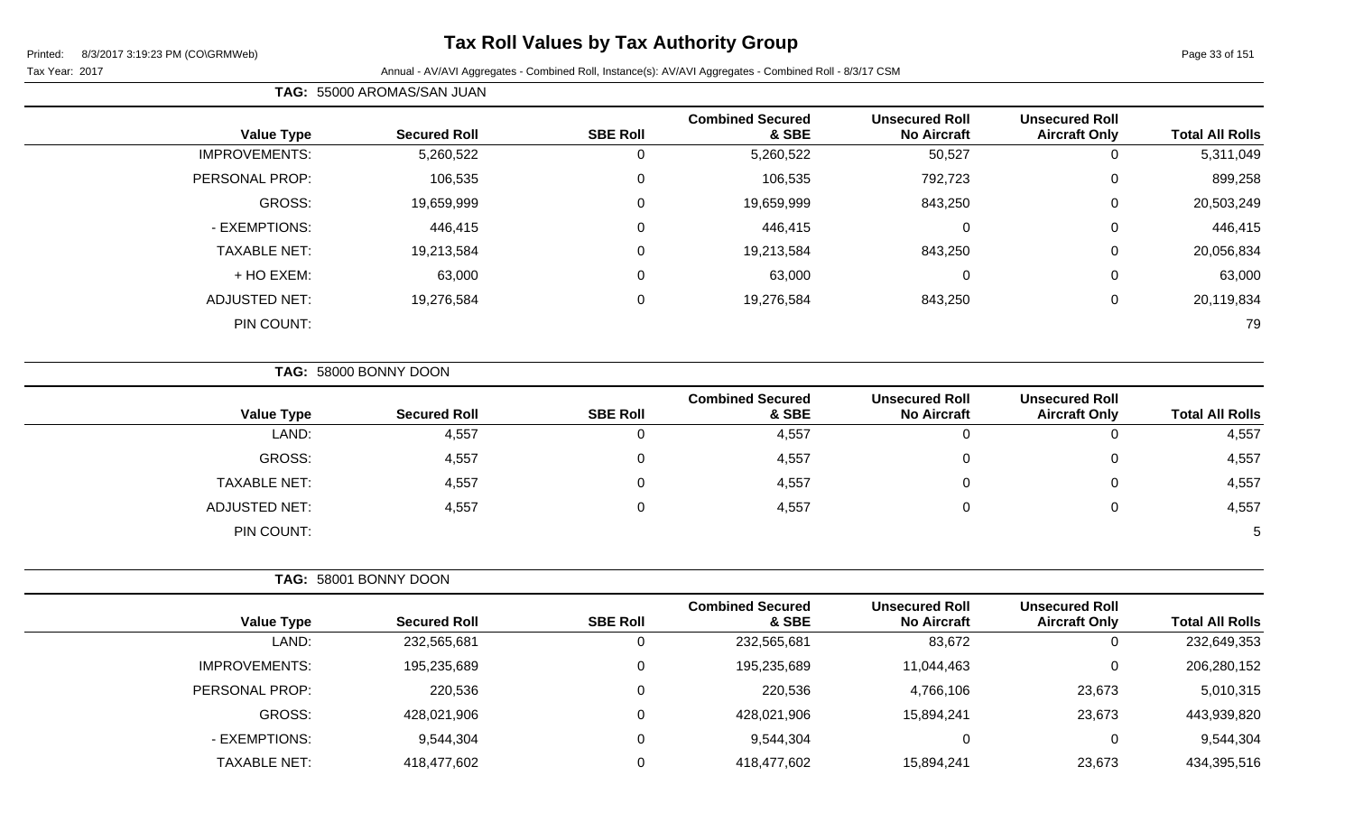# Tax Roll Values by Tax Authority Group

Tax Year: 2017

Annual - AV/AVI Aggregates - Combined Roll, Instance(s): AV/AVI Aggregates - Combined Roll - 8/3/17 CSM

**TAG: 55000 AROMAS/SAN JUAN**

| Value Type | Secured Roll | SBE Roll | Combined Secured & SBE | Unsecured Roll No Aircraft | Unsecured Roll Aircraft Only | Total All Rolls |
|---|---|---|---|---|---|---|
| IMPROVEMENTS: | 5,260,522 | 0 | 5,260,522 | 50,527 | 0 | 5,311,049 |
| PERSONAL PROP: | 106,535 | 0 | 106,535 | 792,723 | 0 | 899,258 |
| GROSS: | 19,659,999 | 0 | 19,659,999 | 843,250 | 0 | 20,503,249 |
| - EXEMPTIONS: | 446,415 | 0 | 446,415 | 0 | 0 | 446,415 |
| TAXABLE NET: | 19,213,584 | 0 | 19,213,584 | 843,250 | 0 | 20,056,834 |
| + HO EXEM: | 63,000 | 0 | 63,000 | 0 | 0 | 63,000 |
| ADJUSTED NET: | 19,276,584 | 0 | 19,276,584 | 843,250 | 0 | 20,119,834 |
| PIN COUNT: | | | | | | 79 |

**TAG: 58000 BONNY DOON**

| Value Type | Secured Roll | SBE Roll | Combined Secured & SBE | Unsecured Roll No Aircraft | Unsecured Roll Aircraft Only | Total All Rolls |
|---|---|---|---|---|---|---|
| LAND: | 4,557 | 0 | 4,557 | 0 | 0 | 4,557 |
| GROSS: | 4,557 | 0 | 4,557 | 0 | 0 | 4,557 |
| TAXABLE NET: | 4,557 | 0 | 4,557 | 0 | 0 | 4,557 |
| ADJUSTED NET: | 4,557 | 0 | 4,557 | 0 | 0 | 4,557 |
| PIN COUNT: | | | | | | 5 |

**TAG: 58001 BONNY DOON**

| Value Type | Secured Roll | SBE Roll | Combined Secured & SBE | Unsecured Roll No Aircraft | Unsecured Roll Aircraft Only | Total All Rolls |
|---|---|---|---|---|---|---|
| LAND: | 232,565,681 | 0 | 232,565,681 | 83,672 | 0 | 232,649,353 |
| IMPROVEMENTS: | 195,235,689 | 0 | 195,235,689 | 11,044,463 | 0 | 206,280,152 |
| PERSONAL PROP: | 220,536 | 0 | 220,536 | 4,766,106 | 23,673 | 5,010,315 |
| GROSS: | 428,021,906 | 0 | 428,021,906 | 15,894,241 | 23,673 | 443,939,820 |
| - EXEMPTIONS: | 9,544,304 | 0 | 9,544,304 | 0 | 0 | 9,544,304 |
| TAXABLE NET: | 418,477,602 | 0 | 418,477,602 | 15,894,241 | 23,673 | 434,395,516 |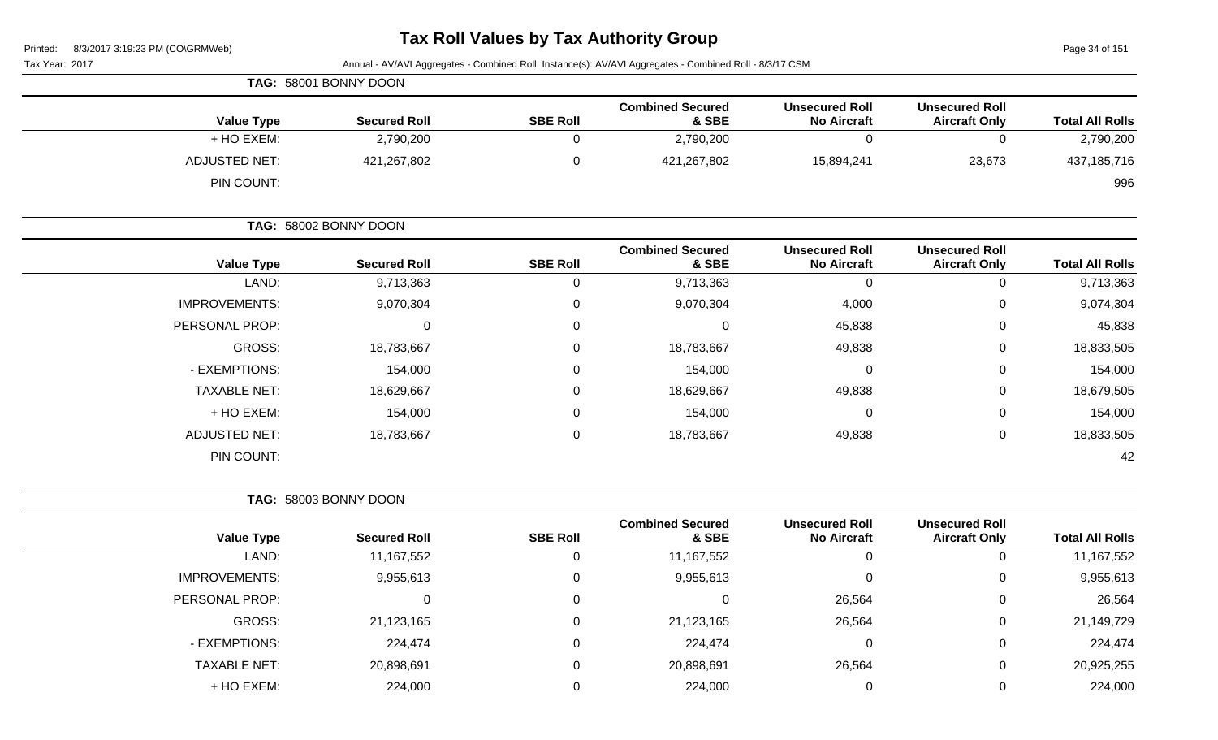# Tax Roll Values by Tax Authority Group

Printed: 8/3/2017 3:19:23 PM (CO\GRMWeb)

Tax Year: 2017

Annual - AV/AVI Aggregates - Combined Roll, Instance(s): AV/AVI Aggregates - Combined Roll - 8/3/17 CSM

**TAG: 58001 BONNY DOON**

| Value Type | Secured Roll | SBE Roll | Combined Secured & SBE | Unsecured Roll No Aircraft | Unsecured Roll Aircraft Only | Total All Rolls |
|---|---|---|---|---|---|---|
| + HO EXEM: | 2,790,200 | 0 | 2,790,200 | 0 | 0 | 2,790,200 |
| ADJUSTED NET: | 421,267,802 | 0 | 421,267,802 | 15,894,241 | 23,673 | 437,185,716 |
| PIN COUNT: | | | | | | 996 |

**TAG: 58002 BONNY DOON**

| Value Type | Secured Roll | SBE Roll | Combined Secured & SBE | Unsecured Roll No Aircraft | Unsecured Roll Aircraft Only | Total All Rolls |
|---|---|---|---|---|---|---|
| LAND: | 9,713,363 | 0 | 9,713,363 | 0 | 0 | 9,713,363 |
| IMPROVEMENTS: | 9,070,304 | 0 | 9,070,304 | 4,000 | 0 | 9,074,304 |
| PERSONAL PROP: | 0 | 0 | 0 | 45,838 | 0 | 45,838 |
| GROSS: | 18,783,667 | 0 | 18,783,667 | 49,838 | 0 | 18,833,505 |
| - EXEMPTIONS: | 154,000 | 0 | 154,000 | 0 | 0 | 154,000 |
| TAXABLE NET: | 18,629,667 | 0 | 18,629,667 | 49,838 | 0 | 18,679,505 |
| + HO EXEM: | 154,000 | 0 | 154,000 | 0 | 0 | 154,000 |
| ADJUSTED NET: | 18,783,667 | 0 | 18,783,667 | 49,838 | 0 | 18,833,505 |
| PIN COUNT: | | | | | | 42 |

**TAG: 58003 BONNY DOON**

| Value Type | Secured Roll | SBE Roll | Combined Secured & SBE | Unsecured Roll No Aircraft | Unsecured Roll Aircraft Only | Total All Rolls |
|---|---|---|---|---|---|---|
| LAND: | 11,167,552 | 0 | 11,167,552 | 0 | 0 | 11,167,552 |
| IMPROVEMENTS: | 9,955,613 | 0 | 9,955,613 | 0 | 0 | 9,955,613 |
| PERSONAL PROP: | 0 | 0 | 0 | 26,564 | 0 | 26,564 |
| GROSS: | 21,123,165 | 0 | 21,123,165 | 26,564 | 0 | 21,149,729 |
| - EXEMPTIONS: | 224,474 | 0 | 224,474 | 0 | 0 | 224,474 |
| TAXABLE NET: | 20,898,691 | 0 | 20,898,691 | 26,564 | 0 | 20,925,255 |
| + HO EXEM: | 224,000 | 0 | 224,000 | 0 | 0 | 224,000 |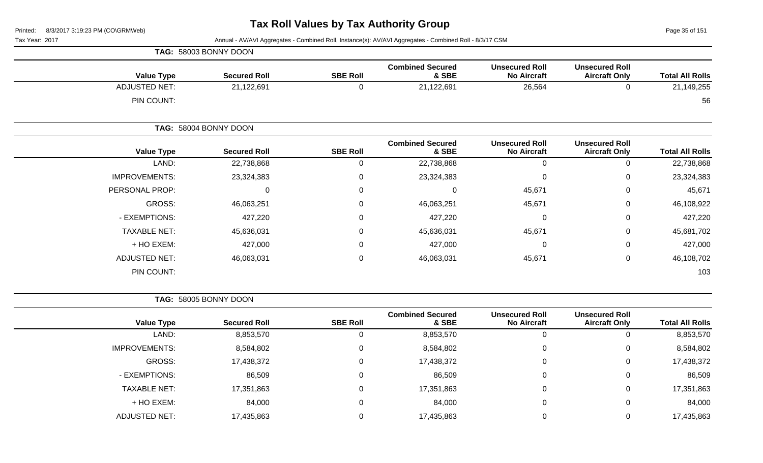# Tax Roll Values by Tax Authority Group

Printed: 8/3/2017 3:19:23 PM (CO\GRMWeb)

Tax Year: 2017

Annual - AV/AVI Aggregates - Combined Roll, Instance(s): AV/AVI Aggregates - Combined Roll - 8/3/17 CSM

**TAG: 58003 BONNY DOON**

| Value Type | Secured Roll | SBE Roll | Combined Secured & SBE | Unsecured Roll No Aircraft | Unsecured Roll Aircraft Only | Total All Rolls |
|---|---|---|---|---|---|---|
| ADJUSTED NET: | 21,122,691 | 0 | 21,122,691 | 26,564 | 0 | 21,149,255 |
| PIN COUNT: | | | | | | 56 |

**TAG: 58004 BONNY DOON**

| Value Type | Secured Roll | SBE Roll | Combined Secured & SBE | Unsecured Roll No Aircraft | Unsecured Roll Aircraft Only | Total All Rolls |
|---|---|---|---|---|---|---|
| LAND: | 22,738,868 | 0 | 22,738,868 | 0 | 0 | 22,738,868 |
| IMPROVEMENTS: | 23,324,383 | 0 | 23,324,383 | 0 | 0 | 23,324,383 |
| PERSONAL PROP: | 0 | 0 | 0 | 45,671 | 0 | 45,671 |
| GROSS: | 46,063,251 | 0 | 46,063,251 | 45,671 | 0 | 46,108,922 |
| - EXEMPTIONS: | 427,220 | 0 | 427,220 | 0 | 0 | 427,220 |
| TAXABLE NET: | 45,636,031 | 0 | 45,636,031 | 45,671 | 0 | 45,681,702 |
| + HO EXEM: | 427,000 | 0 | 427,000 | 0 | 0 | 427,000 |
| ADJUSTED NET: | 46,063,031 | 0 | 46,063,031 | 45,671 | 0 | 46,108,702 |
| PIN COUNT: | | | | | | 103 |

**TAG: 58005 BONNY DOON**

| Value Type | Secured Roll | SBE Roll | Combined Secured & SBE | Unsecured Roll No Aircraft | Unsecured Roll Aircraft Only | Total All Rolls |
|---|---|---|---|---|---|---|
| LAND: | 8,853,570 | 0 | 8,853,570 | 0 | 0 | 8,853,570 |
| IMPROVEMENTS: | 8,584,802 | 0 | 8,584,802 | 0 | 0 | 8,584,802 |
| GROSS: | 17,438,372 | 0 | 17,438,372 | 0 | 0 | 17,438,372 |
| - EXEMPTIONS: | 86,509 | 0 | 86,509 | 0 | 0 | 86,509 |
| TAXABLE NET: | 17,351,863 | 0 | 17,351,863 | 0 | 0 | 17,351,863 |
| + HO EXEM: | 84,000 | 0 | 84,000 | 0 | 0 | 84,000 |
| ADJUSTED NET: | 17,435,863 | 0 | 17,435,863 | 0 | 0 | 17,435,863 |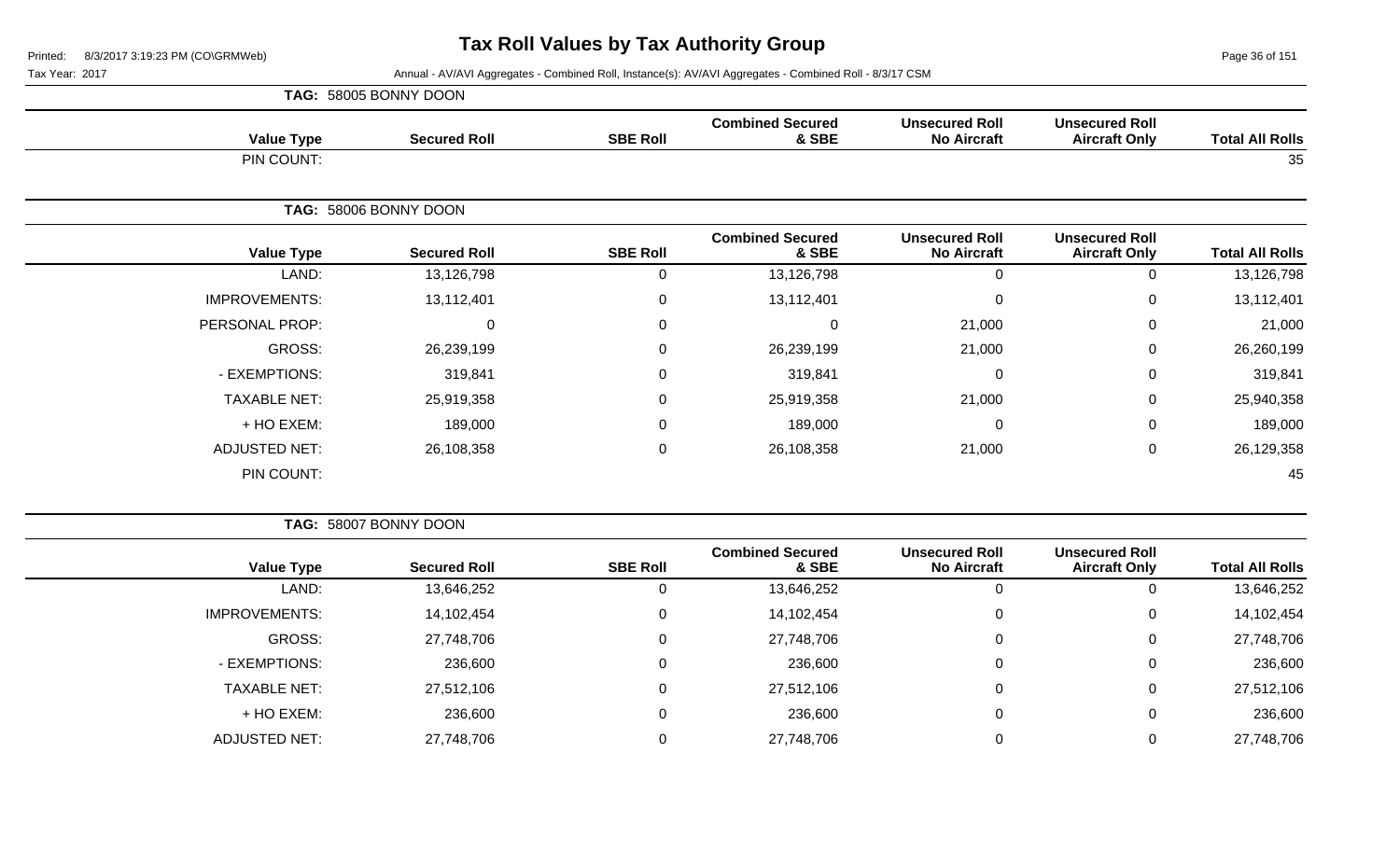# Tax Roll Values by Tax Authority Group

Printed: 8/3/2017 3:19:23 PM (CO\GRMWeb)

Tax Year: 2017

Annual - AV/AVI Aggregates - Combined Roll, Instance(s): AV/AVI Aggregates - Combined Roll - 8/3/17 CSM

**TAG: 58005 BONNY DOON**

| Value Type | Secured Roll | SBE Roll | Combined Secured & SBE | Unsecured Roll No Aircraft | Unsecured Roll Aircraft Only | Total All Rolls |
|---|---|---|---|---|---|---|
| PIN COUNT: | | | | | | 35 |

**TAG: 58006 BONNY DOON**

| Value Type | Secured Roll | SBE Roll | Combined Secured & SBE | Unsecured Roll No Aircraft | Unsecured Roll Aircraft Only | Total All Rolls |
|---|---|---|---|---|---|---|
| LAND: | 13,126,798 | 0 | 13,126,798 | 0 | 0 | 13,126,798 |
| IMPROVEMENTS: | 13,112,401 | 0 | 13,112,401 | 0 | 0 | 13,112,401 |
| PERSONAL PROP: | 0 | 0 | 0 | 21,000 | 0 | 21,000 |
| GROSS: | 26,239,199 | 0 | 26,239,199 | 21,000 | 0 | 26,260,199 |
| - EXEMPTIONS: | 319,841 | 0 | 319,841 | 0 | 0 | 319,841 |
| TAXABLE NET: | 25,919,358 | 0 | 25,919,358 | 21,000 | 0 | 25,940,358 |
| + HO EXEM: | 189,000 | 0 | 189,000 | 0 | 0 | 189,000 |
| ADJUSTED NET: | 26,108,358 | 0 | 26,108,358 | 21,000 | 0 | 26,129,358 |
| PIN COUNT: | | | | | | 45 |

**TAG: 58007 BONNY DOON**

| Value Type | Secured Roll | SBE Roll | Combined Secured & SBE | Unsecured Roll No Aircraft | Unsecured Roll Aircraft Only | Total All Rolls |
|---|---|---|---|---|---|---|
| LAND: | 13,646,252 | 0 | 13,646,252 | 0 | 0 | 13,646,252 |
| IMPROVEMENTS: | 14,102,454 | 0 | 14,102,454 | 0 | 0 | 14,102,454 |
| GROSS: | 27,748,706 | 0 | 27,748,706 | 0 | 0 | 27,748,706 |
| - EXEMPTIONS: | 236,600 | 0 | 236,600 | 0 | 0 | 236,600 |
| TAXABLE NET: | 27,512,106 | 0 | 27,512,106 | 0 | 0 | 27,512,106 |
| + HO EXEM: | 236,600 | 0 | 236,600 | 0 | 0 | 236,600 |
| ADJUSTED NET: | 27,748,706 | 0 | 27,748,706 | 0 | 0 | 27,748,706 |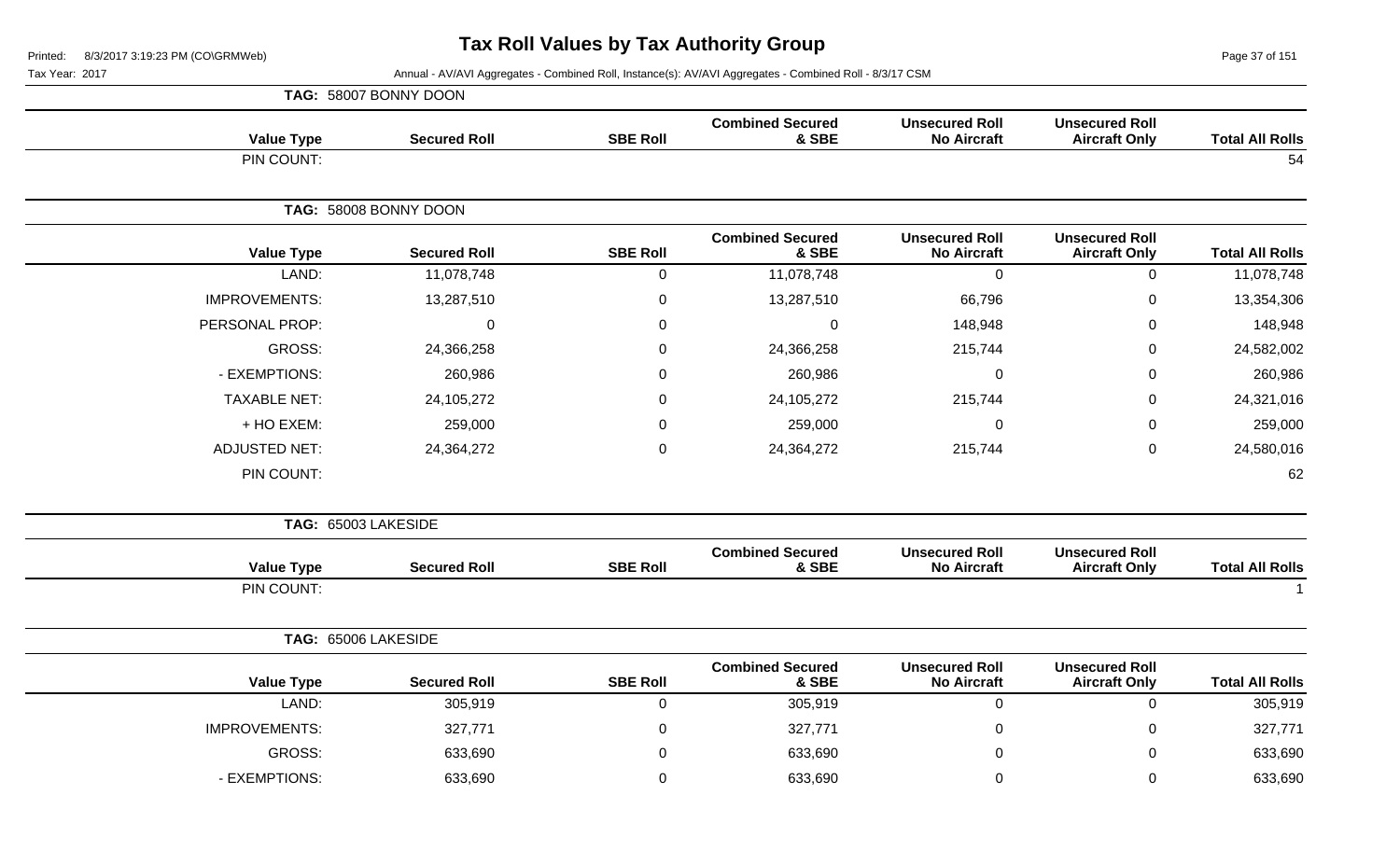# Tax Roll Values by Tax Authority Group

Printed: 8/3/2017 3:19:23 PM (CO\GRMWeb)

Tax Year: 2017

Annual - AV/AVI Aggregates - Combined Roll, Instance(s): AV/AVI Aggregates - Combined Roll - 8/3/17 CSM

## TAG: 58007 BONNY DOON

| Value Type | Secured Roll | SBE Roll | Combined Secured & SBE | Unsecured Roll No Aircraft | Unsecured Roll Aircraft Only | Total All Rolls |
|---|---|---|---|---|---|---|
| PIN COUNT: | | | | | | 54 |

## TAG: 58008 BONNY DOON

| Value Type | Secured Roll | SBE Roll | Combined Secured & SBE | Unsecured Roll No Aircraft | Unsecured Roll Aircraft Only | Total All Rolls |
|---|---|---|---|---|---|---|
| LAND: | 11,078,748 | 0 | 11,078,748 | 0 | 0 | 11,078,748 |
| IMPROVEMENTS: | 13,287,510 | 0 | 13,287,510 | 66,796 | 0 | 13,354,306 |
| PERSONAL PROP: | 0 | 0 | 0 | 148,948 | 0 | 148,948 |
| GROSS: | 24,366,258 | 0 | 24,366,258 | 215,744 | 0 | 24,582,002 |
| - EXEMPTIONS: | 260,986 | 0 | 260,986 | 0 | 0 | 260,986 |
| TAXABLE NET: | 24,105,272 | 0 | 24,105,272 | 215,744 | 0 | 24,321,016 |
| + HO EXEM: | 259,000 | 0 | 259,000 | 0 | 0 | 259,000 |
| ADJUSTED NET: | 24,364,272 | 0 | 24,364,272 | 215,744 | 0 | 24,580,016 |
| PIN COUNT: | | | | | | 62 |

## TAG: 65003 LAKESIDE

| Value Type | Secured Roll | SBE Roll | Combined Secured & SBE | Unsecured Roll No Aircraft | Unsecured Roll Aircraft Only | Total All Rolls |
|---|---|---|---|---|---|---|
| PIN COUNT: | | | | | | 1 |

## TAG: 65006 LAKESIDE

| Value Type | Secured Roll | SBE Roll | Combined Secured & SBE | Unsecured Roll No Aircraft | Unsecured Roll Aircraft Only | Total All Rolls |
|---|---|---|---|---|---|---|
| LAND: | 305,919 | 0 | 305,919 | 0 | 0 | 305,919 |
| IMPROVEMENTS: | 327,771 | 0 | 327,771 | 0 | 0 | 327,771 |
| GROSS: | 633,690 | 0 | 633,690 | 0 | 0 | 633,690 |
| - EXEMPTIONS: | 633,690 | 0 | 633,690 | 0 | 0 | 633,690 |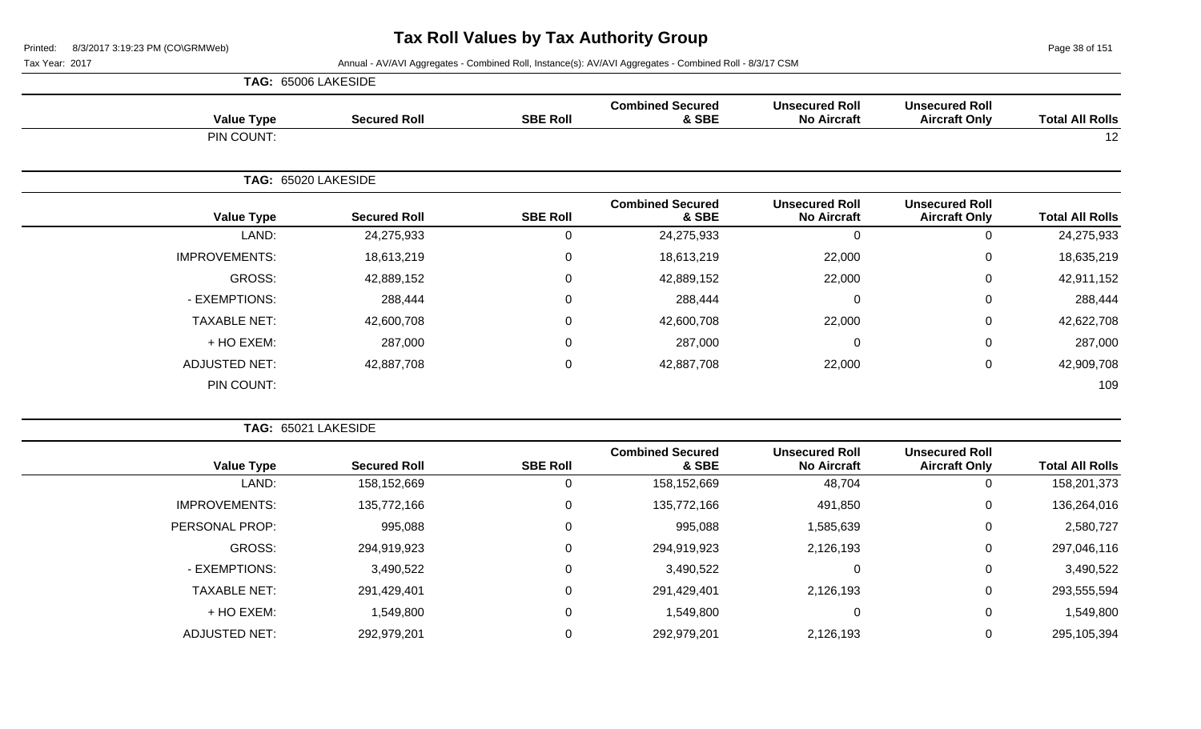# Tax Roll Values by Tax Authority Group

Printed: 8/3/2017 3:19:23 PM (CO\GRMWeb)

Tax Year: 2017

Annual - AV/AVI Aggregates - Combined Roll, Instance(s): AV/AVI Aggregates - Combined Roll - 8/3/17 CSM

**TAG: 65006 LAKESIDE**

| Value Type | Secured Roll | SBE Roll | Combined Secured & SBE | Unsecured Roll No Aircraft | Unsecured Roll Aircraft Only | Total All Rolls |
|---|---|---|---|---|---|---|
| PIN COUNT: | | | | | | 12 |

**TAG: 65020 LAKESIDE**

| Value Type | Secured Roll | SBE Roll | Combined Secured & SBE | Unsecured Roll No Aircraft | Unsecured Roll Aircraft Only | Total All Rolls |
|---|---|---|---|---|---|---|
| LAND: | 24,275,933 | 0 | 24,275,933 | 0 | 0 | 24,275,933 |
| IMPROVEMENTS: | 18,613,219 | 0 | 18,613,219 | 22,000 | 0 | 18,635,219 |
| GROSS: | 42,889,152 | 0 | 42,889,152 | 22,000 | 0 | 42,911,152 |
| - EXEMPTIONS: | 288,444 | 0 | 288,444 | 0 | 0 | 288,444 |
| TAXABLE NET: | 42,600,708 | 0 | 42,600,708 | 22,000 | 0 | 42,622,708 |
| + HO EXEM: | 287,000 | 0 | 287,000 | 0 | 0 | 287,000 |
| ADJUSTED NET: | 42,887,708 | 0 | 42,887,708 | 22,000 | 0 | 42,909,708 |
| PIN COUNT: | | | | | | 109 |

**TAG: 65021 LAKESIDE**

| Value Type | Secured Roll | SBE Roll | Combined Secured & SBE | Unsecured Roll No Aircraft | Unsecured Roll Aircraft Only | Total All Rolls |
|---|---|---|---|---|---|---|
| LAND: | 158,152,669 | 0 | 158,152,669 | 48,704 | 0 | 158,201,373 |
| IMPROVEMENTS: | 135,772,166 | 0 | 135,772,166 | 491,850 | 0 | 136,264,016 |
| PERSONAL PROP: | 995,088 | 0 | 995,088 | 1,585,639 | 0 | 2,580,727 |
| GROSS: | 294,919,923 | 0 | 294,919,923 | 2,126,193 | 0 | 297,046,116 |
| - EXEMPTIONS: | 3,490,522 | 0 | 3,490,522 | 0 | 0 | 3,490,522 |
| TAXABLE NET: | 291,429,401 | 0 | 291,429,401 | 2,126,193 | 0 | 293,555,594 |
| + HO EXEM: | 1,549,800 | 0 | 1,549,800 | 0 | 0 | 1,549,800 |
| ADJUSTED NET: | 292,979,201 | 0 | 292,979,201 | 2,126,193 | 0 | 295,105,394 |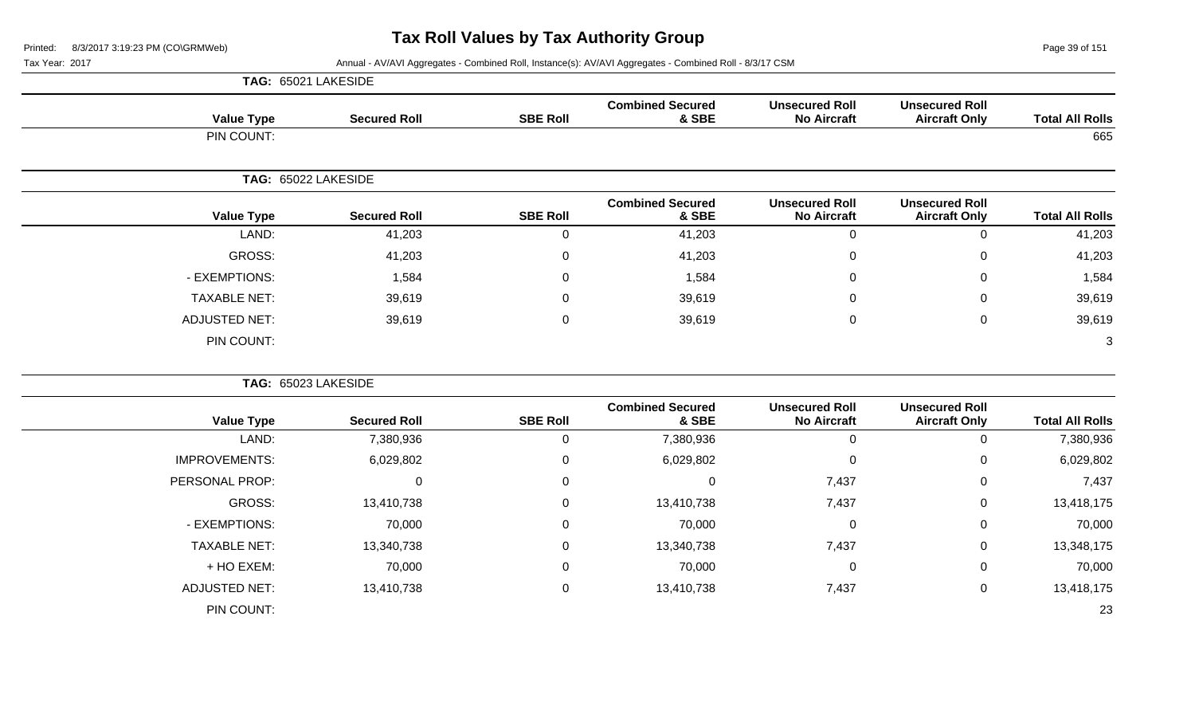**TAG: 65021 LAKESIDE**

| Value Type | Secured Roll | SBE Roll | Combined Secured & SBE | Unsecured Roll No Aircraft | Unsecured Roll Aircraft Only | Total All Rolls |
|---|---|---|---|---|---|---|
| PIN COUNT: | | | | | | 665 |

**TAG: 65022 LAKESIDE**

| Value Type | Secured Roll | SBE Roll | Combined Secured & SBE | Unsecured Roll No Aircraft | Unsecured Roll Aircraft Only | Total All Rolls |
|---|---|---|---|---|---|---|
| LAND: | 41,203 | 0 | 41,203 | 0 | 0 | 41,203 |
| GROSS: | 41,203 | 0 | 41,203 | 0 | 0 | 41,203 |
| - EXEMPTIONS: | 1,584 | 0 | 1,584 | 0 | 0 | 1,584 |
| TAXABLE NET: | 39,619 | 0 | 39,619 | 0 | 0 | 39,619 |
| ADJUSTED NET: | 39,619 | 0 | 39,619 | 0 | 0 | 39,619 |
| PIN COUNT: | | | | | | 3 |

**TAG: 65023 LAKESIDE**

| Value Type | Secured Roll | SBE Roll | Combined Secured & SBE | Unsecured Roll No Aircraft | Unsecured Roll Aircraft Only | Total All Rolls |
|---|---|---|---|---|---|---|
| LAND: | 7,380,936 | 0 | 7,380,936 | 0 | 0 | 7,380,936 |
| IMPROVEMENTS: | 6,029,802 | 0 | 6,029,802 | 0 | 0 | 6,029,802 |
| PERSONAL PROP: | 0 | 0 | 0 | 7,437 | 0 | 7,437 |
| GROSS: | 13,410,738 | 0 | 13,410,738 | 7,437 | 0 | 13,418,175 |
| - EXEMPTIONS: | 70,000 | 0 | 70,000 | 0 | 0 | 70,000 |
| TAXABLE NET: | 13,340,738 | 0 | 13,340,738 | 7,437 | 0 | 13,348,175 |
| + HO EXEM: | 70,000 | 0 | 70,000 | 0 | 0 | 70,000 |
| ADJUSTED NET: | 13,410,738 | 0 | 13,410,738 | 7,437 | 0 | 13,418,175 |
| PIN COUNT: | | | | | | 23 |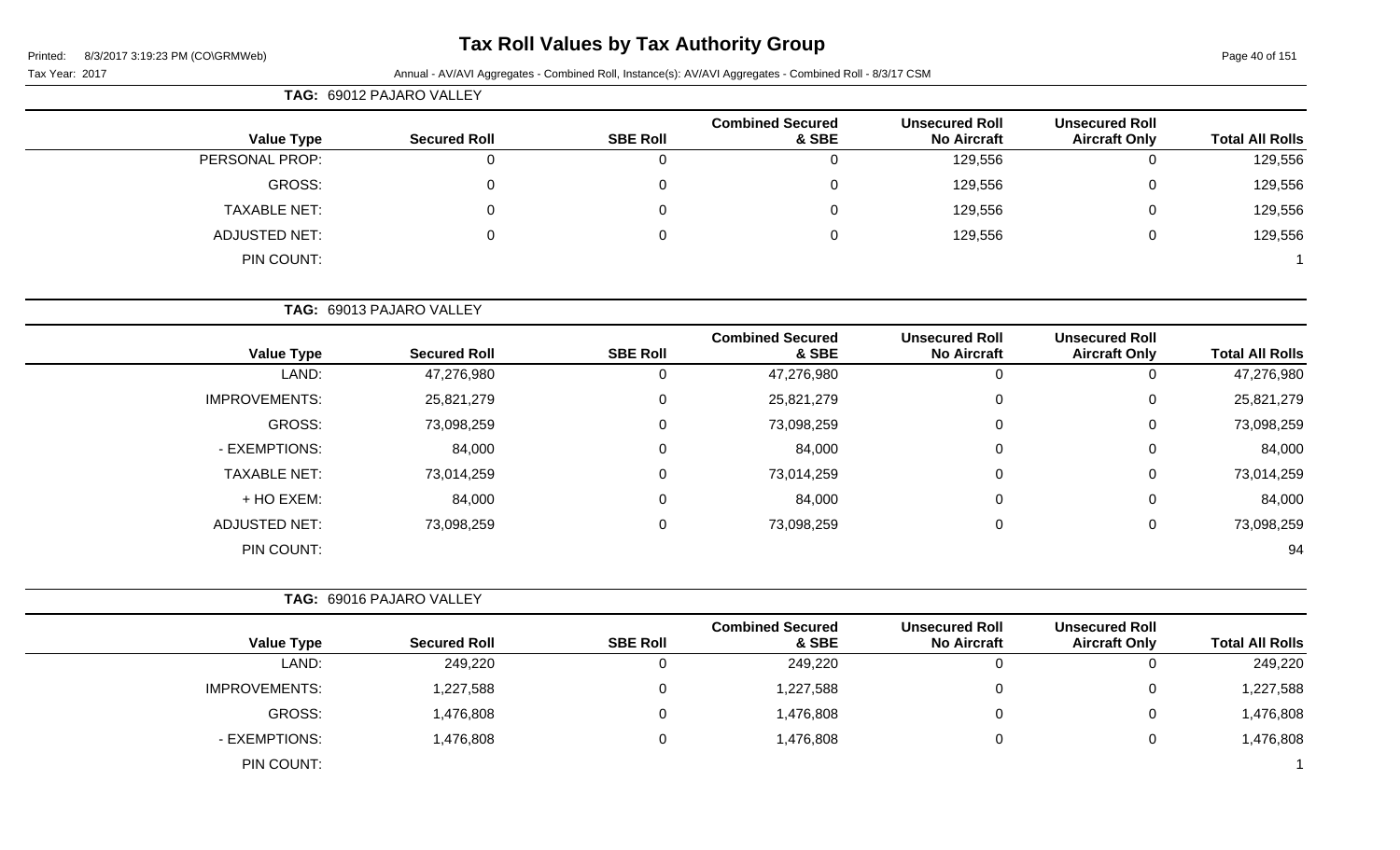# Tax Roll Values by Tax Authority Group

Printed: 8/3/2017 3:19:23 PM (CO\GRMWeb)

Tax Year: 2017

Annual - AV/AVI Aggregates - Combined Roll, Instance(s): AV/AVI Aggregates - Combined Roll - 8/3/17 CSM

**TAG: 69012 PAJARO VALLEY**

| Value Type | Secured Roll | SBE Roll | Combined Secured & SBE | Unsecured Roll No Aircraft | Unsecured Roll Aircraft Only | Total All Rolls |
|---|---|---|---|---|---|---|
| PERSONAL PROP: | 0 | 0 | 0 | 129,556 | 0 | 129,556 |
| GROSS: | 0 | 0 | 0 | 129,556 | 0 | 129,556 |
| TAXABLE NET: | 0 | 0 | 0 | 129,556 | 0 | 129,556 |
| ADJUSTED NET: | 0 | 0 | 0 | 129,556 | 0 | 129,556 |
| PIN COUNT: | | | | | | 1 |

**TAG: 69013 PAJARO VALLEY**

| Value Type | Secured Roll | SBE Roll | Combined Secured & SBE | Unsecured Roll No Aircraft | Unsecured Roll Aircraft Only | Total All Rolls |
|---|---|---|---|---|---|---|
| LAND: | 47,276,980 | 0 | 47,276,980 | 0 | 0 | 47,276,980 |
| IMPROVEMENTS: | 25,821,279 | 0 | 25,821,279 | 0 | 0 | 25,821,279 |
| GROSS: | 73,098,259 | 0 | 73,098,259 | 0 | 0 | 73,098,259 |
| - EXEMPTIONS: | 84,000 | 0 | 84,000 | 0 | 0 | 84,000 |
| TAXABLE NET: | 73,014,259 | 0 | 73,014,259 | 0 | 0 | 73,014,259 |
| + HO EXEM: | 84,000 | 0 | 84,000 | 0 | 0 | 84,000 |
| ADJUSTED NET: | 73,098,259 | 0 | 73,098,259 | 0 | 0 | 73,098,259 |
| PIN COUNT: | | | | | | 94 |

**TAG: 69016 PAJARO VALLEY**

| Value Type | Secured Roll | SBE Roll | Combined Secured & SBE | Unsecured Roll No Aircraft | Unsecured Roll Aircraft Only | Total All Rolls |
|---|---|---|---|---|---|---|
| LAND: | 249,220 | 0 | 249,220 | 0 | 0 | 249,220 |
| IMPROVEMENTS: | 1,227,588 | 0 | 1,227,588 | 0 | 0 | 1,227,588 |
| GROSS: | 1,476,808 | 0 | 1,476,808 | 0 | 0 | 1,476,808 |
| - EXEMPTIONS: | 1,476,808 | 0 | 1,476,808 | 0 | 0 | 1,476,808 |
| PIN COUNT: | | | | | | 1 |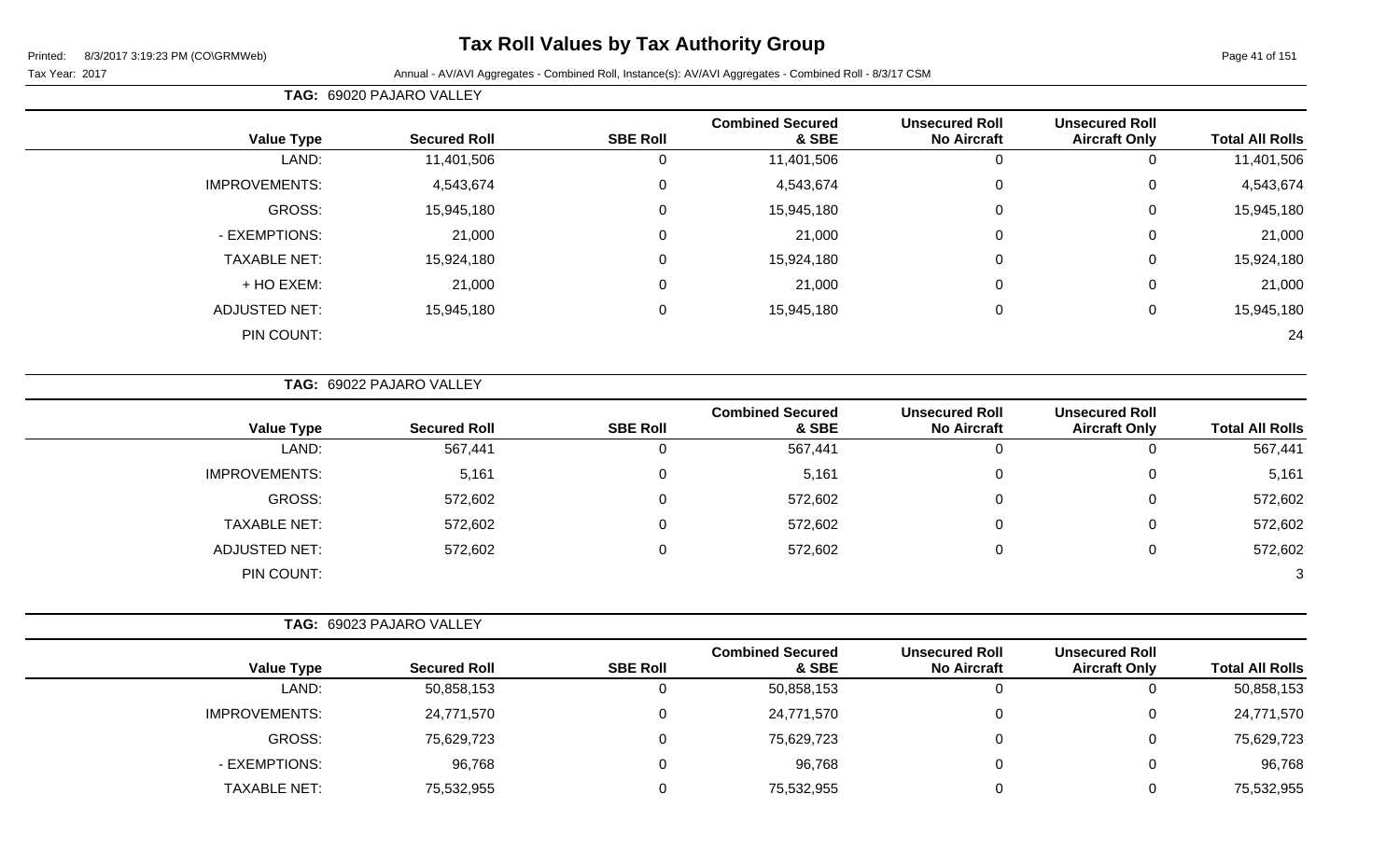# Tax Roll Values by Tax Authority Group

Tax Year: 2017

Annual - AV/AVI Aggregates - Combined Roll, Instance(s): AV/AVI Aggregates - Combined Roll - 8/3/17 CSM

**TAG: 69020 PAJARO VALLEY**

| Value Type | Secured Roll | SBE Roll | Combined Secured & SBE | Unsecured Roll No Aircraft | Unsecured Roll Aircraft Only | Total All Rolls |
|---|---|---|---|---|---|---|
| LAND: | 11,401,506 | 0 | 11,401,506 | 0 | 0 | 11,401,506 |
| IMPROVEMENTS: | 4,543,674 | 0 | 4,543,674 | 0 | 0 | 4,543,674 |
| GROSS: | 15,945,180 | 0 | 15,945,180 | 0 | 0 | 15,945,180 |
| - EXEMPTIONS: | 21,000 | 0 | 21,000 | 0 | 0 | 21,000 |
| TAXABLE NET: | 15,924,180 | 0 | 15,924,180 | 0 | 0 | 15,924,180 |
| + HO EXEM: | 21,000 | 0 | 21,000 | 0 | 0 | 21,000 |
| ADJUSTED NET: | 15,945,180 | 0 | 15,945,180 | 0 | 0 | 15,945,180 |
| PIN COUNT: | | | | | | 24 |

**TAG: 69022 PAJARO VALLEY**

| Value Type | Secured Roll | SBE Roll | Combined Secured & SBE | Unsecured Roll No Aircraft | Unsecured Roll Aircraft Only | Total All Rolls |
|---|---|---|---|---|---|---|
| LAND: | 567,441 | 0 | 567,441 | 0 | 0 | 567,441 |
| IMPROVEMENTS: | 5,161 | 0 | 5,161 | 0 | 0 | 5,161 |
| GROSS: | 572,602 | 0 | 572,602 | 0 | 0 | 572,602 |
| TAXABLE NET: | 572,602 | 0 | 572,602 | 0 | 0 | 572,602 |
| ADJUSTED NET: | 572,602 | 0 | 572,602 | 0 | 0 | 572,602 |
| PIN COUNT: | | | | | | 3 |

**TAG: 69023 PAJARO VALLEY**

| Value Type | Secured Roll | SBE Roll | Combined Secured & SBE | Unsecured Roll No Aircraft | Unsecured Roll Aircraft Only | Total All Rolls |
|---|---|---|---|---|---|---|
| LAND: | 50,858,153 | 0 | 50,858,153 | 0 | 0 | 50,858,153 |
| IMPROVEMENTS: | 24,771,570 | 0 | 24,771,570 | 0 | 0 | 24,771,570 |
| GROSS: | 75,629,723 | 0 | 75,629,723 | 0 | 0 | 75,629,723 |
| - EXEMPTIONS: | 96,768 | 0 | 96,768 | 0 | 0 | 96,768 |
| TAXABLE NET: | 75,532,955 | 0 | 75,532,955 | 0 | 0 | 75,532,955 |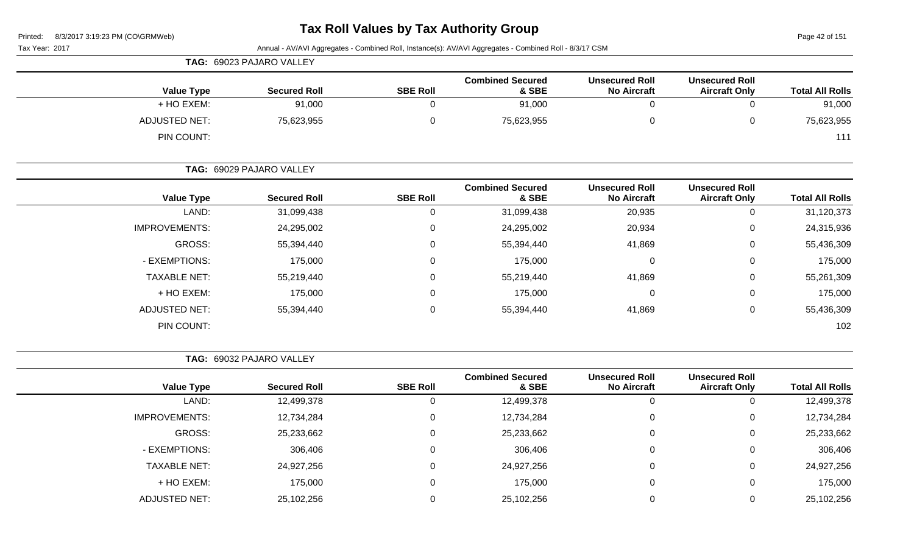# Tax Roll Values by Tax Authority Group

Printed: 8/3/2017 3:19:23 PM (CO\GRMWeb)

Tax Year: 2017

Annual - AV/AVI Aggregates - Combined Roll, Instance(s): AV/AVI Aggregates - Combined Roll - 8/3/17 CSM

**TAG: 69023 PAJARO VALLEY**

| Value Type | Secured Roll | SBE Roll | Combined Secured & SBE | Unsecured Roll No Aircraft | Unsecured Roll Aircraft Only | Total All Rolls |
|---|---|---|---|---|---|---|
| + HO EXEM: | 91,000 | 0 | 91,000 | 0 | 0 | 91,000 |
| ADJUSTED NET: | 75,623,955 | 0 | 75,623,955 | 0 | 0 | 75,623,955 |
| PIN COUNT: | | | | | | 111 |

**TAG: 69029 PAJARO VALLEY**

| Value Type | Secured Roll | SBE Roll | Combined Secured & SBE | Unsecured Roll No Aircraft | Unsecured Roll Aircraft Only | Total All Rolls |
|---|---|---|---|---|---|---|
| LAND: | 31,099,438 | 0 | 31,099,438 | 20,935 | 0 | 31,120,373 |
| IMPROVEMENTS: | 24,295,002 | 0 | 24,295,002 | 20,934 | 0 | 24,315,936 |
| GROSS: | 55,394,440 | 0 | 55,394,440 | 41,869 | 0 | 55,436,309 |
| - EXEMPTIONS: | 175,000 | 0 | 175,000 | 0 | 0 | 175,000 |
| TAXABLE NET: | 55,219,440 | 0 | 55,219,440 | 41,869 | 0 | 55,261,309 |
| + HO EXEM: | 175,000 | 0 | 175,000 | 0 | 0 | 175,000 |
| ADJUSTED NET: | 55,394,440 | 0 | 55,394,440 | 41,869 | 0 | 55,436,309 |
| PIN COUNT: | | | | | | 102 |

**TAG: 69032 PAJARO VALLEY**

| Value Type | Secured Roll | SBE Roll | Combined Secured & SBE | Unsecured Roll No Aircraft | Unsecured Roll Aircraft Only | Total All Rolls |
|---|---|---|---|---|---|---|
| LAND: | 12,499,378 | 0 | 12,499,378 | 0 | 0 | 12,499,378 |
| IMPROVEMENTS: | 12,734,284 | 0 | 12,734,284 | 0 | 0 | 12,734,284 |
| GROSS: | 25,233,662 | 0 | 25,233,662 | 0 | 0 | 25,233,662 |
| - EXEMPTIONS: | 306,406 | 0 | 306,406 | 0 | 0 | 306,406 |
| TAXABLE NET: | 24,927,256 | 0 | 24,927,256 | 0 | 0 | 24,927,256 |
| + HO EXEM: | 175,000 | 0 | 175,000 | 0 | 0 | 175,000 |
| ADJUSTED NET: | 25,102,256 | 0 | 25,102,256 | 0 | 0 | 25,102,256 |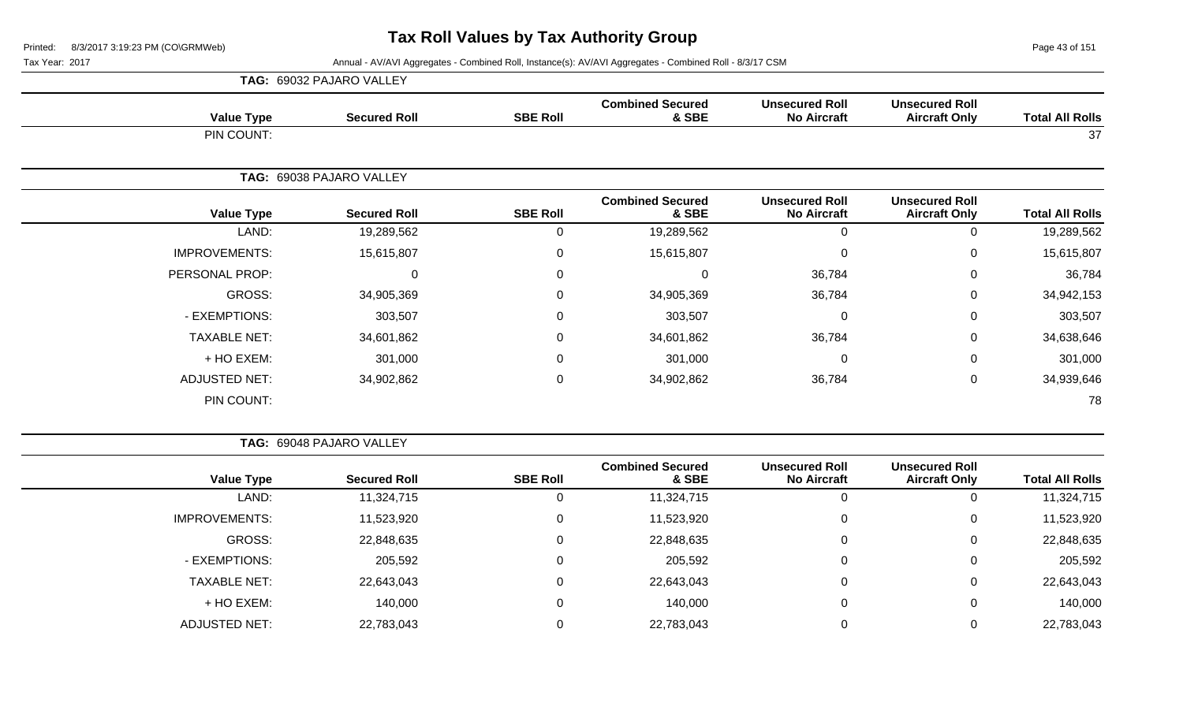# Tax Roll Values by Tax Authority Group

Tax Year: 2017

Annual - AV/AVI Aggregates - Combined Roll, Instance(s): AV/AVI Aggregates - Combined Roll - 8/3/17 CSM

## TAG: 69032 PAJARO VALLEY

| Value Type | Secured Roll | SBE Roll | Combined Secured & SBE | Unsecured Roll No Aircraft | Unsecured Roll Aircraft Only | Total All Rolls |
|---|---|---|---|---|---|---|
| PIN COUNT: | | | | | | 37 |

## TAG: 69038 PAJARO VALLEY

| Value Type | Secured Roll | SBE Roll | Combined Secured & SBE | Unsecured Roll No Aircraft | Unsecured Roll Aircraft Only | Total All Rolls |
|---|---|---|---|---|---|---|
| LAND: | 19,289,562 | 0 | 19,289,562 | 0 | 0 | 19,289,562 |
| IMPROVEMENTS: | 15,615,807 | 0 | 15,615,807 | 0 | 0 | 15,615,807 |
| PERSONAL PROP: | 0 | 0 | 0 | 36,784 | 0 | 36,784 |
| GROSS: | 34,905,369 | 0 | 34,905,369 | 36,784 | 0 | 34,942,153 |
| - EXEMPTIONS: | 303,507 | 0 | 303,507 | 0 | 0 | 303,507 |
| TAXABLE NET: | 34,601,862 | 0 | 34,601,862 | 36,784 | 0 | 34,638,646 |
| + HO EXEM: | 301,000 | 0 | 301,000 | 0 | 0 | 301,000 |
| ADJUSTED NET: | 34,902,862 | 0 | 34,902,862 | 36,784 | 0 | 34,939,646 |
| PIN COUNT: | | | | | | 78 |

## TAG: 69048 PAJARO VALLEY

| Value Type | Secured Roll | SBE Roll | Combined Secured & SBE | Unsecured Roll No Aircraft | Unsecured Roll Aircraft Only | Total All Rolls |
|---|---|---|---|---|---|---|
| LAND: | 11,324,715 | 0 | 11,324,715 | 0 | 0 | 11,324,715 |
| IMPROVEMENTS: | 11,523,920 | 0 | 11,523,920 | 0 | 0 | 11,523,920 |
| GROSS: | 22,848,635 | 0 | 22,848,635 | 0 | 0 | 22,848,635 |
| - EXEMPTIONS: | 205,592 | 0 | 205,592 | 0 | 0 | 205,592 |
| TAXABLE NET: | 22,643,043 | 0 | 22,643,043 | 0 | 0 | 22,643,043 |
| + HO EXEM: | 140,000 | 0 | 140,000 | 0 | 0 | 140,000 |
| ADJUSTED NET: | 22,783,043 | 0 | 22,783,043 | 0 | 0 | 22,783,043 |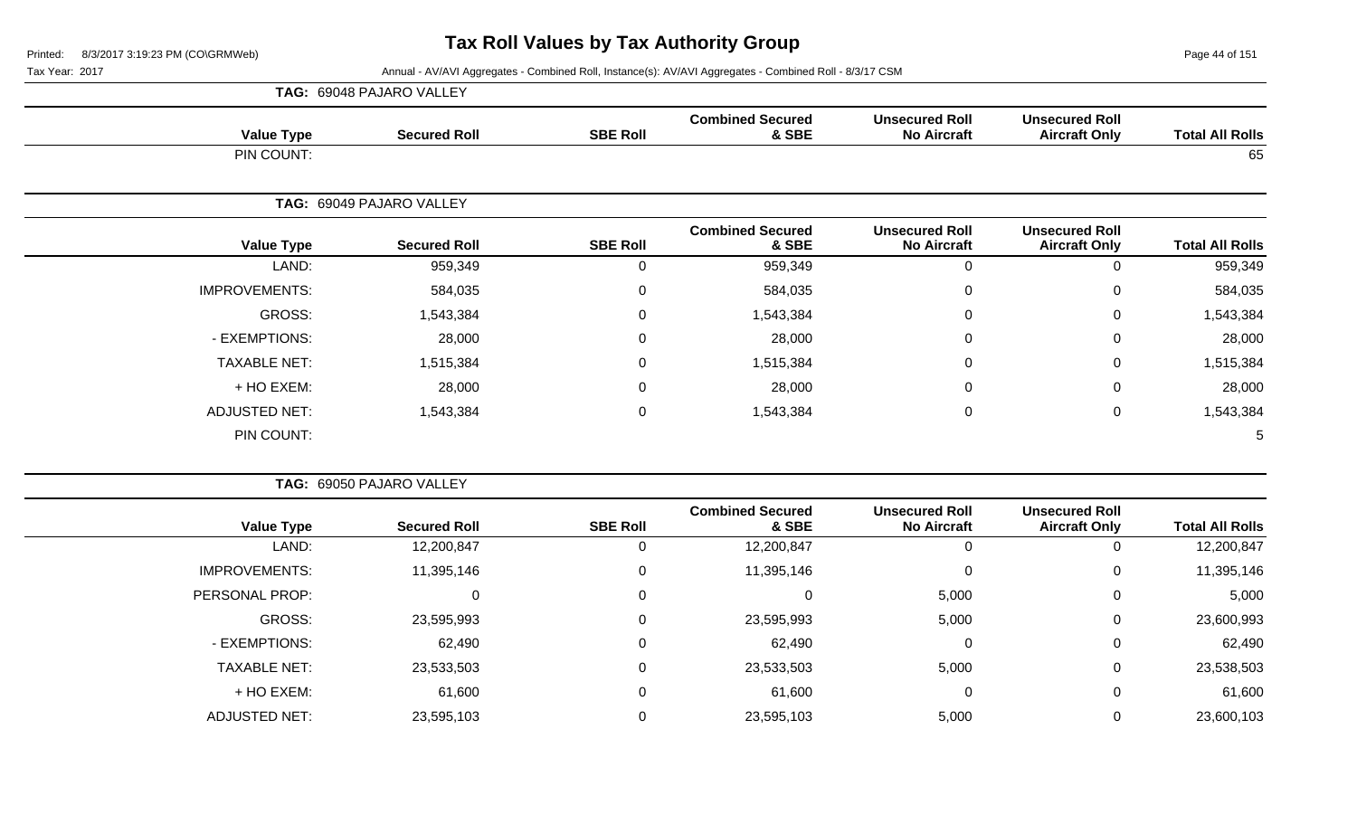# Tax Roll Values by Tax Authority Group

Tax Year: 2017

Annual - AV/AVI Aggregates - Combined Roll, Instance(s): AV/AVI Aggregates - Combined Roll - 8/3/17 CSM

**TAG: 69048 PAJARO VALLEY**

| Value Type | Secured Roll | SBE Roll | Combined Secured & SBE | Unsecured Roll No Aircraft | Unsecured Roll Aircraft Only | Total All Rolls |
|---|---|---|---|---|---|---|
| PIN COUNT: | | | | | | 65 |

**TAG: 69049 PAJARO VALLEY**

| Value Type | Secured Roll | SBE Roll | Combined Secured & SBE | Unsecured Roll No Aircraft | Unsecured Roll Aircraft Only | Total All Rolls |
|---|---|---|---|---|---|---|
| LAND: | 959,349 | 0 | 959,349 | 0 | 0 | 959,349 |
| IMPROVEMENTS: | 584,035 | 0 | 584,035 | 0 | 0 | 584,035 |
| GROSS: | 1,543,384 | 0 | 1,543,384 | 0 | 0 | 1,543,384 |
| - EXEMPTIONS: | 28,000 | 0 | 28,000 | 0 | 0 | 28,000 |
| TAXABLE NET: | 1,515,384 | 0 | 1,515,384 | 0 | 0 | 1,515,384 |
| + HO EXEM: | 28,000 | 0 | 28,000 | 0 | 0 | 28,000 |
| ADJUSTED NET: | 1,543,384 | 0 | 1,543,384 | 0 | 0 | 1,543,384 |
| PIN COUNT: | | | | | | 5 |

**TAG: 69050 PAJARO VALLEY**

| Value Type | Secured Roll | SBE Roll | Combined Secured & SBE | Unsecured Roll No Aircraft | Unsecured Roll Aircraft Only | Total All Rolls |
|---|---|---|---|---|---|---|
| LAND: | 12,200,847 | 0 | 12,200,847 | 0 | 0 | 12,200,847 |
| IMPROVEMENTS: | 11,395,146 | 0 | 11,395,146 | 0 | 0 | 11,395,146 |
| PERSONAL PROP: | 0 | 0 | 0 | 5,000 | 0 | 5,000 |
| GROSS: | 23,595,993 | 0 | 23,595,993 | 5,000 | 0 | 23,600,993 |
| - EXEMPTIONS: | 62,490 | 0 | 62,490 | 0 | 0 | 62,490 |
| TAXABLE NET: | 23,533,503 | 0 | 23,533,503 | 5,000 | 0 | 23,538,503 |
| + HO EXEM: | 61,600 | 0 | 61,600 | 0 | 0 | 61,600 |
| ADJUSTED NET: | 23,595,103 | 0 | 23,595,103 | 5,000 | 0 | 23,600,103 |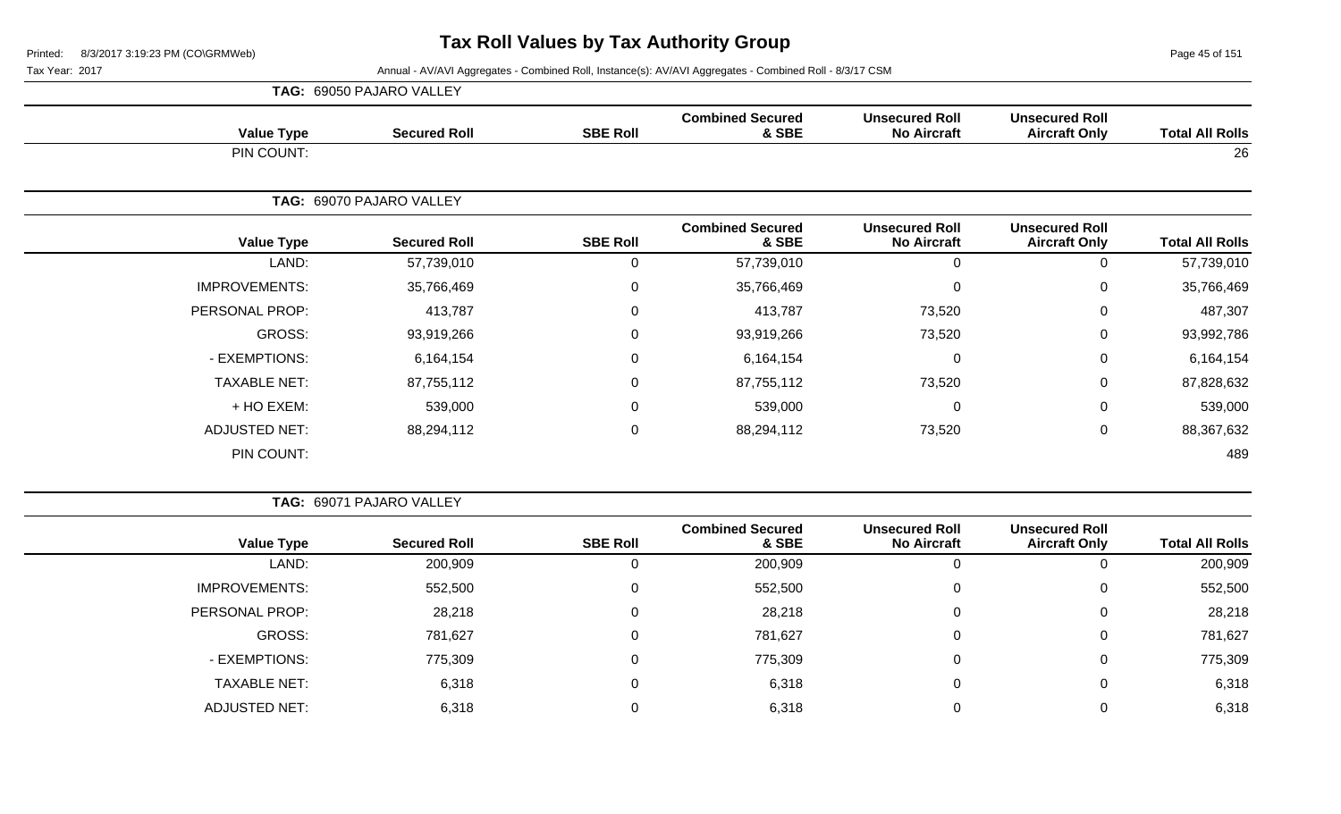# Tax Roll Values by Tax Authority Group

Printed: 8/3/2017 3:19:23 PM (CO\GRMWeb)

Tax Year: 2017

Annual - AV/AVI Aggregates - Combined Roll, Instance(s): AV/AVI Aggregates - Combined Roll - 8/3/17 CSM

**TAG: 69050 PAJARO VALLEY**

| Value Type | Secured Roll | SBE Roll | Combined Secured & SBE | Unsecured Roll No Aircraft | Unsecured Roll Aircraft Only | Total All Rolls |
|---|---|---|---|---|---|---|
| PIN COUNT: | | | | | | 26 |

**TAG: 69070 PAJARO VALLEY**

| Value Type | Secured Roll | SBE Roll | Combined Secured & SBE | Unsecured Roll No Aircraft | Unsecured Roll Aircraft Only | Total All Rolls |
|---|---|---|---|---|---|---|
| LAND: | 57,739,010 | 0 | 57,739,010 | 0 | 0 | 57,739,010 |
| IMPROVEMENTS: | 35,766,469 | 0 | 35,766,469 | 0 | 0 | 35,766,469 |
| PERSONAL PROP: | 413,787 | 0 | 413,787 | 73,520 | 0 | 487,307 |
| GROSS: | 93,919,266 | 0 | 93,919,266 | 73,520 | 0 | 93,992,786 |
| - EXEMPTIONS: | 6,164,154 | 0 | 6,164,154 | 0 | 0 | 6,164,154 |
| TAXABLE NET: | 87,755,112 | 0 | 87,755,112 | 73,520 | 0 | 87,828,632 |
| + HO EXEM: | 539,000 | 0 | 539,000 | 0 | 0 | 539,000 |
| ADJUSTED NET: | 88,294,112 | 0 | 88,294,112 | 73,520 | 0 | 88,367,632 |
| PIN COUNT: | | | | | | 489 |

**TAG: 69071 PAJARO VALLEY**

| Value Type | Secured Roll | SBE Roll | Combined Secured & SBE | Unsecured Roll No Aircraft | Unsecured Roll Aircraft Only | Total All Rolls |
|---|---|---|---|---|---|---|
| LAND: | 200,909 | 0 | 200,909 | 0 | 0 | 200,909 |
| IMPROVEMENTS: | 552,500 | 0 | 552,500 | 0 | 0 | 552,500 |
| PERSONAL PROP: | 28,218 | 0 | 28,218 | 0 | 0 | 28,218 |
| GROSS: | 781,627 | 0 | 781,627 | 0 | 0 | 781,627 |
| - EXEMPTIONS: | 775,309 | 0 | 775,309 | 0 | 0 | 775,309 |
| TAXABLE NET: | 6,318 | 0 | 6,318 | 0 | 0 | 6,318 |
| ADJUSTED NET: | 6,318 | 0 | 6,318 | 0 | 0 | 6,318 |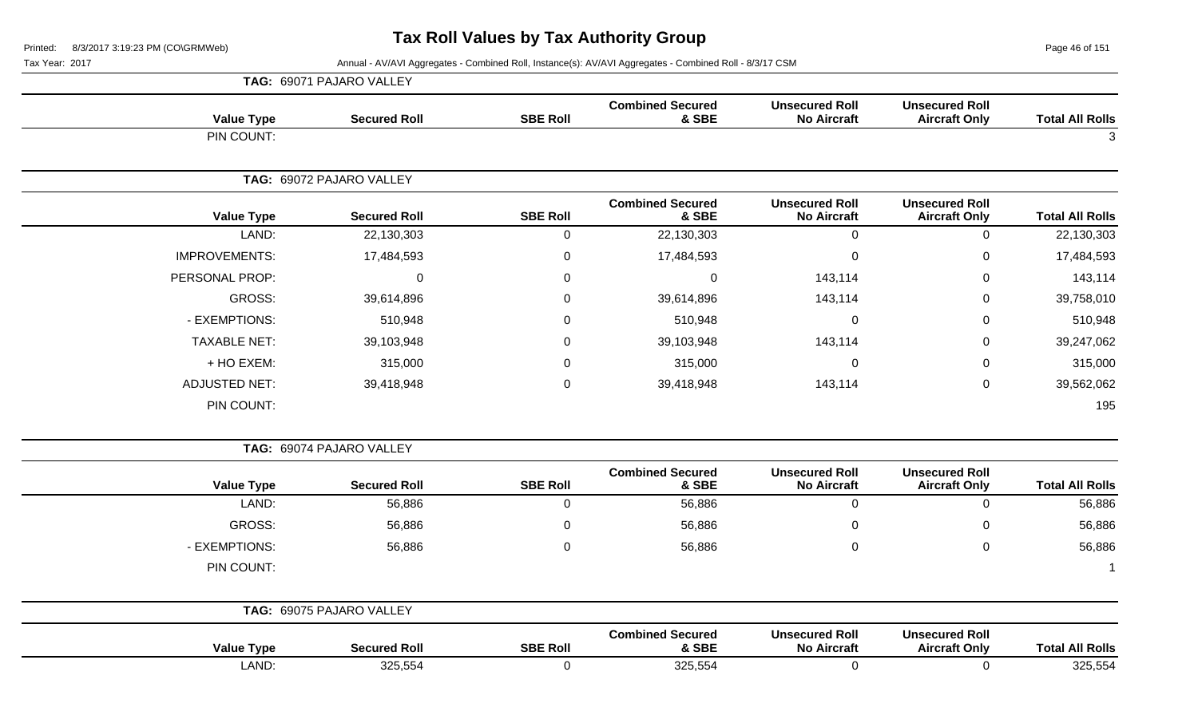# Tax Roll Values by Tax Authority Group

Printed: 8/3/2017 3:19:23 PM (CO\GRMWeb)

Tax Year: 2017

Annual - AV/AVI Aggregates - Combined Roll, Instance(s): AV/AVI Aggregates - Combined Roll - 8/3/17 CSM

**TAG: 69071 PAJARO VALLEY**

| Value Type | Secured Roll | SBE Roll | Combined Secured & SBE | Unsecured Roll No Aircraft | Unsecured Roll Aircraft Only | Total All Rolls |
|---|---|---|---|---|---|---|
| PIN COUNT: | | | | | | 3 |

**TAG: 69072 PAJARO VALLEY**

| Value Type | Secured Roll | SBE Roll | Combined Secured & SBE | Unsecured Roll No Aircraft | Unsecured Roll Aircraft Only | Total All Rolls |
|---|---|---|---|---|---|---|
| LAND: | 22,130,303 | 0 | 22,130,303 | 0 | 0 | 22,130,303 |
| IMPROVEMENTS: | 17,484,593 | 0 | 17,484,593 | 0 | 0 | 17,484,593 |
| PERSONAL PROP: | 0 | 0 | 0 | 143,114 | 0 | 143,114 |
| GROSS: | 39,614,896 | 0 | 39,614,896 | 143,114 | 0 | 39,758,010 |
| - EXEMPTIONS: | 510,948 | 0 | 510,948 | 0 | 0 | 510,948 |
| TAXABLE NET: | 39,103,948 | 0 | 39,103,948 | 143,114 | 0 | 39,247,062 |
| + HO EXEM: | 315,000 | 0 | 315,000 | 0 | 0 | 315,000 |
| ADJUSTED NET: | 39,418,948 | 0 | 39,418,948 | 143,114 | 0 | 39,562,062 |
| PIN COUNT: | | | | | | 195 |

**TAG: 69074 PAJARO VALLEY**

| Value Type | Secured Roll | SBE Roll | Combined Secured & SBE | Unsecured Roll No Aircraft | Unsecured Roll Aircraft Only | Total All Rolls |
|---|---|---|---|---|---|---|
| LAND: | 56,886 | 0 | 56,886 | 0 | 0 | 56,886 |
| GROSS: | 56,886 | 0 | 56,886 | 0 | 0 | 56,886 |
| - EXEMPTIONS: | 56,886 | 0 | 56,886 | 0 | 0 | 56,886 |
| PIN COUNT: | | | | | | 1 |

**TAG: 69075 PAJARO VALLEY**

| Value Type | Secured Roll | SBE Roll | Combined Secured & SBE | Unsecured Roll No Aircraft | Unsecured Roll Aircraft Only | Total All Rolls |
|---|---|---|---|---|---|---|
| LAND: | 325,554 | 0 | 325,554 | 0 | 0 | 325,554 |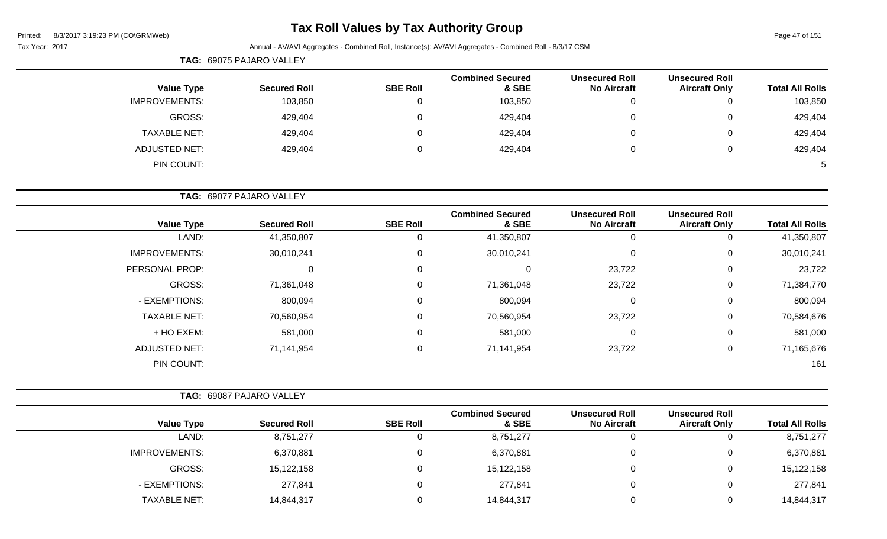# Tax Roll Values by Tax Authority Group

Tax Year: 2017

Annual - AV/AVI Aggregates - Combined Roll, Instance(s): AV/AVI Aggregates - Combined Roll - 8/3/17 CSM

**TAG: 69075 PAJARO VALLEY**

| Value Type | Secured Roll | SBE Roll | Combined Secured & SBE | Unsecured Roll No Aircraft | Unsecured Roll Aircraft Only | Total All Rolls |
|---|---|---|---|---|---|---|
| IMPROVEMENTS: | 103,850 | 0 | 103,850 | 0 | 0 | 103,850 |
| GROSS: | 429,404 | 0 | 429,404 | 0 | 0 | 429,404 |
| TAXABLE NET: | 429,404 | 0 | 429,404 | 0 | 0 | 429,404 |
| ADJUSTED NET: | 429,404 | 0 | 429,404 | 0 | 0 | 429,404 |
| PIN COUNT: | | | | | | 5 |

**TAG: 69077 PAJARO VALLEY**

| Value Type | Secured Roll | SBE Roll | Combined Secured & SBE | Unsecured Roll No Aircraft | Unsecured Roll Aircraft Only | Total All Rolls |
|---|---|---|---|---|---|---|
| LAND: | 41,350,807 | 0 | 41,350,807 | 0 | 0 | 41,350,807 |
| IMPROVEMENTS: | 30,010,241 | 0 | 30,010,241 | 0 | 0 | 30,010,241 |
| PERSONAL PROP: | 0 | 0 | 0 | 23,722 | 0 | 23,722 |
| GROSS: | 71,361,048 | 0 | 71,361,048 | 23,722 | 0 | 71,384,770 |
| - EXEMPTIONS: | 800,094 | 0 | 800,094 | 0 | 0 | 800,094 |
| TAXABLE NET: | 70,560,954 | 0 | 70,560,954 | 23,722 | 0 | 70,584,676 |
| + HO EXEM: | 581,000 | 0 | 581,000 | 0 | 0 | 581,000 |
| ADJUSTED NET: | 71,141,954 | 0 | 71,141,954 | 23,722 | 0 | 71,165,676 |
| PIN COUNT: | | | | | | 161 |

**TAG: 69087 PAJARO VALLEY**

| Value Type | Secured Roll | SBE Roll | Combined Secured & SBE | Unsecured Roll No Aircraft | Unsecured Roll Aircraft Only | Total All Rolls |
|---|---|---|---|---|---|---|
| LAND: | 8,751,277 | 0 | 8,751,277 | 0 | 0 | 8,751,277 |
| IMPROVEMENTS: | 6,370,881 | 0 | 6,370,881 | 0 | 0 | 6,370,881 |
| GROSS: | 15,122,158 | 0 | 15,122,158 | 0 | 0 | 15,122,158 |
| - EXEMPTIONS: | 277,841 | 0 | 277,841 | 0 | 0 | 277,841 |
| TAXABLE NET: | 14,844,317 | 0 | 14,844,317 | 0 | 0 | 14,844,317 |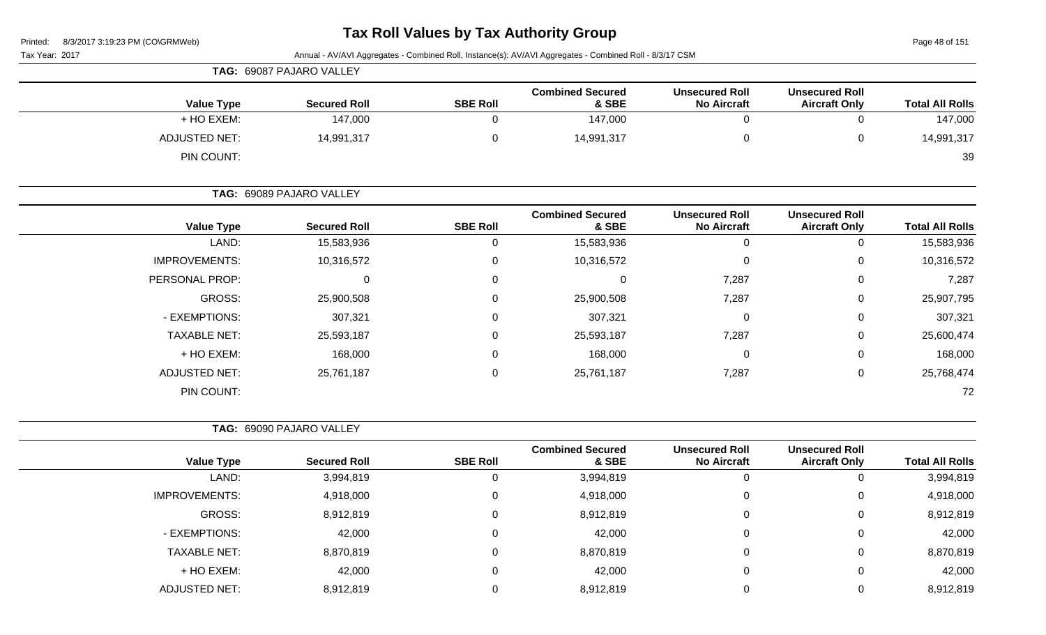# Tax Roll Values by Tax Authority Group

Printed: 8/3/2017 3:19:23 PM (CO\GRMWeb)

Tax Year: 2017 Annual - AV/AVI Aggregates - Combined Roll, Instance(s): AV/AVI Aggregates - Combined Roll - 8/3/17 CSM

**TAG: 69087 PAJARO VALLEY**

| Value Type | Secured Roll | SBE Roll | Combined Secured & SBE | Unsecured Roll No Aircraft | Unsecured Roll Aircraft Only | Total All Rolls |
|---|---|---|---|---|---|---|
| + HO EXEM: | 147,000 | 0 | 147,000 | 0 | 0 | 147,000 |
| ADJUSTED NET: | 14,991,317 | 0 | 14,991,317 | 0 | 0 | 14,991,317 |
| PIN COUNT: | | | | | | 39 |

**TAG: 69089 PAJARO VALLEY**

| Value Type | Secured Roll | SBE Roll | Combined Secured & SBE | Unsecured Roll No Aircraft | Unsecured Roll Aircraft Only | Total All Rolls |
|---|---|---|---|---|---|---|
| LAND: | 15,583,936 | 0 | 15,583,936 | 0 | 0 | 15,583,936 |
| IMPROVEMENTS: | 10,316,572 | 0 | 10,316,572 | 0 | 0 | 10,316,572 |
| PERSONAL PROP: | 0 | 0 | 0 | 7,287 | 0 | 7,287 |
| GROSS: | 25,900,508 | 0 | 25,900,508 | 7,287 | 0 | 25,907,795 |
| - EXEMPTIONS: | 307,321 | 0 | 307,321 | 0 | 0 | 307,321 |
| TAXABLE NET: | 25,593,187 | 0 | 25,593,187 | 7,287 | 0 | 25,600,474 |
| + HO EXEM: | 168,000 | 0 | 168,000 | 0 | 0 | 168,000 |
| ADJUSTED NET: | 25,761,187 | 0 | 25,761,187 | 7,287 | 0 | 25,768,474 |
| PIN COUNT: | | | | | | 72 |

**TAG: 69090 PAJARO VALLEY**

| Value Type | Secured Roll | SBE Roll | Combined Secured & SBE | Unsecured Roll No Aircraft | Unsecured Roll Aircraft Only | Total All Rolls |
|---|---|---|---|---|---|---|
| LAND: | 3,994,819 | 0 | 3,994,819 | 0 | 0 | 3,994,819 |
| IMPROVEMENTS: | 4,918,000 | 0 | 4,918,000 | 0 | 0 | 4,918,000 |
| GROSS: | 8,912,819 | 0 | 8,912,819 | 0 | 0 | 8,912,819 |
| - EXEMPTIONS: | 42,000 | 0 | 42,000 | 0 | 0 | 42,000 |
| TAXABLE NET: | 8,870,819 | 0 | 8,870,819 | 0 | 0 | 8,870,819 |
| + HO EXEM: | 42,000 | 0 | 42,000 | 0 | 0 | 42,000 |
| ADJUSTED NET: | 8,912,819 | 0 | 8,912,819 | 0 | 0 | 8,912,819 |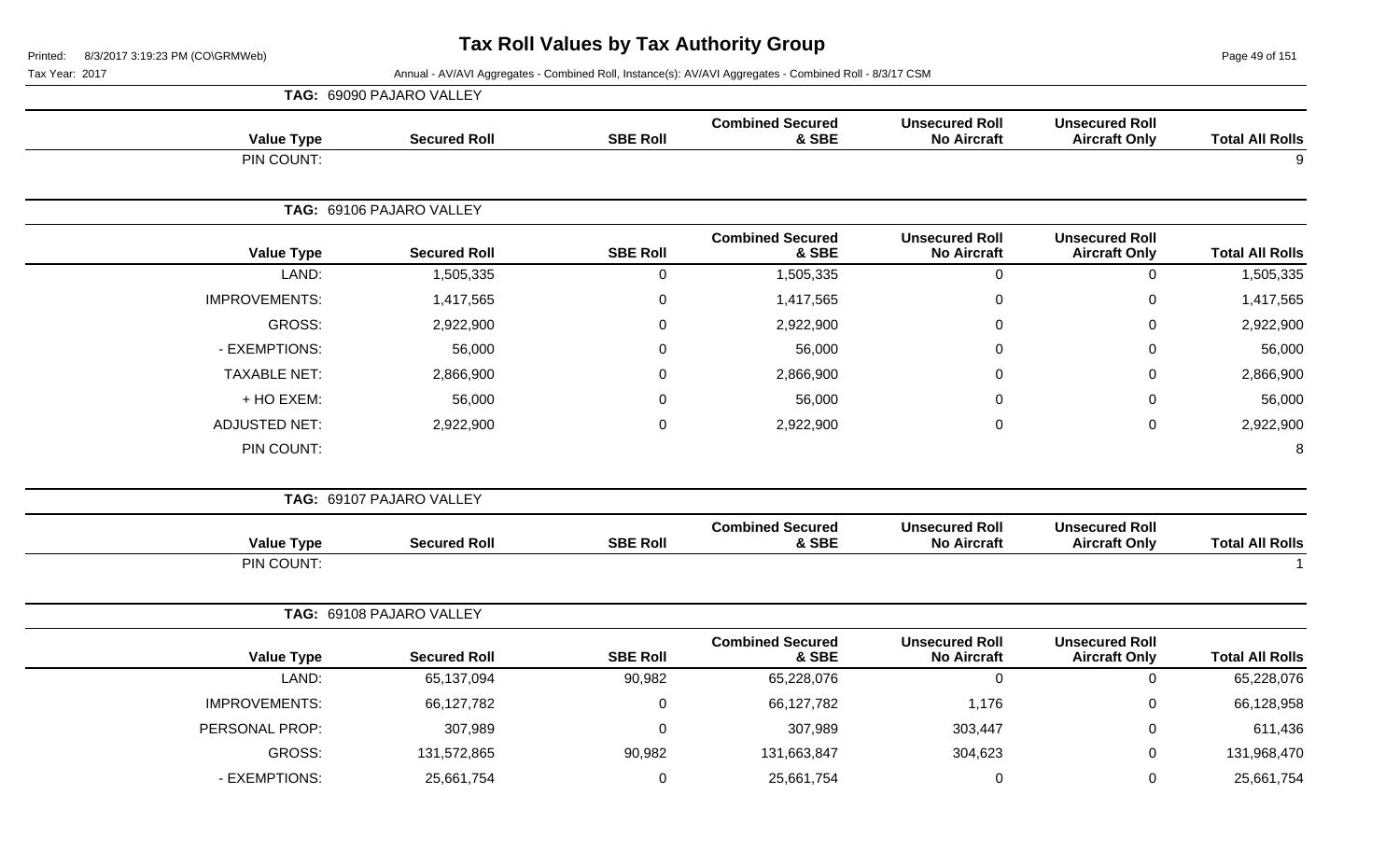# Tax Roll Values by Tax Authority Group

Printed: 8/3/2017 3:19:23 PM (CO\GRMWeb)

Tax Year: 2017

Annual - AV/AVI Aggregates - Combined Roll, Instance(s): AV/AVI Aggregates - Combined Roll - 8/3/17 CSM

## TAG: 69090 PAJARO VALLEY

| Value Type | Secured Roll | SBE Roll | Combined Secured & SBE | Unsecured Roll No Aircraft | Unsecured Roll Aircraft Only | Total All Rolls |
|---|---|---|---|---|---|---|
| PIN COUNT: | | | | | | 9 |

## TAG: 69106 PAJARO VALLEY

| Value Type | Secured Roll | SBE Roll | Combined Secured & SBE | Unsecured Roll No Aircraft | Unsecured Roll Aircraft Only | Total All Rolls |
|---|---|---|---|---|---|---|
| LAND: | 1,505,335 | 0 | 1,505,335 | 0 | 0 | 1,505,335 |
| IMPROVEMENTS: | 1,417,565 | 0 | 1,417,565 | 0 | 0 | 1,417,565 |
| GROSS: | 2,922,900 | 0 | 2,922,900 | 0 | 0 | 2,922,900 |
| - EXEMPTIONS: | 56,000 | 0 | 56,000 | 0 | 0 | 56,000 |
| TAXABLE NET: | 2,866,900 | 0 | 2,866,900 | 0 | 0 | 2,866,900 |
| + HO EXEM: | 56,000 | 0 | 56,000 | 0 | 0 | 56,000 |
| ADJUSTED NET: | 2,922,900 | 0 | 2,922,900 | 0 | 0 | 2,922,900 |
| PIN COUNT: | | | | | | 8 |

## TAG: 69107 PAJARO VALLEY

| Value Type | Secured Roll | SBE Roll | Combined Secured & SBE | Unsecured Roll No Aircraft | Unsecured Roll Aircraft Only | Total All Rolls |
|---|---|---|---|---|---|---|
| PIN COUNT: | | | | | | 1 |

## TAG: 69108 PAJARO VALLEY

| Value Type | Secured Roll | SBE Roll | Combined Secured & SBE | Unsecured Roll No Aircraft | Unsecured Roll Aircraft Only | Total All Rolls |
|---|---|---|---|---|---|---|
| LAND: | 65,137,094 | 90,982 | 65,228,076 | 0 | 0 | 65,228,076 |
| IMPROVEMENTS: | 66,127,782 | 0 | 66,127,782 | 1,176 | 0 | 66,128,958 |
| PERSONAL PROP: | 307,989 | 0 | 307,989 | 303,447 | 0 | 611,436 |
| GROSS: | 131,572,865 | 90,982 | 131,663,847 | 304,623 | 0 | 131,968,470 |
| - EXEMPTIONS: | 25,661,754 | 0 | 25,661,754 | 0 | 0 | 25,661,754 |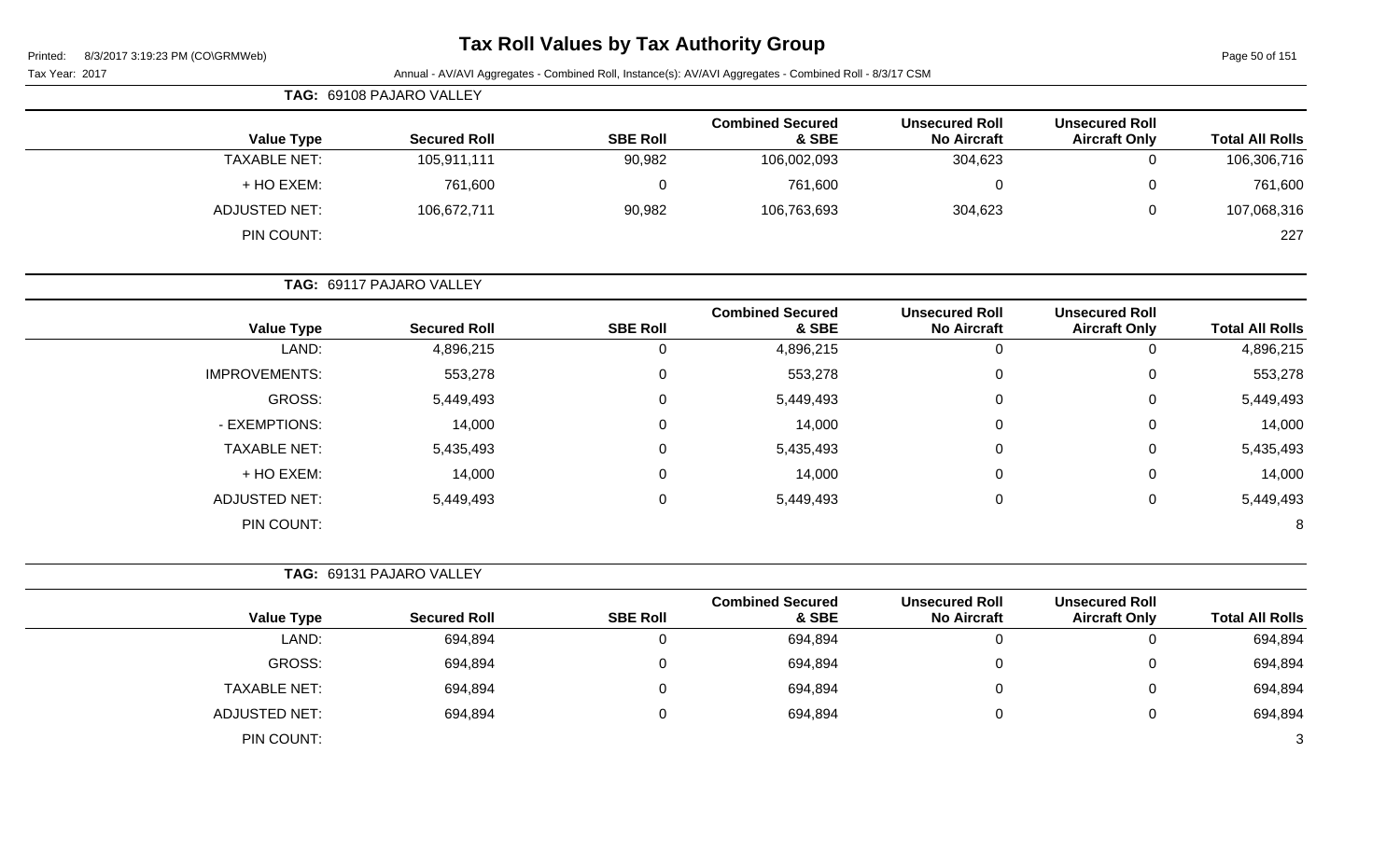# Tax Roll Values by Tax Authority Group

Printed: 8/3/2017 3:19:23 PM (CO\GRMWeb)

Tax Year: 2017

Annual - AV/AVI Aggregates - Combined Roll, Instance(s): AV/AVI Aggregates - Combined Roll - 8/3/17 CSM

**TAG: 69108 PAJARO VALLEY**

| Value Type | Secured Roll | SBE Roll | Combined Secured & SBE | Unsecured Roll No Aircraft | Unsecured Roll Aircraft Only | Total All Rolls |
|---|---|---|---|---|---|---|
| TAXABLE NET: | 105,911,111 | 90,982 | 106,002,093 | 304,623 | 0 | 106,306,716 |
| + HO EXEM: | 761,600 | 0 | 761,600 | 0 | 0 | 761,600 |
| ADJUSTED NET: | 106,672,711 | 90,982 | 106,763,693 | 304,623 | 0 | 107,068,316 |
| PIN COUNT: | | | | | | 227 |

**TAG: 69117 PAJARO VALLEY**

| Value Type | Secured Roll | SBE Roll | Combined Secured & SBE | Unsecured Roll No Aircraft | Unsecured Roll Aircraft Only | Total All Rolls |
|---|---|---|---|---|---|---|
| LAND: | 4,896,215 | 0 | 4,896,215 | 0 | 0 | 4,896,215 |
| IMPROVEMENTS: | 553,278 | 0 | 553,278 | 0 | 0 | 553,278 |
| GROSS: | 5,449,493 | 0 | 5,449,493 | 0 | 0 | 5,449,493 |
| - EXEMPTIONS: | 14,000 | 0 | 14,000 | 0 | 0 | 14,000 |
| TAXABLE NET: | 5,435,493 | 0 | 5,435,493 | 0 | 0 | 5,435,493 |
| + HO EXEM: | 14,000 | 0 | 14,000 | 0 | 0 | 14,000 |
| ADJUSTED NET: | 5,449,493 | 0 | 5,449,493 | 0 | 0 | 5,449,493 |
| PIN COUNT: | | | | | | 8 |

**TAG: 69131 PAJARO VALLEY**

| Value Type | Secured Roll | SBE Roll | Combined Secured & SBE | Unsecured Roll No Aircraft | Unsecured Roll Aircraft Only | Total All Rolls |
|---|---|---|---|---|---|---|
| LAND: | 694,894 | 0 | 694,894 | 0 | 0 | 694,894 |
| GROSS: | 694,894 | 0 | 694,894 | 0 | 0 | 694,894 |
| TAXABLE NET: | 694,894 | 0 | 694,894 | 0 | 0 | 694,894 |
| ADJUSTED NET: | 694,894 | 0 | 694,894 | 0 | 0 | 694,894 |
| PIN COUNT: | | | | | | 3 |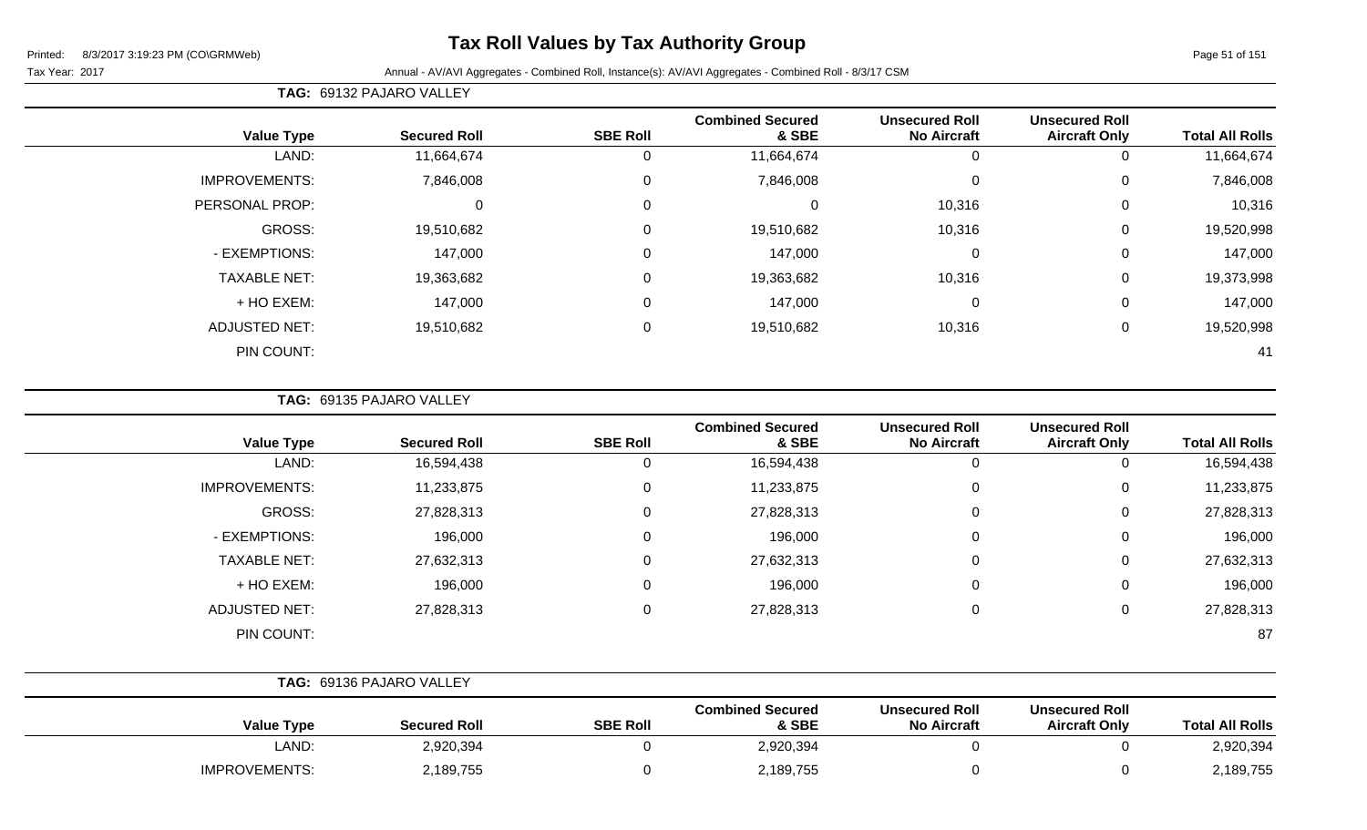# Tax Roll Values by Tax Authority Group

Printed: 8/3/2017 3:19:23 PM (CO\GRMWeb)

Tax Year: 2017 — Annual - AV/AVI Aggregates - Combined Roll, Instance(s): AV/AVI Aggregates - Combined Roll - 8/3/17 CSM

**TAG: 69132 PAJARO VALLEY**

| Value Type | Secured Roll | SBE Roll | Combined Secured & SBE | Unsecured Roll No Aircraft | Unsecured Roll Aircraft Only | Total All Rolls |
|---|---|---|---|---|---|---|
| LAND: | 11,664,674 | 0 | 11,664,674 | 0 | 0 | 11,664,674 |
| IMPROVEMENTS: | 7,846,008 | 0 | 7,846,008 | 0 | 0 | 7,846,008 |
| PERSONAL PROP: | 0 | 0 | 0 | 10,316 | 0 | 10,316 |
| GROSS: | 19,510,682 | 0 | 19,510,682 | 10,316 | 0 | 19,520,998 |
| - EXEMPTIONS: | 147,000 | 0 | 147,000 | 0 | 0 | 147,000 |
| TAXABLE NET: | 19,363,682 | 0 | 19,363,682 | 10,316 | 0 | 19,373,998 |
| + HO EXEM: | 147,000 | 0 | 147,000 | 0 | 0 | 147,000 |
| ADJUSTED NET: | 19,510,682 | 0 | 19,510,682 | 10,316 | 0 | 19,520,998 |
| PIN COUNT: | | | | | | 41 |

**TAG: 69135 PAJARO VALLEY**

| Value Type | Secured Roll | SBE Roll | Combined Secured & SBE | Unsecured Roll No Aircraft | Unsecured Roll Aircraft Only | Total All Rolls |
|---|---|---|---|---|---|---|
| LAND: | 16,594,438 | 0 | 16,594,438 | 0 | 0 | 16,594,438 |
| IMPROVEMENTS: | 11,233,875 | 0 | 11,233,875 | 0 | 0 | 11,233,875 |
| GROSS: | 27,828,313 | 0 | 27,828,313 | 0 | 0 | 27,828,313 |
| - EXEMPTIONS: | 196,000 | 0 | 196,000 | 0 | 0 | 196,000 |
| TAXABLE NET: | 27,632,313 | 0 | 27,632,313 | 0 | 0 | 27,632,313 |
| + HO EXEM: | 196,000 | 0 | 196,000 | 0 | 0 | 196,000 |
| ADJUSTED NET: | 27,828,313 | 0 | 27,828,313 | 0 | 0 | 27,828,313 |
| PIN COUNT: | | | | | | 87 |

**TAG: 69136 PAJARO VALLEY**

| Value Type | Secured Roll | SBE Roll | Combined Secured & SBE | Unsecured Roll No Aircraft | Unsecured Roll Aircraft Only | Total All Rolls |
|---|---|---|---|---|---|---|
| LAND: | 2,920,394 | 0 | 2,920,394 | 0 | 0 | 2,920,394 |
| IMPROVEMENTS: | 2,189,755 | 0 | 2,189,755 | 0 | 0 | 2,189,755 |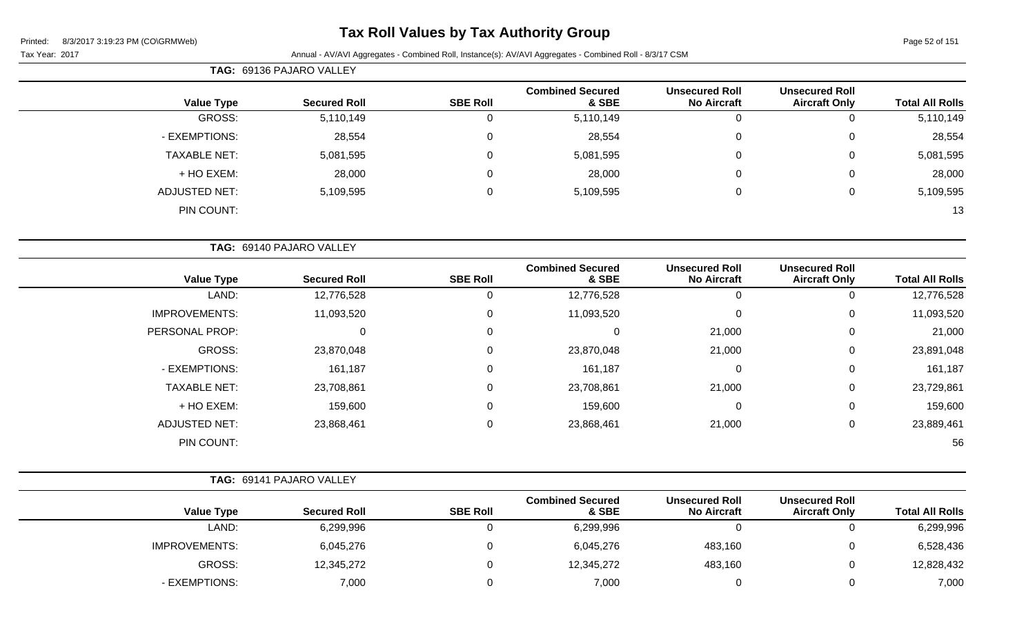# Tax Roll Values by Tax Authority Group

Tax Year: 2017

Annual - AV/AVI Aggregates - Combined Roll, Instance(s): AV/AVI Aggregates - Combined Roll - 8/3/17 CSM

**TAG: 69136 PAJARO VALLEY**

| Value Type | Secured Roll | SBE Roll | Combined Secured & SBE | Unsecured Roll No Aircraft | Unsecured Roll Aircraft Only | Total All Rolls |
|---|---|---|---|---|---|---|
| GROSS: | 5,110,149 | 0 | 5,110,149 | 0 | 0 | 5,110,149 |
| - EXEMPTIONS: | 28,554 | 0 | 28,554 | 0 | 0 | 28,554 |
| TAXABLE NET: | 5,081,595 | 0 | 5,081,595 | 0 | 0 | 5,081,595 |
| + HO EXEM: | 28,000 | 0 | 28,000 | 0 | 0 | 28,000 |
| ADJUSTED NET: | 5,109,595 | 0 | 5,109,595 | 0 | 0 | 5,109,595 |
| PIN COUNT: | | | | | | 13 |

**TAG: 69140 PAJARO VALLEY**

| Value Type | Secured Roll | SBE Roll | Combined Secured & SBE | Unsecured Roll No Aircraft | Unsecured Roll Aircraft Only | Total All Rolls |
|---|---|---|---|---|---|---|
| LAND: | 12,776,528 | 0 | 12,776,528 | 0 | 0 | 12,776,528 |
| IMPROVEMENTS: | 11,093,520 | 0 | 11,093,520 | 0 | 0 | 11,093,520 |
| PERSONAL PROP: | 0 | 0 | 0 | 21,000 | 0 | 21,000 |
| GROSS: | 23,870,048 | 0 | 23,870,048 | 21,000 | 0 | 23,891,048 |
| - EXEMPTIONS: | 161,187 | 0 | 161,187 | 0 | 0 | 161,187 |
| TAXABLE NET: | 23,708,861 | 0 | 23,708,861 | 21,000 | 0 | 23,729,861 |
| + HO EXEM: | 159,600 | 0 | 159,600 | 0 | 0 | 159,600 |
| ADJUSTED NET: | 23,868,461 | 0 | 23,868,461 | 21,000 | 0 | 23,889,461 |
| PIN COUNT: | | | | | | 56 |

**TAG: 69141 PAJARO VALLEY**

| Value Type | Secured Roll | SBE Roll | Combined Secured & SBE | Unsecured Roll No Aircraft | Unsecured Roll Aircraft Only | Total All Rolls |
|---|---|---|---|---|---|---|
| LAND: | 6,299,996 | 0 | 6,299,996 | 0 | 0 | 6,299,996 |
| IMPROVEMENTS: | 6,045,276 | 0 | 6,045,276 | 483,160 | 0 | 6,528,436 |
| GROSS: | 12,345,272 | 0 | 12,345,272 | 483,160 | 0 | 12,828,432 |
| - EXEMPTIONS: | 7,000 | 0 | 7,000 | 0 | 0 | 7,000 |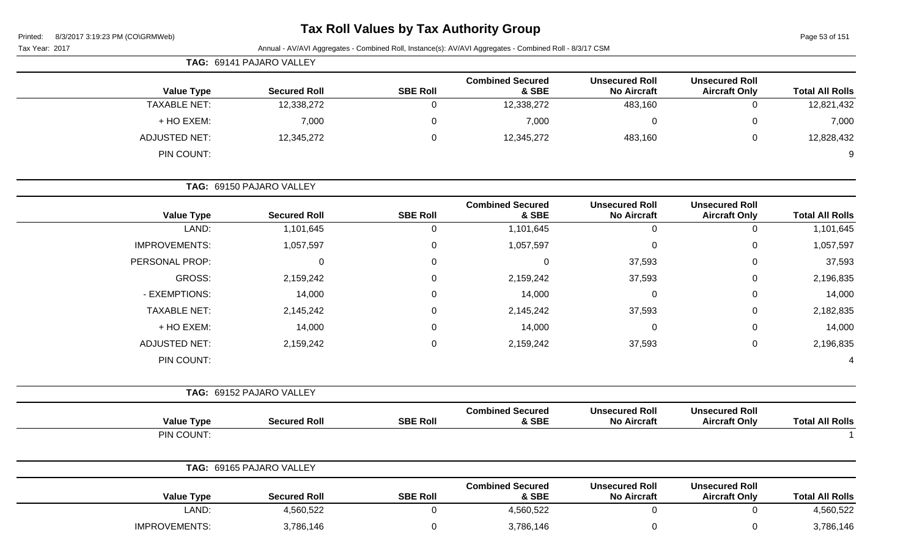# Tax Roll Values by Tax Authority Group

Printed: 8/3/2017 3:19:23 PM (CO\GRMWeb)

Tax Year: 2017

Annual - AV/AVI Aggregates - Combined Roll, Instance(s): AV/AVI Aggregates - Combined Roll - 8/3/17 CSM

**TAG: 69141 PAJARO VALLEY**

| Value Type | Secured Roll | SBE Roll | Combined Secured & SBE | Unsecured Roll No Aircraft | Unsecured Roll Aircraft Only | Total All Rolls |
|---|---|---|---|---|---|---|
| TAXABLE NET: | 12,338,272 | 0 | 12,338,272 | 483,160 | 0 | 12,821,432 |
| + HO EXEM: | 7,000 | 0 | 7,000 | 0 | 0 | 7,000 |
| ADJUSTED NET: | 12,345,272 | 0 | 12,345,272 | 483,160 | 0 | 12,828,432 |
| PIN COUNT: | | | | | | 9 |

**TAG: 69150 PAJARO VALLEY**

| Value Type | Secured Roll | SBE Roll | Combined Secured & SBE | Unsecured Roll No Aircraft | Unsecured Roll Aircraft Only | Total All Rolls |
|---|---|---|---|---|---|---|
| LAND: | 1,101,645 | 0 | 1,101,645 | 0 | 0 | 1,101,645 |
| IMPROVEMENTS: | 1,057,597 | 0 | 1,057,597 | 0 | 0 | 1,057,597 |
| PERSONAL PROP: | 0 | 0 | 0 | 37,593 | 0 | 37,593 |
| GROSS: | 2,159,242 | 0 | 2,159,242 | 37,593 | 0 | 2,196,835 |
| - EXEMPTIONS: | 14,000 | 0 | 14,000 | 0 | 0 | 14,000 |
| TAXABLE NET: | 2,145,242 | 0 | 2,145,242 | 37,593 | 0 | 2,182,835 |
| + HO EXEM: | 14,000 | 0 | 14,000 | 0 | 0 | 14,000 |
| ADJUSTED NET: | 2,159,242 | 0 | 2,159,242 | 37,593 | 0 | 2,196,835 |
| PIN COUNT: | | | | | | 4 |

**TAG: 69152 PAJARO VALLEY**

| Value Type | Secured Roll | SBE Roll | Combined Secured & SBE | Unsecured Roll No Aircraft | Unsecured Roll Aircraft Only | Total All Rolls |
|---|---|---|---|---|---|---|
| PIN COUNT: | | | | | | 1 |

**TAG: 69165 PAJARO VALLEY**

| Value Type | Secured Roll | SBE Roll | Combined Secured & SBE | Unsecured Roll No Aircraft | Unsecured Roll Aircraft Only | Total All Rolls |
|---|---|---|---|---|---|---|
| LAND: | 4,560,522 | 0 | 4,560,522 | 0 | 0 | 4,560,522 |
| IMPROVEMENTS: | 3,786,146 | 0 | 3,786,146 | 0 | 0 | 3,786,146 |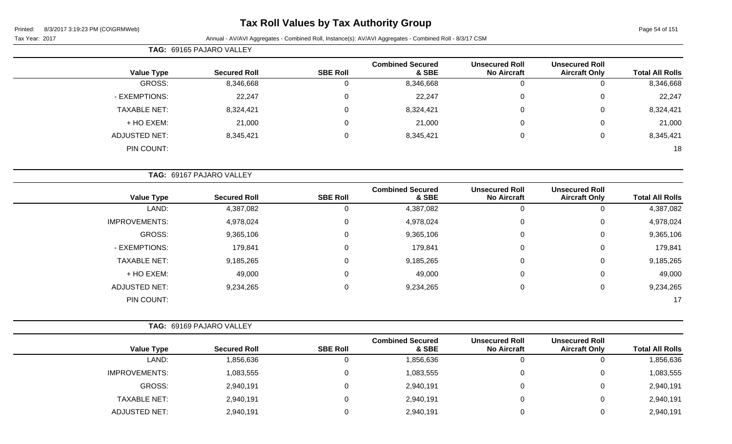# Tax Roll Values by Tax Authority Group

Printed: 8/3/2017 3:19:23 PM (CO\GRMWeb)

Tax Year: 2017

Annual - AV/AVI Aggregates - Combined Roll, Instance(s): AV/AVI Aggregates - Combined Roll - 8/3/17 CSM

**TAG: 69165 PAJARO VALLEY**

| Value Type | Secured Roll | SBE Roll | Combined Secured & SBE | Unsecured Roll No Aircraft | Unsecured Roll Aircraft Only | Total All Rolls |
|---|---|---|---|---|---|---|
| GROSS: | 8,346,668 | 0 | 8,346,668 | 0 | 0 | 8,346,668 |
| - EXEMPTIONS: | 22,247 | 0 | 22,247 | 0 | 0 | 22,247 |
| TAXABLE NET: | 8,324,421 | 0 | 8,324,421 | 0 | 0 | 8,324,421 |
| + HO EXEM: | 21,000 | 0 | 21,000 | 0 | 0 | 21,000 |
| ADJUSTED NET: | 8,345,421 | 0 | 8,345,421 | 0 | 0 | 8,345,421 |
| PIN COUNT: | | | | | | 18 |

**TAG: 69167 PAJARO VALLEY**

| Value Type | Secured Roll | SBE Roll | Combined Secured & SBE | Unsecured Roll No Aircraft | Unsecured Roll Aircraft Only | Total All Rolls |
|---|---|---|---|---|---|---|
| LAND: | 4,387,082 | 0 | 4,387,082 | 0 | 0 | 4,387,082 |
| IMPROVEMENTS: | 4,978,024 | 0 | 4,978,024 | 0 | 0 | 4,978,024 |
| GROSS: | 9,365,106 | 0 | 9,365,106 | 0 | 0 | 9,365,106 |
| - EXEMPTIONS: | 179,841 | 0 | 179,841 | 0 | 0 | 179,841 |
| TAXABLE NET: | 9,185,265 | 0 | 9,185,265 | 0 | 0 | 9,185,265 |
| + HO EXEM: | 49,000 | 0 | 49,000 | 0 | 0 | 49,000 |
| ADJUSTED NET: | 9,234,265 | 0 | 9,234,265 | 0 | 0 | 9,234,265 |
| PIN COUNT: | | | | | | 17 |

**TAG: 69169 PAJARO VALLEY**

| Value Type | Secured Roll | SBE Roll | Combined Secured & SBE | Unsecured Roll No Aircraft | Unsecured Roll Aircraft Only | Total All Rolls |
|---|---|---|---|---|---|---|
| LAND: | 1,856,636 | 0 | 1,856,636 | 0 | 0 | 1,856,636 |
| IMPROVEMENTS: | 1,083,555 | 0 | 1,083,555 | 0 | 0 | 1,083,555 |
| GROSS: | 2,940,191 | 0 | 2,940,191 | 0 | 0 | 2,940,191 |
| TAXABLE NET: | 2,940,191 | 0 | 2,940,191 | 0 | 0 | 2,940,191 |
| ADJUSTED NET: | 2,940,191 | 0 | 2,940,191 | 0 | 0 | 2,940,191 |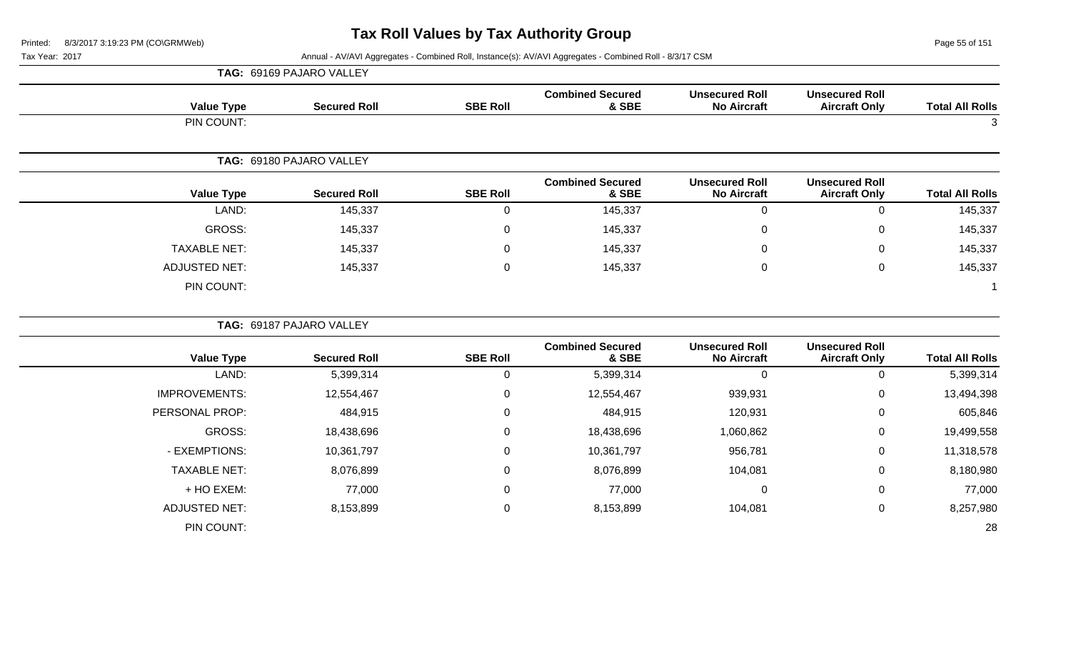# Tax Roll Values by Tax Authority Group

Printed: 8/3/2017 3:19:23 PM (CO\GRMWeb)

Tax Year: 2017

Annual - AV/AVI Aggregates - Combined Roll, Instance(s): AV/AVI Aggregates - Combined Roll - 8/3/17 CSM

**TAG: 69169 PAJARO VALLEY**

| Value Type | Secured Roll | SBE Roll | Combined Secured & SBE | Unsecured Roll No Aircraft | Unsecured Roll Aircraft Only | Total All Rolls |
|---|---|---|---|---|---|---|
| PIN COUNT: | | | | | | 3 |

**TAG: 69180 PAJARO VALLEY**

| Value Type | Secured Roll | SBE Roll | Combined Secured & SBE | Unsecured Roll No Aircraft | Unsecured Roll Aircraft Only | Total All Rolls |
|---|---|---|---|---|---|---|
| LAND: | 145,337 | 0 | 145,337 | 0 | 0 | 145,337 |
| GROSS: | 145,337 | 0 | 145,337 | 0 | 0 | 145,337 |
| TAXABLE NET: | 145,337 | 0 | 145,337 | 0 | 0 | 145,337 |
| ADJUSTED NET: | 145,337 | 0 | 145,337 | 0 | 0 | 145,337 |
| PIN COUNT: | | | | | | 1 |

**TAG: 69187 PAJARO VALLEY**

| Value Type | Secured Roll | SBE Roll | Combined Secured & SBE | Unsecured Roll No Aircraft | Unsecured Roll Aircraft Only | Total All Rolls |
|---|---|---|---|---|---|---|
| LAND: | 5,399,314 | 0 | 5,399,314 | 0 | 0 | 5,399,314 |
| IMPROVEMENTS: | 12,554,467 | 0 | 12,554,467 | 939,931 | 0 | 13,494,398 |
| PERSONAL PROP: | 484,915 | 0 | 484,915 | 120,931 | 0 | 605,846 |
| GROSS: | 18,438,696 | 0 | 18,438,696 | 1,060,862 | 0 | 19,499,558 |
| - EXEMPTIONS: | 10,361,797 | 0 | 10,361,797 | 956,781 | 0 | 11,318,578 |
| TAXABLE NET: | 8,076,899 | 0 | 8,076,899 | 104,081 | 0 | 8,180,980 |
| + HO EXEM: | 77,000 | 0 | 77,000 | 0 | 0 | 77,000 |
| ADJUSTED NET: | 8,153,899 | 0 | 8,153,899 | 104,081 | 0 | 8,257,980 |
| PIN COUNT: | | | | | | 28 |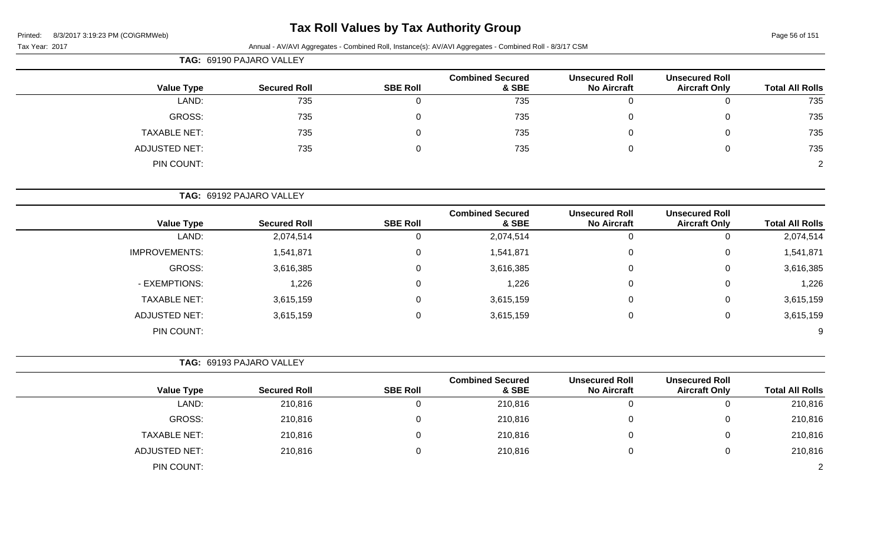# Tax Roll Values by Tax Authority Group

Printed: 8/3/2017 3:19:23 PM (CO\GRMWeb)

Tax Year: 2017

Annual - AV/AVI Aggregates - Combined Roll, Instance(s): AV/AVI Aggregates - Combined Roll - 8/3/17 CSM

**TAG: 69190 PAJARO VALLEY**

| Value Type | Secured Roll | SBE Roll | Combined Secured & SBE | Unsecured Roll No Aircraft | Unsecured Roll Aircraft Only | Total All Rolls |
|---|---|---|---|---|---|---|
| LAND: | 735 | 0 | 735 | 0 | 0 | 735 |
| GROSS: | 735 | 0 | 735 | 0 | 0 | 735 |
| TAXABLE NET: | 735 | 0 | 735 | 0 | 0 | 735 |
| ADJUSTED NET: | 735 | 0 | 735 | 0 | 0 | 735 |
| PIN COUNT: | | | | | | 2 |

**TAG: 69192 PAJARO VALLEY**

| Value Type | Secured Roll | SBE Roll | Combined Secured & SBE | Unsecured Roll No Aircraft | Unsecured Roll Aircraft Only | Total All Rolls |
|---|---|---|---|---|---|---|
| LAND: | 2,074,514 | 0 | 2,074,514 | 0 | 0 | 2,074,514 |
| IMPROVEMENTS: | 1,541,871 | 0 | 1,541,871 | 0 | 0 | 1,541,871 |
| GROSS: | 3,616,385 | 0 | 3,616,385 | 0 | 0 | 3,616,385 |
| - EXEMPTIONS: | 1,226 | 0 | 1,226 | 0 | 0 | 1,226 |
| TAXABLE NET: | 3,615,159 | 0 | 3,615,159 | 0 | 0 | 3,615,159 |
| ADJUSTED NET: | 3,615,159 | 0 | 3,615,159 | 0 | 0 | 3,615,159 |
| PIN COUNT: | | | | | | 9 |

**TAG: 69193 PAJARO VALLEY**

| Value Type | Secured Roll | SBE Roll | Combined Secured & SBE | Unsecured Roll No Aircraft | Unsecured Roll Aircraft Only | Total All Rolls |
|---|---|---|---|---|---|---|
| LAND: | 210,816 | 0 | 210,816 | 0 | 0 | 210,816 |
| GROSS: | 210,816 | 0 | 210,816 | 0 | 0 | 210,816 |
| TAXABLE NET: | 210,816 | 0 | 210,816 | 0 | 0 | 210,816 |
| ADJUSTED NET: | 210,816 | 0 | 210,816 | 0 | 0 | 210,816 |
| PIN COUNT: | | | | | | 2 |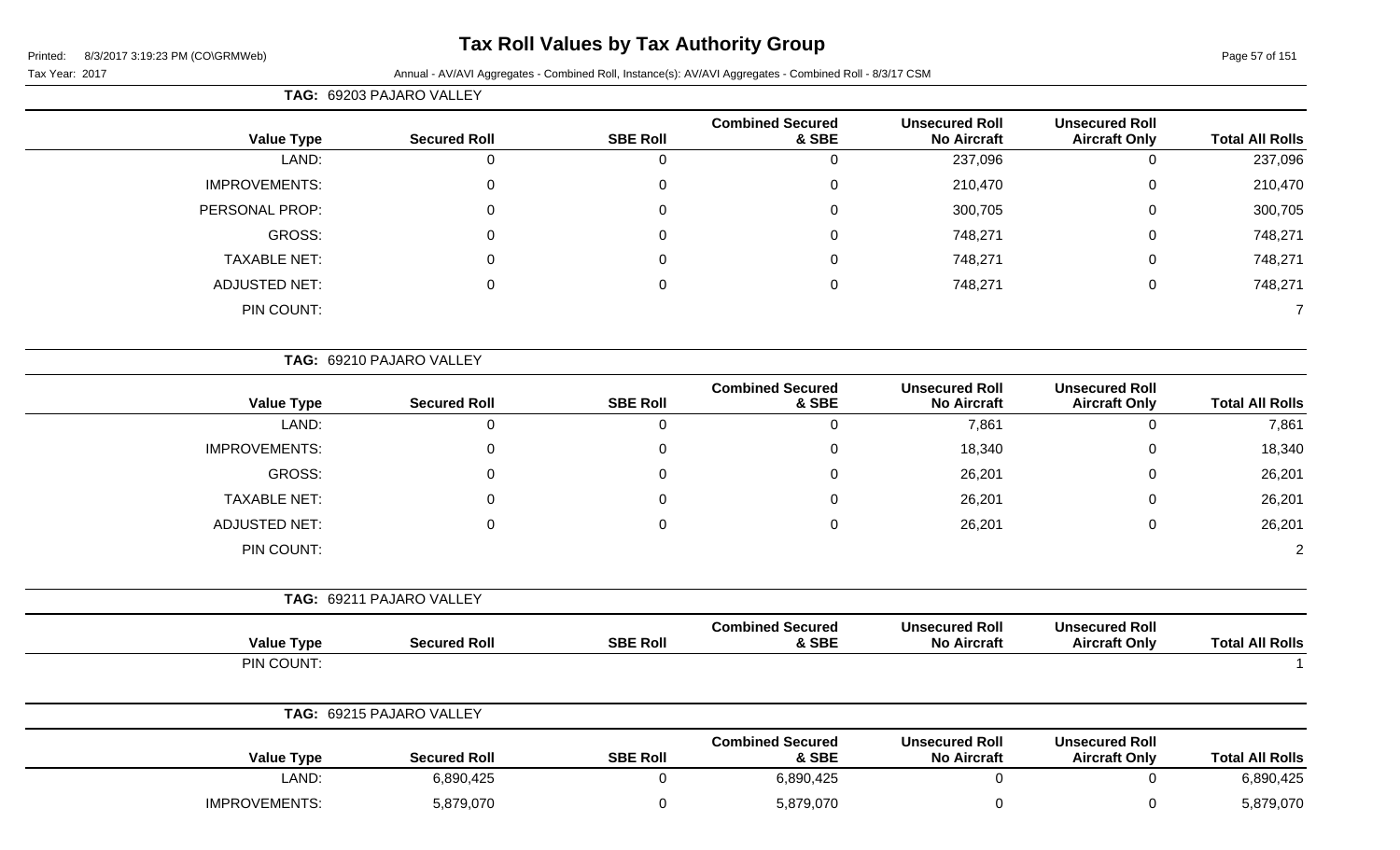# Tax Roll Values by Tax Authority Group

Printed: 8/3/2017 3:19:23 PM (CO\GRMWeb)

Tax Year: 2017

Annual - AV/AVI Aggregates - Combined Roll, Instance(s): AV/AVI Aggregates - Combined Roll - 8/3/17 CSM

**TAG: 69203 PAJARO VALLEY**

| Value Type | Secured Roll | SBE Roll | Combined Secured & SBE | Unsecured Roll No Aircraft | Unsecured Roll Aircraft Only | Total All Rolls |
|---|---|---|---|---|---|---|
| LAND: | 0 | 0 | 0 | 237,096 | 0 | 237,096 |
| IMPROVEMENTS: | 0 | 0 | 0 | 210,470 | 0 | 210,470 |
| PERSONAL PROP: | 0 | 0 | 0 | 300,705 | 0 | 300,705 |
| GROSS: | 0 | 0 | 0 | 748,271 | 0 | 748,271 |
| TAXABLE NET: | 0 | 0 | 0 | 748,271 | 0 | 748,271 |
| ADJUSTED NET: | 0 | 0 | 0 | 748,271 | 0 | 748,271 |
| PIN COUNT: | | | | | | 7 |

**TAG: 69210 PAJARO VALLEY**

| Value Type | Secured Roll | SBE Roll | Combined Secured & SBE | Unsecured Roll No Aircraft | Unsecured Roll Aircraft Only | Total All Rolls |
|---|---|---|---|---|---|---|
| LAND: | 0 | 0 | 0 | 7,861 | 0 | 7,861 |
| IMPROVEMENTS: | 0 | 0 | 0 | 18,340 | 0 | 18,340 |
| GROSS: | 0 | 0 | 0 | 26,201 | 0 | 26,201 |
| TAXABLE NET: | 0 | 0 | 0 | 26,201 | 0 | 26,201 |
| ADJUSTED NET: | 0 | 0 | 0 | 26,201 | 0 | 26,201 |
| PIN COUNT: | | | | | | 2 |

**TAG: 69211 PAJARO VALLEY**

| Value Type | Secured Roll | SBE Roll | Combined Secured & SBE | Unsecured Roll No Aircraft | Unsecured Roll Aircraft Only | Total All Rolls |
|---|---|---|---|---|---|---|
| PIN COUNT: | | | | | | 1 |

**TAG: 69215 PAJARO VALLEY**

| Value Type | Secured Roll | SBE Roll | Combined Secured & SBE | Unsecured Roll No Aircraft | Unsecured Roll Aircraft Only | Total All Rolls |
|---|---|---|---|---|---|---|
| LAND: | 6,890,425 | 0 | 6,890,425 | 0 | 0 | 6,890,425 |
| IMPROVEMENTS: | 5,879,070 | 0 | 5,879,070 | 0 | 0 | 5,879,070 |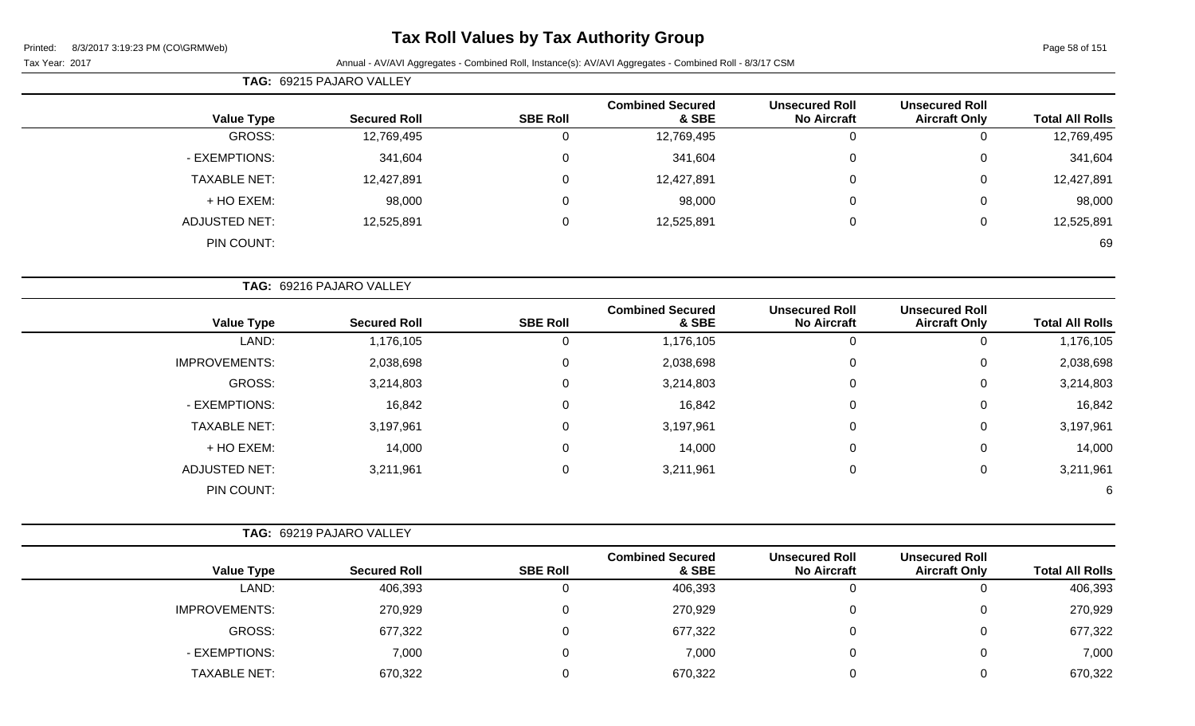# Tax Roll Values by Tax Authority Group

Printed: 8/3/2017 3:19:23 PM (CO\GRMWeb)

Tax Year: 2017 — Annual - AV/AVI Aggregates - Combined Roll, Instance(s): AV/AVI Aggregates - Combined Roll - 8/3/17 CSM

**TAG: 69215 PAJARO VALLEY**

| Value Type | Secured Roll | SBE Roll | Combined Secured & SBE | Unsecured Roll No Aircraft | Unsecured Roll Aircraft Only | Total All Rolls |
|---|---|---|---|---|---|---|
| GROSS: | 12,769,495 | 0 | 12,769,495 | 0 | 0 | 12,769,495 |
| - EXEMPTIONS: | 341,604 | 0 | 341,604 | 0 | 0 | 341,604 |
| TAXABLE NET: | 12,427,891 | 0 | 12,427,891 | 0 | 0 | 12,427,891 |
| + HO EXEM: | 98,000 | 0 | 98,000 | 0 | 0 | 98,000 |
| ADJUSTED NET: | 12,525,891 | 0 | 12,525,891 | 0 | 0 | 12,525,891 |
| PIN COUNT: | | | | | | 69 |

**TAG: 69216 PAJARO VALLEY**

| Value Type | Secured Roll | SBE Roll | Combined Secured & SBE | Unsecured Roll No Aircraft | Unsecured Roll Aircraft Only | Total All Rolls |
|---|---|---|---|---|---|---|
| LAND: | 1,176,105 | 0 | 1,176,105 | 0 | 0 | 1,176,105 |
| IMPROVEMENTS: | 2,038,698 | 0 | 2,038,698 | 0 | 0 | 2,038,698 |
| GROSS: | 3,214,803 | 0 | 3,214,803 | 0 | 0 | 3,214,803 |
| - EXEMPTIONS: | 16,842 | 0 | 16,842 | 0 | 0 | 16,842 |
| TAXABLE NET: | 3,197,961 | 0 | 3,197,961 | 0 | 0 | 3,197,961 |
| + HO EXEM: | 14,000 | 0 | 14,000 | 0 | 0 | 14,000 |
| ADJUSTED NET: | 3,211,961 | 0 | 3,211,961 | 0 | 0 | 3,211,961 |
| PIN COUNT: | | | | | | 6 |

**TAG: 69219 PAJARO VALLEY**

| Value Type | Secured Roll | SBE Roll | Combined Secured & SBE | Unsecured Roll No Aircraft | Unsecured Roll Aircraft Only | Total All Rolls |
|---|---|---|---|---|---|---|
| LAND: | 406,393 | 0 | 406,393 | 0 | 0 | 406,393 |
| IMPROVEMENTS: | 270,929 | 0 | 270,929 | 0 | 0 | 270,929 |
| GROSS: | 677,322 | 0 | 677,322 | 0 | 0 | 677,322 |
| - EXEMPTIONS: | 7,000 | 0 | 7,000 | 0 | 0 | 7,000 |
| TAXABLE NET: | 670,322 | 0 | 670,322 | 0 | 0 | 670,322 |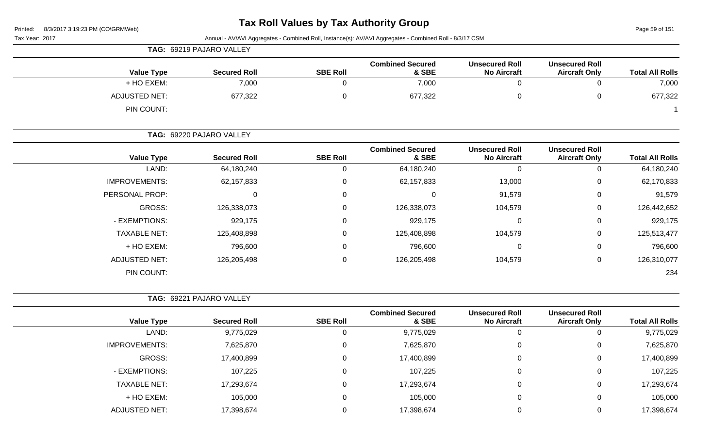# Tax Roll Values by Tax Authority Group

Printed: 8/3/2017 3:19:23 PM (CO\GRMWeb)

Tax Year: 2017

Annual - AV/AVI Aggregates - Combined Roll, Instance(s): AV/AVI Aggregates - Combined Roll - 8/3/17 CSM

**TAG: 69219 PAJARO VALLEY**

| Value Type | Secured Roll | SBE Roll | Combined Secured & SBE | Unsecured Roll No Aircraft | Unsecured Roll Aircraft Only | Total All Rolls |
|---|---|---|---|---|---|---|
| + HO EXEM: | 7,000 | 0 | 7,000 | 0 | 0 | 7,000 |
| ADJUSTED NET: | 677,322 | 0 | 677,322 | 0 | 0 | 677,322 |
| PIN COUNT: | | | | | | 1 |

**TAG: 69220 PAJARO VALLEY**

| Value Type | Secured Roll | SBE Roll | Combined Secured & SBE | Unsecured Roll No Aircraft | Unsecured Roll Aircraft Only | Total All Rolls |
|---|---|---|---|---|---|---|
| LAND: | 64,180,240 | 0 | 64,180,240 | 0 | 0 | 64,180,240 |
| IMPROVEMENTS: | 62,157,833 | 0 | 62,157,833 | 13,000 | 0 | 62,170,833 |
| PERSONAL PROP: | 0 | 0 | 0 | 91,579 | 0 | 91,579 |
| GROSS: | 126,338,073 | 0 | 126,338,073 | 104,579 | 0 | 126,442,652 |
| - EXEMPTIONS: | 929,175 | 0 | 929,175 | 0 | 0 | 929,175 |
| TAXABLE NET: | 125,408,898 | 0 | 125,408,898 | 104,579 | 0 | 125,513,477 |
| + HO EXEM: | 796,600 | 0 | 796,600 | 0 | 0 | 796,600 |
| ADJUSTED NET: | 126,205,498 | 0 | 126,205,498 | 104,579 | 0 | 126,310,077 |
| PIN COUNT: | | | | | | 234 |

**TAG: 69221 PAJARO VALLEY**

| Value Type | Secured Roll | SBE Roll | Combined Secured & SBE | Unsecured Roll No Aircraft | Unsecured Roll Aircraft Only | Total All Rolls |
|---|---|---|---|---|---|---|
| LAND: | 9,775,029 | 0 | 9,775,029 | 0 | 0 | 9,775,029 |
| IMPROVEMENTS: | 7,625,870 | 0 | 7,625,870 | 0 | 0 | 7,625,870 |
| GROSS: | 17,400,899 | 0 | 17,400,899 | 0 | 0 | 17,400,899 |
| - EXEMPTIONS: | 107,225 | 0 | 107,225 | 0 | 0 | 107,225 |
| TAXABLE NET: | 17,293,674 | 0 | 17,293,674 | 0 | 0 | 17,293,674 |
| + HO EXEM: | 105,000 | 0 | 105,000 | 0 | 0 | 105,000 |
| ADJUSTED NET: | 17,398,674 | 0 | 17,398,674 | 0 | 0 | 17,398,674 |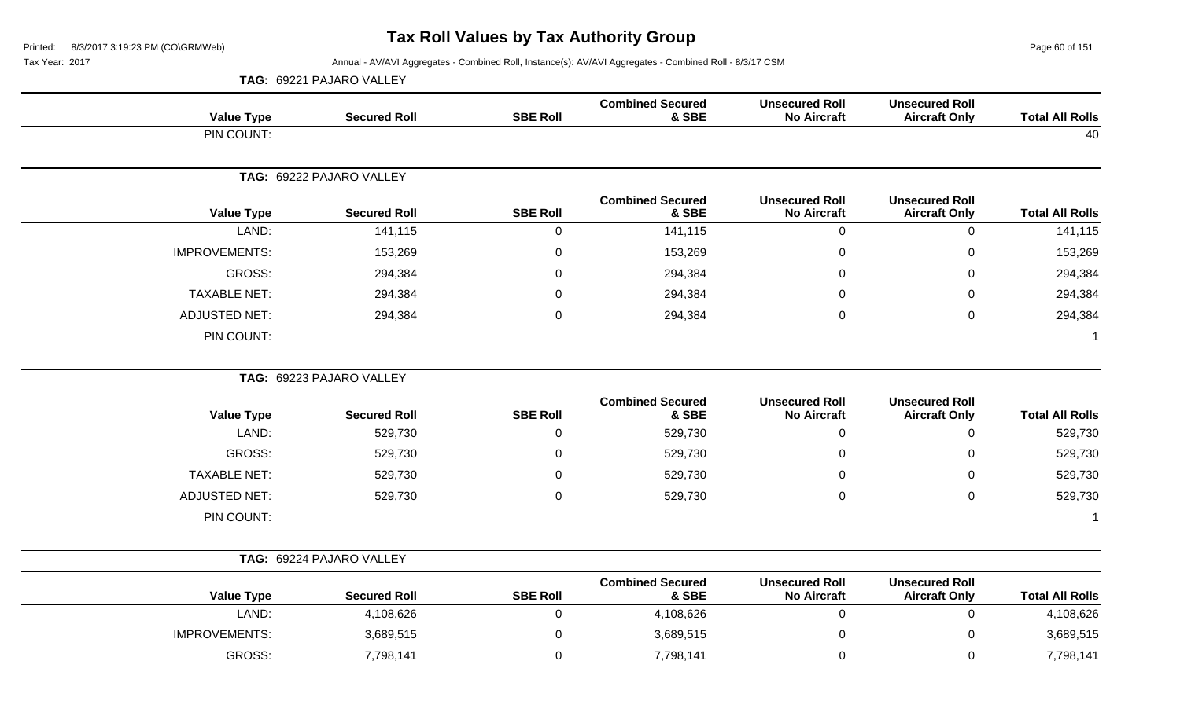# Tax Roll Values by Tax Authority Group

Printed: 8/3/2017 3:19:23 PM (CO\GRMWeb)

Tax Year: 2017

Annual - AV/AVI Aggregates - Combined Roll, Instance(s): AV/AVI Aggregates - Combined Roll - 8/3/17 CSM

## TAG: 69221 PAJARO VALLEY

| Value Type | Secured Roll | SBE Roll | Combined Secured & SBE | Unsecured Roll No Aircraft | Unsecured Roll Aircraft Only | Total All Rolls |
|---|---|---|---|---|---|---|
| PIN COUNT: | | | | | | 40 |

## TAG: 69222 PAJARO VALLEY

| Value Type | Secured Roll | SBE Roll | Combined Secured & SBE | Unsecured Roll No Aircraft | Unsecured Roll Aircraft Only | Total All Rolls |
|---|---|---|---|---|---|---|
| LAND: | 141,115 | 0 | 141,115 | 0 | 0 | 141,115 |
| IMPROVEMENTS: | 153,269 | 0 | 153,269 | 0 | 0 | 153,269 |
| GROSS: | 294,384 | 0 | 294,384 | 0 | 0 | 294,384 |
| TAXABLE NET: | 294,384 | 0 | 294,384 | 0 | 0 | 294,384 |
| ADJUSTED NET: | 294,384 | 0 | 294,384 | 0 | 0 | 294,384 |
| PIN COUNT: | | | | | | 1 |

## TAG: 69223 PAJARO VALLEY

| Value Type | Secured Roll | SBE Roll | Combined Secured & SBE | Unsecured Roll No Aircraft | Unsecured Roll Aircraft Only | Total All Rolls |
|---|---|---|---|---|---|---|
| LAND: | 529,730 | 0 | 529,730 | 0 | 0 | 529,730 |
| GROSS: | 529,730 | 0 | 529,730 | 0 | 0 | 529,730 |
| TAXABLE NET: | 529,730 | 0 | 529,730 | 0 | 0 | 529,730 |
| ADJUSTED NET: | 529,730 | 0 | 529,730 | 0 | 0 | 529,730 |
| PIN COUNT: | | | | | | 1 |

## TAG: 69224 PAJARO VALLEY

| Value Type | Secured Roll | SBE Roll | Combined Secured & SBE | Unsecured Roll No Aircraft | Unsecured Roll Aircraft Only | Total All Rolls |
|---|---|---|---|---|---|---|
| LAND: | 4,108,626 | 0 | 4,108,626 | 0 | 0 | 4,108,626 |
| IMPROVEMENTS: | 3,689,515 | 0 | 3,689,515 | 0 | 0 | 3,689,515 |
| GROSS: | 7,798,141 | 0 | 7,798,141 | 0 | 0 | 7,798,141 |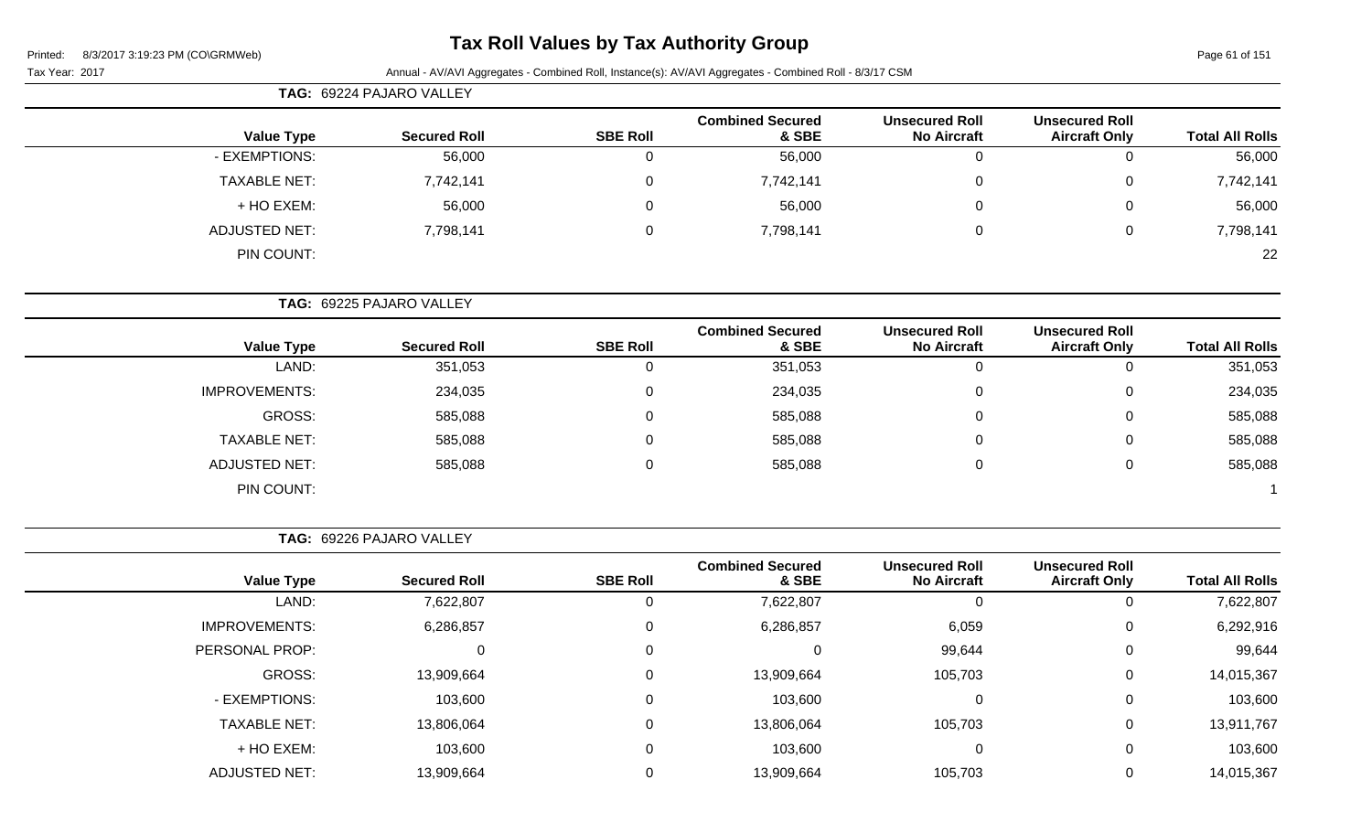# Tax Roll Values by Tax Authority Group

Printed: 8/3/2017 3:19:23 PM (CO\GRMWeb)

Tax Year: 2017

Annual - AV/AVI Aggregates - Combined Roll, Instance(s): AV/AVI Aggregates - Combined Roll - 8/3/17 CSM

**TAG: 69224 PAJARO VALLEY**

| Value Type | Secured Roll | SBE Roll | Combined Secured & SBE | Unsecured Roll No Aircraft | Unsecured Roll Aircraft Only | Total All Rolls |
|---|---|---|---|---|---|---|
| - EXEMPTIONS: | 56,000 | 0 | 56,000 | 0 | 0 | 56,000 |
| TAXABLE NET: | 7,742,141 | 0 | 7,742,141 | 0 | 0 | 7,742,141 |
| + HO EXEM: | 56,000 | 0 | 56,000 | 0 | 0 | 56,000 |
| ADJUSTED NET: | 7,798,141 | 0 | 7,798,141 | 0 | 0 | 7,798,141 |
| PIN COUNT: | | | | | | 22 |

**TAG: 69225 PAJARO VALLEY**

| Value Type | Secured Roll | SBE Roll | Combined Secured & SBE | Unsecured Roll No Aircraft | Unsecured Roll Aircraft Only | Total All Rolls |
|---|---|---|---|---|---|---|
| LAND: | 351,053 | 0 | 351,053 | 0 | 0 | 351,053 |
| IMPROVEMENTS: | 234,035 | 0 | 234,035 | 0 | 0 | 234,035 |
| GROSS: | 585,088 | 0 | 585,088 | 0 | 0 | 585,088 |
| TAXABLE NET: | 585,088 | 0 | 585,088 | 0 | 0 | 585,088 |
| ADJUSTED NET: | 585,088 | 0 | 585,088 | 0 | 0 | 585,088 |
| PIN COUNT: | | | | | | 1 |

**TAG: 69226 PAJARO VALLEY**

| Value Type | Secured Roll | SBE Roll | Combined Secured & SBE | Unsecured Roll No Aircraft | Unsecured Roll Aircraft Only | Total All Rolls |
|---|---|---|---|---|---|---|
| LAND: | 7,622,807 | 0 | 7,622,807 | 0 | 0 | 7,622,807 |
| IMPROVEMENTS: | 6,286,857 | 0 | 6,286,857 | 6,059 | 0 | 6,292,916 |
| PERSONAL PROP: | 0 | 0 | 0 | 99,644 | 0 | 99,644 |
| GROSS: | 13,909,664 | 0 | 13,909,664 | 105,703 | 0 | 14,015,367 |
| - EXEMPTIONS: | 103,600 | 0 | 103,600 | 0 | 0 | 103,600 |
| TAXABLE NET: | 13,806,064 | 0 | 13,806,064 | 105,703 | 0 | 13,911,767 |
| + HO EXEM: | 103,600 | 0 | 103,600 | 0 | 0 | 103,600 |
| ADJUSTED NET: | 13,909,664 | 0 | 13,909,664 | 105,703 | 0 | 14,015,367 |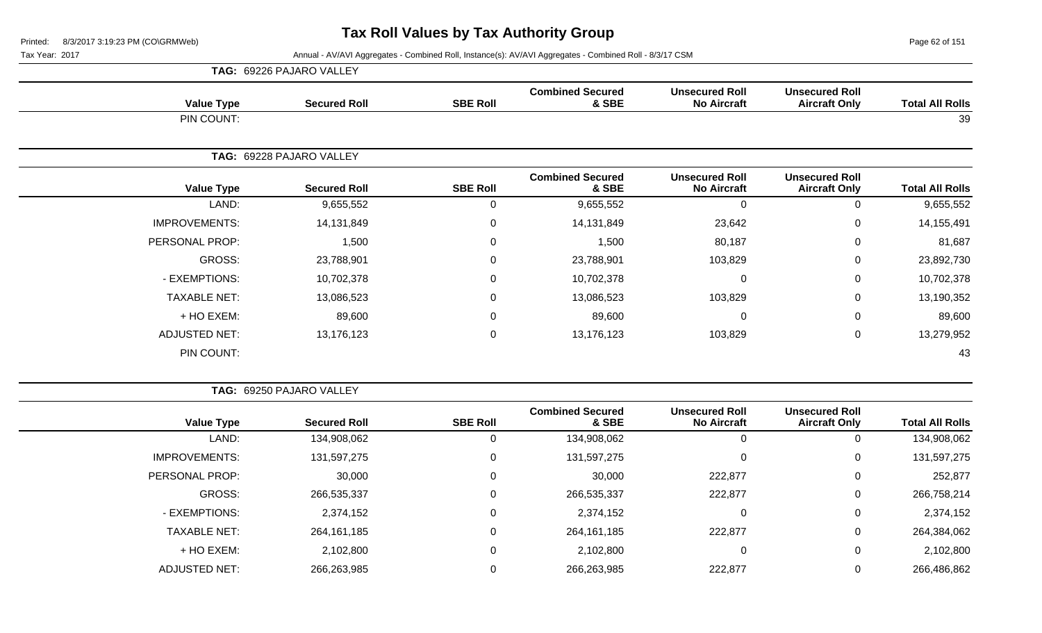# Tax Roll Values by Tax Authority Group

Tax Year: 2017

Annual - AV/AVI Aggregates - Combined Roll, Instance(s): AV/AVI Aggregates - Combined Roll - 8/3/17 CSM

**TAG: 69226 PAJARO VALLEY**

| Value Type | Secured Roll | SBE Roll | Combined Secured & SBE | Unsecured Roll No Aircraft | Unsecured Roll Aircraft Only | Total All Rolls |
|---|---|---|---|---|---|---|
| PIN COUNT: | | | | | | 39 |

**TAG: 69228 PAJARO VALLEY**

| Value Type | Secured Roll | SBE Roll | Combined Secured & SBE | Unsecured Roll No Aircraft | Unsecured Roll Aircraft Only | Total All Rolls |
|---|---|---|---|---|---|---|
| LAND: | 9,655,552 | 0 | 9,655,552 | 0 | 0 | 9,655,552 |
| IMPROVEMENTS: | 14,131,849 | 0 | 14,131,849 | 23,642 | 0 | 14,155,491 |
| PERSONAL PROP: | 1,500 | 0 | 1,500 | 80,187 | 0 | 81,687 |
| GROSS: | 23,788,901 | 0 | 23,788,901 | 103,829 | 0 | 23,892,730 |
| - EXEMPTIONS: | 10,702,378 | 0 | 10,702,378 | 0 | 0 | 10,702,378 |
| TAXABLE NET: | 13,086,523 | 0 | 13,086,523 | 103,829 | 0 | 13,190,352 |
| + HO EXEM: | 89,600 | 0 | 89,600 | 0 | 0 | 89,600 |
| ADJUSTED NET: | 13,176,123 | 0 | 13,176,123 | 103,829 | 0 | 13,279,952 |
| PIN COUNT: | | | | | | 43 |

**TAG: 69250 PAJARO VALLEY**

| Value Type | Secured Roll | SBE Roll | Combined Secured & SBE | Unsecured Roll No Aircraft | Unsecured Roll Aircraft Only | Total All Rolls |
|---|---|---|---|---|---|---|
| LAND: | 134,908,062 | 0 | 134,908,062 | 0 | 0 | 134,908,062 |
| IMPROVEMENTS: | 131,597,275 | 0 | 131,597,275 | 0 | 0 | 131,597,275 |
| PERSONAL PROP: | 30,000 | 0 | 30,000 | 222,877 | 0 | 252,877 |
| GROSS: | 266,535,337 | 0 | 266,535,337 | 222,877 | 0 | 266,758,214 |
| - EXEMPTIONS: | 2,374,152 | 0 | 2,374,152 | 0 | 0 | 2,374,152 |
| TAXABLE NET: | 264,161,185 | 0 | 264,161,185 | 222,877 | 0 | 264,384,062 |
| + HO EXEM: | 2,102,800 | 0 | 2,102,800 | 0 | 0 | 2,102,800 |
| ADJUSTED NET: | 266,263,985 | 0 | 266,263,985 | 222,877 | 0 | 266,486,862 |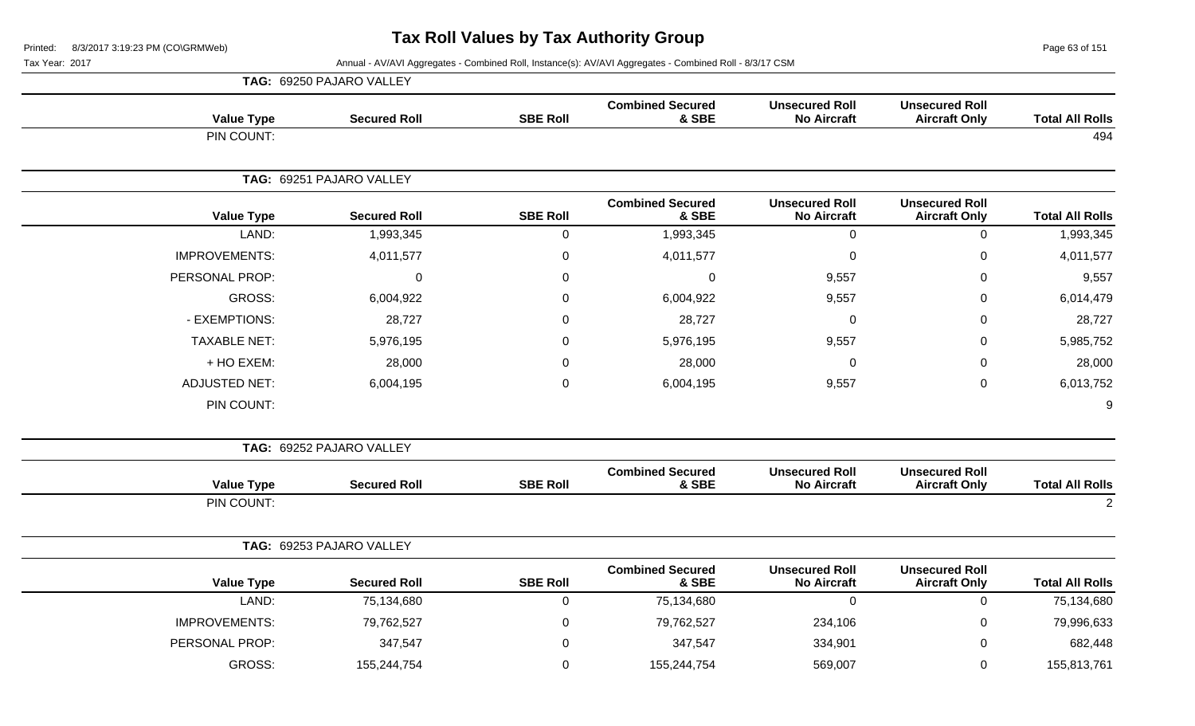# Tax Roll Values by Tax Authority Group

Printed: 8/3/2017 3:19:23 PM (CO\GRMWeb)

Tax Year: 2017

Annual - AV/AVI Aggregates - Combined Roll, Instance(s): AV/AVI Aggregates - Combined Roll - 8/3/17 CSM

**TAG: 69250 PAJARO VALLEY**

| Value Type | Secured Roll | SBE Roll | Combined Secured & SBE | Unsecured Roll No Aircraft | Unsecured Roll Aircraft Only | Total All Rolls |
|---|---|---|---|---|---|---|
| PIN COUNT: | | | | | | 494 |

**TAG: 69251 PAJARO VALLEY**

| Value Type | Secured Roll | SBE Roll | Combined Secured & SBE | Unsecured Roll No Aircraft | Unsecured Roll Aircraft Only | Total All Rolls |
|---|---|---|---|---|---|---|
| LAND: | 1,993,345 | 0 | 1,993,345 | 0 | 0 | 1,993,345 |
| IMPROVEMENTS: | 4,011,577 | 0 | 4,011,577 | 0 | 0 | 4,011,577 |
| PERSONAL PROP: | 0 | 0 | 0 | 9,557 | 0 | 9,557 |
| GROSS: | 6,004,922 | 0 | 6,004,922 | 9,557 | 0 | 6,014,479 |
| - EXEMPTIONS: | 28,727 | 0 | 28,727 | 0 | 0 | 28,727 |
| TAXABLE NET: | 5,976,195 | 0 | 5,976,195 | 9,557 | 0 | 5,985,752 |
| + HO EXEM: | 28,000 | 0 | 28,000 | 0 | 0 | 28,000 |
| ADJUSTED NET: | 6,004,195 | 0 | 6,004,195 | 9,557 | 0 | 6,013,752 |
| PIN COUNT: | | | | | | 9 |

**TAG: 69252 PAJARO VALLEY**

| Value Type | Secured Roll | SBE Roll | Combined Secured & SBE | Unsecured Roll No Aircraft | Unsecured Roll Aircraft Only | Total All Rolls |
|---|---|---|---|---|---|---|
| PIN COUNT: | | | | | | 2 |

**TAG: 69253 PAJARO VALLEY**

| Value Type | Secured Roll | SBE Roll | Combined Secured & SBE | Unsecured Roll No Aircraft | Unsecured Roll Aircraft Only | Total All Rolls |
|---|---|---|---|---|---|---|
| LAND: | 75,134,680 | 0 | 75,134,680 | 0 | 0 | 75,134,680 |
| IMPROVEMENTS: | 79,762,527 | 0 | 79,762,527 | 234,106 | 0 | 79,996,633 |
| PERSONAL PROP: | 347,547 | 0 | 347,547 | 334,901 | 0 | 682,448 |
| GROSS: | 155,244,754 | 0 | 155,244,754 | 569,007 | 0 | 155,813,761 |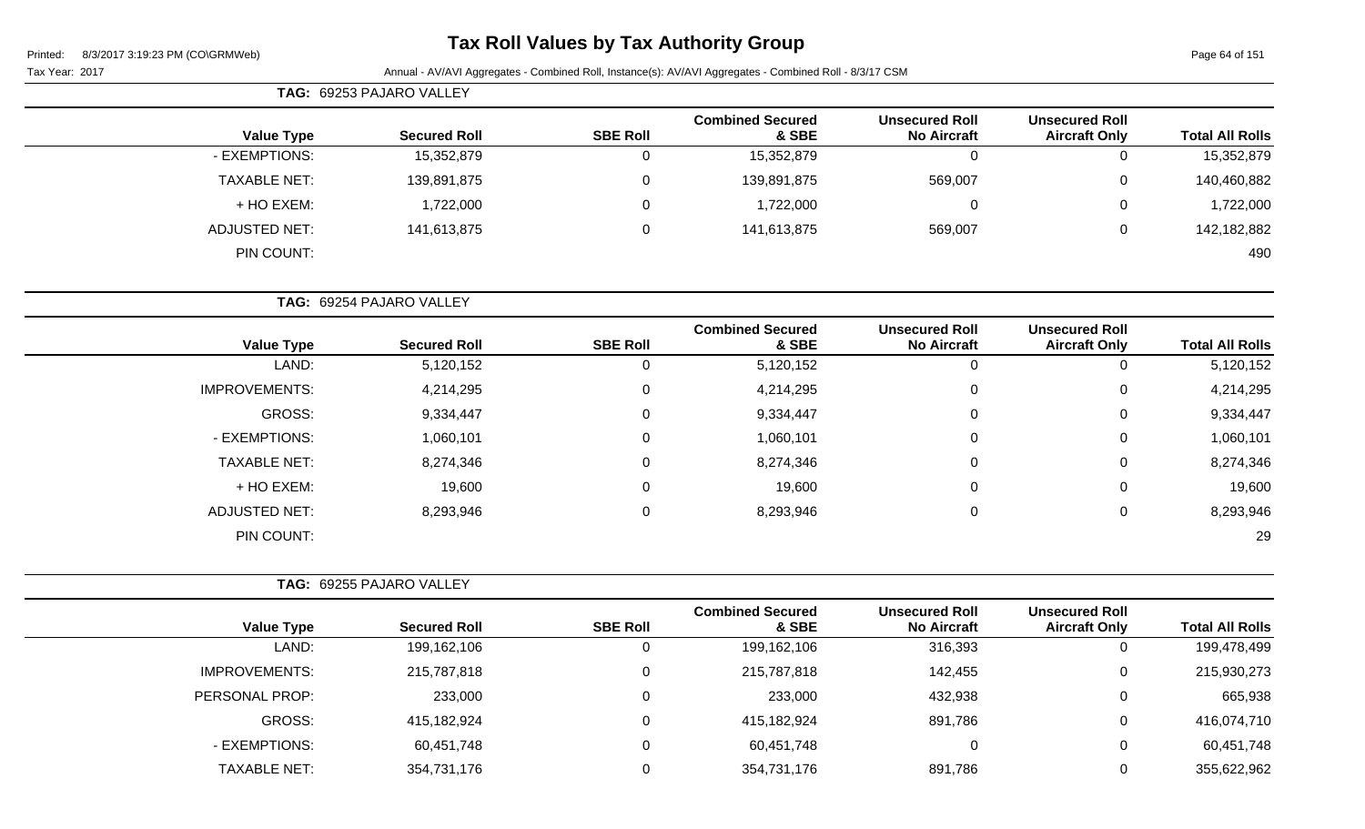# Tax Roll Values by Tax Authority Group

Printed: 8/3/2017 3:19:23 PM (CO\GRMWeb)

Tax Year: 2017 — Annual - AV/AVI Aggregates - Combined Roll, Instance(s): AV/AVI Aggregates - Combined Roll - 8/3/17 CSM

**TAG: 69253 PAJARO VALLEY**

| Value Type | Secured Roll | SBE Roll | Combined Secured & SBE | Unsecured Roll No Aircraft | Unsecured Roll Aircraft Only | Total All Rolls |
|---|---|---|---|---|---|---|
| - EXEMPTIONS: | 15,352,879 | 0 | 15,352,879 | 0 | 0 | 15,352,879 |
| TAXABLE NET: | 139,891,875 | 0 | 139,891,875 | 569,007 | 0 | 140,460,882 |
| + HO EXEM: | 1,722,000 | 0 | 1,722,000 | 0 | 0 | 1,722,000 |
| ADJUSTED NET: | 141,613,875 | 0 | 141,613,875 | 569,007 | 0 | 142,182,882 |
| PIN COUNT: | | | | | | 490 |

**TAG: 69254 PAJARO VALLEY**

| Value Type | Secured Roll | SBE Roll | Combined Secured & SBE | Unsecured Roll No Aircraft | Unsecured Roll Aircraft Only | Total All Rolls |
|---|---|---|---|---|---|---|
| LAND: | 5,120,152 | 0 | 5,120,152 | 0 | 0 | 5,120,152 |
| IMPROVEMENTS: | 4,214,295 | 0 | 4,214,295 | 0 | 0 | 4,214,295 |
| GROSS: | 9,334,447 | 0 | 9,334,447 | 0 | 0 | 9,334,447 |
| - EXEMPTIONS: | 1,060,101 | 0 | 1,060,101 | 0 | 0 | 1,060,101 |
| TAXABLE NET: | 8,274,346 | 0 | 8,274,346 | 0 | 0 | 8,274,346 |
| + HO EXEM: | 19,600 | 0 | 19,600 | 0 | 0 | 19,600 |
| ADJUSTED NET: | 8,293,946 | 0 | 8,293,946 | 0 | 0 | 8,293,946 |
| PIN COUNT: | | | | | | 29 |

**TAG: 69255 PAJARO VALLEY**

| Value Type | Secured Roll | SBE Roll | Combined Secured & SBE | Unsecured Roll No Aircraft | Unsecured Roll Aircraft Only | Total All Rolls |
|---|---|---|---|---|---|---|
| LAND: | 199,162,106 | 0 | 199,162,106 | 316,393 | 0 | 199,478,499 |
| IMPROVEMENTS: | 215,787,818 | 0 | 215,787,818 | 142,455 | 0 | 215,930,273 |
| PERSONAL PROP: | 233,000 | 0 | 233,000 | 432,938 | 0 | 665,938 |
| GROSS: | 415,182,924 | 0 | 415,182,924 | 891,786 | 0 | 416,074,710 |
| - EXEMPTIONS: | 60,451,748 | 0 | 60,451,748 | 0 | 0 | 60,451,748 |
| TAXABLE NET: | 354,731,176 | 0 | 354,731,176 | 891,786 | 0 | 355,622,962 |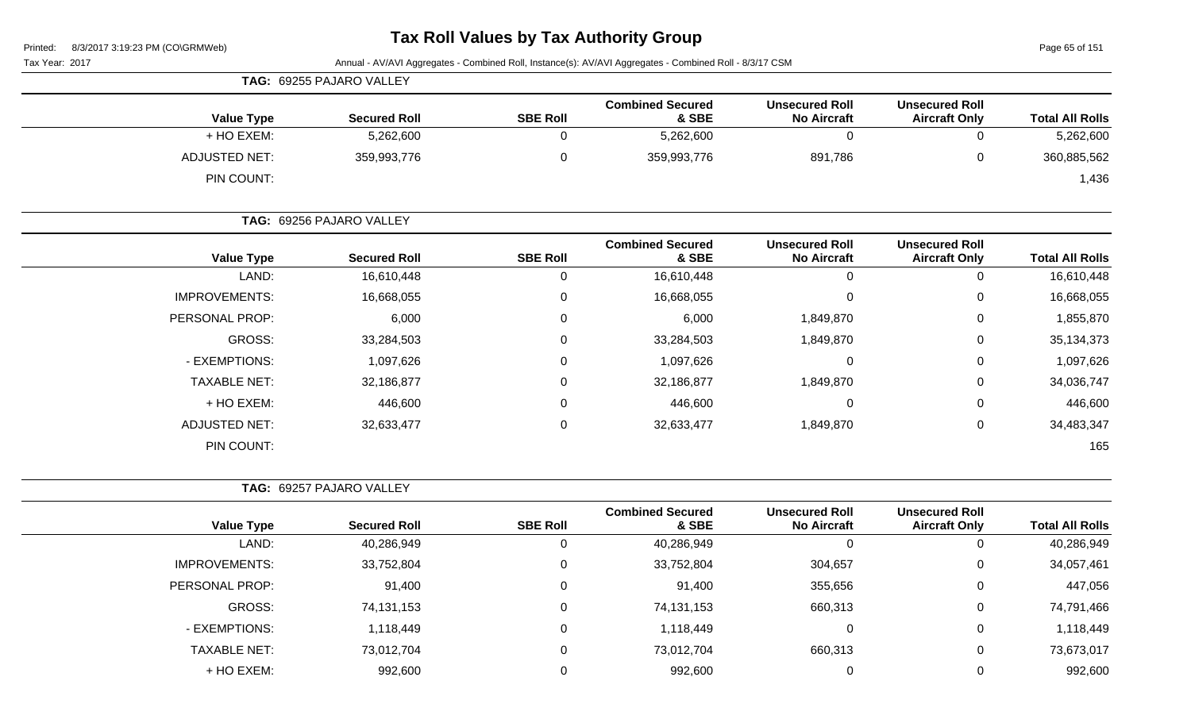# Tax Roll Values by Tax Authority Group

Printed: 8/3/2017 3:19:23 PM (CO\GRMWeb)

Tax Year: 2017 Annual - AV/AVI Aggregates - Combined Roll, Instance(s): AV/AVI Aggregates - Combined Roll - 8/3/17 CSM

**TAG: 69255 PAJARO VALLEY**

| Value Type | Secured Roll | SBE Roll | Combined Secured & SBE | Unsecured Roll No Aircraft | Unsecured Roll Aircraft Only | Total All Rolls |
|---|---|---|---|---|---|---|
| + HO EXEM: | 5,262,600 | 0 | 5,262,600 | 0 | 0 | 5,262,600 |
| ADJUSTED NET: | 359,993,776 | 0 | 359,993,776 | 891,786 | 0 | 360,885,562 |
| PIN COUNT: | | | | | | 1,436 |

**TAG: 69256 PAJARO VALLEY**

| Value Type | Secured Roll | SBE Roll | Combined Secured & SBE | Unsecured Roll No Aircraft | Unsecured Roll Aircraft Only | Total All Rolls |
|---|---|---|---|---|---|---|
| LAND: | 16,610,448 | 0 | 16,610,448 | 0 | 0 | 16,610,448 |
| IMPROVEMENTS: | 16,668,055 | 0 | 16,668,055 | 0 | 0 | 16,668,055 |
| PERSONAL PROP: | 6,000 | 0 | 6,000 | 1,849,870 | 0 | 1,855,870 |
| GROSS: | 33,284,503 | 0 | 33,284,503 | 1,849,870 | 0 | 35,134,373 |
| - EXEMPTIONS: | 1,097,626 | 0 | 1,097,626 | 0 | 0 | 1,097,626 |
| TAXABLE NET: | 32,186,877 | 0 | 32,186,877 | 1,849,870 | 0 | 34,036,747 |
| + HO EXEM: | 446,600 | 0 | 446,600 | 0 | 0 | 446,600 |
| ADJUSTED NET: | 32,633,477 | 0 | 32,633,477 | 1,849,870 | 0 | 34,483,347 |
| PIN COUNT: | | | | | | 165 |

**TAG: 69257 PAJARO VALLEY**

| Value Type | Secured Roll | SBE Roll | Combined Secured & SBE | Unsecured Roll No Aircraft | Unsecured Roll Aircraft Only | Total All Rolls |
|---|---|---|---|---|---|---|
| LAND: | 40,286,949 | 0 | 40,286,949 | 0 | 0 | 40,286,949 |
| IMPROVEMENTS: | 33,752,804 | 0 | 33,752,804 | 304,657 | 0 | 34,057,461 |
| PERSONAL PROP: | 91,400 | 0 | 91,400 | 355,656 | 0 | 447,056 |
| GROSS: | 74,131,153 | 0 | 74,131,153 | 660,313 | 0 | 74,791,466 |
| - EXEMPTIONS: | 1,118,449 | 0 | 1,118,449 | 0 | 0 | 1,118,449 |
| TAXABLE NET: | 73,012,704 | 0 | 73,012,704 | 660,313 | 0 | 73,673,017 |
| + HO EXEM: | 992,600 | 0 | 992,600 | 0 | 0 | 992,600 |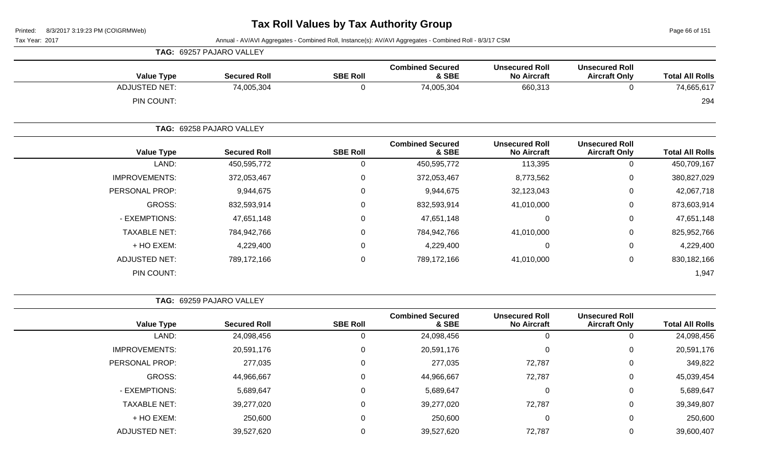# Tax Roll Values by Tax Authority Group

Printed: 8/3/2017 3:19:23 PM (CO\GRMWeb)

Tax Year: 2017

Annual - AV/AVI Aggregates - Combined Roll, Instance(s): AV/AVI Aggregates - Combined Roll - 8/3/17 CSM

**TAG: 69257 PAJARO VALLEY**

| Value Type | Secured Roll | SBE Roll | Combined Secured & SBE | Unsecured Roll No Aircraft | Unsecured Roll Aircraft Only | Total All Rolls |
|---|---|---|---|---|---|---|
| ADJUSTED NET: | 74,005,304 | 0 | 74,005,304 | 660,313 | 0 | 74,665,617 |
| PIN COUNT: | | | | | | 294 |

**TAG: 69258 PAJARO VALLEY**

| Value Type | Secured Roll | SBE Roll | Combined Secured & SBE | Unsecured Roll No Aircraft | Unsecured Roll Aircraft Only | Total All Rolls |
|---|---|---|---|---|---|---|
| LAND: | 450,595,772 | 0 | 450,595,772 | 113,395 | 0 | 450,709,167 |
| IMPROVEMENTS: | 372,053,467 | 0 | 372,053,467 | 8,773,562 | 0 | 380,827,029 |
| PERSONAL PROP: | 9,944,675 | 0 | 9,944,675 | 32,123,043 | 0 | 42,067,718 |
| GROSS: | 832,593,914 | 0 | 832,593,914 | 41,010,000 | 0 | 873,603,914 |
| - EXEMPTIONS: | 47,651,148 | 0 | 47,651,148 | 0 | 0 | 47,651,148 |
| TAXABLE NET: | 784,942,766 | 0 | 784,942,766 | 41,010,000 | 0 | 825,952,766 |
| + HO EXEM: | 4,229,400 | 0 | 4,229,400 | 0 | 0 | 4,229,400 |
| ADJUSTED NET: | 789,172,166 | 0 | 789,172,166 | 41,010,000 | 0 | 830,182,166 |
| PIN COUNT: | | | | | | 1,947 |

**TAG: 69259 PAJARO VALLEY**

| Value Type | Secured Roll | SBE Roll | Combined Secured & SBE | Unsecured Roll No Aircraft | Unsecured Roll Aircraft Only | Total All Rolls |
|---|---|---|---|---|---|---|
| LAND: | 24,098,456 | 0 | 24,098,456 | 0 | 0 | 24,098,456 |
| IMPROVEMENTS: | 20,591,176 | 0 | 20,591,176 | 0 | 0 | 20,591,176 |
| PERSONAL PROP: | 277,035 | 0 | 277,035 | 72,787 | 0 | 349,822 |
| GROSS: | 44,966,667 | 0 | 44,966,667 | 72,787 | 0 | 45,039,454 |
| - EXEMPTIONS: | 5,689,647 | 0 | 5,689,647 | 0 | 0 | 5,689,647 |
| TAXABLE NET: | 39,277,020 | 0 | 39,277,020 | 72,787 | 0 | 39,349,807 |
| + HO EXEM: | 250,600 | 0 | 250,600 | 0 | 0 | 250,600 |
| ADJUSTED NET: | 39,527,620 | 0 | 39,527,620 | 72,787 | 0 | 39,600,407 |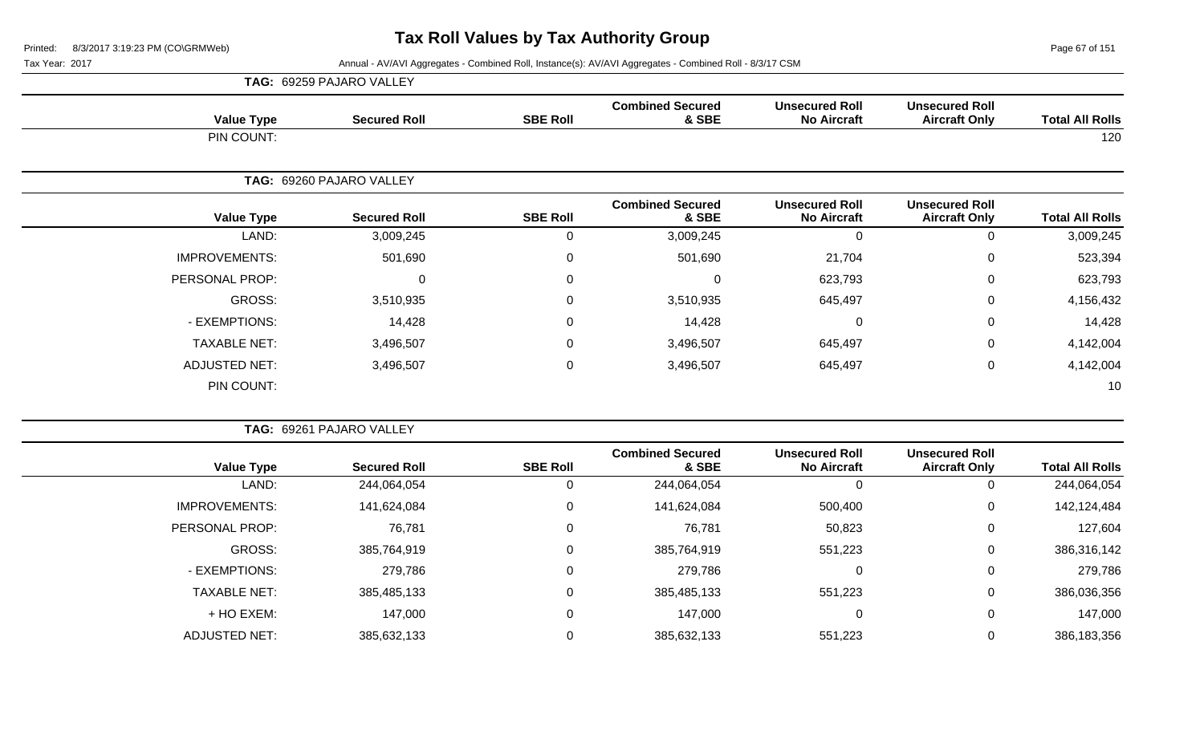# Tax Roll Values by Tax Authority Group

Printed: 8/3/2017 3:19:23 PM (CO\GRMWeb)

Tax Year: 2017 — Annual - AV/AVI Aggregates - Combined Roll, Instance(s): AV/AVI Aggregates - Combined Roll - 8/3/17 CSM

**TAG: 69259 PAJARO VALLEY**

| Value Type | Secured Roll | SBE Roll | Combined Secured & SBE | Unsecured Roll No Aircraft | Unsecured Roll Aircraft Only | Total All Rolls |
|---|---|---|---|---|---|---|
| PIN COUNT: | | | | | | 120 |

**TAG: 69260 PAJARO VALLEY**

| Value Type | Secured Roll | SBE Roll | Combined Secured & SBE | Unsecured Roll No Aircraft | Unsecured Roll Aircraft Only | Total All Rolls |
|---|---|---|---|---|---|---|
| LAND: | 3,009,245 | 0 | 3,009,245 | 0 | 0 | 3,009,245 |
| IMPROVEMENTS: | 501,690 | 0 | 501,690 | 21,704 | 0 | 523,394 |
| PERSONAL PROP: | 0 | 0 | 0 | 623,793 | 0 | 623,793 |
| GROSS: | 3,510,935 | 0 | 3,510,935 | 645,497 | 0 | 4,156,432 |
| - EXEMPTIONS: | 14,428 | 0 | 14,428 | 0 | 0 | 14,428 |
| TAXABLE NET: | 3,496,507 | 0 | 3,496,507 | 645,497 | 0 | 4,142,004 |
| ADJUSTED NET: | 3,496,507 | 0 | 3,496,507 | 645,497 | 0 | 4,142,004 |
| PIN COUNT: | | | | | | 10 |

**TAG: 69261 PAJARO VALLEY**

| Value Type | Secured Roll | SBE Roll | Combined Secured & SBE | Unsecured Roll No Aircraft | Unsecured Roll Aircraft Only | Total All Rolls |
|---|---|---|---|---|---|---|
| LAND: | 244,064,054 | 0 | 244,064,054 | 0 | 0 | 244,064,054 |
| IMPROVEMENTS: | 141,624,084 | 0 | 141,624,084 | 500,400 | 0 | 142,124,484 |
| PERSONAL PROP: | 76,781 | 0 | 76,781 | 50,823 | 0 | 127,604 |
| GROSS: | 385,764,919 | 0 | 385,764,919 | 551,223 | 0 | 386,316,142 |
| - EXEMPTIONS: | 279,786 | 0 | 279,786 | 0 | 0 | 279,786 |
| TAXABLE NET: | 385,485,133 | 0 | 385,485,133 | 551,223 | 0 | 386,036,356 |
| + HO EXEM: | 147,000 | 0 | 147,000 | 0 | 0 | 147,000 |
| ADJUSTED NET: | 385,632,133 | 0 | 385,632,133 | 551,223 | 0 | 386,183,356 |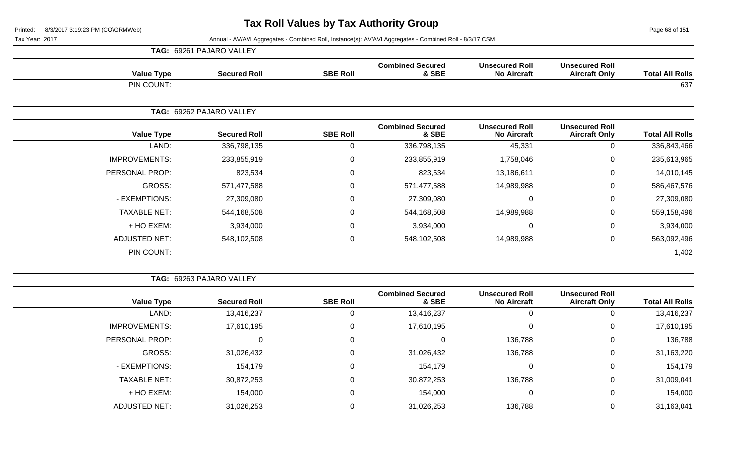# Tax Roll Values by Tax Authority Group

Printed: 8/3/2017 3:19:23 PM (CO\GRMWeb)

Tax Year: 2017

Annual - AV/AVI Aggregates - Combined Roll, Instance(s): AV/AVI Aggregates - Combined Roll - 8/3/17 CSM

**TAG: 69261 PAJARO VALLEY**

| Value Type | Secured Roll | SBE Roll | Combined Secured & SBE | Unsecured Roll No Aircraft | Unsecured Roll Aircraft Only | Total All Rolls |
|---|---|---|---|---|---|---|
| PIN COUNT: | | | | | | 637 |

**TAG: 69262 PAJARO VALLEY**

| Value Type | Secured Roll | SBE Roll | Combined Secured & SBE | Unsecured Roll No Aircraft | Unsecured Roll Aircraft Only | Total All Rolls |
|---|---|---|---|---|---|---|
| LAND: | 336,798,135 | 0 | 336,798,135 | 45,331 | 0 | 336,843,466 |
| IMPROVEMENTS: | 233,855,919 | 0 | 233,855,919 | 1,758,046 | 0 | 235,613,965 |
| PERSONAL PROP: | 823,534 | 0 | 823,534 | 13,186,611 | 0 | 14,010,145 |
| GROSS: | 571,477,588 | 0 | 571,477,588 | 14,989,988 | 0 | 586,467,576 |
| - EXEMPTIONS: | 27,309,080 | 0 | 27,309,080 | 0 | 0 | 27,309,080 |
| TAXABLE NET: | 544,168,508 | 0 | 544,168,508 | 14,989,988 | 0 | 559,158,496 |
| + HO EXEM: | 3,934,000 | 0 | 3,934,000 | 0 | 0 | 3,934,000 |
| ADJUSTED NET: | 548,102,508 | 0 | 548,102,508 | 14,989,988 | 0 | 563,092,496 |
| PIN COUNT: | | | | | | 1,402 |

**TAG: 69263 PAJARO VALLEY**

| Value Type | Secured Roll | SBE Roll | Combined Secured & SBE | Unsecured Roll No Aircraft | Unsecured Roll Aircraft Only | Total All Rolls |
|---|---|---|---|---|---|---|
| LAND: | 13,416,237 | 0 | 13,416,237 | 0 | 0 | 13,416,237 |
| IMPROVEMENTS: | 17,610,195 | 0 | 17,610,195 | 0 | 0 | 17,610,195 |
| PERSONAL PROP: | 0 | 0 | 0 | 136,788 | 0 | 136,788 |
| GROSS: | 31,026,432 | 0 | 31,026,432 | 136,788 | 0 | 31,163,220 |
| - EXEMPTIONS: | 154,179 | 0 | 154,179 | 0 | 0 | 154,179 |
| TAXABLE NET: | 30,872,253 | 0 | 30,872,253 | 136,788 | 0 | 31,009,041 |
| + HO EXEM: | 154,000 | 0 | 154,000 | 0 | 0 | 154,000 |
| ADJUSTED NET: | 31,026,253 | 0 | 31,026,253 | 136,788 | 0 | 31,163,041 |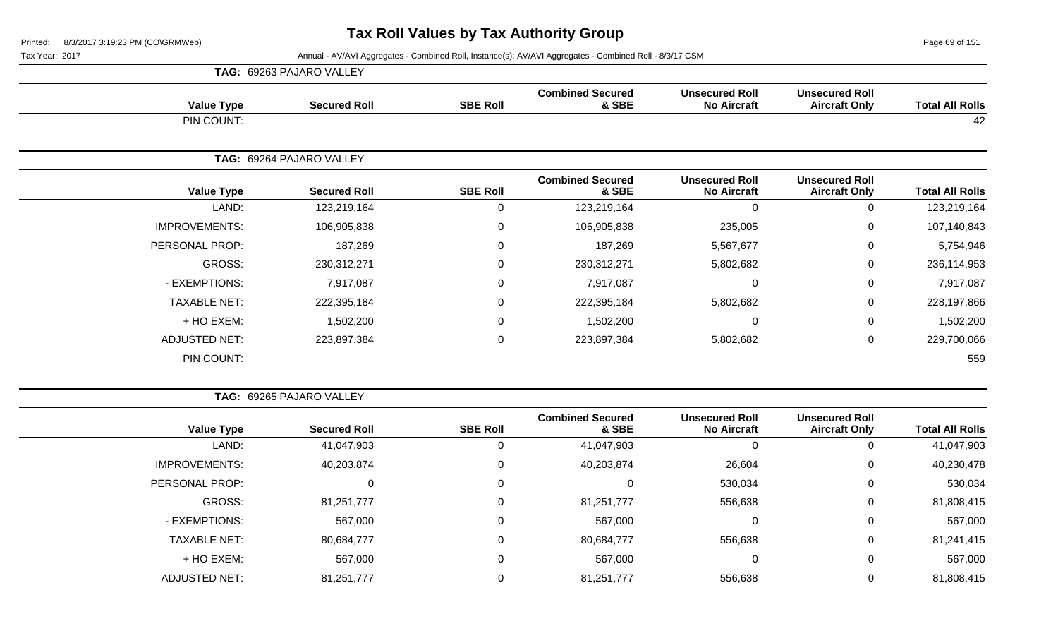# Tax Roll Values by Tax Authority Group

Printed: 8/3/2017 3:19:23 PM (CO\GRMWeb)

Tax Year: 2017

Annual - AV/AVI Aggregates - Combined Roll, Instance(s): AV/AVI Aggregates - Combined Roll - 8/3/17 CSM

**TAG: 69263 PAJARO VALLEY**

| Value Type | Secured Roll | SBE Roll | Combined Secured & SBE | Unsecured Roll No Aircraft | Unsecured Roll Aircraft Only | Total All Rolls |
|---|---|---|---|---|---|---|
| PIN COUNT: | | | | | | 42 |

**TAG: 69264 PAJARO VALLEY**

| Value Type | Secured Roll | SBE Roll | Combined Secured & SBE | Unsecured Roll No Aircraft | Unsecured Roll Aircraft Only | Total All Rolls |
|---|---|---|---|---|---|---|
| LAND: | 123,219,164 | 0 | 123,219,164 | 0 | 0 | 123,219,164 |
| IMPROVEMENTS: | 106,905,838 | 0 | 106,905,838 | 235,005 | 0 | 107,140,843 |
| PERSONAL PROP: | 187,269 | 0 | 187,269 | 5,567,677 | 0 | 5,754,946 |
| GROSS: | 230,312,271 | 0 | 230,312,271 | 5,802,682 | 0 | 236,114,953 |
| - EXEMPTIONS: | 7,917,087 | 0 | 7,917,087 | 0 | 0 | 7,917,087 |
| TAXABLE NET: | 222,395,184 | 0 | 222,395,184 | 5,802,682 | 0 | 228,197,866 |
| + HO EXEM: | 1,502,200 | 0 | 1,502,200 | 0 | 0 | 1,502,200 |
| ADJUSTED NET: | 223,897,384 | 0 | 223,897,384 | 5,802,682 | 0 | 229,700,066 |
| PIN COUNT: | | | | | | 559 |

**TAG: 69265 PAJARO VALLEY**

| Value Type | Secured Roll | SBE Roll | Combined Secured & SBE | Unsecured Roll No Aircraft | Unsecured Roll Aircraft Only | Total All Rolls |
|---|---|---|---|---|---|---|
| LAND: | 41,047,903 | 0 | 41,047,903 | 0 | 0 | 41,047,903 |
| IMPROVEMENTS: | 40,203,874 | 0 | 40,203,874 | 26,604 | 0 | 40,230,478 |
| PERSONAL PROP: | 0 | 0 | 0 | 530,034 | 0 | 530,034 |
| GROSS: | 81,251,777 | 0 | 81,251,777 | 556,638 | 0 | 81,808,415 |
| - EXEMPTIONS: | 567,000 | 0 | 567,000 | 0 | 0 | 567,000 |
| TAXABLE NET: | 80,684,777 | 0 | 80,684,777 | 556,638 | 0 | 81,241,415 |
| + HO EXEM: | 567,000 | 0 | 567,000 | 0 | 0 | 567,000 |
| ADJUSTED NET: | 81,251,777 | 0 | 81,251,777 | 556,638 | 0 | 81,808,415 |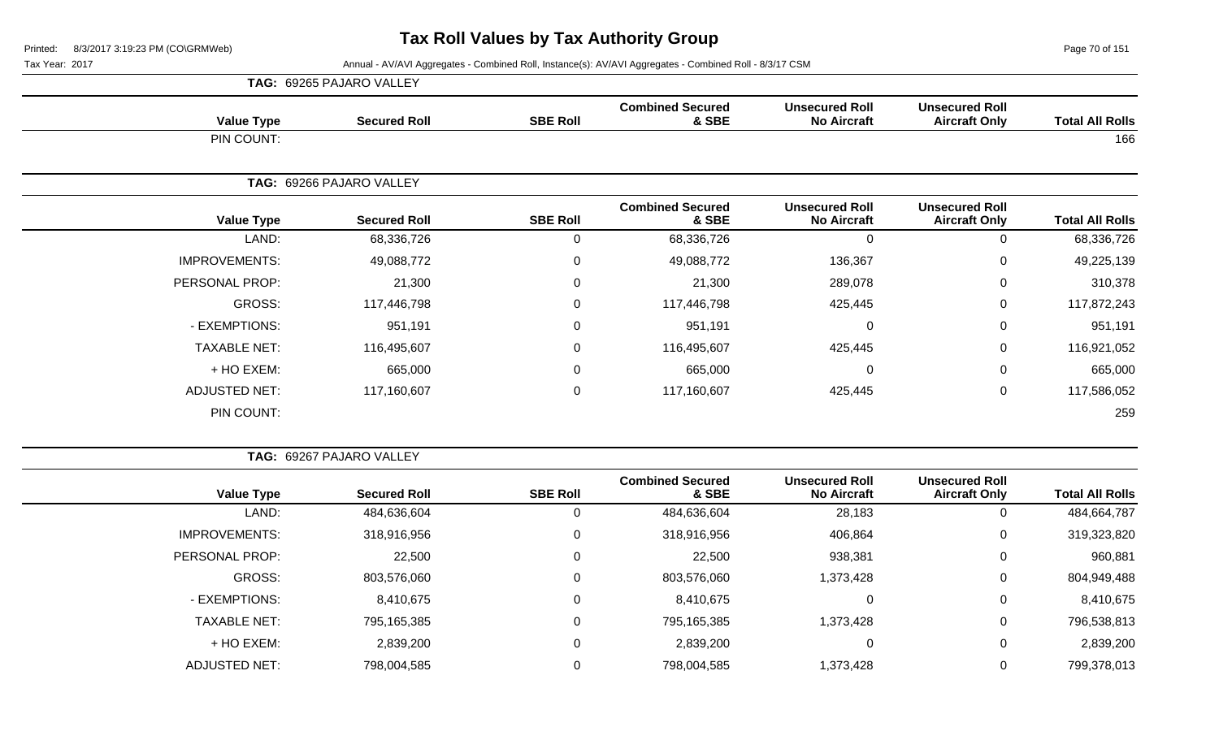# Tax Roll Values by Tax Authority Group

Tax Year: 2017

Annual - AV/AVI Aggregates - Combined Roll, Instance(s): AV/AVI Aggregates - Combined Roll - 8/3/17 CSM

**TAG: 69265 PAJARO VALLEY**

| Value Type | Secured Roll | SBE Roll | Combined Secured & SBE | Unsecured Roll No Aircraft | Unsecured Roll Aircraft Only | Total All Rolls |
|---|---|---|---|---|---|---|
| PIN COUNT: | | | | | | 166 |

**TAG: 69266 PAJARO VALLEY**

| Value Type | Secured Roll | SBE Roll | Combined Secured & SBE | Unsecured Roll No Aircraft | Unsecured Roll Aircraft Only | Total All Rolls |
|---|---|---|---|---|---|---|
| LAND: | 68,336,726 | 0 | 68,336,726 | 0 | 0 | 68,336,726 |
| IMPROVEMENTS: | 49,088,772 | 0 | 49,088,772 | 136,367 | 0 | 49,225,139 |
| PERSONAL PROP: | 21,300 | 0 | 21,300 | 289,078 | 0 | 310,378 |
| GROSS: | 117,446,798 | 0 | 117,446,798 | 425,445 | 0 | 117,872,243 |
| - EXEMPTIONS: | 951,191 | 0 | 951,191 | 0 | 0 | 951,191 |
| TAXABLE NET: | 116,495,607 | 0 | 116,495,607 | 425,445 | 0 | 116,921,052 |
| + HO EXEM: | 665,000 | 0 | 665,000 | 0 | 0 | 665,000 |
| ADJUSTED NET: | 117,160,607 | 0 | 117,160,607 | 425,445 | 0 | 117,586,052 |
| PIN COUNT: | | | | | | 259 |

**TAG: 69267 PAJARO VALLEY**

| Value Type | Secured Roll | SBE Roll | Combined Secured & SBE | Unsecured Roll No Aircraft | Unsecured Roll Aircraft Only | Total All Rolls |
|---|---|---|---|---|---|---|
| LAND: | 484,636,604 | 0 | 484,636,604 | 28,183 | 0 | 484,664,787 |
| IMPROVEMENTS: | 318,916,956 | 0 | 318,916,956 | 406,864 | 0 | 319,323,820 |
| PERSONAL PROP: | 22,500 | 0 | 22,500 | 938,381 | 0 | 960,881 |
| GROSS: | 803,576,060 | 0 | 803,576,060 | 1,373,428 | 0 | 804,949,488 |
| - EXEMPTIONS: | 8,410,675 | 0 | 8,410,675 | 0 | 0 | 8,410,675 |
| TAXABLE NET: | 795,165,385 | 0 | 795,165,385 | 1,373,428 | 0 | 796,538,813 |
| + HO EXEM: | 2,839,200 | 0 | 2,839,200 | 0 | 0 | 2,839,200 |
| ADJUSTED NET: | 798,004,585 | 0 | 798,004,585 | 1,373,428 | 0 | 799,378,013 |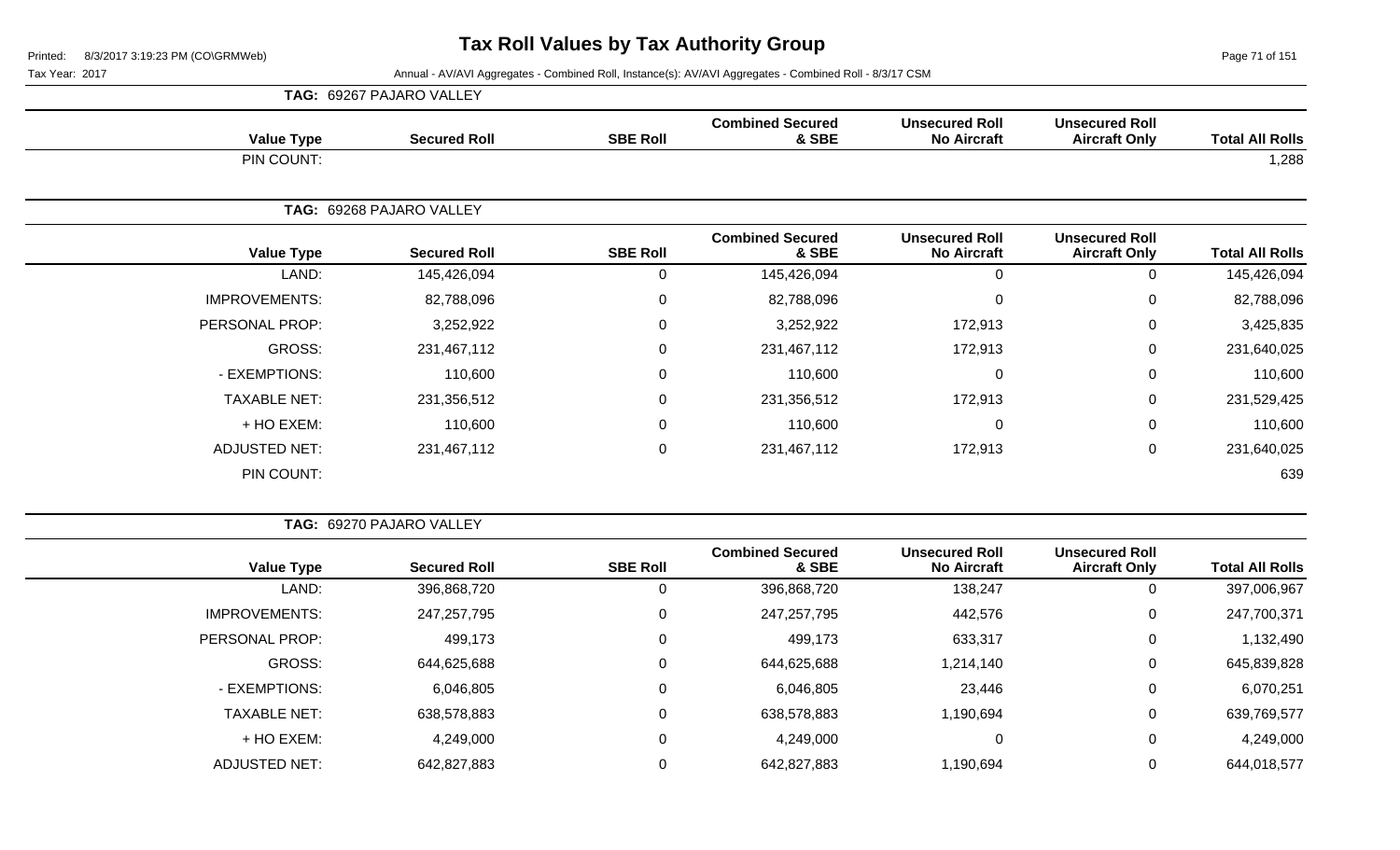# Tax Roll Values by Tax Authority Group

Printed: 8/3/2017 3:19:23 PM (CO\GRMWeb)

Tax Year: 2017

Annual - AV/AVI Aggregates - Combined Roll, Instance(s): AV/AVI Aggregates - Combined Roll - 8/3/17 CSM

**TAG: 69267 PAJARO VALLEY**

| Value Type | Secured Roll | SBE Roll | Combined Secured & SBE | Unsecured Roll No Aircraft | Unsecured Roll Aircraft Only | Total All Rolls |
|---|---|---|---|---|---|---|
| PIN COUNT: | | | | | | 1,288 |

**TAG: 69268 PAJARO VALLEY**

| Value Type | Secured Roll | SBE Roll | Combined Secured & SBE | Unsecured Roll No Aircraft | Unsecured Roll Aircraft Only | Total All Rolls |
|---|---|---|---|---|---|---|
| LAND: | 145,426,094 | 0 | 145,426,094 | 0 | 0 | 145,426,094 |
| IMPROVEMENTS: | 82,788,096 | 0 | 82,788,096 | 0 | 0 | 82,788,096 |
| PERSONAL PROP: | 3,252,922 | 0 | 3,252,922 | 172,913 | 0 | 3,425,835 |
| GROSS: | 231,467,112 | 0 | 231,467,112 | 172,913 | 0 | 231,640,025 |
| - EXEMPTIONS: | 110,600 | 0 | 110,600 | 0 | 0 | 110,600 |
| TAXABLE NET: | 231,356,512 | 0 | 231,356,512 | 172,913 | 0 | 231,529,425 |
| + HO EXEM: | 110,600 | 0 | 110,600 | 0 | 0 | 110,600 |
| ADJUSTED NET: | 231,467,112 | 0 | 231,467,112 | 172,913 | 0 | 231,640,025 |
| PIN COUNT: | | | | | | 639 |

**TAG: 69270 PAJARO VALLEY**

| Value Type | Secured Roll | SBE Roll | Combined Secured & SBE | Unsecured Roll No Aircraft | Unsecured Roll Aircraft Only | Total All Rolls |
|---|---|---|---|---|---|---|
| LAND: | 396,868,720 | 0 | 396,868,720 | 138,247 | 0 | 397,006,967 |
| IMPROVEMENTS: | 247,257,795 | 0 | 247,257,795 | 442,576 | 0 | 247,700,371 |
| PERSONAL PROP: | 499,173 | 0 | 499,173 | 633,317 | 0 | 1,132,490 |
| GROSS: | 644,625,688 | 0 | 644,625,688 | 1,214,140 | 0 | 645,839,828 |
| - EXEMPTIONS: | 6,046,805 | 0 | 6,046,805 | 23,446 | 0 | 6,070,251 |
| TAXABLE NET: | 638,578,883 | 0 | 638,578,883 | 1,190,694 | 0 | 639,769,577 |
| + HO EXEM: | 4,249,000 | 0 | 4,249,000 | 0 | 0 | 4,249,000 |
| ADJUSTED NET: | 642,827,883 | 0 | 642,827,883 | 1,190,694 | 0 | 644,018,577 |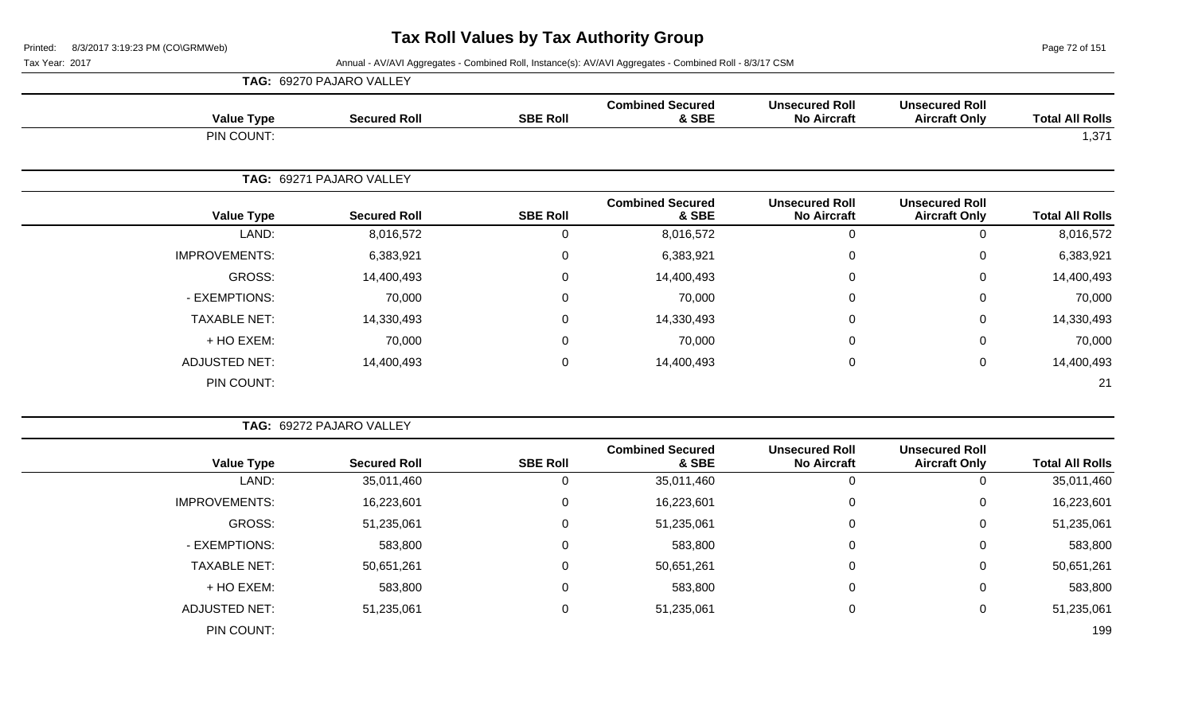# Tax Roll Values by Tax Authority Group

Printed: 8/3/2017 3:19:23 PM (CO\GRMWeb)

Tax Year: 2017

Annual - AV/AVI Aggregates - Combined Roll, Instance(s): AV/AVI Aggregates - Combined Roll - 8/3/17 CSM

**TAG: 69270 PAJARO VALLEY**

| Value Type | Secured Roll | SBE Roll | Combined Secured & SBE | Unsecured Roll No Aircraft | Unsecured Roll Aircraft Only | Total All Rolls |
|---|---|---|---|---|---|---|
| PIN COUNT: | | | | | | 1,371 |

**TAG: 69271 PAJARO VALLEY**

| Value Type | Secured Roll | SBE Roll | Combined Secured & SBE | Unsecured Roll No Aircraft | Unsecured Roll Aircraft Only | Total All Rolls |
|---|---|---|---|---|---|---|
| LAND: | 8,016,572 | 0 | 8,016,572 | 0 | 0 | 8,016,572 |
| IMPROVEMENTS: | 6,383,921 | 0 | 6,383,921 | 0 | 0 | 6,383,921 |
| GROSS: | 14,400,493 | 0 | 14,400,493 | 0 | 0 | 14,400,493 |
| - EXEMPTIONS: | 70,000 | 0 | 70,000 | 0 | 0 | 70,000 |
| TAXABLE NET: | 14,330,493 | 0 | 14,330,493 | 0 | 0 | 14,330,493 |
| + HO EXEM: | 70,000 | 0 | 70,000 | 0 | 0 | 70,000 |
| ADJUSTED NET: | 14,400,493 | 0 | 14,400,493 | 0 | 0 | 14,400,493 |
| PIN COUNT: | | | | | | 21 |

**TAG: 69272 PAJARO VALLEY**

| Value Type | Secured Roll | SBE Roll | Combined Secured & SBE | Unsecured Roll No Aircraft | Unsecured Roll Aircraft Only | Total All Rolls |
|---|---|---|---|---|---|---|
| LAND: | 35,011,460 | 0 | 35,011,460 | 0 | 0 | 35,011,460 |
| IMPROVEMENTS: | 16,223,601 | 0 | 16,223,601 | 0 | 0 | 16,223,601 |
| GROSS: | 51,235,061 | 0 | 51,235,061 | 0 | 0 | 51,235,061 |
| - EXEMPTIONS: | 583,800 | 0 | 583,800 | 0 | 0 | 583,800 |
| TAXABLE NET: | 50,651,261 | 0 | 50,651,261 | 0 | 0 | 50,651,261 |
| + HO EXEM: | 583,800 | 0 | 583,800 | 0 | 0 | 583,800 |
| ADJUSTED NET: | 51,235,061 | 0 | 51,235,061 | 0 | 0 | 51,235,061 |
| PIN COUNT: | | | | | | 199 |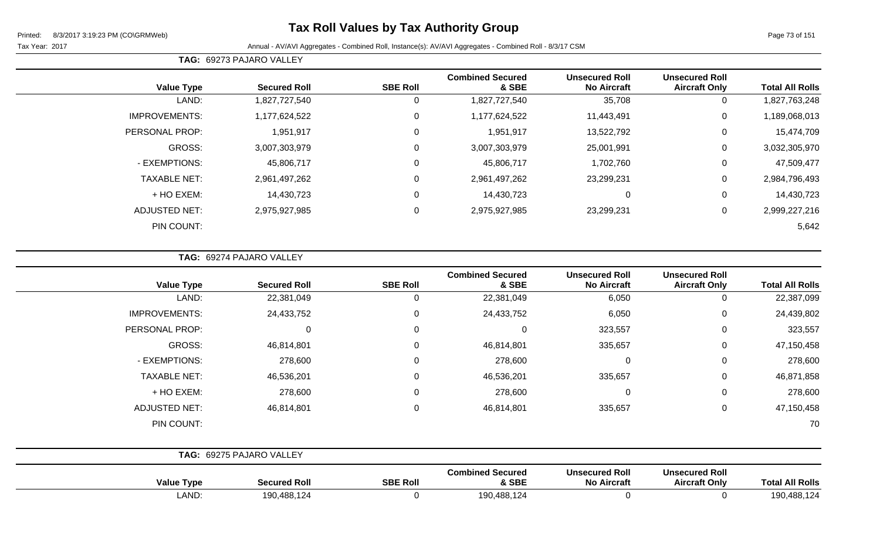# Tax Roll Values by Tax Authority Group

Printed: 8/3/2017 3:19:23 PM (CO\GRMWeb)

Tax Year: 2017 — Annual - AV/AVI Aggregates - Combined Roll, Instance(s): AV/AVI Aggregates - Combined Roll - 8/3/17 CSM

**TAG: 69273 PAJARO VALLEY**

| Value Type | Secured Roll | SBE Roll | Combined Secured & SBE | Unsecured Roll No Aircraft | Unsecured Roll Aircraft Only | Total All Rolls |
|---|---|---|---|---|---|---|
| LAND: | 1,827,727,540 | 0 | 1,827,727,540 | 35,708 | 0 | 1,827,763,248 |
| IMPROVEMENTS: | 1,177,624,522 | 0 | 1,177,624,522 | 11,443,491 | 0 | 1,189,068,013 |
| PERSONAL PROP: | 1,951,917 | 0 | 1,951,917 | 13,522,792 | 0 | 15,474,709 |
| GROSS: | 3,007,303,979 | 0 | 3,007,303,979 | 25,001,991 | 0 | 3,032,305,970 |
| - EXEMPTIONS: | 45,806,717 | 0 | 45,806,717 | 1,702,760 | 0 | 47,509,477 |
| TAXABLE NET: | 2,961,497,262 | 0 | 2,961,497,262 | 23,299,231 | 0 | 2,984,796,493 |
| + HO EXEM: | 14,430,723 | 0 | 14,430,723 | 0 | 0 | 14,430,723 |
| ADJUSTED NET: | 2,975,927,985 | 0 | 2,975,927,985 | 23,299,231 | 0 | 2,999,227,216 |
| PIN COUNT: | | | | | | 5,642 |

**TAG: 69274 PAJARO VALLEY**

| Value Type | Secured Roll | SBE Roll | Combined Secured & SBE | Unsecured Roll No Aircraft | Unsecured Roll Aircraft Only | Total All Rolls |
|---|---|---|---|---|---|---|
| LAND: | 22,381,049 | 0 | 22,381,049 | 6,050 | 0 | 22,387,099 |
| IMPROVEMENTS: | 24,433,752 | 0 | 24,433,752 | 6,050 | 0 | 24,439,802 |
| PERSONAL PROP: | 0 | 0 | 0 | 323,557 | 0 | 323,557 |
| GROSS: | 46,814,801 | 0 | 46,814,801 | 335,657 | 0 | 47,150,458 |
| - EXEMPTIONS: | 278,600 | 0 | 278,600 | 0 | 0 | 278,600 |
| TAXABLE NET: | 46,536,201 | 0 | 46,536,201 | 335,657 | 0 | 46,871,858 |
| + HO EXEM: | 278,600 | 0 | 278,600 | 0 | 0 | 278,600 |
| ADJUSTED NET: | 46,814,801 | 0 | 46,814,801 | 335,657 | 0 | 47,150,458 |
| PIN COUNT: | | | | | | 70 |

**TAG: 69275 PAJARO VALLEY**

| Value Type | Secured Roll | SBE Roll | Combined Secured & SBE | Unsecured Roll No Aircraft | Unsecured Roll Aircraft Only | Total All Rolls |
|---|---|---|---|---|---|---|
| LAND: | 190,488,124 | 0 | 190,488,124 | 0 | 0 | 190,488,124 |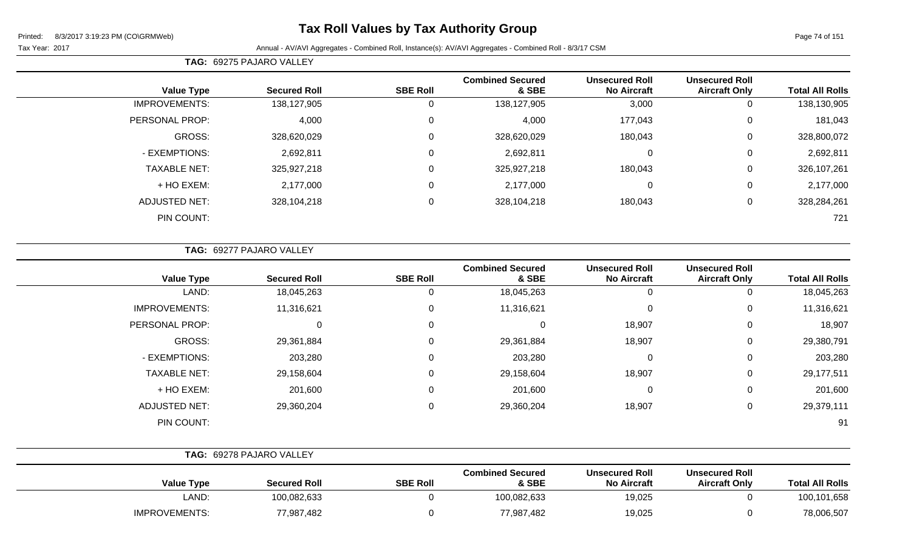# Tax Roll Values by Tax Authority Group

Printed: 8/3/2017 3:19:23 PM (CO\GRMWeb)

Tax Year: 2017    Annual - AV/AVI Aggregates - Combined Roll, Instance(s): AV/AVI Aggregates - Combined Roll - 8/3/17 CSM

**TAG: 69275 PAJARO VALLEY**

| Value Type | Secured Roll | SBE Roll | Combined Secured & SBE | Unsecured Roll No Aircraft | Unsecured Roll Aircraft Only | Total All Rolls |
|---|---|---|---|---|---|---|
| IMPROVEMENTS: | 138,127,905 | 0 | 138,127,905 | 3,000 | 0 | 138,130,905 |
| PERSONAL PROP: | 4,000 | 0 | 4,000 | 177,043 | 0 | 181,043 |
| GROSS: | 328,620,029 | 0 | 328,620,029 | 180,043 | 0 | 328,800,072 |
| - EXEMPTIONS: | 2,692,811 | 0 | 2,692,811 | 0 | 0 | 2,692,811 |
| TAXABLE NET: | 325,927,218 | 0 | 325,927,218 | 180,043 | 0 | 326,107,261 |
| + HO EXEM: | 2,177,000 | 0 | 2,177,000 | 0 | 0 | 2,177,000 |
| ADJUSTED NET: | 328,104,218 | 0 | 328,104,218 | 180,043 | 0 | 328,284,261 |
| PIN COUNT: | | | | | | 721 |

**TAG: 69277 PAJARO VALLEY**

| Value Type | Secured Roll | SBE Roll | Combined Secured & SBE | Unsecured Roll No Aircraft | Unsecured Roll Aircraft Only | Total All Rolls |
|---|---|---|---|---|---|---|
| LAND: | 18,045,263 | 0 | 18,045,263 | 0 | 0 | 18,045,263 |
| IMPROVEMENTS: | 11,316,621 | 0 | 11,316,621 | 0 | 0 | 11,316,621 |
| PERSONAL PROP: | 0 | 0 | 0 | 18,907 | 0 | 18,907 |
| GROSS: | 29,361,884 | 0 | 29,361,884 | 18,907 | 0 | 29,380,791 |
| - EXEMPTIONS: | 203,280 | 0 | 203,280 | 0 | 0 | 203,280 |
| TAXABLE NET: | 29,158,604 | 0 | 29,158,604 | 18,907 | 0 | 29,177,511 |
| + HO EXEM: | 201,600 | 0 | 201,600 | 0 | 0 | 201,600 |
| ADJUSTED NET: | 29,360,204 | 0 | 29,360,204 | 18,907 | 0 | 29,379,111 |
| PIN COUNT: | | | | | | 91 |

**TAG: 69278 PAJARO VALLEY**

| Value Type | Secured Roll | SBE Roll | Combined Secured & SBE | Unsecured Roll No Aircraft | Unsecured Roll Aircraft Only | Total All Rolls |
|---|---|---|---|---|---|---|
| LAND: | 100,082,633 | 0 | 100,082,633 | 19,025 | 0 | 100,101,658 |
| IMPROVEMENTS: | 77,987,482 | 0 | 77,987,482 | 19,025 | 0 | 78,006,507 |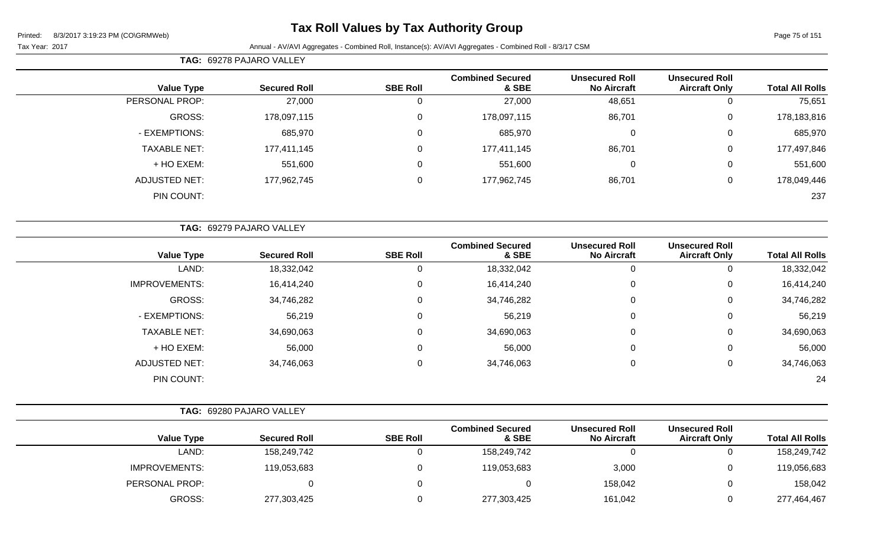# Tax Roll Values by Tax Authority Group

Tax Year: 2017

Annual - AV/AVI Aggregates - Combined Roll, Instance(s): AV/AVI Aggregates - Combined Roll - 8/3/17 CSM

**TAG: 69278 PAJARO VALLEY**

| Value Type | Secured Roll | SBE Roll | Combined Secured & SBE | Unsecured Roll No Aircraft | Unsecured Roll Aircraft Only | Total All Rolls |
|---|---|---|---|---|---|---|
| PERSONAL PROP: | 27,000 | 0 | 27,000 | 48,651 | 0 | 75,651 |
| GROSS: | 178,097,115 | 0 | 178,097,115 | 86,701 | 0 | 178,183,816 |
| - EXEMPTIONS: | 685,970 | 0 | 685,970 | 0 | 0 | 685,970 |
| TAXABLE NET: | 177,411,145 | 0 | 177,411,145 | 86,701 | 0 | 177,497,846 |
| + HO EXEM: | 551,600 | 0 | 551,600 | 0 | 0 | 551,600 |
| ADJUSTED NET: | 177,962,745 | 0 | 177,962,745 | 86,701 | 0 | 178,049,446 |
| PIN COUNT: | | | | | | 237 |

**TAG: 69279 PAJARO VALLEY**

| Value Type | Secured Roll | SBE Roll | Combined Secured & SBE | Unsecured Roll No Aircraft | Unsecured Roll Aircraft Only | Total All Rolls |
|---|---|---|---|---|---|---|
| LAND: | 18,332,042 | 0 | 18,332,042 | 0 | 0 | 18,332,042 |
| IMPROVEMENTS: | 16,414,240 | 0 | 16,414,240 | 0 | 0 | 16,414,240 |
| GROSS: | 34,746,282 | 0 | 34,746,282 | 0 | 0 | 34,746,282 |
| - EXEMPTIONS: | 56,219 | 0 | 56,219 | 0 | 0 | 56,219 |
| TAXABLE NET: | 34,690,063 | 0 | 34,690,063 | 0 | 0 | 34,690,063 |
| + HO EXEM: | 56,000 | 0 | 56,000 | 0 | 0 | 56,000 |
| ADJUSTED NET: | 34,746,063 | 0 | 34,746,063 | 0 | 0 | 34,746,063 |
| PIN COUNT: | | | | | | 24 |

**TAG: 69280 PAJARO VALLEY**

| Value Type | Secured Roll | SBE Roll | Combined Secured & SBE | Unsecured Roll No Aircraft | Unsecured Roll Aircraft Only | Total All Rolls |
|---|---|---|---|---|---|---|
| LAND: | 158,249,742 | 0 | 158,249,742 | 0 | 0 | 158,249,742 |
| IMPROVEMENTS: | 119,053,683 | 0 | 119,053,683 | 3,000 | 0 | 119,056,683 |
| PERSONAL PROP: | 0 | 0 | 0 | 158,042 | 0 | 158,042 |
| GROSS: | 277,303,425 | 0 | 277,303,425 | 161,042 | 0 | 277,464,467 |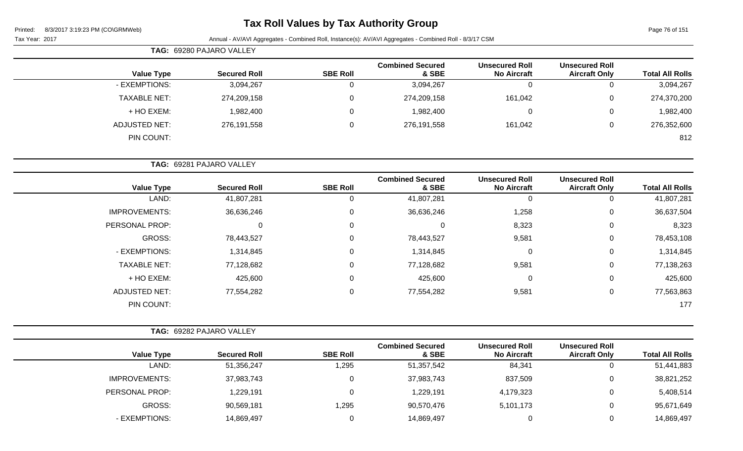# Tax Roll Values by Tax Authority Group

Printed: 8/3/2017 3:19:23 PM (CO\GRMWeb)

Tax Year: 2017 — Annual - AV/AVI Aggregates - Combined Roll, Instance(s): AV/AVI Aggregates - Combined Roll - 8/3/17 CSM

**TAG: 69280 PAJARO VALLEY**

| Value Type | Secured Roll | SBE Roll | Combined Secured & SBE | Unsecured Roll No Aircraft | Unsecured Roll Aircraft Only | Total All Rolls |
|---|---|---|---|---|---|---|
| - EXEMPTIONS: | 3,094,267 | 0 | 3,094,267 | 0 | 0 | 3,094,267 |
| TAXABLE NET: | 274,209,158 | 0 | 274,209,158 | 161,042 | 0 | 274,370,200 |
| + HO EXEM: | 1,982,400 | 0 | 1,982,400 | 0 | 0 | 1,982,400 |
| ADJUSTED NET: | 276,191,558 | 0 | 276,191,558 | 161,042 | 0 | 276,352,600 |
| PIN COUNT: | | | | | | 812 |

**TAG: 69281 PAJARO VALLEY**

| Value Type | Secured Roll | SBE Roll | Combined Secured & SBE | Unsecured Roll No Aircraft | Unsecured Roll Aircraft Only | Total All Rolls |
|---|---|---|---|---|---|---|
| LAND: | 41,807,281 | 0 | 41,807,281 | 0 | 0 | 41,807,281 |
| IMPROVEMENTS: | 36,636,246 | 0 | 36,636,246 | 1,258 | 0 | 36,637,504 |
| PERSONAL PROP: | 0 | 0 | 0 | 8,323 | 0 | 8,323 |
| GROSS: | 78,443,527 | 0 | 78,443,527 | 9,581 | 0 | 78,453,108 |
| - EXEMPTIONS: | 1,314,845 | 0 | 1,314,845 | 0 | 0 | 1,314,845 |
| TAXABLE NET: | 77,128,682 | 0 | 77,128,682 | 9,581 | 0 | 77,138,263 |
| + HO EXEM: | 425,600 | 0 | 425,600 | 0 | 0 | 425,600 |
| ADJUSTED NET: | 77,554,282 | 0 | 77,554,282 | 9,581 | 0 | 77,563,863 |
| PIN COUNT: | | | | | | 177 |

**TAG: 69282 PAJARO VALLEY**

| Value Type | Secured Roll | SBE Roll | Combined Secured & SBE | Unsecured Roll No Aircraft | Unsecured Roll Aircraft Only | Total All Rolls |
|---|---|---|---|---|---|---|
| LAND: | 51,356,247 | 1,295 | 51,357,542 | 84,341 | 0 | 51,441,883 |
| IMPROVEMENTS: | 37,983,743 | 0 | 37,983,743 | 837,509 | 0 | 38,821,252 |
| PERSONAL PROP: | 1,229,191 | 0 | 1,229,191 | 4,179,323 | 0 | 5,408,514 |
| GROSS: | 90,569,181 | 1,295 | 90,570,476 | 5,101,173 | 0 | 95,671,649 |
| - EXEMPTIONS: | 14,869,497 | 0 | 14,869,497 | 0 | 0 | 14,869,497 |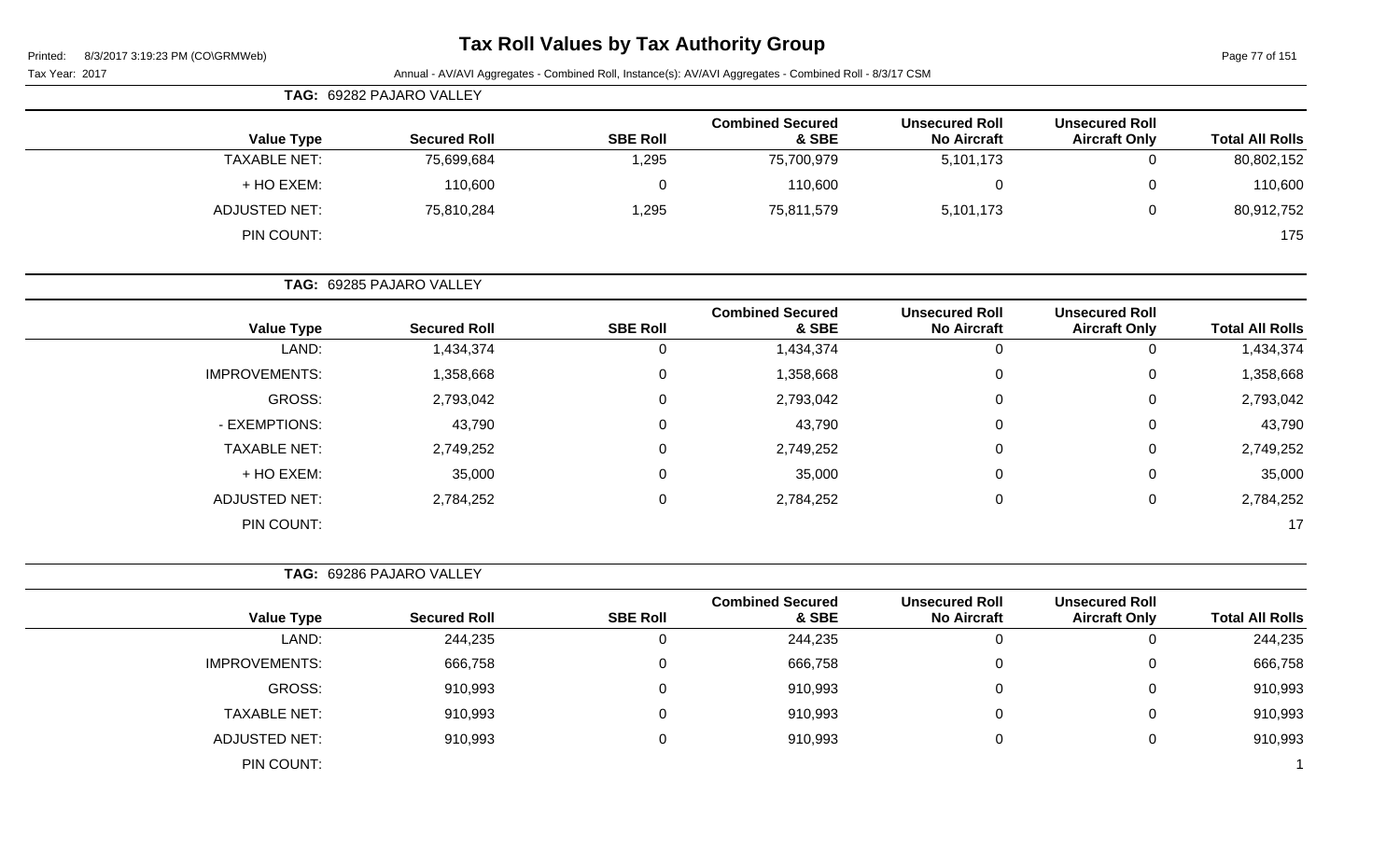# Tax Roll Values by Tax Authority Group

Tax Year: 2017

Annual - AV/AVI Aggregates - Combined Roll, Instance(s): AV/AVI Aggregates - Combined Roll - 8/3/17 CSM

**TAG: 69282 PAJARO VALLEY**

| Value Type | Secured Roll | SBE Roll | Combined Secured & SBE | Unsecured Roll No Aircraft | Unsecured Roll Aircraft Only | Total All Rolls |
|---|---|---|---|---|---|---|
| TAXABLE NET: | 75,699,684 | 1,295 | 75,700,979 | 5,101,173 | 0 | 80,802,152 |
| + HO EXEM: | 110,600 | 0 | 110,600 | 0 | 0 | 110,600 |
| ADJUSTED NET: | 75,810,284 | 1,295 | 75,811,579 | 5,101,173 | 0 | 80,912,752 |
| PIN COUNT: | | | | | | 175 |

**TAG: 69285 PAJARO VALLEY**

| Value Type | Secured Roll | SBE Roll | Combined Secured & SBE | Unsecured Roll No Aircraft | Unsecured Roll Aircraft Only | Total All Rolls |
|---|---|---|---|---|---|---|
| LAND: | 1,434,374 | 0 | 1,434,374 | 0 | 0 | 1,434,374 |
| IMPROVEMENTS: | 1,358,668 | 0 | 1,358,668 | 0 | 0 | 1,358,668 |
| GROSS: | 2,793,042 | 0 | 2,793,042 | 0 | 0 | 2,793,042 |
| - EXEMPTIONS: | 43,790 | 0 | 43,790 | 0 | 0 | 43,790 |
| TAXABLE NET: | 2,749,252 | 0 | 2,749,252 | 0 | 0 | 2,749,252 |
| + HO EXEM: | 35,000 | 0 | 35,000 | 0 | 0 | 35,000 |
| ADJUSTED NET: | 2,784,252 | 0 | 2,784,252 | 0 | 0 | 2,784,252 |
| PIN COUNT: | | | | | | 17 |

**TAG: 69286 PAJARO VALLEY**

| Value Type | Secured Roll | SBE Roll | Combined Secured & SBE | Unsecured Roll No Aircraft | Unsecured Roll Aircraft Only | Total All Rolls |
|---|---|---|---|---|---|---|
| LAND: | 244,235 | 0 | 244,235 | 0 | 0 | 244,235 |
| IMPROVEMENTS: | 666,758 | 0 | 666,758 | 0 | 0 | 666,758 |
| GROSS: | 910,993 | 0 | 910,993 | 0 | 0 | 910,993 |
| TAXABLE NET: | 910,993 | 0 | 910,993 | 0 | 0 | 910,993 |
| ADJUSTED NET: | 910,993 | 0 | 910,993 | 0 | 0 | 910,993 |
| PIN COUNT: | | | | | | 1 |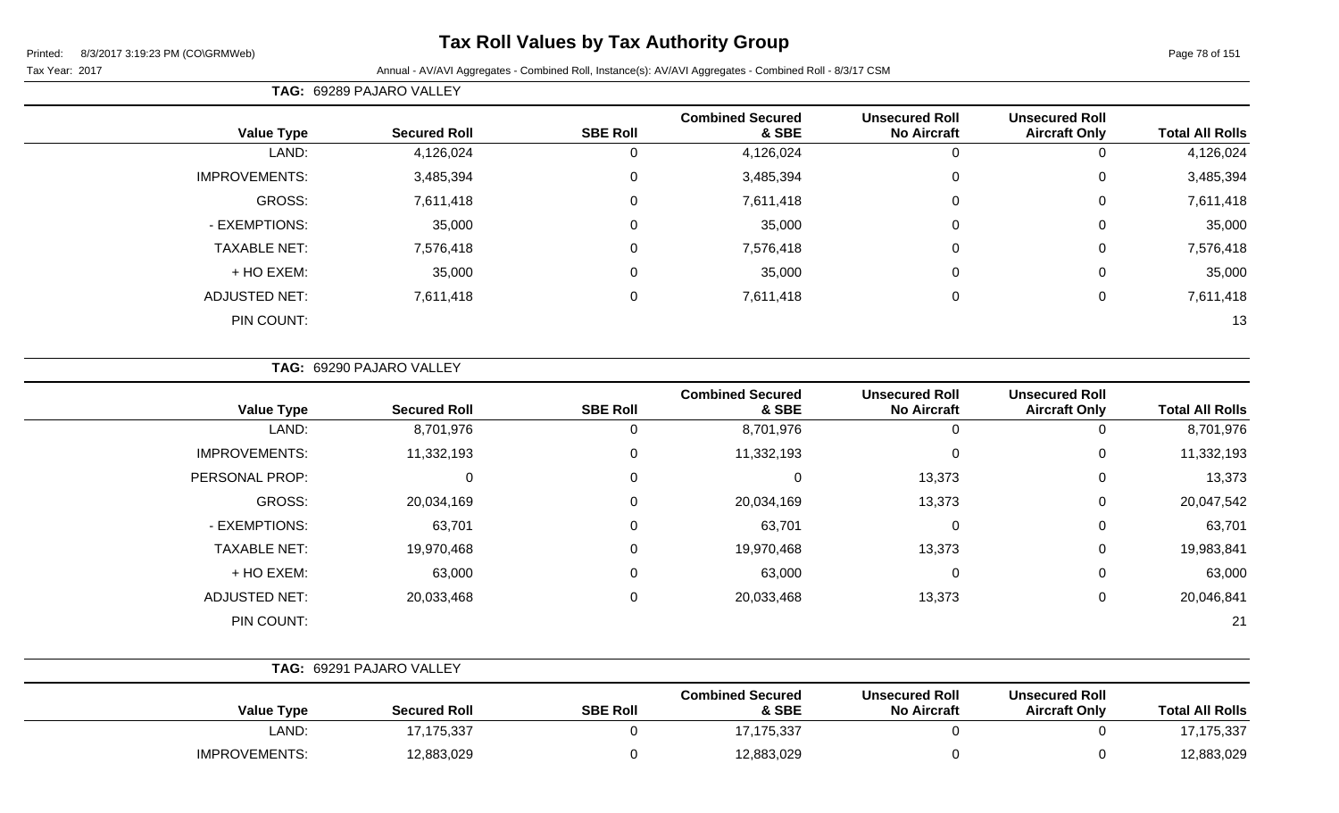# Tax Roll Values by Tax Authority Group

Printed: 8/3/2017 3:19:23 PM (CO\GRMWeb)

Tax Year: 2017 Annual - AV/AVI Aggregates - Combined Roll, Instance(s): AV/AVI Aggregates - Combined Roll - 8/3/17 CSM

**TAG: 69289 PAJARO VALLEY**

| Value Type | Secured Roll | SBE Roll | Combined Secured & SBE | Unsecured Roll No Aircraft | Unsecured Roll Aircraft Only | Total All Rolls |
|---|---|---|---|---|---|---|
| LAND: | 4,126,024 | 0 | 4,126,024 | 0 | 0 | 4,126,024 |
| IMPROVEMENTS: | 3,485,394 | 0 | 3,485,394 | 0 | 0 | 3,485,394 |
| GROSS: | 7,611,418 | 0 | 7,611,418 | 0 | 0 | 7,611,418 |
| - EXEMPTIONS: | 35,000 | 0 | 35,000 | 0 | 0 | 35,000 |
| TAXABLE NET: | 7,576,418 | 0 | 7,576,418 | 0 | 0 | 7,576,418 |
| + HO EXEM: | 35,000 | 0 | 35,000 | 0 | 0 | 35,000 |
| ADJUSTED NET: | 7,611,418 | 0 | 7,611,418 | 0 | 0 | 7,611,418 |
| PIN COUNT: | | | | | | 13 |

**TAG: 69290 PAJARO VALLEY**

| Value Type | Secured Roll | SBE Roll | Combined Secured & SBE | Unsecured Roll No Aircraft | Unsecured Roll Aircraft Only | Total All Rolls |
|---|---|---|---|---|---|---|
| LAND: | 8,701,976 | 0 | 8,701,976 | 0 | 0 | 8,701,976 |
| IMPROVEMENTS: | 11,332,193 | 0 | 11,332,193 | 0 | 0 | 11,332,193 |
| PERSONAL PROP: | 0 | 0 | 0 | 13,373 | 0 | 13,373 |
| GROSS: | 20,034,169 | 0 | 20,034,169 | 13,373 | 0 | 20,047,542 |
| - EXEMPTIONS: | 63,701 | 0 | 63,701 | 0 | 0 | 63,701 |
| TAXABLE NET: | 19,970,468 | 0 | 19,970,468 | 13,373 | 0 | 19,983,841 |
| + HO EXEM: | 63,000 | 0 | 63,000 | 0 | 0 | 63,000 |
| ADJUSTED NET: | 20,033,468 | 0 | 20,033,468 | 13,373 | 0 | 20,046,841 |
| PIN COUNT: | | | | | | 21 |

**TAG: 69291 PAJARO VALLEY**

| Value Type | Secured Roll | SBE Roll | Combined Secured & SBE | Unsecured Roll No Aircraft | Unsecured Roll Aircraft Only | Total All Rolls |
|---|---|---|---|---|---|---|
| LAND: | 17,175,337 | 0 | 17,175,337 | 0 | 0 | 17,175,337 |
| IMPROVEMENTS: | 12,883,029 | 0 | 12,883,029 | 0 | 0 | 12,883,029 |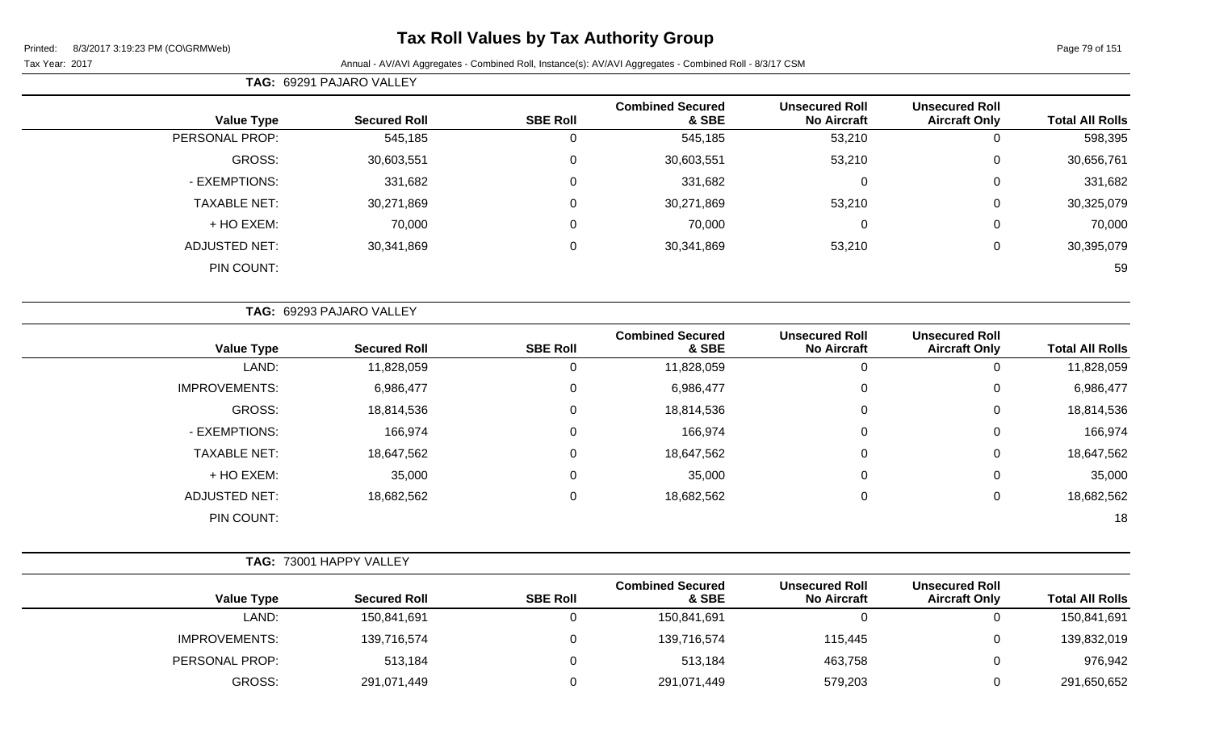# Tax Roll Values by Tax Authority Group

Printed: 8/3/2017 3:19:23 PM (CO\GRMWeb)

Tax Year: 2017

Annual - AV/AVI Aggregates - Combined Roll, Instance(s): AV/AVI Aggregates - Combined Roll - 8/3/17 CSM

**TAG: 69291 PAJARO VALLEY**

| Value Type | Secured Roll | SBE Roll | Combined Secured & SBE | Unsecured Roll No Aircraft | Unsecured Roll Aircraft Only | Total All Rolls |
|---|---|---|---|---|---|---|
| PERSONAL PROP: | 545,185 | 0 | 545,185 | 53,210 | 0 | 598,395 |
| GROSS: | 30,603,551 | 0 | 30,603,551 | 53,210 | 0 | 30,656,761 |
| - EXEMPTIONS: | 331,682 | 0 | 331,682 | 0 | 0 | 331,682 |
| TAXABLE NET: | 30,271,869 | 0 | 30,271,869 | 53,210 | 0 | 30,325,079 |
| + HO EXEM: | 70,000 | 0 | 70,000 | 0 | 0 | 70,000 |
| ADJUSTED NET: | 30,341,869 | 0 | 30,341,869 | 53,210 | 0 | 30,395,079 |
| PIN COUNT: | | | | | | 59 |

**TAG: 69293 PAJARO VALLEY**

| Value Type | Secured Roll | SBE Roll | Combined Secured & SBE | Unsecured Roll No Aircraft | Unsecured Roll Aircraft Only | Total All Rolls |
|---|---|---|---|---|---|---|
| LAND: | 11,828,059 | 0 | 11,828,059 | 0 | 0 | 11,828,059 |
| IMPROVEMENTS: | 6,986,477 | 0 | 6,986,477 | 0 | 0 | 6,986,477 |
| GROSS: | 18,814,536 | 0 | 18,814,536 | 0 | 0 | 18,814,536 |
| - EXEMPTIONS: | 166,974 | 0 | 166,974 | 0 | 0 | 166,974 |
| TAXABLE NET: | 18,647,562 | 0 | 18,647,562 | 0 | 0 | 18,647,562 |
| + HO EXEM: | 35,000 | 0 | 35,000 | 0 | 0 | 35,000 |
| ADJUSTED NET: | 18,682,562 | 0 | 18,682,562 | 0 | 0 | 18,682,562 |
| PIN COUNT: | | | | | | 18 |

**TAG: 73001 HAPPY VALLEY**

| Value Type | Secured Roll | SBE Roll | Combined Secured & SBE | Unsecured Roll No Aircraft | Unsecured Roll Aircraft Only | Total All Rolls |
|---|---|---|---|---|---|---|
| LAND: | 150,841,691 | 0 | 150,841,691 | 0 | 0 | 150,841,691 |
| IMPROVEMENTS: | 139,716,574 | 0 | 139,716,574 | 115,445 | 0 | 139,832,019 |
| PERSONAL PROP: | 513,184 | 0 | 513,184 | 463,758 | 0 | 976,942 |
| GROSS: | 291,071,449 | 0 | 291,071,449 | 579,203 | 0 | 291,650,652 |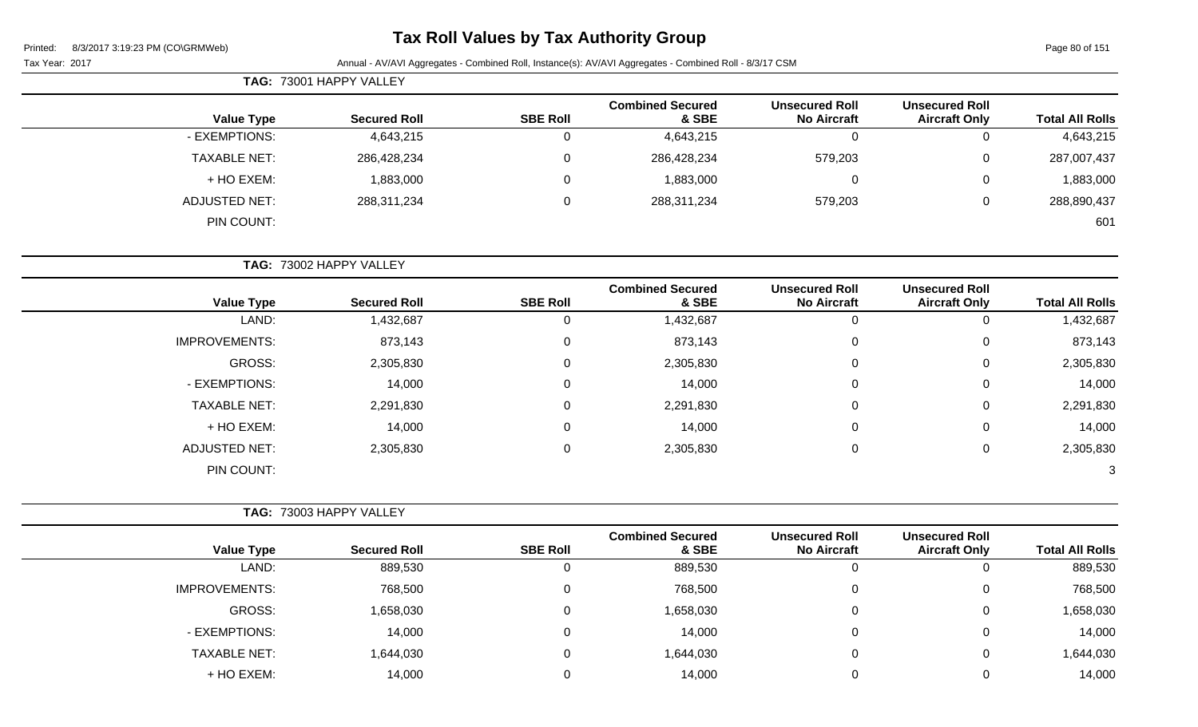# Tax Roll Values by Tax Authority Group

Printed: 8/3/2017 3:19:23 PM (CO\GRMWeb)

Tax Year: 2017 — Annual - AV/AVI Aggregates - Combined Roll, Instance(s): AV/AVI Aggregates - Combined Roll - 8/3/17 CSM

**TAG: 73001 HAPPY VALLEY**

| Value Type | Secured Roll | SBE Roll | Combined Secured & SBE | Unsecured Roll No Aircraft | Unsecured Roll Aircraft Only | Total All Rolls |
|---|---|---|---|---|---|---|
| - EXEMPTIONS: | 4,643,215 | 0 | 4,643,215 | 0 | 0 | 4,643,215 |
| TAXABLE NET: | 286,428,234 | 0 | 286,428,234 | 579,203 | 0 | 287,007,437 |
| + HO EXEM: | 1,883,000 | 0 | 1,883,000 | 0 | 0 | 1,883,000 |
| ADJUSTED NET: | 288,311,234 | 0 | 288,311,234 | 579,203 | 0 | 288,890,437 |
| PIN COUNT: | | | | | | 601 |

**TAG: 73002 HAPPY VALLEY**

| Value Type | Secured Roll | SBE Roll | Combined Secured & SBE | Unsecured Roll No Aircraft | Unsecured Roll Aircraft Only | Total All Rolls |
|---|---|---|---|---|---|---|
| LAND: | 1,432,687 | 0 | 1,432,687 | 0 | 0 | 1,432,687 |
| IMPROVEMENTS: | 873,143 | 0 | 873,143 | 0 | 0 | 873,143 |
| GROSS: | 2,305,830 | 0 | 2,305,830 | 0 | 0 | 2,305,830 |
| - EXEMPTIONS: | 14,000 | 0 | 14,000 | 0 | 0 | 14,000 |
| TAXABLE NET: | 2,291,830 | 0 | 2,291,830 | 0 | 0 | 2,291,830 |
| + HO EXEM: | 14,000 | 0 | 14,000 | 0 | 0 | 14,000 |
| ADJUSTED NET: | 2,305,830 | 0 | 2,305,830 | 0 | 0 | 2,305,830 |
| PIN COUNT: | | | | | | 3 |

**TAG: 73003 HAPPY VALLEY**

| Value Type | Secured Roll | SBE Roll | Combined Secured & SBE | Unsecured Roll No Aircraft | Unsecured Roll Aircraft Only | Total All Rolls |
|---|---|---|---|---|---|---|
| LAND: | 889,530 | 0 | 889,530 | 0 | 0 | 889,530 |
| IMPROVEMENTS: | 768,500 | 0 | 768,500 | 0 | 0 | 768,500 |
| GROSS: | 1,658,030 | 0 | 1,658,030 | 0 | 0 | 1,658,030 |
| - EXEMPTIONS: | 14,000 | 0 | 14,000 | 0 | 0 | 14,000 |
| TAXABLE NET: | 1,644,030 | 0 | 1,644,030 | 0 | 0 | 1,644,030 |
| + HO EXEM: | 14,000 | 0 | 14,000 | 0 | 0 | 14,000 |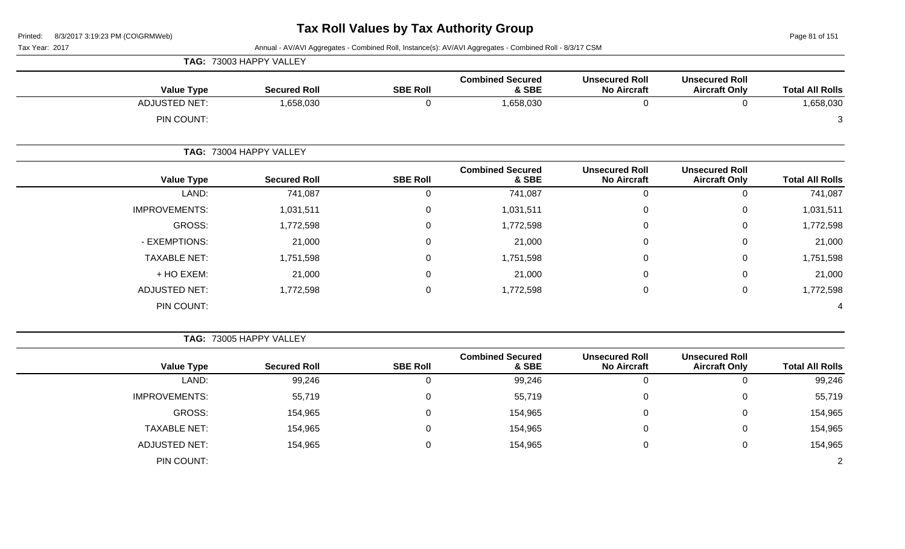# Tax Roll Values by Tax Authority Group

Printed: 8/3/2017 3:19:23 PM (CO\GRMWeb)

Tax Year: 2017 — Annual - AV/AVI Aggregates - Combined Roll, Instance(s): AV/AVI Aggregates - Combined Roll - 8/3/17 CSM

**TAG: 73003 HAPPY VALLEY**

| Value Type | Secured Roll | SBE Roll | Combined Secured & SBE | Unsecured Roll No Aircraft | Unsecured Roll Aircraft Only | Total All Rolls |
|---|---|---|---|---|---|---|
| ADJUSTED NET: | 1,658,030 | 0 | 1,658,030 | 0 | 0 | 1,658,030 |
| PIN COUNT: | | | | | | 3 |

**TAG: 73004 HAPPY VALLEY**

| Value Type | Secured Roll | SBE Roll | Combined Secured & SBE | Unsecured Roll No Aircraft | Unsecured Roll Aircraft Only | Total All Rolls |
|---|---|---|---|---|---|---|
| LAND: | 741,087 | 0 | 741,087 | 0 | 0 | 741,087 |
| IMPROVEMENTS: | 1,031,511 | 0 | 1,031,511 | 0 | 0 | 1,031,511 |
| GROSS: | 1,772,598 | 0 | 1,772,598 | 0 | 0 | 1,772,598 |
| - EXEMPTIONS: | 21,000 | 0 | 21,000 | 0 | 0 | 21,000 |
| TAXABLE NET: | 1,751,598 | 0 | 1,751,598 | 0 | 0 | 1,751,598 |
| + HO EXEM: | 21,000 | 0 | 21,000 | 0 | 0 | 21,000 |
| ADJUSTED NET: | 1,772,598 | 0 | 1,772,598 | 0 | 0 | 1,772,598 |
| PIN COUNT: | | | | | | 4 |

**TAG: 73005 HAPPY VALLEY**

| Value Type | Secured Roll | SBE Roll | Combined Secured & SBE | Unsecured Roll No Aircraft | Unsecured Roll Aircraft Only | Total All Rolls |
|---|---|---|---|---|---|---|
| LAND: | 99,246 | 0 | 99,246 | 0 | 0 | 99,246 |
| IMPROVEMENTS: | 55,719 | 0 | 55,719 | 0 | 0 | 55,719 |
| GROSS: | 154,965 | 0 | 154,965 | 0 | 0 | 154,965 |
| TAXABLE NET: | 154,965 | 0 | 154,965 | 0 | 0 | 154,965 |
| ADJUSTED NET: | 154,965 | 0 | 154,965 | 0 | 0 | 154,965 |
| PIN COUNT: | | | | | | 2 |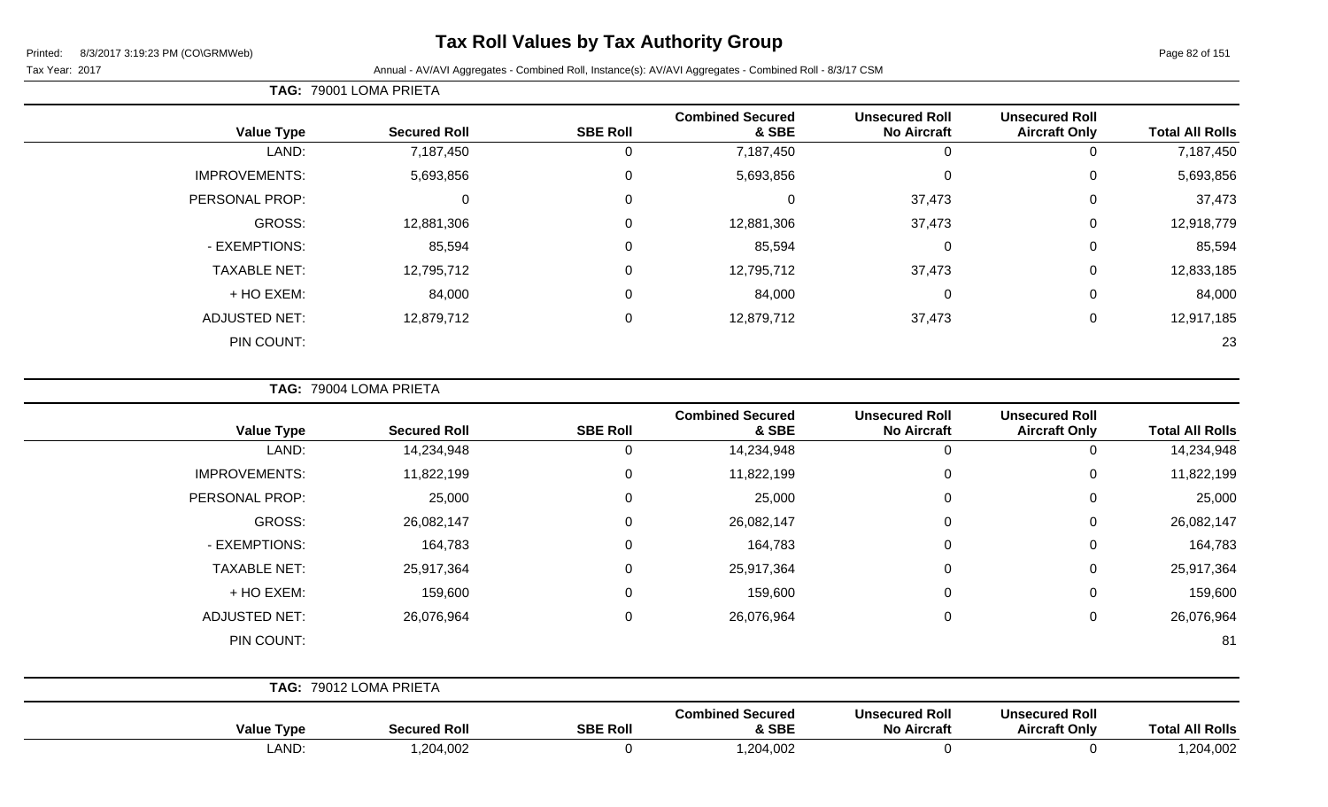# Tax Roll Values by Tax Authority Group

Printed: 8/3/2017 3:19:23 PM (CO\GRMWeb)

Tax Year: 2017

Annual - AV/AVI Aggregates - Combined Roll, Instance(s): AV/AVI Aggregates - Combined Roll - 8/3/17 CSM

**TAG: 79001 LOMA PRIETA**

| Value Type | Secured Roll | SBE Roll | Combined Secured & SBE | Unsecured Roll No Aircraft | Unsecured Roll Aircraft Only | Total All Rolls |
|---|---|---|---|---|---|---|
| LAND: | 7,187,450 | 0 | 7,187,450 | 0 | 0 | 7,187,450 |
| IMPROVEMENTS: | 5,693,856 | 0 | 5,693,856 | 0 | 0 | 5,693,856 |
| PERSONAL PROP: | 0 | 0 | 0 | 37,473 | 0 | 37,473 |
| GROSS: | 12,881,306 | 0 | 12,881,306 | 37,473 | 0 | 12,918,779 |
| - EXEMPTIONS: | 85,594 | 0 | 85,594 | 0 | 0 | 85,594 |
| TAXABLE NET: | 12,795,712 | 0 | 12,795,712 | 37,473 | 0 | 12,833,185 |
| + HO EXEM: | 84,000 | 0 | 84,000 | 0 | 0 | 84,000 |
| ADJUSTED NET: | 12,879,712 | 0 | 12,879,712 | 37,473 | 0 | 12,917,185 |
| PIN COUNT: | | | | | | 23 |

**TAG: 79004 LOMA PRIETA**

| Value Type | Secured Roll | SBE Roll | Combined Secured & SBE | Unsecured Roll No Aircraft | Unsecured Roll Aircraft Only | Total All Rolls |
|---|---|---|---|---|---|---|
| LAND: | 14,234,948 | 0 | 14,234,948 | 0 | 0 | 14,234,948 |
| IMPROVEMENTS: | 11,822,199 | 0 | 11,822,199 | 0 | 0 | 11,822,199 |
| PERSONAL PROP: | 25,000 | 0 | 25,000 | 0 | 0 | 25,000 |
| GROSS: | 26,082,147 | 0 | 26,082,147 | 0 | 0 | 26,082,147 |
| - EXEMPTIONS: | 164,783 | 0 | 164,783 | 0 | 0 | 164,783 |
| TAXABLE NET: | 25,917,364 | 0 | 25,917,364 | 0 | 0 | 25,917,364 |
| + HO EXEM: | 159,600 | 0 | 159,600 | 0 | 0 | 159,600 |
| ADJUSTED NET: | 26,076,964 | 0 | 26,076,964 | 0 | 0 | 26,076,964 |
| PIN COUNT: | | | | | | 81 |

**TAG: 79012 LOMA PRIETA**

| Value Type | Secured Roll | SBE Roll | Combined Secured & SBE | Unsecured Roll No Aircraft | Unsecured Roll Aircraft Only | Total All Rolls |
|---|---|---|---|---|---|---|
| LAND: | 1,204,002 | 0 | 1,204,002 | 0 | 0 | 1,204,002 |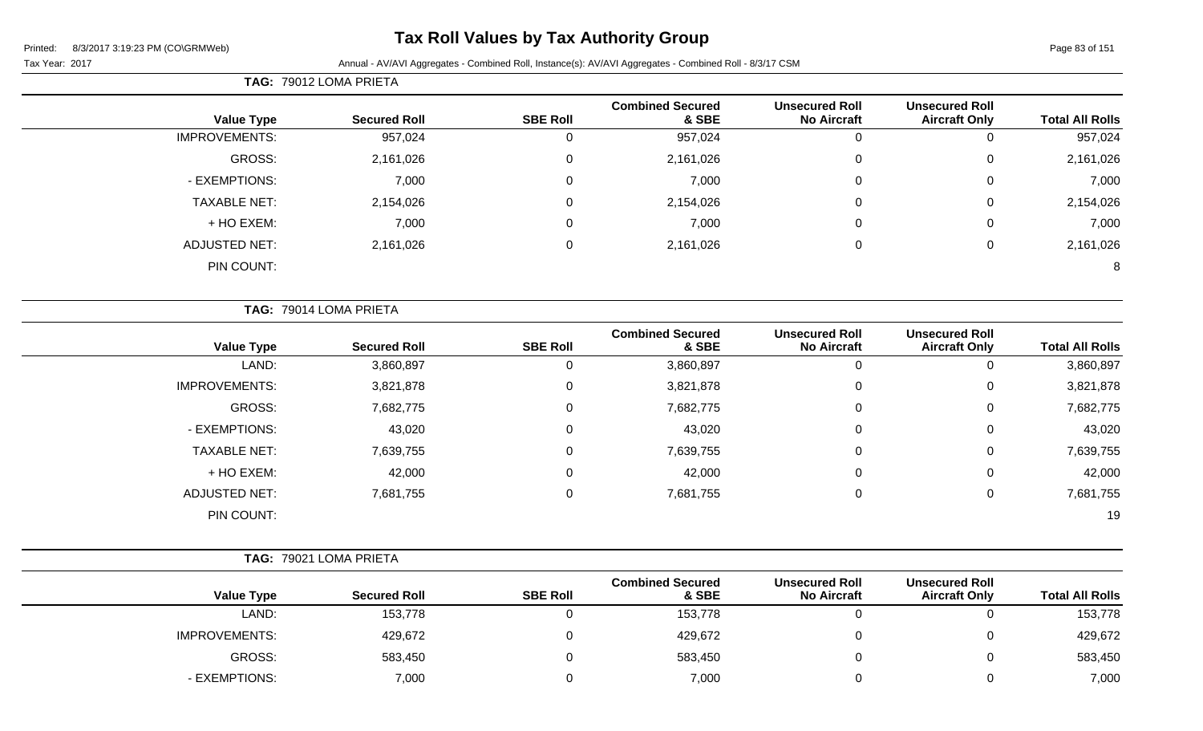# Tax Roll Values by Tax Authority Group

Printed: 8/3/2017 3:19:23 PM (CO\GRMWeb)

Tax Year: 2017

Annual - AV/AVI Aggregates - Combined Roll, Instance(s): AV/AVI Aggregates - Combined Roll - 8/3/17 CSM

**TAG: 79012 LOMA PRIETA**

| Value Type | Secured Roll | SBE Roll | Combined Secured & SBE | Unsecured Roll No Aircraft | Unsecured Roll Aircraft Only | Total All Rolls |
|---|---|---|---|---|---|---|
| IMPROVEMENTS: | 957,024 | 0 | 957,024 | 0 | 0 | 957,024 |
| GROSS: | 2,161,026 | 0 | 2,161,026 | 0 | 0 | 2,161,026 |
| - EXEMPTIONS: | 7,000 | 0 | 7,000 | 0 | 0 | 7,000 |
| TAXABLE NET: | 2,154,026 | 0 | 2,154,026 | 0 | 0 | 2,154,026 |
| + HO EXEM: | 7,000 | 0 | 7,000 | 0 | 0 | 7,000 |
| ADJUSTED NET: | 2,161,026 | 0 | 2,161,026 | 0 | 0 | 2,161,026 |
| PIN COUNT: | | | | | | 8 |

**TAG: 79014 LOMA PRIETA**

| Value Type | Secured Roll | SBE Roll | Combined Secured & SBE | Unsecured Roll No Aircraft | Unsecured Roll Aircraft Only | Total All Rolls |
|---|---|---|---|---|---|---|
| LAND: | 3,860,897 | 0 | 3,860,897 | 0 | 0 | 3,860,897 |
| IMPROVEMENTS: | 3,821,878 | 0 | 3,821,878 | 0 | 0 | 3,821,878 |
| GROSS: | 7,682,775 | 0 | 7,682,775 | 0 | 0 | 7,682,775 |
| - EXEMPTIONS: | 43,020 | 0 | 43,020 | 0 | 0 | 43,020 |
| TAXABLE NET: | 7,639,755 | 0 | 7,639,755 | 0 | 0 | 7,639,755 |
| + HO EXEM: | 42,000 | 0 | 42,000 | 0 | 0 | 42,000 |
| ADJUSTED NET: | 7,681,755 | 0 | 7,681,755 | 0 | 0 | 7,681,755 |
| PIN COUNT: | | | | | | 19 |

**TAG: 79021 LOMA PRIETA**

| Value Type | Secured Roll | SBE Roll | Combined Secured & SBE | Unsecured Roll No Aircraft | Unsecured Roll Aircraft Only | Total All Rolls |
|---|---|---|---|---|---|---|
| LAND: | 153,778 | 0 | 153,778 | 0 | 0 | 153,778 |
| IMPROVEMENTS: | 429,672 | 0 | 429,672 | 0 | 0 | 429,672 |
| GROSS: | 583,450 | 0 | 583,450 | 0 | 0 | 583,450 |
| - EXEMPTIONS: | 7,000 | 0 | 7,000 | 0 | 0 | 7,000 |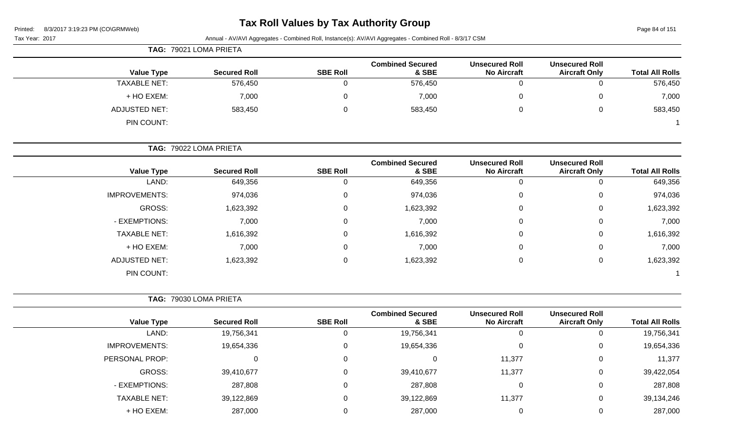# Tax Roll Values by Tax Authority Group

Printed: 8/3/2017 3:19:23 PM (CO\GRMWeb)

Tax Year: 2017

Annual - AV/AVI Aggregates - Combined Roll, Instance(s): AV/AVI Aggregates - Combined Roll - 8/3/17 CSM

**TAG: 79021 LOMA PRIETA**

| Value Type | Secured Roll | SBE Roll | Combined Secured & SBE | Unsecured Roll No Aircraft | Unsecured Roll Aircraft Only | Total All Rolls |
|---|---|---|---|---|---|---|
| TAXABLE NET: | 576,450 | 0 | 576,450 | 0 | 0 | 576,450 |
| + HO EXEM: | 7,000 | 0 | 7,000 | 0 | 0 | 7,000 |
| ADJUSTED NET: | 583,450 | 0 | 583,450 | 0 | 0 | 583,450 |
| PIN COUNT: | | | | | | 1 |

**TAG: 79022 LOMA PRIETA**

| Value Type | Secured Roll | SBE Roll | Combined Secured & SBE | Unsecured Roll No Aircraft | Unsecured Roll Aircraft Only | Total All Rolls |
|---|---|---|---|---|---|---|
| LAND: | 649,356 | 0 | 649,356 | 0 | 0 | 649,356 |
| IMPROVEMENTS: | 974,036 | 0 | 974,036 | 0 | 0 | 974,036 |
| GROSS: | 1,623,392 | 0 | 1,623,392 | 0 | 0 | 1,623,392 |
| - EXEMPTIONS: | 7,000 | 0 | 7,000 | 0 | 0 | 7,000 |
| TAXABLE NET: | 1,616,392 | 0 | 1,616,392 | 0 | 0 | 1,616,392 |
| + HO EXEM: | 7,000 | 0 | 7,000 | 0 | 0 | 7,000 |
| ADJUSTED NET: | 1,623,392 | 0 | 1,623,392 | 0 | 0 | 1,623,392 |
| PIN COUNT: | | | | | | 1 |

**TAG: 79030 LOMA PRIETA**

| Value Type | Secured Roll | SBE Roll | Combined Secured & SBE | Unsecured Roll No Aircraft | Unsecured Roll Aircraft Only | Total All Rolls |
|---|---|---|---|---|---|---|
| LAND: | 19,756,341 | 0 | 19,756,341 | 0 | 0 | 19,756,341 |
| IMPROVEMENTS: | 19,654,336 | 0 | 19,654,336 | 0 | 0 | 19,654,336 |
| PERSONAL PROP: | 0 | 0 | 0 | 11,377 | 0 | 11,377 |
| GROSS: | 39,410,677 | 0 | 39,410,677 | 11,377 | 0 | 39,422,054 |
| - EXEMPTIONS: | 287,808 | 0 | 287,808 | 0 | 0 | 287,808 |
| TAXABLE NET: | 39,122,869 | 0 | 39,122,869 | 11,377 | 0 | 39,134,246 |
| + HO EXEM: | 287,000 | 0 | 287,000 | 0 | 0 | 287,000 |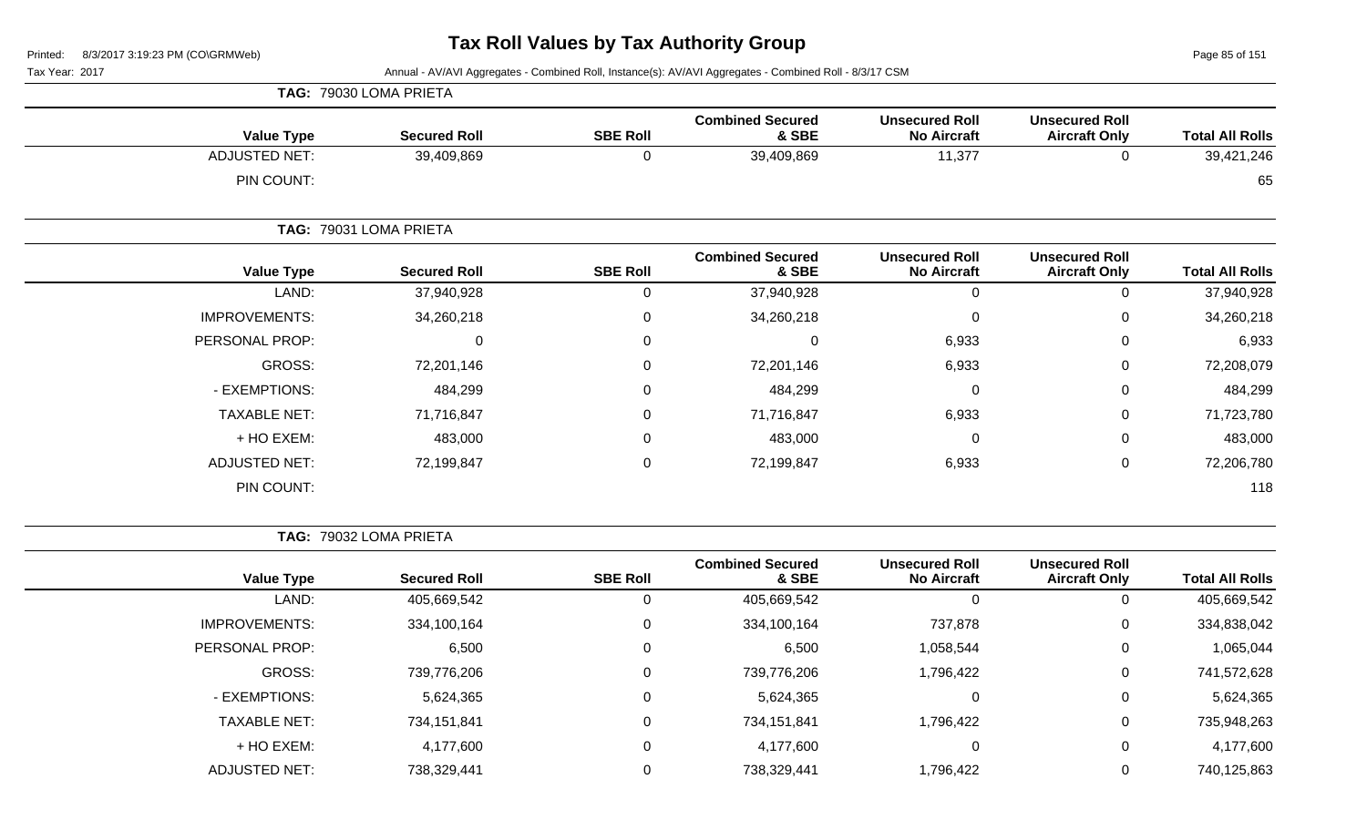# Tax Roll Values by Tax Authority Group

Printed: 8/3/2017 3:19:23 PM (CO\GRMWeb)

Tax Year: 2017

Annual - AV/AVI Aggregates - Combined Roll, Instance(s): AV/AVI Aggregates - Combined Roll - 8/3/17 CSM

**TAG: 79030 LOMA PRIETA**

| Value Type | Secured Roll | SBE Roll | Combined Secured & SBE | Unsecured Roll No Aircraft | Unsecured Roll Aircraft Only | Total All Rolls |
|---|---|---|---|---|---|---|
| ADJUSTED NET: | 39,409,869 | 0 | 39,409,869 | 11,377 | 0 | 39,421,246 |
| PIN COUNT: | | | | | | 65 |

**TAG: 79031 LOMA PRIETA**

| Value Type | Secured Roll | SBE Roll | Combined Secured & SBE | Unsecured Roll No Aircraft | Unsecured Roll Aircraft Only | Total All Rolls |
|---|---|---|---|---|---|---|
| LAND: | 37,940,928 | 0 | 37,940,928 | 0 | 0 | 37,940,928 |
| IMPROVEMENTS: | 34,260,218 | 0 | 34,260,218 | 0 | 0 | 34,260,218 |
| PERSONAL PROP: | 0 | 0 | 0 | 6,933 | 0 | 6,933 |
| GROSS: | 72,201,146 | 0 | 72,201,146 | 6,933 | 0 | 72,208,079 |
| - EXEMPTIONS: | 484,299 | 0 | 484,299 | 0 | 0 | 484,299 |
| TAXABLE NET: | 71,716,847 | 0 | 71,716,847 | 6,933 | 0 | 71,723,780 |
| + HO EXEM: | 483,000 | 0 | 483,000 | 0 | 0 | 483,000 |
| ADJUSTED NET: | 72,199,847 | 0 | 72,199,847 | 6,933 | 0 | 72,206,780 |
| PIN COUNT: | | | | | | 118 |

**TAG: 79032 LOMA PRIETA**

| Value Type | Secured Roll | SBE Roll | Combined Secured & SBE | Unsecured Roll No Aircraft | Unsecured Roll Aircraft Only | Total All Rolls |
|---|---|---|---|---|---|---|
| LAND: | 405,669,542 | 0 | 405,669,542 | 0 | 0 | 405,669,542 |
| IMPROVEMENTS: | 334,100,164 | 0 | 334,100,164 | 737,878 | 0 | 334,838,042 |
| PERSONAL PROP: | 6,500 | 0 | 6,500 | 1,058,544 | 0 | 1,065,044 |
| GROSS: | 739,776,206 | 0 | 739,776,206 | 1,796,422 | 0 | 741,572,628 |
| - EXEMPTIONS: | 5,624,365 | 0 | 5,624,365 | 0 | 0 | 5,624,365 |
| TAXABLE NET: | 734,151,841 | 0 | 734,151,841 | 1,796,422 | 0 | 735,948,263 |
| + HO EXEM: | 4,177,600 | 0 | 4,177,600 | 0 | 0 | 4,177,600 |
| ADJUSTED NET: | 738,329,441 | 0 | 738,329,441 | 1,796,422 | 0 | 740,125,863 |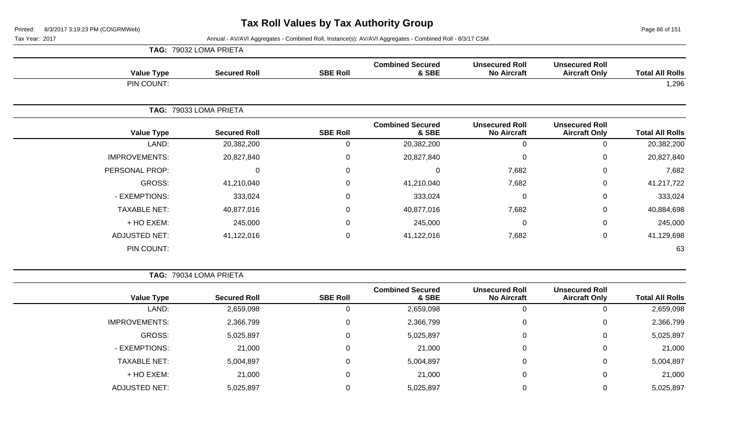# Tax Roll Values by Tax Authority Group

Printed: 8/3/2017 3:19:23 PM (CO\GRMWeb)

Tax Year: 2017

Annual - AV/AVI Aggregates - Combined Roll, Instance(s): AV/AVI Aggregates - Combined Roll - 8/3/17 CSM

**TAG: 79032 LOMA PRIETA**

| Value Type | Secured Roll | SBE Roll | Combined Secured & SBE | Unsecured Roll No Aircraft | Unsecured Roll Aircraft Only | Total All Rolls |
|---|---|---|---|---|---|---|
| PIN COUNT: | | | | | | 1,296 |

**TAG: 79033 LOMA PRIETA**

| Value Type | Secured Roll | SBE Roll | Combined Secured & SBE | Unsecured Roll No Aircraft | Unsecured Roll Aircraft Only | Total All Rolls |
|---|---|---|---|---|---|---|
| LAND: | 20,382,200 | 0 | 20,382,200 | 0 | 0 | 20,382,200 |
| IMPROVEMENTS: | 20,827,840 | 0 | 20,827,840 | 0 | 0 | 20,827,840 |
| PERSONAL PROP: | 0 | 0 | 0 | 7,682 | 0 | 7,682 |
| GROSS: | 41,210,040 | 0 | 41,210,040 | 7,682 | 0 | 41,217,722 |
| - EXEMPTIONS: | 333,024 | 0 | 333,024 | 0 | 0 | 333,024 |
| TAXABLE NET: | 40,877,016 | 0 | 40,877,016 | 7,682 | 0 | 40,884,698 |
| + HO EXEM: | 245,000 | 0 | 245,000 | 0 | 0 | 245,000 |
| ADJUSTED NET: | 41,122,016 | 0 | 41,122,016 | 7,682 | 0 | 41,129,698 |
| PIN COUNT: | | | | | | 63 |

**TAG: 79034 LOMA PRIETA**

| Value Type | Secured Roll | SBE Roll | Combined Secured & SBE | Unsecured Roll No Aircraft | Unsecured Roll Aircraft Only | Total All Rolls |
|---|---|---|---|---|---|---|
| LAND: | 2,659,098 | 0 | 2,659,098 | 0 | 0 | 2,659,098 |
| IMPROVEMENTS: | 2,366,799 | 0 | 2,366,799 | 0 | 0 | 2,366,799 |
| GROSS: | 5,025,897 | 0 | 5,025,897 | 0 | 0 | 5,025,897 |
| - EXEMPTIONS: | 21,000 | 0 | 21,000 | 0 | 0 | 21,000 |
| TAXABLE NET: | 5,004,897 | 0 | 5,004,897 | 0 | 0 | 5,004,897 |
| + HO EXEM: | 21,000 | 0 | 21,000 | 0 | 0 | 21,000 |
| ADJUSTED NET: | 5,025,897 | 0 | 5,025,897 | 0 | 0 | 5,025,897 |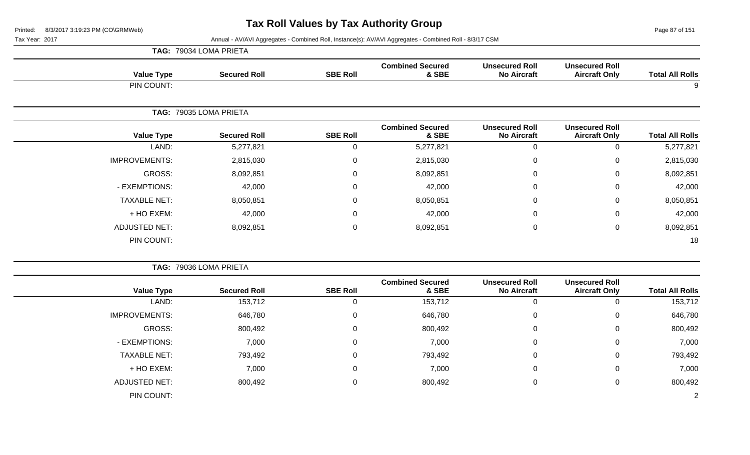# Tax Roll Values by Tax Authority Group

Printed: 8/3/2017 3:19:23 PM (CO\GRMWeb)

Tax Year: 2017

Annual - AV/AVI Aggregates - Combined Roll, Instance(s): AV/AVI Aggregates - Combined Roll - 8/3/17 CSM

**TAG: 79034 LOMA PRIETA**

| Value Type | Secured Roll | SBE Roll | Combined Secured & SBE | Unsecured Roll No Aircraft | Unsecured Roll Aircraft Only | Total All Rolls |
|---|---|---|---|---|---|---|
| PIN COUNT: | | | | | | 9 |

**TAG: 79035 LOMA PRIETA**

| Value Type | Secured Roll | SBE Roll | Combined Secured & SBE | Unsecured Roll No Aircraft | Unsecured Roll Aircraft Only | Total All Rolls |
|---|---|---|---|---|---|---|
| LAND: | 5,277,821 | 0 | 5,277,821 | 0 | 0 | 5,277,821 |
| IMPROVEMENTS: | 2,815,030 | 0 | 2,815,030 | 0 | 0 | 2,815,030 |
| GROSS: | 8,092,851 | 0 | 8,092,851 | 0 | 0 | 8,092,851 |
| - EXEMPTIONS: | 42,000 | 0 | 42,000 | 0 | 0 | 42,000 |
| TAXABLE NET: | 8,050,851 | 0 | 8,050,851 | 0 | 0 | 8,050,851 |
| + HO EXEM: | 42,000 | 0 | 42,000 | 0 | 0 | 42,000 |
| ADJUSTED NET: | 8,092,851 | 0 | 8,092,851 | 0 | 0 | 8,092,851 |
| PIN COUNT: | | | | | | 18 |

**TAG: 79036 LOMA PRIETA**

| Value Type | Secured Roll | SBE Roll | Combined Secured & SBE | Unsecured Roll No Aircraft | Unsecured Roll Aircraft Only | Total All Rolls |
|---|---|---|---|---|---|---|
| LAND: | 153,712 | 0 | 153,712 | 0 | 0 | 153,712 |
| IMPROVEMENTS: | 646,780 | 0 | 646,780 | 0 | 0 | 646,780 |
| GROSS: | 800,492 | 0 | 800,492 | 0 | 0 | 800,492 |
| - EXEMPTIONS: | 7,000 | 0 | 7,000 | 0 | 0 | 7,000 |
| TAXABLE NET: | 793,492 | 0 | 793,492 | 0 | 0 | 793,492 |
| + HO EXEM: | 7,000 | 0 | 7,000 | 0 | 0 | 7,000 |
| ADJUSTED NET: | 800,492 | 0 | 800,492 | 0 | 0 | 800,492 |
| PIN COUNT: | | | | | | 2 |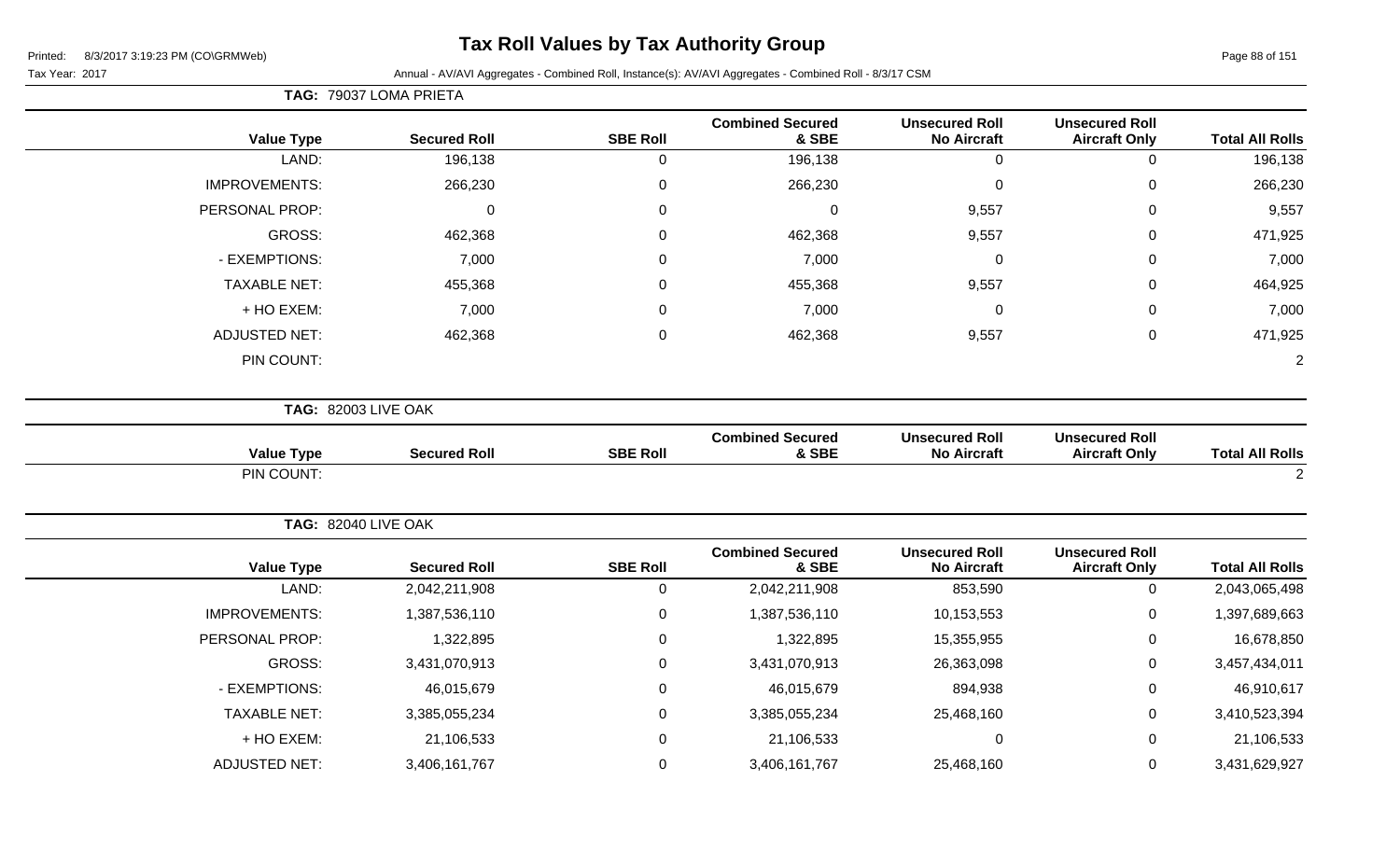# Tax Roll Values by Tax Authority Group

Printed: 8/3/2017 3:19:23 PM (CO\GRMWeb)

Tax Year: 2017 — Annual - AV/AVI Aggregates - Combined Roll, Instance(s): AV/AVI Aggregates - Combined Roll - 8/3/17 CSM

**TAG: 79037 LOMA PRIETA**

| Value Type | Secured Roll | SBE Roll | Combined Secured & SBE | Unsecured Roll No Aircraft | Unsecured Roll Aircraft Only | Total All Rolls |
|---|---|---|---|---|---|---|
| LAND: | 196,138 | 0 | 196,138 | 0 | 0 | 196,138 |
| IMPROVEMENTS: | 266,230 | 0 | 266,230 | 0 | 0 | 266,230 |
| PERSONAL PROP: | 0 | 0 | 0 | 9,557 | 0 | 9,557 |
| GROSS: | 462,368 | 0 | 462,368 | 9,557 | 0 | 471,925 |
| - EXEMPTIONS: | 7,000 | 0 | 7,000 | 0 | 0 | 7,000 |
| TAXABLE NET: | 455,368 | 0 | 455,368 | 9,557 | 0 | 464,925 |
| + HO EXEM: | 7,000 | 0 | 7,000 | 0 | 0 | 7,000 |
| ADJUSTED NET: | 462,368 | 0 | 462,368 | 9,557 | 0 | 471,925 |
| PIN COUNT: | | | | | | 2 |

**TAG: 82003 LIVE OAK**

| Value Type | Secured Roll | SBE Roll | Combined Secured & SBE | Unsecured Roll No Aircraft | Unsecured Roll Aircraft Only | Total All Rolls |
|---|---|---|---|---|---|---|
| PIN COUNT: | | | | | | 2 |

**TAG: 82040 LIVE OAK**

| Value Type | Secured Roll | SBE Roll | Combined Secured & SBE | Unsecured Roll No Aircraft | Unsecured Roll Aircraft Only | Total All Rolls |
|---|---|---|---|---|---|---|
| LAND: | 2,042,211,908 | 0 | 2,042,211,908 | 853,590 | 0 | 2,043,065,498 |
| IMPROVEMENTS: | 1,387,536,110 | 0 | 1,387,536,110 | 10,153,553 | 0 | 1,397,689,663 |
| PERSONAL PROP: | 1,322,895 | 0 | 1,322,895 | 15,355,955 | 0 | 16,678,850 |
| GROSS: | 3,431,070,913 | 0 | 3,431,070,913 | 26,363,098 | 0 | 3,457,434,011 |
| - EXEMPTIONS: | 46,015,679 | 0 | 46,015,679 | 894,938 | 0 | 46,910,617 |
| TAXABLE NET: | 3,385,055,234 | 0 | 3,385,055,234 | 25,468,160 | 0 | 3,410,523,394 |
| + HO EXEM: | 21,106,533 | 0 | 21,106,533 | 0 | 0 | 21,106,533 |
| ADJUSTED NET: | 3,406,161,767 | 0 | 3,406,161,767 | 25,468,160 | 0 | 3,431,629,927 |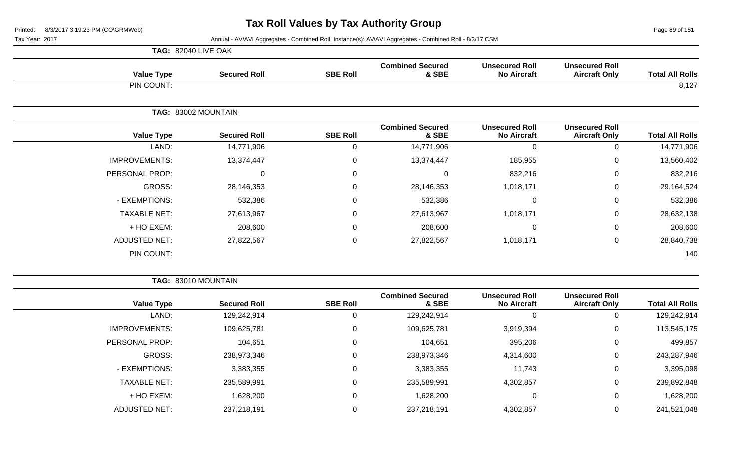# Tax Roll Values by Tax Authority Group

Tax Year: 2017

Annual - AV/AVI Aggregates - Combined Roll, Instance(s): AV/AVI Aggregates - Combined Roll - 8/3/17 CSM

**TAG: 82040 LIVE OAK**

| Value Type | Secured Roll | SBE Roll | Combined Secured & SBE | Unsecured Roll No Aircraft | Unsecured Roll Aircraft Only | Total All Rolls |
|---|---|---|---|---|---|---|
| PIN COUNT: | | | | | | 8,127 |

**TAG: 83002 MOUNTAIN**

| Value Type | Secured Roll | SBE Roll | Combined Secured & SBE | Unsecured Roll No Aircraft | Unsecured Roll Aircraft Only | Total All Rolls |
|---|---|---|---|---|---|---|
| LAND: | 14,771,906 | 0 | 14,771,906 | 0 | 0 | 14,771,906 |
| IMPROVEMENTS: | 13,374,447 | 0 | 13,374,447 | 185,955 | 0 | 13,560,402 |
| PERSONAL PROP: | 0 | 0 | 0 | 832,216 | 0 | 832,216 |
| GROSS: | 28,146,353 | 0 | 28,146,353 | 1,018,171 | 0 | 29,164,524 |
| - EXEMPTIONS: | 532,386 | 0 | 532,386 | 0 | 0 | 532,386 |
| TAXABLE NET: | 27,613,967 | 0 | 27,613,967 | 1,018,171 | 0 | 28,632,138 |
| + HO EXEM: | 208,600 | 0 | 208,600 | 0 | 0 | 208,600 |
| ADJUSTED NET: | 27,822,567 | 0 | 27,822,567 | 1,018,171 | 0 | 28,840,738 |
| PIN COUNT: | | | | | | 140 |

**TAG: 83010 MOUNTAIN**

| Value Type | Secured Roll | SBE Roll | Combined Secured & SBE | Unsecured Roll No Aircraft | Unsecured Roll Aircraft Only | Total All Rolls |
|---|---|---|---|---|---|---|
| LAND: | 129,242,914 | 0 | 129,242,914 | 0 | 0 | 129,242,914 |
| IMPROVEMENTS: | 109,625,781 | 0 | 109,625,781 | 3,919,394 | 0 | 113,545,175 |
| PERSONAL PROP: | 104,651 | 0 | 104,651 | 395,206 | 0 | 499,857 |
| GROSS: | 238,973,346 | 0 | 238,973,346 | 4,314,600 | 0 | 243,287,946 |
| - EXEMPTIONS: | 3,383,355 | 0 | 3,383,355 | 11,743 | 0 | 3,395,098 |
| TAXABLE NET: | 235,589,991 | 0 | 235,589,991 | 4,302,857 | 0 | 239,892,848 |
| + HO EXEM: | 1,628,200 | 0 | 1,628,200 | 0 | 0 | 1,628,200 |
| ADJUSTED NET: | 237,218,191 | 0 | 237,218,191 | 4,302,857 | 0 | 241,521,048 |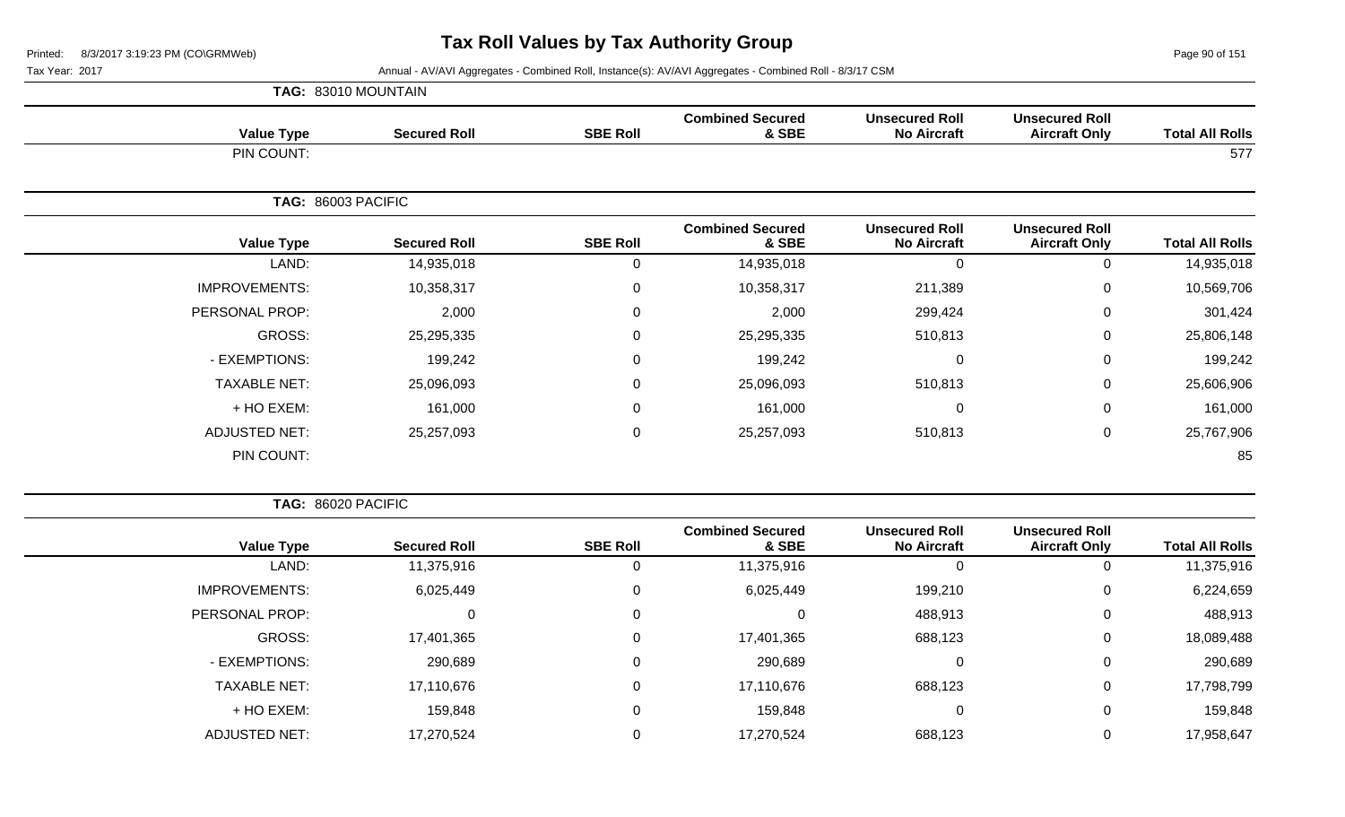# Tax Roll Values by Tax Authority Group

Tax Year: 2017

Annual - AV/AVI Aggregates - Combined Roll, Instance(s): AV/AVI Aggregates - Combined Roll - 8/3/17 CSM

**TAG: 83010 MOUNTAIN**

| Value Type | Secured Roll | SBE Roll | Combined Secured & SBE | Unsecured Roll No Aircraft | Unsecured Roll Aircraft Only | Total All Rolls |
|---|---|---|---|---|---|---|
| PIN COUNT: | | | | | | 577 |

**TAG: 86003 PACIFIC**

| Value Type | Secured Roll | SBE Roll | Combined Secured & SBE | Unsecured Roll No Aircraft | Unsecured Roll Aircraft Only | Total All Rolls |
|---|---|---|---|---|---|---|
| LAND: | 14,935,018 | 0 | 14,935,018 | 0 | 0 | 14,935,018 |
| IMPROVEMENTS: | 10,358,317 | 0 | 10,358,317 | 211,389 | 0 | 10,569,706 |
| PERSONAL PROP: | 2,000 | 0 | 2,000 | 299,424 | 0 | 301,424 |
| GROSS: | 25,295,335 | 0 | 25,295,335 | 510,813 | 0 | 25,806,148 |
| - EXEMPTIONS: | 199,242 | 0 | 199,242 | 0 | 0 | 199,242 |
| TAXABLE NET: | 25,096,093 | 0 | 25,096,093 | 510,813 | 0 | 25,606,906 |
| + HO EXEM: | 161,000 | 0 | 161,000 | 0 | 0 | 161,000 |
| ADJUSTED NET: | 25,257,093 | 0 | 25,257,093 | 510,813 | 0 | 25,767,906 |
| PIN COUNT: | | | | | | 85 |

**TAG: 86020 PACIFIC**

| Value Type | Secured Roll | SBE Roll | Combined Secured & SBE | Unsecured Roll No Aircraft | Unsecured Roll Aircraft Only | Total All Rolls |
|---|---|---|---|---|---|---|
| LAND: | 11,375,916 | 0 | 11,375,916 | 0 | 0 | 11,375,916 |
| IMPROVEMENTS: | 6,025,449 | 0 | 6,025,449 | 199,210 | 0 | 6,224,659 |
| PERSONAL PROP: | 0 | 0 | 0 | 488,913 | 0 | 488,913 |
| GROSS: | 17,401,365 | 0 | 17,401,365 | 688,123 | 0 | 18,089,488 |
| - EXEMPTIONS: | 290,689 | 0 | 290,689 | 0 | 0 | 290,689 |
| TAXABLE NET: | 17,110,676 | 0 | 17,110,676 | 688,123 | 0 | 17,798,799 |
| + HO EXEM: | 159,848 | 0 | 159,848 | 0 | 0 | 159,848 |
| ADJUSTED NET: | 17,270,524 | 0 | 17,270,524 | 688,123 | 0 | 17,958,647 |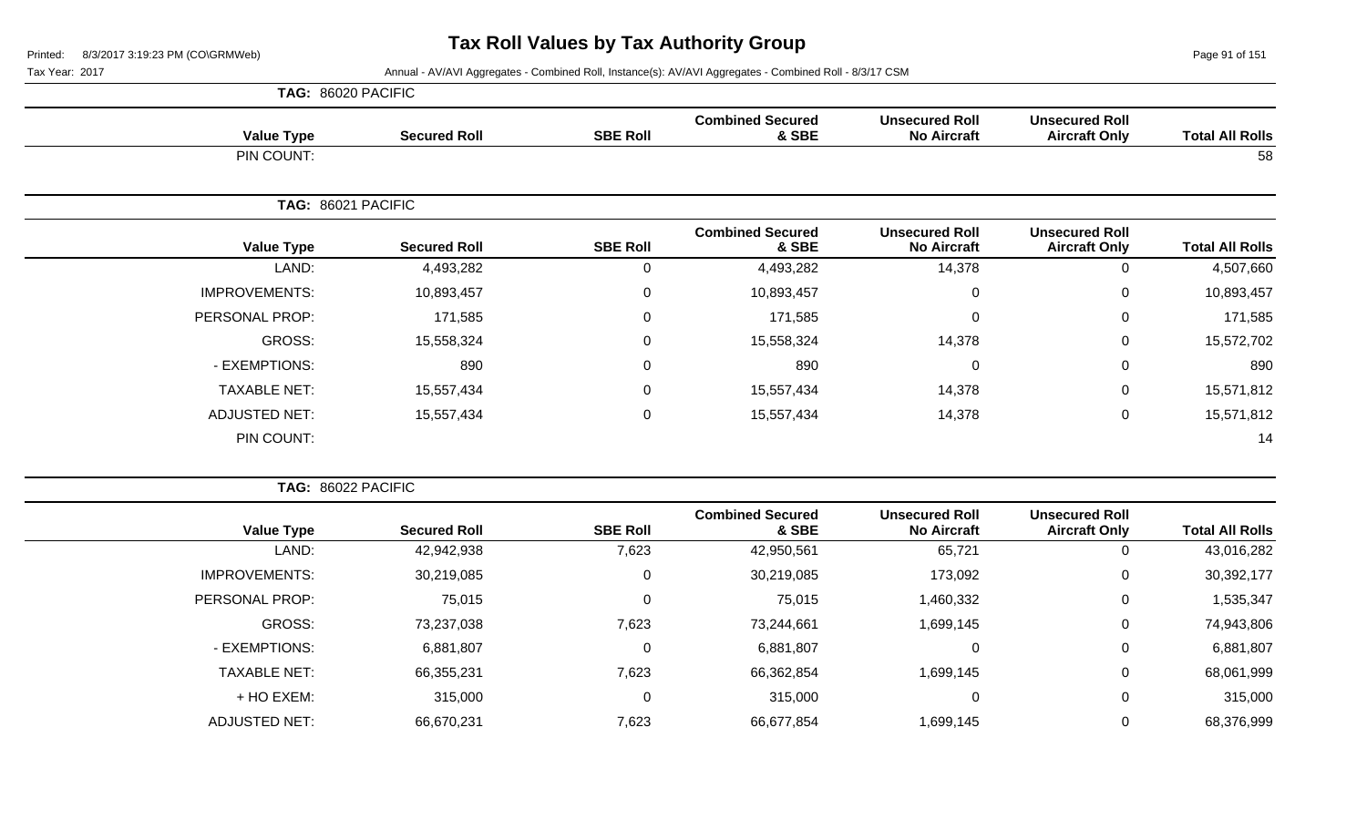# Tax Roll Values by Tax Authority Group

Tax Year: 2017

Annual - AV/AVI Aggregates - Combined Roll, Instance(s): AV/AVI Aggregates - Combined Roll - 8/3/17 CSM

**TAG: 86020 PACIFIC**

| Value Type | Secured Roll | SBE Roll | Combined Secured & SBE | Unsecured Roll No Aircraft | Unsecured Roll Aircraft Only | Total All Rolls |
|---|---|---|---|---|---|---|
| PIN COUNT: | | | | | | 58 |

**TAG: 86021 PACIFIC**

| Value Type | Secured Roll | SBE Roll | Combined Secured & SBE | Unsecured Roll No Aircraft | Unsecured Roll Aircraft Only | Total All Rolls |
|---|---|---|---|---|---|---|
| LAND: | 4,493,282 | 0 | 4,493,282 | 14,378 | 0 | 4,507,660 |
| IMPROVEMENTS: | 10,893,457 | 0 | 10,893,457 | 0 | 0 | 10,893,457 |
| PERSONAL PROP: | 171,585 | 0 | 171,585 | 0 | 0 | 171,585 |
| GROSS: | 15,558,324 | 0 | 15,558,324 | 14,378 | 0 | 15,572,702 |
| - EXEMPTIONS: | 890 | 0 | 890 | 0 | 0 | 890 |
| TAXABLE NET: | 15,557,434 | 0 | 15,557,434 | 14,378 | 0 | 15,571,812 |
| ADJUSTED NET: | 15,557,434 | 0 | 15,557,434 | 14,378 | 0 | 15,571,812 |
| PIN COUNT: | | | | | | 14 |

**TAG: 86022 PACIFIC**

| Value Type | Secured Roll | SBE Roll | Combined Secured & SBE | Unsecured Roll No Aircraft | Unsecured Roll Aircraft Only | Total All Rolls |
|---|---|---|---|---|---|---|
| LAND: | 42,942,938 | 7,623 | 42,950,561 | 65,721 | 0 | 43,016,282 |
| IMPROVEMENTS: | 30,219,085 | 0 | 30,219,085 | 173,092 | 0 | 30,392,177 |
| PERSONAL PROP: | 75,015 | 0 | 75,015 | 1,460,332 | 0 | 1,535,347 |
| GROSS: | 73,237,038 | 7,623 | 73,244,661 | 1,699,145 | 0 | 74,943,806 |
| - EXEMPTIONS: | 6,881,807 | 0 | 6,881,807 | 0 | 0 | 6,881,807 |
| TAXABLE NET: | 66,355,231 | 7,623 | 66,362,854 | 1,699,145 | 0 | 68,061,999 |
| + HO EXEM: | 315,000 | 0 | 315,000 | 0 | 0 | 315,000 |
| ADJUSTED NET: | 66,670,231 | 7,623 | 66,677,854 | 1,699,145 | 0 | 68,376,999 |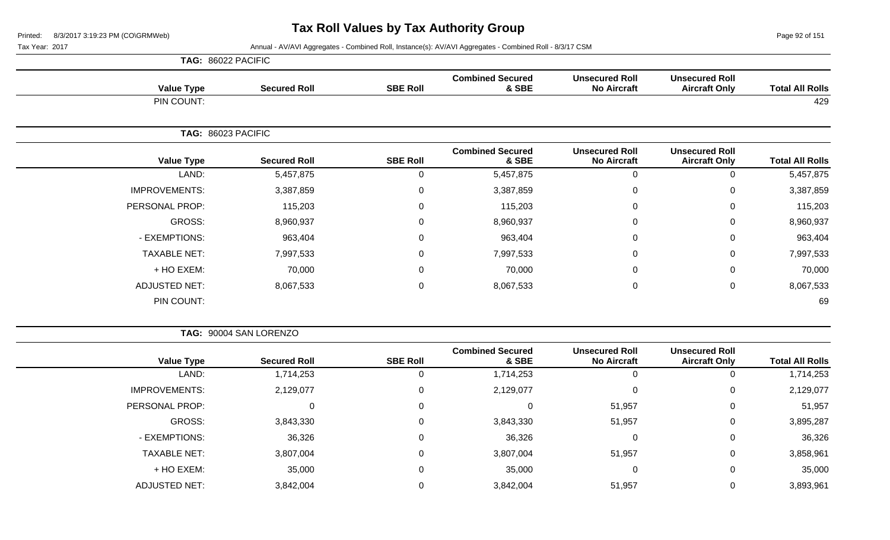# Tax Roll Values by Tax Authority Group

Printed: 8/3/2017 3:19:23 PM (CO\GRMWeb)

Tax Year: 2017 — Annual - AV/AVI Aggregates - Combined Roll, Instance(s): AV/AVI Aggregates - Combined Roll - 8/3/17 CSM

**TAG: 86022 PACIFIC**

| Value Type | Secured Roll | SBE Roll | Combined Secured & SBE | Unsecured Roll No Aircraft | Unsecured Roll Aircraft Only | Total All Rolls |
|---|---|---|---|---|---|---|
| PIN COUNT: | | | | | | 429 |

**TAG: 86023 PACIFIC**

| Value Type | Secured Roll | SBE Roll | Combined Secured & SBE | Unsecured Roll No Aircraft | Unsecured Roll Aircraft Only | Total All Rolls |
|---|---|---|---|---|---|---|
| LAND: | 5,457,875 | 0 | 5,457,875 | 0 | 0 | 5,457,875 |
| IMPROVEMENTS: | 3,387,859 | 0 | 3,387,859 | 0 | 0 | 3,387,859 |
| PERSONAL PROP: | 115,203 | 0 | 115,203 | 0 | 0 | 115,203 |
| GROSS: | 8,960,937 | 0 | 8,960,937 | 0 | 0 | 8,960,937 |
| - EXEMPTIONS: | 963,404 | 0 | 963,404 | 0 | 0 | 963,404 |
| TAXABLE NET: | 7,997,533 | 0 | 7,997,533 | 0 | 0 | 7,997,533 |
| + HO EXEM: | 70,000 | 0 | 70,000 | 0 | 0 | 70,000 |
| ADJUSTED NET: | 8,067,533 | 0 | 8,067,533 | 0 | 0 | 8,067,533 |
| PIN COUNT: | | | | | | 69 |

**TAG: 90004 SAN LORENZO**

| Value Type | Secured Roll | SBE Roll | Combined Secured & SBE | Unsecured Roll No Aircraft | Unsecured Roll Aircraft Only | Total All Rolls |
|---|---|---|---|---|---|---|
| LAND: | 1,714,253 | 0 | 1,714,253 | 0 | 0 | 1,714,253 |
| IMPROVEMENTS: | 2,129,077 | 0 | 2,129,077 | 0 | 0 | 2,129,077 |
| PERSONAL PROP: | 0 | 0 | 0 | 51,957 | 0 | 51,957 |
| GROSS: | 3,843,330 | 0 | 3,843,330 | 51,957 | 0 | 3,895,287 |
| - EXEMPTIONS: | 36,326 | 0 | 36,326 | 0 | 0 | 36,326 |
| TAXABLE NET: | 3,807,004 | 0 | 3,807,004 | 51,957 | 0 | 3,858,961 |
| + HO EXEM: | 35,000 | 0 | 35,000 | 0 | 0 | 35,000 |
| ADJUSTED NET: | 3,842,004 | 0 | 3,842,004 | 51,957 | 0 | 3,893,961 |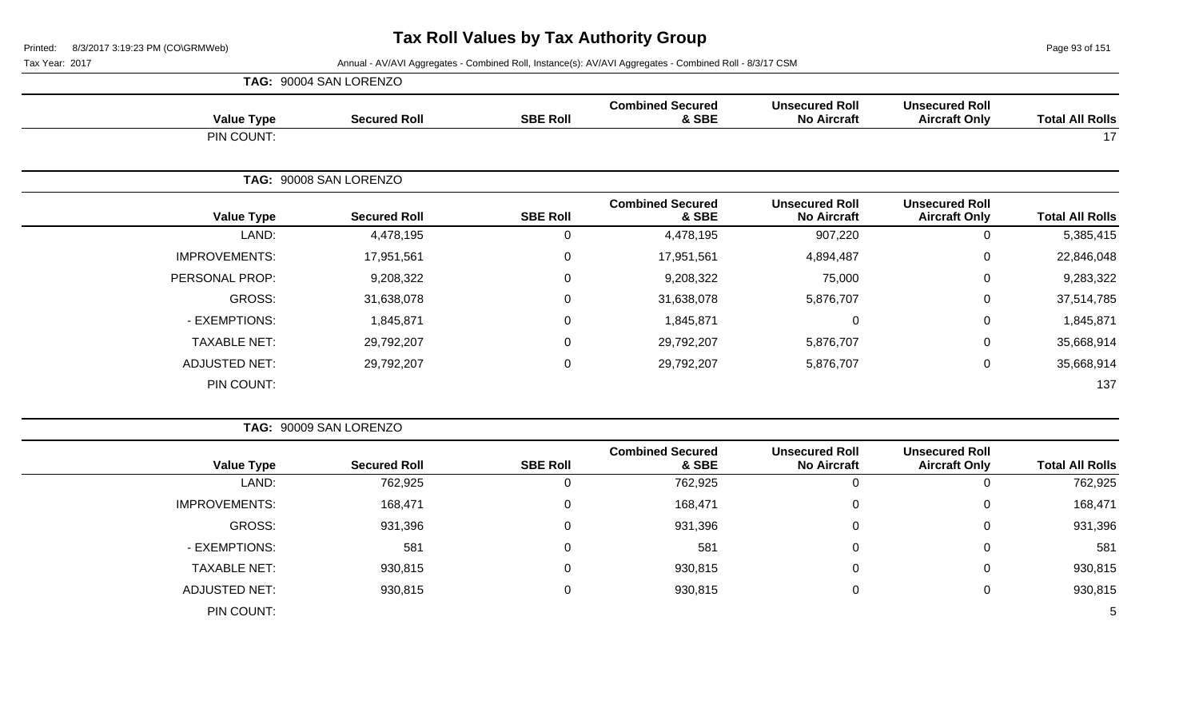# Tax Roll Values by Tax Authority Group

Printed: 8/3/2017 3:19:23 PM (CO\GRMWeb)

Tax Year: 2017 — Annual - AV/AVI Aggregates - Combined Roll, Instance(s): AV/AVI Aggregates - Combined Roll - 8/3/17 CSM

## TAG: 90004 SAN LORENZO

| Value Type | Secured Roll | SBE Roll | Combined Secured & SBE | Unsecured Roll No Aircraft | Unsecured Roll Aircraft Only | Total All Rolls |
|---|---|---|---|---|---|---|
| PIN COUNT: | | | | | | 17 |

## TAG: 90008 SAN LORENZO

| Value Type | Secured Roll | SBE Roll | Combined Secured & SBE | Unsecured Roll No Aircraft | Unsecured Roll Aircraft Only | Total All Rolls |
|---|---|---|---|---|---|---|
| LAND: | 4,478,195 | 0 | 4,478,195 | 907,220 | 0 | 5,385,415 |
| IMPROVEMENTS: | 17,951,561 | 0 | 17,951,561 | 4,894,487 | 0 | 22,846,048 |
| PERSONAL PROP: | 9,208,322 | 0 | 9,208,322 | 75,000 | 0 | 9,283,322 |
| GROSS: | 31,638,078 | 0 | 31,638,078 | 5,876,707 | 0 | 37,514,785 |
| - EXEMPTIONS: | 1,845,871 | 0 | 1,845,871 | 0 | 0 | 1,845,871 |
| TAXABLE NET: | 29,792,207 | 0 | 29,792,207 | 5,876,707 | 0 | 35,668,914 |
| ADJUSTED NET: | 29,792,207 | 0 | 29,792,207 | 5,876,707 | 0 | 35,668,914 |
| PIN COUNT: | | | | | | 137 |

## TAG: 90009 SAN LORENZO

| Value Type | Secured Roll | SBE Roll | Combined Secured & SBE | Unsecured Roll No Aircraft | Unsecured Roll Aircraft Only | Total All Rolls |
|---|---|---|---|---|---|---|
| LAND: | 762,925 | 0 | 762,925 | 0 | 0 | 762,925 |
| IMPROVEMENTS: | 168,471 | 0 | 168,471 | 0 | 0 | 168,471 |
| GROSS: | 931,396 | 0 | 931,396 | 0 | 0 | 931,396 |
| - EXEMPTIONS: | 581 | 0 | 581 | 0 | 0 | 581 |
| TAXABLE NET: | 930,815 | 0 | 930,815 | 0 | 0 | 930,815 |
| ADJUSTED NET: | 930,815 | 0 | 930,815 | 0 | 0 | 930,815 |
| PIN COUNT: | | | | | | 5 |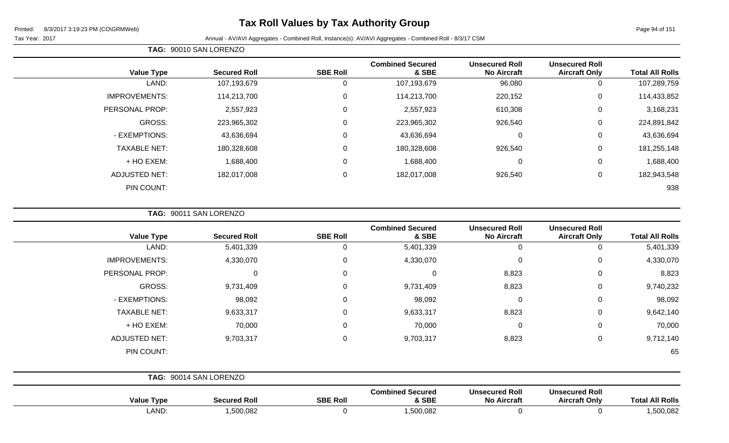# Tax Roll Values by Tax Authority Group

Printed: 8/3/2017 3:19:23 PM (CO\GRMWeb)

Tax Year: 2017

Annual - AV/AVI Aggregates - Combined Roll, Instance(s): AV/AVI Aggregates - Combined Roll - 8/3/17 CSM

**TAG: 90010 SAN LORENZO**

| Value Type | Secured Roll | SBE Roll | Combined Secured & SBE | Unsecured Roll No Aircraft | Unsecured Roll Aircraft Only | Total All Rolls |
|---|---|---|---|---|---|---|
| LAND: | 107,193,679 | 0 | 107,193,679 | 96,080 | 0 | 107,289,759 |
| IMPROVEMENTS: | 114,213,700 | 0 | 114,213,700 | 220,152 | 0 | 114,433,852 |
| PERSONAL PROP: | 2,557,923 | 0 | 2,557,923 | 610,308 | 0 | 3,168,231 |
| GROSS: | 223,965,302 | 0 | 223,965,302 | 926,540 | 0 | 224,891,842 |
| - EXEMPTIONS: | 43,636,694 | 0 | 43,636,694 | 0 | 0 | 43,636,694 |
| TAXABLE NET: | 180,328,608 | 0 | 180,328,608 | 926,540 | 0 | 181,255,148 |
| + HO EXEM: | 1,688,400 | 0 | 1,688,400 | 0 | 0 | 1,688,400 |
| ADJUSTED NET: | 182,017,008 | 0 | 182,017,008 | 926,540 | 0 | 182,943,548 |
| PIN COUNT: | | | | | | 938 |

**TAG: 90011 SAN LORENZO**

| Value Type | Secured Roll | SBE Roll | Combined Secured & SBE | Unsecured Roll No Aircraft | Unsecured Roll Aircraft Only | Total All Rolls |
|---|---|---|---|---|---|---|
| LAND: | 5,401,339 | 0 | 5,401,339 | 0 | 0 | 5,401,339 |
| IMPROVEMENTS: | 4,330,070 | 0 | 4,330,070 | 0 | 0 | 4,330,070 |
| PERSONAL PROP: | 0 | 0 | 0 | 8,823 | 0 | 8,823 |
| GROSS: | 9,731,409 | 0 | 9,731,409 | 8,823 | 0 | 9,740,232 |
| - EXEMPTIONS: | 98,092 | 0 | 98,092 | 0 | 0 | 98,092 |
| TAXABLE NET: | 9,633,317 | 0 | 9,633,317 | 8,823 | 0 | 9,642,140 |
| + HO EXEM: | 70,000 | 0 | 70,000 | 0 | 0 | 70,000 |
| ADJUSTED NET: | 9,703,317 | 0 | 9,703,317 | 8,823 | 0 | 9,712,140 |
| PIN COUNT: | | | | | | 65 |

**TAG: 90014 SAN LORENZO**

| Value Type | Secured Roll | SBE Roll | Combined Secured & SBE | Unsecured Roll No Aircraft | Unsecured Roll Aircraft Only | Total All Rolls |
|---|---|---|---|---|---|---|
| LAND: | 1,500,082 | 0 | 1,500,082 | 0 | 0 | 1,500,082 |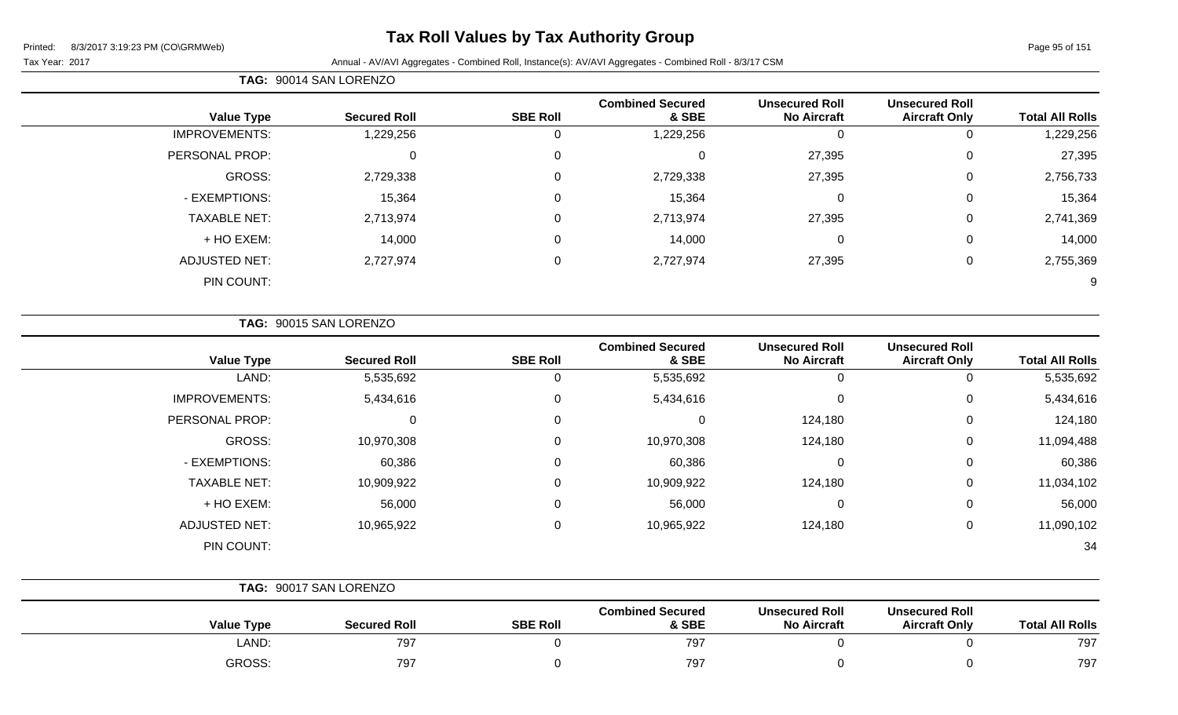# Tax Roll Values by Tax Authority Group

Printed: 8/3/2017 3:19:23 PM (CO\GRMWeb)

Tax Year: 2017 — Annual - AV/AVI Aggregates - Combined Roll, Instance(s): AV/AVI Aggregates - Combined Roll - 8/3/17 CSM

**TAG: 90014 SAN LORENZO**

| Value Type | Secured Roll | SBE Roll | Combined Secured & SBE | Unsecured Roll No Aircraft | Unsecured Roll Aircraft Only | Total All Rolls |
|---|---|---|---|---|---|---|
| IMPROVEMENTS: | 1,229,256 | 0 | 1,229,256 | 0 | 0 | 1,229,256 |
| PERSONAL PROP: | 0 | 0 | 0 | 27,395 | 0 | 27,395 |
| GROSS: | 2,729,338 | 0 | 2,729,338 | 27,395 | 0 | 2,756,733 |
| - EXEMPTIONS: | 15,364 | 0 | 15,364 | 0 | 0 | 15,364 |
| TAXABLE NET: | 2,713,974 | 0 | 2,713,974 | 27,395 | 0 | 2,741,369 |
| + HO EXEM: | 14,000 | 0 | 14,000 | 0 | 0 | 14,000 |
| ADJUSTED NET: | 2,727,974 | 0 | 2,727,974 | 27,395 | 0 | 2,755,369 |
| PIN COUNT: | | | | | | 9 |

**TAG: 90015 SAN LORENZO**

| Value Type | Secured Roll | SBE Roll | Combined Secured & SBE | Unsecured Roll No Aircraft | Unsecured Roll Aircraft Only | Total All Rolls |
|---|---|---|---|---|---|---|
| LAND: | 5,535,692 | 0 | 5,535,692 | 0 | 0 | 5,535,692 |
| IMPROVEMENTS: | 5,434,616 | 0 | 5,434,616 | 0 | 0 | 5,434,616 |
| PERSONAL PROP: | 0 | 0 | 0 | 124,180 | 0 | 124,180 |
| GROSS: | 10,970,308 | 0 | 10,970,308 | 124,180 | 0 | 11,094,488 |
| - EXEMPTIONS: | 60,386 | 0 | 60,386 | 0 | 0 | 60,386 |
| TAXABLE NET: | 10,909,922 | 0 | 10,909,922 | 124,180 | 0 | 11,034,102 |
| + HO EXEM: | 56,000 | 0 | 56,000 | 0 | 0 | 56,000 |
| ADJUSTED NET: | 10,965,922 | 0 | 10,965,922 | 124,180 | 0 | 11,090,102 |
| PIN COUNT: | | | | | | 34 |

**TAG: 90017 SAN LORENZO**

| Value Type | Secured Roll | SBE Roll | Combined Secured & SBE | Unsecured Roll No Aircraft | Unsecured Roll Aircraft Only | Total All Rolls |
|---|---|---|---|---|---|---|
| LAND: | 797 | 0 | 797 | 0 | 0 | 797 |
| GROSS: | 797 | 0 | 797 | 0 | 0 | 797 |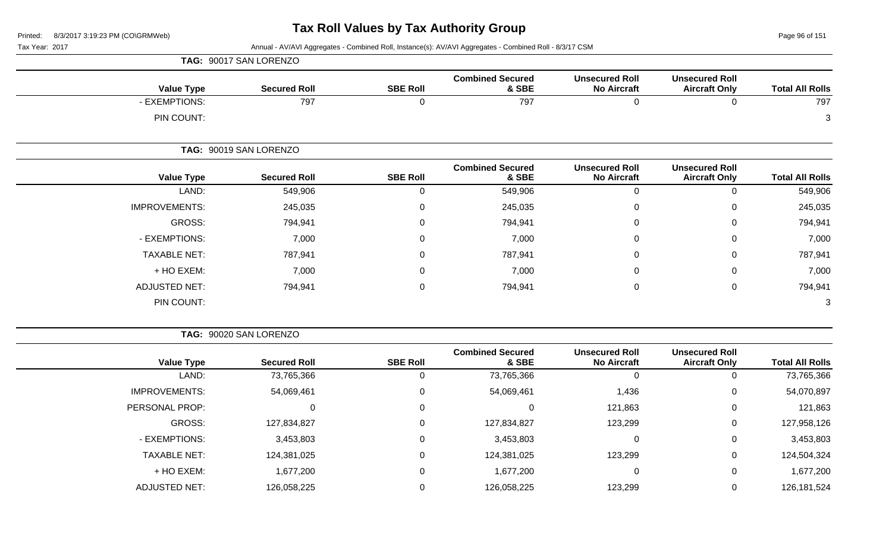# Tax Roll Values by Tax Authority Group

Printed: 8/3/2017 3:19:23 PM (CO\GRMWeb)

Tax Year: 2017

Annual - AV/AVI Aggregates - Combined Roll, Instance(s): AV/AVI Aggregates - Combined Roll - 8/3/17 CSM

**TAG: 90017 SAN LORENZO**

| Value Type | Secured Roll | SBE Roll | Combined Secured & SBE | Unsecured Roll No Aircraft | Unsecured Roll Aircraft Only | Total All Rolls |
|---|---|---|---|---|---|---|
| - EXEMPTIONS: | 797 | 0 | 797 | 0 | 0 | 797 |
| PIN COUNT: | | | | | | 3 |

**TAG: 90019 SAN LORENZO**

| Value Type | Secured Roll | SBE Roll | Combined Secured & SBE | Unsecured Roll No Aircraft | Unsecured Roll Aircraft Only | Total All Rolls |
|---|---|---|---|---|---|---|
| LAND: | 549,906 | 0 | 549,906 | 0 | 0 | 549,906 |
| IMPROVEMENTS: | 245,035 | 0 | 245,035 | 0 | 0 | 245,035 |
| GROSS: | 794,941 | 0 | 794,941 | 0 | 0 | 794,941 |
| - EXEMPTIONS: | 7,000 | 0 | 7,000 | 0 | 0 | 7,000 |
| TAXABLE NET: | 787,941 | 0 | 787,941 | 0 | 0 | 787,941 |
| + HO EXEM: | 7,000 | 0 | 7,000 | 0 | 0 | 7,000 |
| ADJUSTED NET: | 794,941 | 0 | 794,941 | 0 | 0 | 794,941 |
| PIN COUNT: | | | | | | 3 |

**TAG: 90020 SAN LORENZO**

| Value Type | Secured Roll | SBE Roll | Combined Secured & SBE | Unsecured Roll No Aircraft | Unsecured Roll Aircraft Only | Total All Rolls |
|---|---|---|---|---|---|---|
| LAND: | 73,765,366 | 0 | 73,765,366 | 0 | 0 | 73,765,366 |
| IMPROVEMENTS: | 54,069,461 | 0 | 54,069,461 | 1,436 | 0 | 54,070,897 |
| PERSONAL PROP: | 0 | 0 | 0 | 121,863 | 0 | 121,863 |
| GROSS: | 127,834,827 | 0 | 127,834,827 | 123,299 | 0 | 127,958,126 |
| - EXEMPTIONS: | 3,453,803 | 0 | 3,453,803 | 0 | 0 | 3,453,803 |
| TAXABLE NET: | 124,381,025 | 0 | 124,381,025 | 123,299 | 0 | 124,504,324 |
| + HO EXEM: | 1,677,200 | 0 | 1,677,200 | 0 | 0 | 1,677,200 |
| ADJUSTED NET: | 126,058,225 | 0 | 126,058,225 | 123,299 | 0 | 126,181,524 |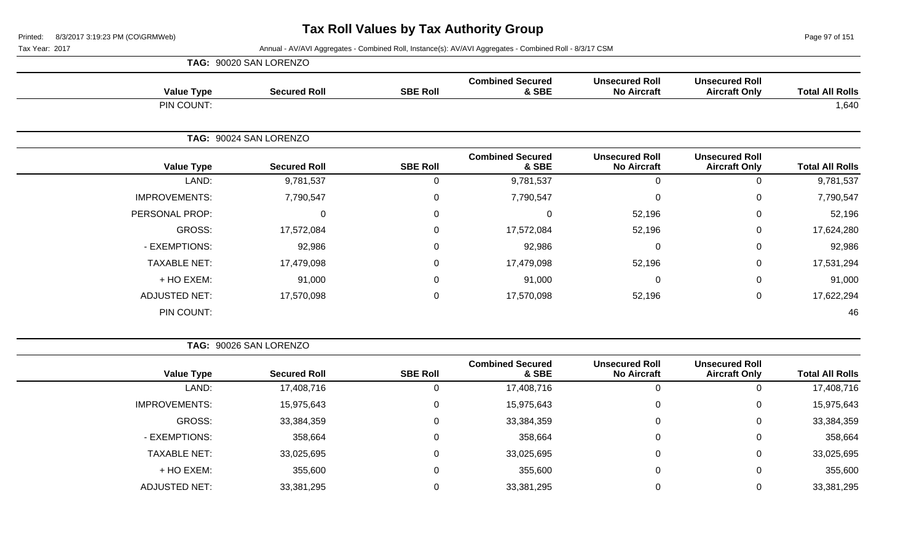# Tax Roll Values by Tax Authority Group

Tax Year: 2017

Annual - AV/AVI Aggregates - Combined Roll, Instance(s): AV/AVI Aggregates - Combined Roll - 8/3/17 CSM

**TAG: 90020 SAN LORENZO**

| Value Type | Secured Roll | SBE Roll | Combined Secured & SBE | Unsecured Roll No Aircraft | Unsecured Roll Aircraft Only | Total All Rolls |
|---|---|---|---|---|---|---|
| PIN COUNT: | | | | | | 1,640 |

**TAG: 90024 SAN LORENZO**

| Value Type | Secured Roll | SBE Roll | Combined Secured & SBE | Unsecured Roll No Aircraft | Unsecured Roll Aircraft Only | Total All Rolls |
|---|---|---|---|---|---|---|
| LAND: | 9,781,537 | 0 | 9,781,537 | 0 | 0 | 9,781,537 |
| IMPROVEMENTS: | 7,790,547 | 0 | 7,790,547 | 0 | 0 | 7,790,547 |
| PERSONAL PROP: | 0 | 0 | 0 | 52,196 | 0 | 52,196 |
| GROSS: | 17,572,084 | 0 | 17,572,084 | 52,196 | 0 | 17,624,280 |
| - EXEMPTIONS: | 92,986 | 0 | 92,986 | 0 | 0 | 92,986 |
| TAXABLE NET: | 17,479,098 | 0 | 17,479,098 | 52,196 | 0 | 17,531,294 |
| + HO EXEM: | 91,000 | 0 | 91,000 | 0 | 0 | 91,000 |
| ADJUSTED NET: | 17,570,098 | 0 | 17,570,098 | 52,196 | 0 | 17,622,294 |
| PIN COUNT: | | | | | | 46 |

**TAG: 90026 SAN LORENZO**

| Value Type | Secured Roll | SBE Roll | Combined Secured & SBE | Unsecured Roll No Aircraft | Unsecured Roll Aircraft Only | Total All Rolls |
|---|---|---|---|---|---|---|
| LAND: | 17,408,716 | 0 | 17,408,716 | 0 | 0 | 17,408,716 |
| IMPROVEMENTS: | 15,975,643 | 0 | 15,975,643 | 0 | 0 | 15,975,643 |
| GROSS: | 33,384,359 | 0 | 33,384,359 | 0 | 0 | 33,384,359 |
| - EXEMPTIONS: | 358,664 | 0 | 358,664 | 0 | 0 | 358,664 |
| TAXABLE NET: | 33,025,695 | 0 | 33,025,695 | 0 | 0 | 33,025,695 |
| + HO EXEM: | 355,600 | 0 | 355,600 | 0 | 0 | 355,600 |
| ADJUSTED NET: | 33,381,295 | 0 | 33,381,295 | 0 | 0 | 33,381,295 |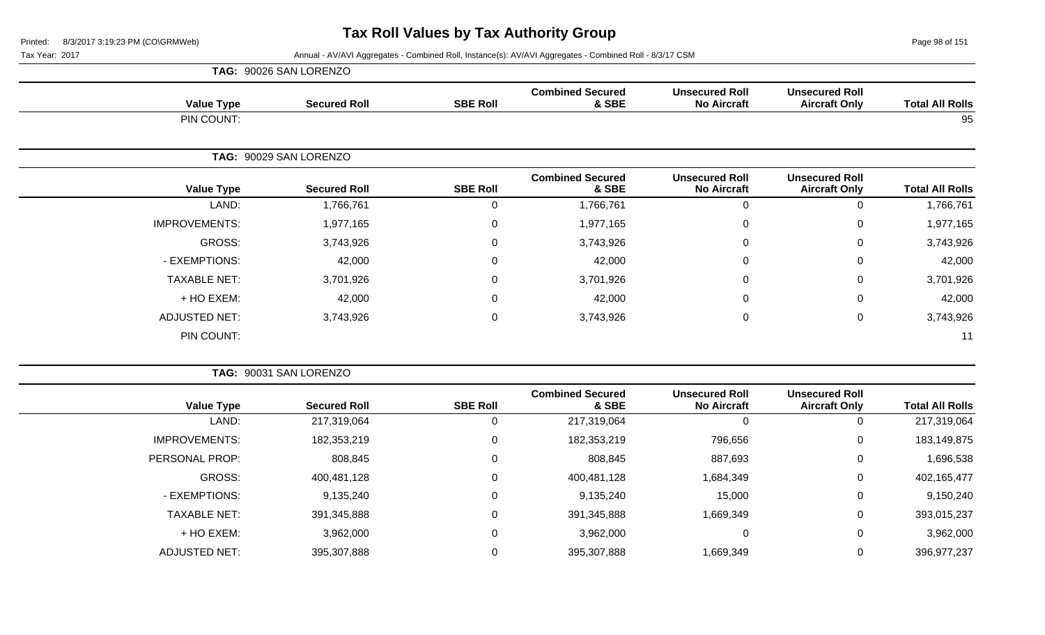# Tax Roll Values by Tax Authority Group

Printed: 8/3/2017 3:19:23 PM (CO\GRMWeb)

Tax Year: 2017

Annual - AV/AVI Aggregates - Combined Roll, Instance(s): AV/AVI Aggregates - Combined Roll - 8/3/17 CSM

**TAG: 90026 SAN LORENZO**

| Value Type | Secured Roll | SBE Roll | Combined Secured & SBE | Unsecured Roll No Aircraft | Unsecured Roll Aircraft Only | Total All Rolls |
|---|---|---|---|---|---|---|
| PIN COUNT: | | | | | | 95 |

**TAG: 90029 SAN LORENZO**

| Value Type | Secured Roll | SBE Roll | Combined Secured & SBE | Unsecured Roll No Aircraft | Unsecured Roll Aircraft Only | Total All Rolls |
|---|---|---|---|---|---|---|
| LAND: | 1,766,761 | 0 | 1,766,761 | 0 | 0 | 1,766,761 |
| IMPROVEMENTS: | 1,977,165 | 0 | 1,977,165 | 0 | 0 | 1,977,165 |
| GROSS: | 3,743,926 | 0 | 3,743,926 | 0 | 0 | 3,743,926 |
| - EXEMPTIONS: | 42,000 | 0 | 42,000 | 0 | 0 | 42,000 |
| TAXABLE NET: | 3,701,926 | 0 | 3,701,926 | 0 | 0 | 3,701,926 |
| + HO EXEM: | 42,000 | 0 | 42,000 | 0 | 0 | 42,000 |
| ADJUSTED NET: | 3,743,926 | 0 | 3,743,926 | 0 | 0 | 3,743,926 |
| PIN COUNT: | | | | | | 11 |

**TAG: 90031 SAN LORENZO**

| Value Type | Secured Roll | SBE Roll | Combined Secured & SBE | Unsecured Roll No Aircraft | Unsecured Roll Aircraft Only | Total All Rolls |
|---|---|---|---|---|---|---|
| LAND: | 217,319,064 | 0 | 217,319,064 | 0 | 0 | 217,319,064 |
| IMPROVEMENTS: | 182,353,219 | 0 | 182,353,219 | 796,656 | 0 | 183,149,875 |
| PERSONAL PROP: | 808,845 | 0 | 808,845 | 887,693 | 0 | 1,696,538 |
| GROSS: | 400,481,128 | 0 | 400,481,128 | 1,684,349 | 0 | 402,165,477 |
| - EXEMPTIONS: | 9,135,240 | 0 | 9,135,240 | 15,000 | 0 | 9,150,240 |
| TAXABLE NET: | 391,345,888 | 0 | 391,345,888 | 1,669,349 | 0 | 393,015,237 |
| + HO EXEM: | 3,962,000 | 0 | 3,962,000 | 0 | 0 | 3,962,000 |
| ADJUSTED NET: | 395,307,888 | 0 | 395,307,888 | 1,669,349 | 0 | 396,977,237 |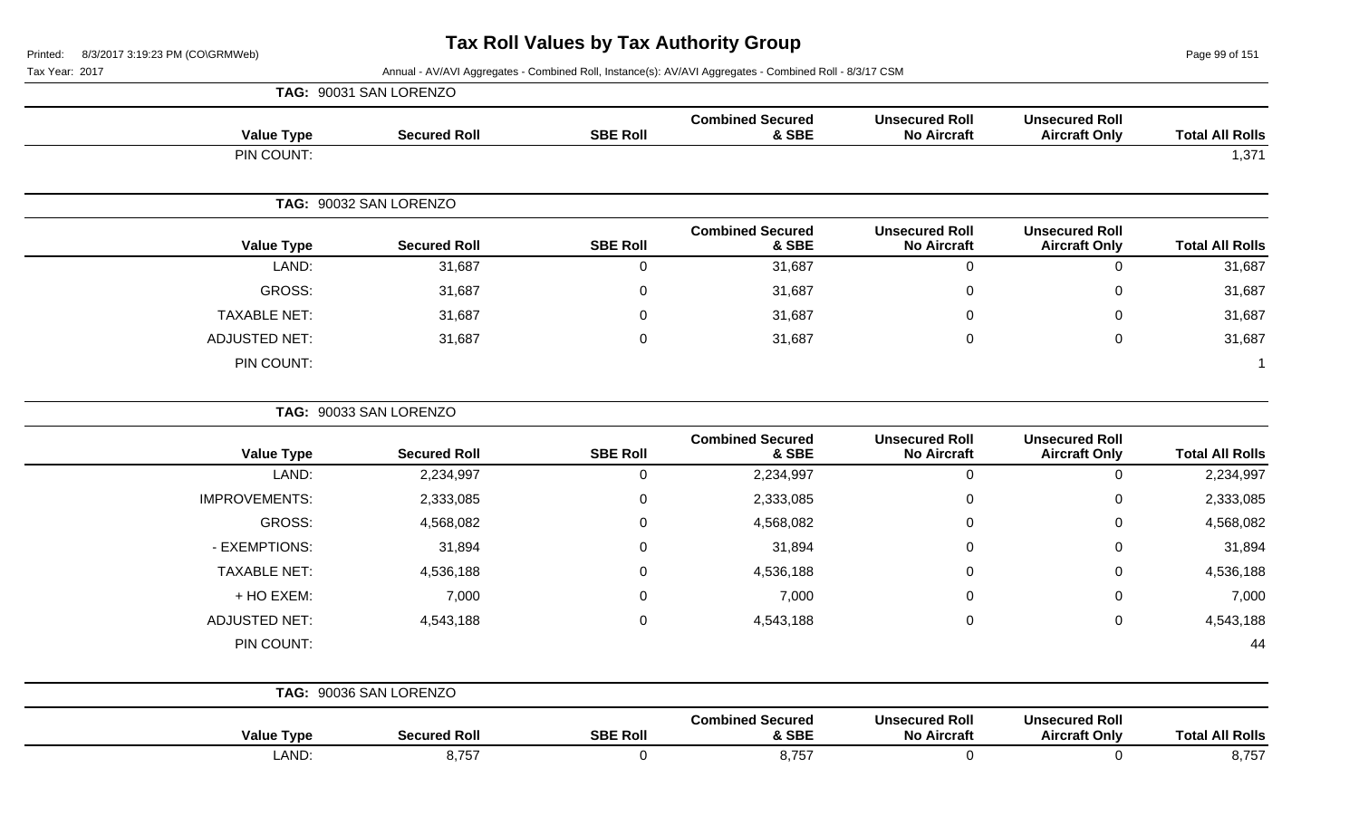# Tax Roll Values by Tax Authority Group

Printed: 8/3/2017 3:19:23 PM (CO\GRMWeb)

Tax Year: 2017

Annual - AV/AVI Aggregates - Combined Roll, Instance(s): AV/AVI Aggregates - Combined Roll - 8/3/17 CSM

**TAG: 90031 SAN LORENZO**

| Value Type | Secured Roll | SBE Roll | Combined Secured & SBE | Unsecured Roll No Aircraft | Unsecured Roll Aircraft Only | Total All Rolls |
|---|---|---|---|---|---|---|
| PIN COUNT: | | | | | | 1,371 |

**TAG: 90032 SAN LORENZO**

| Value Type | Secured Roll | SBE Roll | Combined Secured & SBE | Unsecured Roll No Aircraft | Unsecured Roll Aircraft Only | Total All Rolls |
|---|---|---|---|---|---|---|
| LAND: | 31,687 | 0 | 31,687 | 0 | 0 | 31,687 |
| GROSS: | 31,687 | 0 | 31,687 | 0 | 0 | 31,687 |
| TAXABLE NET: | 31,687 | 0 | 31,687 | 0 | 0 | 31,687 |
| ADJUSTED NET: | 31,687 | 0 | 31,687 | 0 | 0 | 31,687 |
| PIN COUNT: | | | | | | 1 |

**TAG: 90033 SAN LORENZO**

| Value Type | Secured Roll | SBE Roll | Combined Secured & SBE | Unsecured Roll No Aircraft | Unsecured Roll Aircraft Only | Total All Rolls |
|---|---|---|---|---|---|---|
| LAND: | 2,234,997 | 0 | 2,234,997 | 0 | 0 | 2,234,997 |
| IMPROVEMENTS: | 2,333,085 | 0 | 2,333,085 | 0 | 0 | 2,333,085 |
| GROSS: | 4,568,082 | 0 | 4,568,082 | 0 | 0 | 4,568,082 |
| - EXEMPTIONS: | 31,894 | 0 | 31,894 | 0 | 0 | 31,894 |
| TAXABLE NET: | 4,536,188 | 0 | 4,536,188 | 0 | 0 | 4,536,188 |
| + HO EXEM: | 7,000 | 0 | 7,000 | 0 | 0 | 7,000 |
| ADJUSTED NET: | 4,543,188 | 0 | 4,543,188 | 0 | 0 | 4,543,188 |
| PIN COUNT: | | | | | | 44 |

**TAG: 90036 SAN LORENZO**

| Value Type | Secured Roll | SBE Roll | Combined Secured & SBE | Unsecured Roll No Aircraft | Unsecured Roll Aircraft Only | Total All Rolls |
|---|---|---|---|---|---|---|
| LAND: | 8,757 | 0 | 8,757 | 0 | 0 | 8,757 |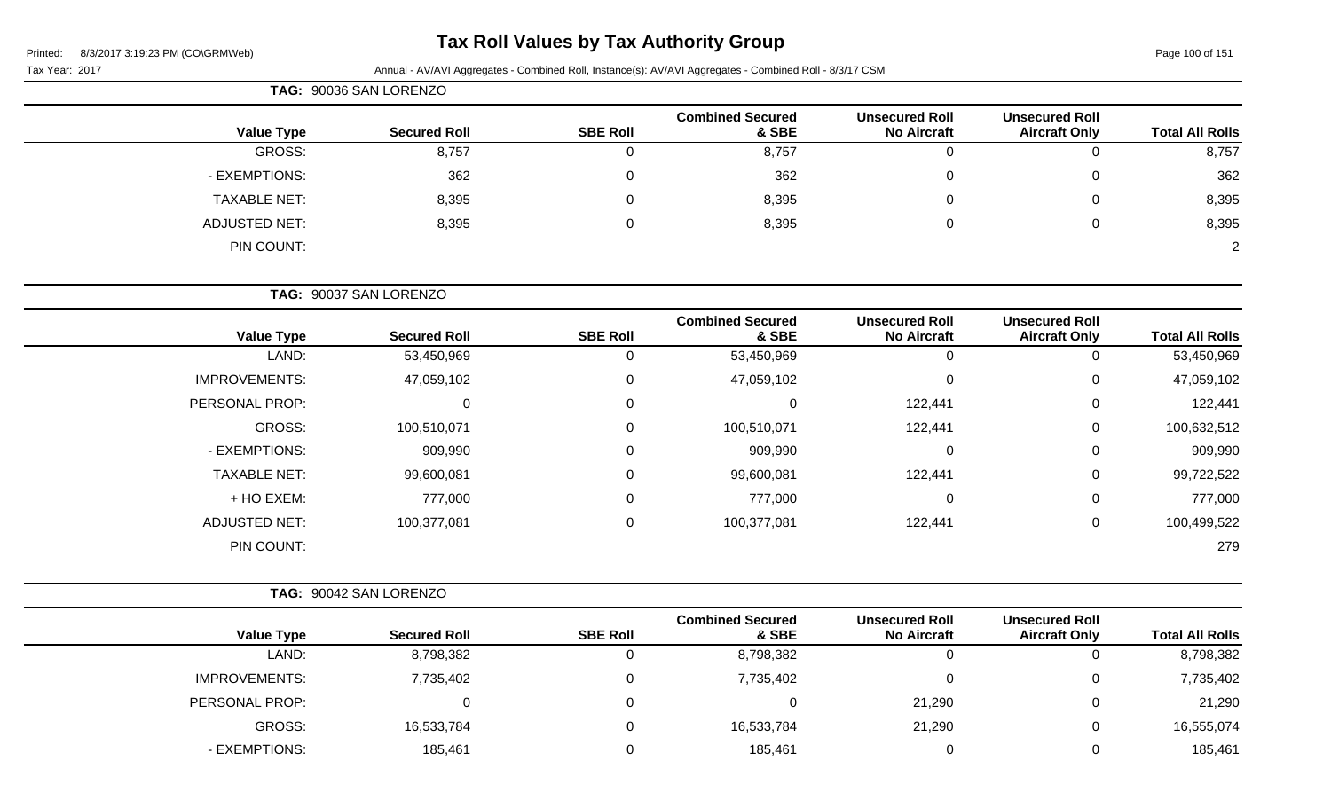# Tax Roll Values by Tax Authority Group

Printed: 8/3/2017 3:19:23 PM (CO\GRMWeb)

Tax Year: 2017 Annual - AV/AVI Aggregates - Combined Roll, Instance(s): AV/AVI Aggregates - Combined Roll - 8/3/17 CSM

**TAG: 90036 SAN LORENZO**

| Value Type | Secured Roll | SBE Roll | Combined Secured & SBE | Unsecured Roll No Aircraft | Unsecured Roll Aircraft Only | Total All Rolls |
|---|---|---|---|---|---|---|
| GROSS: | 8,757 | 0 | 8,757 | 0 | 0 | 8,757 |
| - EXEMPTIONS: | 362 | 0 | 362 | 0 | 0 | 362 |
| TAXABLE NET: | 8,395 | 0 | 8,395 | 0 | 0 | 8,395 |
| ADJUSTED NET: | 8,395 | 0 | 8,395 | 0 | 0 | 8,395 |
| PIN COUNT: | | | | | | 2 |

**TAG: 90037 SAN LORENZO**

| Value Type | Secured Roll | SBE Roll | Combined Secured & SBE | Unsecured Roll No Aircraft | Unsecured Roll Aircraft Only | Total All Rolls |
|---|---|---|---|---|---|---|
| LAND: | 53,450,969 | 0 | 53,450,969 | 0 | 0 | 53,450,969 |
| IMPROVEMENTS: | 47,059,102 | 0 | 47,059,102 | 0 | 0 | 47,059,102 |
| PERSONAL PROP: | 0 | 0 | 0 | 122,441 | 0 | 122,441 |
| GROSS: | 100,510,071 | 0 | 100,510,071 | 122,441 | 0 | 100,632,512 |
| - EXEMPTIONS: | 909,990 | 0 | 909,990 | 0 | 0 | 909,990 |
| TAXABLE NET: | 99,600,081 | 0 | 99,600,081 | 122,441 | 0 | 99,722,522 |
| + HO EXEM: | 777,000 | 0 | 777,000 | 0 | 0 | 777,000 |
| ADJUSTED NET: | 100,377,081 | 0 | 100,377,081 | 122,441 | 0 | 100,499,522 |
| PIN COUNT: | | | | | | 279 |

**TAG: 90042 SAN LORENZO**

| Value Type | Secured Roll | SBE Roll | Combined Secured & SBE | Unsecured Roll No Aircraft | Unsecured Roll Aircraft Only | Total All Rolls |
|---|---|---|---|---|---|---|
| LAND: | 8,798,382 | 0 | 8,798,382 | 0 | 0 | 8,798,382 |
| IMPROVEMENTS: | 7,735,402 | 0 | 7,735,402 | 0 | 0 | 7,735,402 |
| PERSONAL PROP: | 0 | 0 | 0 | 21,290 | 0 | 21,290 |
| GROSS: | 16,533,784 | 0 | 16,533,784 | 21,290 | 0 | 16,555,074 |
| - EXEMPTIONS: | 185,461 | 0 | 185,461 | 0 | 0 | 185,461 |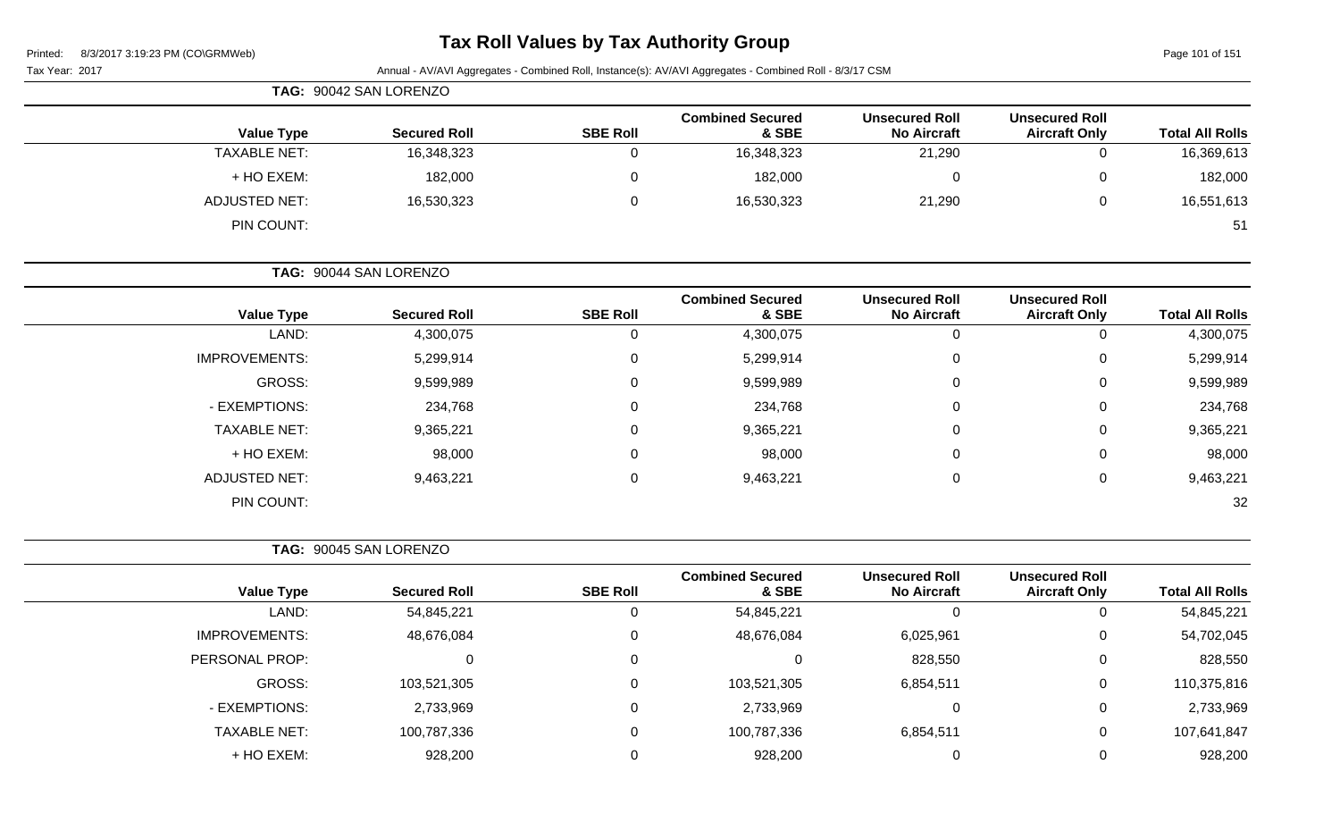# Tax Roll Values by Tax Authority Group

Printed: 8/3/2017 3:19:23 PM (CO\GRMWeb)

Tax Year: 2017

Annual - AV/AVI Aggregates - Combined Roll, Instance(s): AV/AVI Aggregates - Combined Roll - 8/3/17 CSM

**TAG: 90042 SAN LORENZO**

| Value Type | Secured Roll | SBE Roll | Combined Secured & SBE | Unsecured Roll No Aircraft | Unsecured Roll Aircraft Only | Total All Rolls |
|---|---|---|---|---|---|---|
| TAXABLE NET: | 16,348,323 | 0 | 16,348,323 | 21,290 | 0 | 16,369,613 |
| + HO EXEM: | 182,000 | 0 | 182,000 | 0 | 0 | 182,000 |
| ADJUSTED NET: | 16,530,323 | 0 | 16,530,323 | 21,290 | 0 | 16,551,613 |
| PIN COUNT: | | | | | | 51 |

**TAG: 90044 SAN LORENZO**

| Value Type | Secured Roll | SBE Roll | Combined Secured & SBE | Unsecured Roll No Aircraft | Unsecured Roll Aircraft Only | Total All Rolls |
|---|---|---|---|---|---|---|
| LAND: | 4,300,075 | 0 | 4,300,075 | 0 | 0 | 4,300,075 |
| IMPROVEMENTS: | 5,299,914 | 0 | 5,299,914 | 0 | 0 | 5,299,914 |
| GROSS: | 9,599,989 | 0 | 9,599,989 | 0 | 0 | 9,599,989 |
| - EXEMPTIONS: | 234,768 | 0 | 234,768 | 0 | 0 | 234,768 |
| TAXABLE NET: | 9,365,221 | 0 | 9,365,221 | 0 | 0 | 9,365,221 |
| + HO EXEM: | 98,000 | 0 | 98,000 | 0 | 0 | 98,000 |
| ADJUSTED NET: | 9,463,221 | 0 | 9,463,221 | 0 | 0 | 9,463,221 |
| PIN COUNT: | | | | | | 32 |

**TAG: 90045 SAN LORENZO**

| Value Type | Secured Roll | SBE Roll | Combined Secured & SBE | Unsecured Roll No Aircraft | Unsecured Roll Aircraft Only | Total All Rolls |
|---|---|---|---|---|---|---|
| LAND: | 54,845,221 | 0 | 54,845,221 | 0 | 0 | 54,845,221 |
| IMPROVEMENTS: | 48,676,084 | 0 | 48,676,084 | 6,025,961 | 0 | 54,702,045 |
| PERSONAL PROP: | 0 | 0 | 0 | 828,550 | 0 | 828,550 |
| GROSS: | 103,521,305 | 0 | 103,521,305 | 6,854,511 | 0 | 110,375,816 |
| - EXEMPTIONS: | 2,733,969 | 0 | 2,733,969 | 0 | 0 | 2,733,969 |
| TAXABLE NET: | 100,787,336 | 0 | 100,787,336 | 6,854,511 | 0 | 107,641,847 |
| + HO EXEM: | 928,200 | 0 | 928,200 | 0 | 0 | 928,200 |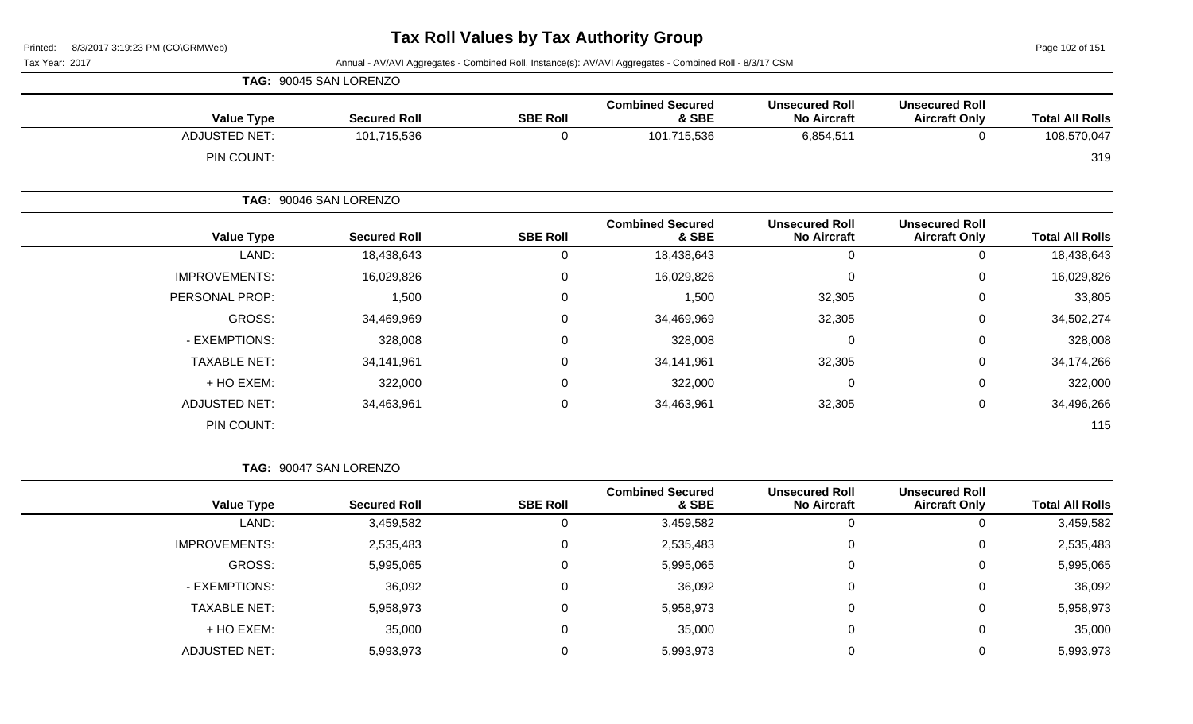# Tax Roll Values by Tax Authority Group

Printed: 8/3/2017 3:19:23 PM (CO\GRMWeb)

Tax Year: 2017

Annual - AV/AVI Aggregates - Combined Roll, Instance(s): AV/AVI Aggregates - Combined Roll - 8/3/17 CSM

**TAG: 90045 SAN LORENZO**

| Value Type | Secured Roll | SBE Roll | Combined Secured & SBE | Unsecured Roll No Aircraft | Unsecured Roll Aircraft Only | Total All Rolls |
|---|---|---|---|---|---|---|
| ADJUSTED NET: | 101,715,536 | 0 | 101,715,536 | 6,854,511 | 0 | 108,570,047 |
| PIN COUNT: | | | | | | 319 |

**TAG: 90046 SAN LORENZO**

| Value Type | Secured Roll | SBE Roll | Combined Secured & SBE | Unsecured Roll No Aircraft | Unsecured Roll Aircraft Only | Total All Rolls |
|---|---|---|---|---|---|---|
| LAND: | 18,438,643 | 0 | 18,438,643 | 0 | 0 | 18,438,643 |
| IMPROVEMENTS: | 16,029,826 | 0 | 16,029,826 | 0 | 0 | 16,029,826 |
| PERSONAL PROP: | 1,500 | 0 | 1,500 | 32,305 | 0 | 33,805 |
| GROSS: | 34,469,969 | 0 | 34,469,969 | 32,305 | 0 | 34,502,274 |
| - EXEMPTIONS: | 328,008 | 0 | 328,008 | 0 | 0 | 328,008 |
| TAXABLE NET: | 34,141,961 | 0 | 34,141,961 | 32,305 | 0 | 34,174,266 |
| + HO EXEM: | 322,000 | 0 | 322,000 | 0 | 0 | 322,000 |
| ADJUSTED NET: | 34,463,961 | 0 | 34,463,961 | 32,305 | 0 | 34,496,266 |
| PIN COUNT: | | | | | | 115 |

**TAG: 90047 SAN LORENZO**

| Value Type | Secured Roll | SBE Roll | Combined Secured & SBE | Unsecured Roll No Aircraft | Unsecured Roll Aircraft Only | Total All Rolls |
|---|---|---|---|---|---|---|
| LAND: | 3,459,582 | 0 | 3,459,582 | 0 | 0 | 3,459,582 |
| IMPROVEMENTS: | 2,535,483 | 0 | 2,535,483 | 0 | 0 | 2,535,483 |
| GROSS: | 5,995,065 | 0 | 5,995,065 | 0 | 0 | 5,995,065 |
| - EXEMPTIONS: | 36,092 | 0 | 36,092 | 0 | 0 | 36,092 |
| TAXABLE NET: | 5,958,973 | 0 | 5,958,973 | 0 | 0 | 5,958,973 |
| + HO EXEM: | 35,000 | 0 | 35,000 | 0 | 0 | 35,000 |
| ADJUSTED NET: | 5,993,973 | 0 | 5,993,973 | 0 | 0 | 5,993,973 |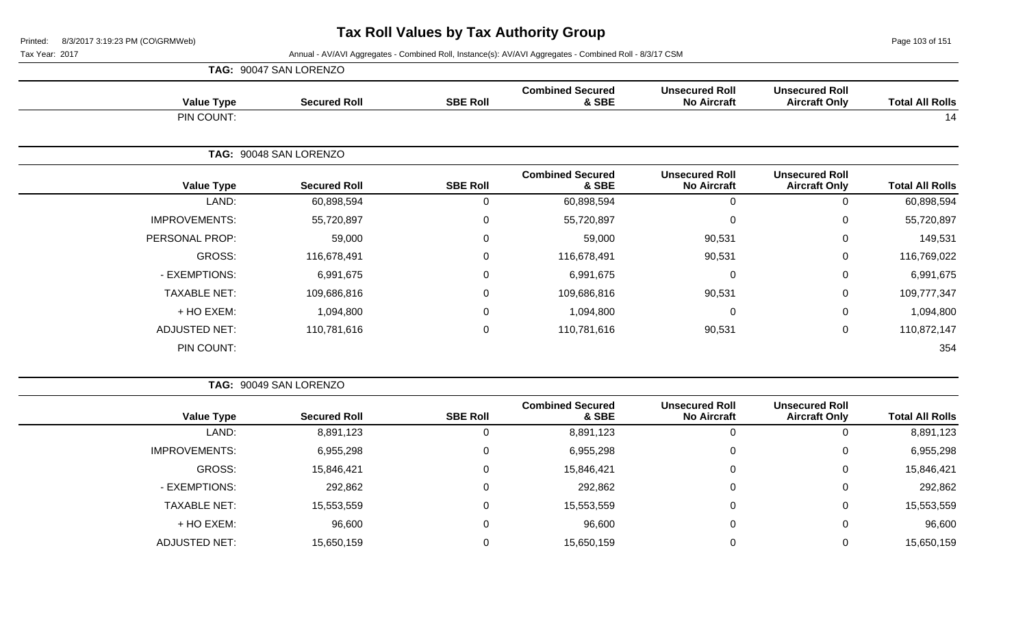# Tax Roll Values by Tax Authority Group

Printed: 8/3/2017 3:19:23 PM (CO\GRMWeb)

Tax Year: 2017

Annual - AV/AVI Aggregates - Combined Roll, Instance(s): AV/AVI Aggregates - Combined Roll - 8/3/17 CSM

**TAG: 90047 SAN LORENZO**

| Value Type | Secured Roll | SBE Roll | Combined Secured & SBE | Unsecured Roll No Aircraft | Unsecured Roll Aircraft Only | Total All Rolls |
|---|---|---|---|---|---|---|
| PIN COUNT: | | | | | | 14 |

**TAG: 90048 SAN LORENZO**

| Value Type | Secured Roll | SBE Roll | Combined Secured & SBE | Unsecured Roll No Aircraft | Unsecured Roll Aircraft Only | Total All Rolls |
|---|---|---|---|---|---|---|
| LAND: | 60,898,594 | 0 | 60,898,594 | 0 | 0 | 60,898,594 |
| IMPROVEMENTS: | 55,720,897 | 0 | 55,720,897 | 0 | 0 | 55,720,897 |
| PERSONAL PROP: | 59,000 | 0 | 59,000 | 90,531 | 0 | 149,531 |
| GROSS: | 116,678,491 | 0 | 116,678,491 | 90,531 | 0 | 116,769,022 |
| - EXEMPTIONS: | 6,991,675 | 0 | 6,991,675 | 0 | 0 | 6,991,675 |
| TAXABLE NET: | 109,686,816 | 0 | 109,686,816 | 90,531 | 0 | 109,777,347 |
| + HO EXEM: | 1,094,800 | 0 | 1,094,800 | 0 | 0 | 1,094,800 |
| ADJUSTED NET: | 110,781,616 | 0 | 110,781,616 | 90,531 | 0 | 110,872,147 |
| PIN COUNT: | | | | | | 354 |

**TAG: 90049 SAN LORENZO**

| Value Type | Secured Roll | SBE Roll | Combined Secured & SBE | Unsecured Roll No Aircraft | Unsecured Roll Aircraft Only | Total All Rolls |
|---|---|---|---|---|---|---|
| LAND: | 8,891,123 | 0 | 8,891,123 | 0 | 0 | 8,891,123 |
| IMPROVEMENTS: | 6,955,298 | 0 | 6,955,298 | 0 | 0 | 6,955,298 |
| GROSS: | 15,846,421 | 0 | 15,846,421 | 0 | 0 | 15,846,421 |
| - EXEMPTIONS: | 292,862 | 0 | 292,862 | 0 | 0 | 292,862 |
| TAXABLE NET: | 15,553,559 | 0 | 15,553,559 | 0 | 0 | 15,553,559 |
| + HO EXEM: | 96,600 | 0 | 96,600 | 0 | 0 | 96,600 |
| ADJUSTED NET: | 15,650,159 | 0 | 15,650,159 | 0 | 0 | 15,650,159 |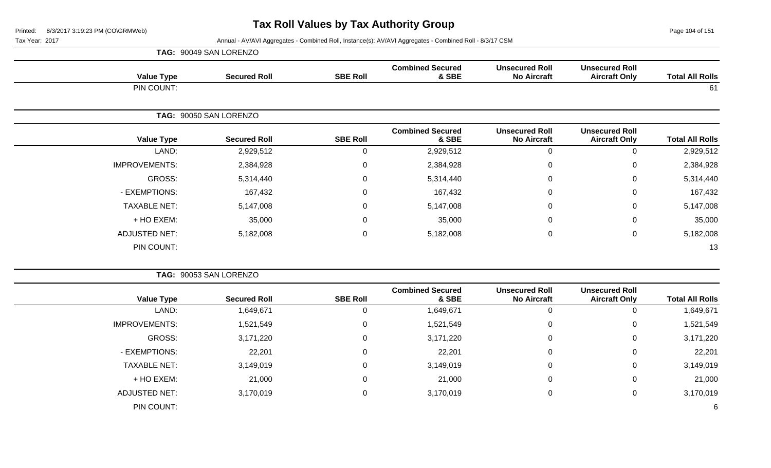# Tax Roll Values by Tax Authority Group

Printed: 8/3/2017 3:19:23 PM (CO\GRMWeb)

Tax Year: 2017

Annual - AV/AVI Aggregates - Combined Roll, Instance(s): AV/AVI Aggregates - Combined Roll - 8/3/17 CSM

**TAG: 90049 SAN LORENZO**

| Value Type | Secured Roll | SBE Roll | Combined Secured & SBE | Unsecured Roll No Aircraft | Unsecured Roll Aircraft Only | Total All Rolls |
|---|---|---|---|---|---|---|
| PIN COUNT: | | | | | | 61 |

**TAG: 90050 SAN LORENZO**

| Value Type | Secured Roll | SBE Roll | Combined Secured & SBE | Unsecured Roll No Aircraft | Unsecured Roll Aircraft Only | Total All Rolls |
|---|---|---|---|---|---|---|
| LAND: | 2,929,512 | 0 | 2,929,512 | 0 | 0 | 2,929,512 |
| IMPROVEMENTS: | 2,384,928 | 0 | 2,384,928 | 0 | 0 | 2,384,928 |
| GROSS: | 5,314,440 | 0 | 5,314,440 | 0 | 0 | 5,314,440 |
| - EXEMPTIONS: | 167,432 | 0 | 167,432 | 0 | 0 | 167,432 |
| TAXABLE NET: | 5,147,008 | 0 | 5,147,008 | 0 | 0 | 5,147,008 |
| + HO EXEM: | 35,000 | 0 | 35,000 | 0 | 0 | 35,000 |
| ADJUSTED NET: | 5,182,008 | 0 | 5,182,008 | 0 | 0 | 5,182,008 |
| PIN COUNT: | | | | | | 13 |

**TAG: 90053 SAN LORENZO**

| Value Type | Secured Roll | SBE Roll | Combined Secured & SBE | Unsecured Roll No Aircraft | Unsecured Roll Aircraft Only | Total All Rolls |
|---|---|---|---|---|---|---|
| LAND: | 1,649,671 | 0 | 1,649,671 | 0 | 0 | 1,649,671 |
| IMPROVEMENTS: | 1,521,549 | 0 | 1,521,549 | 0 | 0 | 1,521,549 |
| GROSS: | 3,171,220 | 0 | 3,171,220 | 0 | 0 | 3,171,220 |
| - EXEMPTIONS: | 22,201 | 0 | 22,201 | 0 | 0 | 22,201 |
| TAXABLE NET: | 3,149,019 | 0 | 3,149,019 | 0 | 0 | 3,149,019 |
| + HO EXEM: | 21,000 | 0 | 21,000 | 0 | 0 | 21,000 |
| ADJUSTED NET: | 3,170,019 | 0 | 3,170,019 | 0 | 0 | 3,170,019 |
| PIN COUNT: | | | | | | 6 |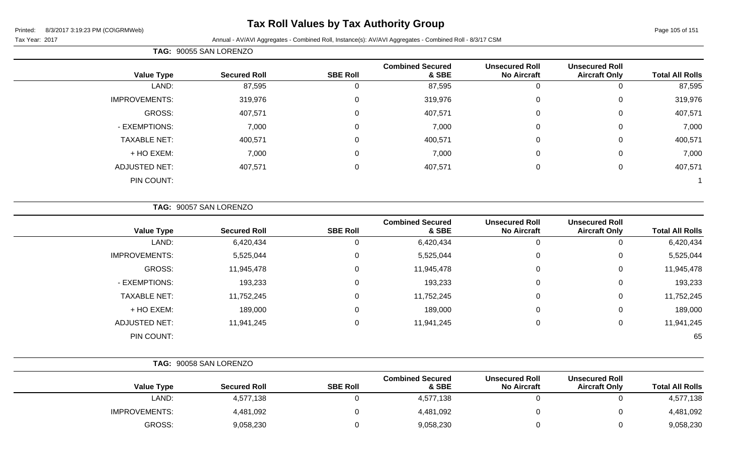# Tax Roll Values by Tax Authority Group

Printed: 8/3/2017 3:19:23 PM (CO\GRMWeb)

Tax Year: 2017 — Annual - AV/AVI Aggregates - Combined Roll, Instance(s): AV/AVI Aggregates - Combined Roll - 8/3/17 CSM

**TAG: 90055 SAN LORENZO**

| Value Type | Secured Roll | SBE Roll | Combined Secured & SBE | Unsecured Roll No Aircraft | Unsecured Roll Aircraft Only | Total All Rolls |
|---|---|---|---|---|---|---|
| LAND: | 87,595 | 0 | 87,595 | 0 | 0 | 87,595 |
| IMPROVEMENTS: | 319,976 | 0 | 319,976 | 0 | 0 | 319,976 |
| GROSS: | 407,571 | 0 | 407,571 | 0 | 0 | 407,571 |
| - EXEMPTIONS: | 7,000 | 0 | 7,000 | 0 | 0 | 7,000 |
| TAXABLE NET: | 400,571 | 0 | 400,571 | 0 | 0 | 400,571 |
| + HO EXEM: | 7,000 | 0 | 7,000 | 0 | 0 | 7,000 |
| ADJUSTED NET: | 407,571 | 0 | 407,571 | 0 | 0 | 407,571 |
| PIN COUNT: | | | | | | 1 |

**TAG: 90057 SAN LORENZO**

| Value Type | Secured Roll | SBE Roll | Combined Secured & SBE | Unsecured Roll No Aircraft | Unsecured Roll Aircraft Only | Total All Rolls |
|---|---|---|---|---|---|---|
| LAND: | 6,420,434 | 0 | 6,420,434 | 0 | 0 | 6,420,434 |
| IMPROVEMENTS: | 5,525,044 | 0 | 5,525,044 | 0 | 0 | 5,525,044 |
| GROSS: | 11,945,478 | 0 | 11,945,478 | 0 | 0 | 11,945,478 |
| - EXEMPTIONS: | 193,233 | 0 | 193,233 | 0 | 0 | 193,233 |
| TAXABLE NET: | 11,752,245 | 0 | 11,752,245 | 0 | 0 | 11,752,245 |
| + HO EXEM: | 189,000 | 0 | 189,000 | 0 | 0 | 189,000 |
| ADJUSTED NET: | 11,941,245 | 0 | 11,941,245 | 0 | 0 | 11,941,245 |
| PIN COUNT: | | | | | | 65 |

**TAG: 90058 SAN LORENZO**

| Value Type | Secured Roll | SBE Roll | Combined Secured & SBE | Unsecured Roll No Aircraft | Unsecured Roll Aircraft Only | Total All Rolls |
|---|---|---|---|---|---|---|
| LAND: | 4,577,138 | 0 | 4,577,138 | 0 | 0 | 4,577,138 |
| IMPROVEMENTS: | 4,481,092 | 0 | 4,481,092 | 0 | 0 | 4,481,092 |
| GROSS: | 9,058,230 | 0 | 9,058,230 | 0 | 0 | 9,058,230 |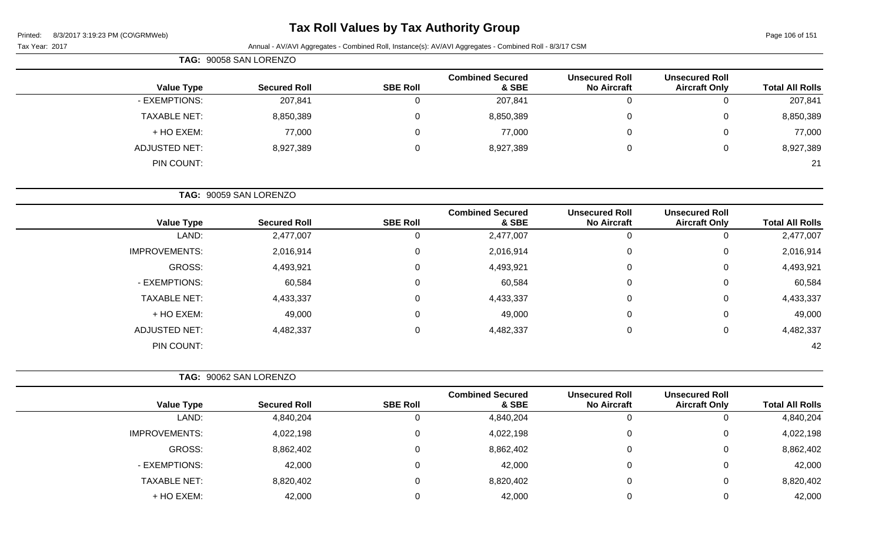# Tax Roll Values by Tax Authority Group

Printed: 8/3/2017 3:19:23 PM (CO\GRMWeb)

Tax Year: 2017 Annual - AV/AVI Aggregates - Combined Roll, Instance(s): AV/AVI Aggregates - Combined Roll - 8/3/17 CSM

**TAG: 90058 SAN LORENZO**

| Value Type | Secured Roll | SBE Roll | Combined Secured & SBE | Unsecured Roll No Aircraft | Unsecured Roll Aircraft Only | Total All Rolls |
|---|---|---|---|---|---|---|
| - EXEMPTIONS: | 207,841 | 0 | 207,841 | 0 | 0 | 207,841 |
| TAXABLE NET: | 8,850,389 | 0 | 8,850,389 | 0 | 0 | 8,850,389 |
| + HO EXEM: | 77,000 | 0 | 77,000 | 0 | 0 | 77,000 |
| ADJUSTED NET: | 8,927,389 | 0 | 8,927,389 | 0 | 0 | 8,927,389 |
| PIN COUNT: | | | | | | 21 |

**TAG: 90059 SAN LORENZO**

| Value Type | Secured Roll | SBE Roll | Combined Secured & SBE | Unsecured Roll No Aircraft | Unsecured Roll Aircraft Only | Total All Rolls |
|---|---|---|---|---|---|---|
| LAND: | 2,477,007 | 0 | 2,477,007 | 0 | 0 | 2,477,007 |
| IMPROVEMENTS: | 2,016,914 | 0 | 2,016,914 | 0 | 0 | 2,016,914 |
| GROSS: | 4,493,921 | 0 | 4,493,921 | 0 | 0 | 4,493,921 |
| - EXEMPTIONS: | 60,584 | 0 | 60,584 | 0 | 0 | 60,584 |
| TAXABLE NET: | 4,433,337 | 0 | 4,433,337 | 0 | 0 | 4,433,337 |
| + HO EXEM: | 49,000 | 0 | 49,000 | 0 | 0 | 49,000 |
| ADJUSTED NET: | 4,482,337 | 0 | 4,482,337 | 0 | 0 | 4,482,337 |
| PIN COUNT: | | | | | | 42 |

**TAG: 90062 SAN LORENZO**

| Value Type | Secured Roll | SBE Roll | Combined Secured & SBE | Unsecured Roll No Aircraft | Unsecured Roll Aircraft Only | Total All Rolls |
|---|---|---|---|---|---|---|
| LAND: | 4,840,204 | 0 | 4,840,204 | 0 | 0 | 4,840,204 |
| IMPROVEMENTS: | 4,022,198 | 0 | 4,022,198 | 0 | 0 | 4,022,198 |
| GROSS: | 8,862,402 | 0 | 8,862,402 | 0 | 0 | 8,862,402 |
| - EXEMPTIONS: | 42,000 | 0 | 42,000 | 0 | 0 | 42,000 |
| TAXABLE NET: | 8,820,402 | 0 | 8,820,402 | 0 | 0 | 8,820,402 |
| + HO EXEM: | 42,000 | 0 | 42,000 | 0 | 0 | 42,000 |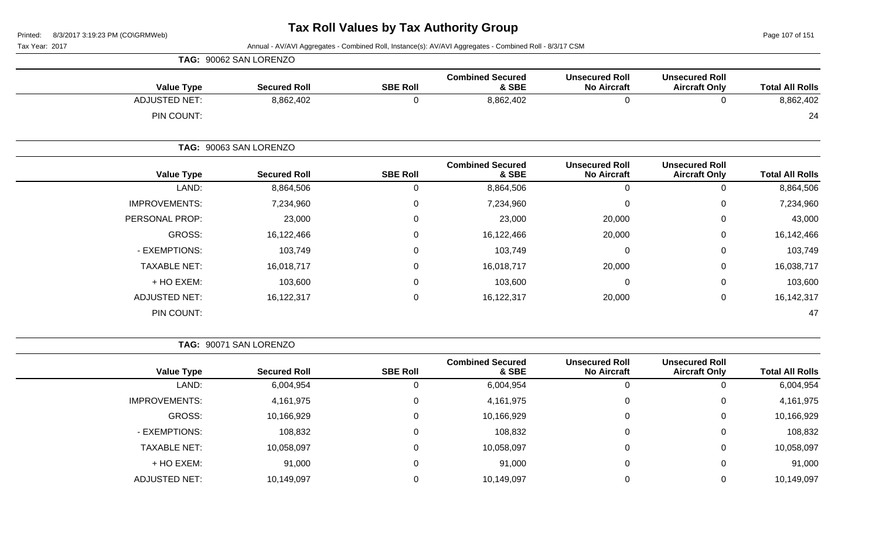# Tax Roll Values by Tax Authority Group

Printed: 8/3/2017 3:19:23 PM (CO\GRMWeb)

Tax Year: 2017

Annual - AV/AVI Aggregates - Combined Roll, Instance(s): AV/AVI Aggregates - Combined Roll - 8/3/17 CSM

**TAG: 90062 SAN LORENZO**

| Value Type | Secured Roll | SBE Roll | Combined Secured & SBE | Unsecured Roll No Aircraft | Unsecured Roll Aircraft Only | Total All Rolls |
|---|---|---|---|---|---|---|
| ADJUSTED NET: | 8,862,402 | 0 | 8,862,402 | 0 | 0 | 8,862,402 |
| PIN COUNT: | | | | | | 24 |

**TAG: 90063 SAN LORENZO**

| Value Type | Secured Roll | SBE Roll | Combined Secured & SBE | Unsecured Roll No Aircraft | Unsecured Roll Aircraft Only | Total All Rolls |
|---|---|---|---|---|---|---|
| LAND: | 8,864,506 | 0 | 8,864,506 | 0 | 0 | 8,864,506 |
| IMPROVEMENTS: | 7,234,960 | 0 | 7,234,960 | 0 | 0 | 7,234,960 |
| PERSONAL PROP: | 23,000 | 0 | 23,000 | 20,000 | 0 | 43,000 |
| GROSS: | 16,122,466 | 0 | 16,122,466 | 20,000 | 0 | 16,142,466 |
| - EXEMPTIONS: | 103,749 | 0 | 103,749 | 0 | 0 | 103,749 |
| TAXABLE NET: | 16,018,717 | 0 | 16,018,717 | 20,000 | 0 | 16,038,717 |
| + HO EXEM: | 103,600 | 0 | 103,600 | 0 | 0 | 103,600 |
| ADJUSTED NET: | 16,122,317 | 0 | 16,122,317 | 20,000 | 0 | 16,142,317 |
| PIN COUNT: | | | | | | 47 |

**TAG: 90071 SAN LORENZO**

| Value Type | Secured Roll | SBE Roll | Combined Secured & SBE | Unsecured Roll No Aircraft | Unsecured Roll Aircraft Only | Total All Rolls |
|---|---|---|---|---|---|---|
| LAND: | 6,004,954 | 0 | 6,004,954 | 0 | 0 | 6,004,954 |
| IMPROVEMENTS: | 4,161,975 | 0 | 4,161,975 | 0 | 0 | 4,161,975 |
| GROSS: | 10,166,929 | 0 | 10,166,929 | 0 | 0 | 10,166,929 |
| - EXEMPTIONS: | 108,832 | 0 | 108,832 | 0 | 0 | 108,832 |
| TAXABLE NET: | 10,058,097 | 0 | 10,058,097 | 0 | 0 | 10,058,097 |
| + HO EXEM: | 91,000 | 0 | 91,000 | 0 | 0 | 91,000 |
| ADJUSTED NET: | 10,149,097 | 0 | 10,149,097 | 0 | 0 | 10,149,097 |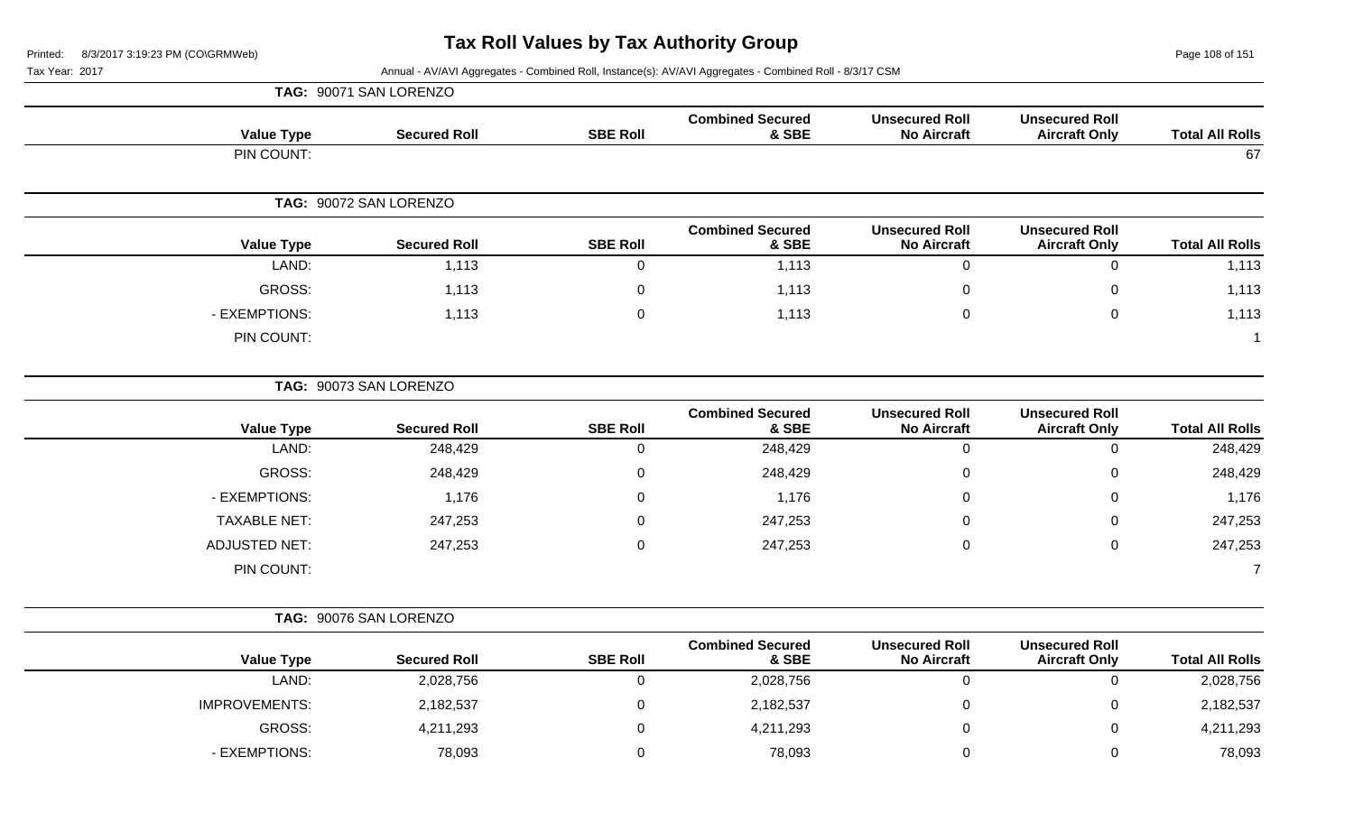# Tax Roll Values by Tax Authority Group

Printed: 8/3/2017 3:19:23 PM (CO\GRMWeb)

Tax Year: 2017

Annual - AV/AVI Aggregates - Combined Roll, Instance(s): AV/AVI Aggregates - Combined Roll - 8/3/17 CSM

**TAG: 90071 SAN LORENZO**

| Value Type | Secured Roll | SBE Roll | Combined Secured & SBE | Unsecured Roll No Aircraft | Unsecured Roll Aircraft Only | Total All Rolls |
|---|---|---|---|---|---|---|
| PIN COUNT: | | | | | | 67 |

**TAG: 90072 SAN LORENZO**

| Value Type | Secured Roll | SBE Roll | Combined Secured & SBE | Unsecured Roll No Aircraft | Unsecured Roll Aircraft Only | Total All Rolls |
|---|---|---|---|---|---|---|
| LAND: | 1,113 | 0 | 1,113 | 0 | 0 | 1,113 |
| GROSS: | 1,113 | 0 | 1,113 | 0 | 0 | 1,113 |
| - EXEMPTIONS: | 1,113 | 0 | 1,113 | 0 | 0 | 1,113 |
| PIN COUNT: | | | | | | 1 |

**TAG: 90073 SAN LORENZO**

| Value Type | Secured Roll | SBE Roll | Combined Secured & SBE | Unsecured Roll No Aircraft | Unsecured Roll Aircraft Only | Total All Rolls |
|---|---|---|---|---|---|---|
| LAND: | 248,429 | 0 | 248,429 | 0 | 0 | 248,429 |
| GROSS: | 248,429 | 0 | 248,429 | 0 | 0 | 248,429 |
| - EXEMPTIONS: | 1,176 | 0 | 1,176 | 0 | 0 | 1,176 |
| TAXABLE NET: | 247,253 | 0 | 247,253 | 0 | 0 | 247,253 |
| ADJUSTED NET: | 247,253 | 0 | 247,253 | 0 | 0 | 247,253 |
| PIN COUNT: | | | | | | 7 |

**TAG: 90076 SAN LORENZO**

| Value Type | Secured Roll | SBE Roll | Combined Secured & SBE | Unsecured Roll No Aircraft | Unsecured Roll Aircraft Only | Total All Rolls |
|---|---|---|---|---|---|---|
| LAND: | 2,028,756 | 0 | 2,028,756 | 0 | 0 | 2,028,756 |
| IMPROVEMENTS: | 2,182,537 | 0 | 2,182,537 | 0 | 0 | 2,182,537 |
| GROSS: | 4,211,293 | 0 | 4,211,293 | 0 | 0 | 4,211,293 |
| - EXEMPTIONS: | 78,093 | 0 | 78,093 | 0 | 0 | 78,093 |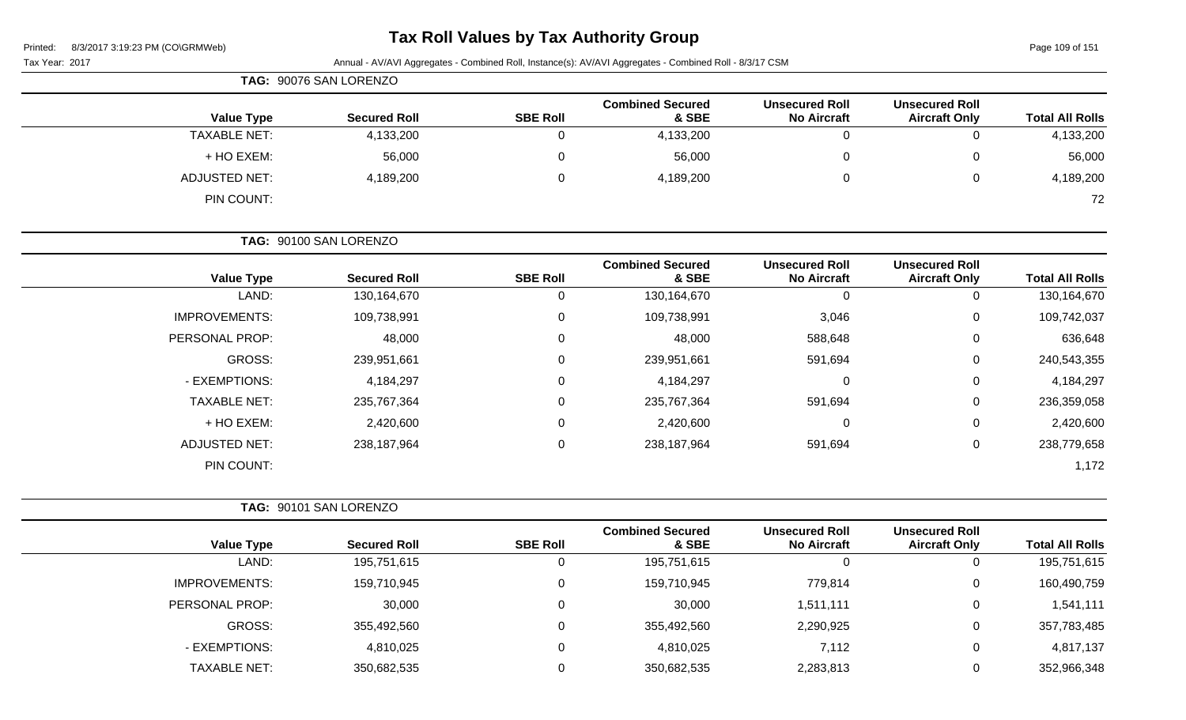# Tax Roll Values by Tax Authority Group

Printed: 8/3/2017 3:19:23 PM (CO\GRMWeb)

Tax Year: 2017 — Annual - AV/AVI Aggregates - Combined Roll, Instance(s): AV/AVI Aggregates - Combined Roll - 8/3/17 CSM

**TAG: 90076 SAN LORENZO**

| Value Type | Secured Roll | SBE Roll | Combined Secured & SBE | Unsecured Roll No Aircraft | Unsecured Roll Aircraft Only | Total All Rolls |
|---|---|---|---|---|---|---|
| TAXABLE NET: | 4,133,200 | 0 | 4,133,200 | 0 | 0 | 4,133,200 |
| + HO EXEM: | 56,000 | 0 | 56,000 | 0 | 0 | 56,000 |
| ADJUSTED NET: | 4,189,200 | 0 | 4,189,200 | 0 | 0 | 4,189,200 |
| PIN COUNT: | | | | | | 72 |

**TAG: 90100 SAN LORENZO**

| Value Type | Secured Roll | SBE Roll | Combined Secured & SBE | Unsecured Roll No Aircraft | Unsecured Roll Aircraft Only | Total All Rolls |
|---|---|---|---|---|---|---|
| LAND: | 130,164,670 | 0 | 130,164,670 | 0 | 0 | 130,164,670 |
| IMPROVEMENTS: | 109,738,991 | 0 | 109,738,991 | 3,046 | 0 | 109,742,037 |
| PERSONAL PROP: | 48,000 | 0 | 48,000 | 588,648 | 0 | 636,648 |
| GROSS: | 239,951,661 | 0 | 239,951,661 | 591,694 | 0 | 240,543,355 |
| - EXEMPTIONS: | 4,184,297 | 0 | 4,184,297 | 0 | 0 | 4,184,297 |
| TAXABLE NET: | 235,767,364 | 0 | 235,767,364 | 591,694 | 0 | 236,359,058 |
| + HO EXEM: | 2,420,600 | 0 | 2,420,600 | 0 | 0 | 2,420,600 |
| ADJUSTED NET: | 238,187,964 | 0 | 238,187,964 | 591,694 | 0 | 238,779,658 |
| PIN COUNT: | | | | | | 1,172 |

**TAG: 90101 SAN LORENZO**

| Value Type | Secured Roll | SBE Roll | Combined Secured & SBE | Unsecured Roll No Aircraft | Unsecured Roll Aircraft Only | Total All Rolls |
|---|---|---|---|---|---|---|
| LAND: | 195,751,615 | 0 | 195,751,615 | 0 | 0 | 195,751,615 |
| IMPROVEMENTS: | 159,710,945 | 0 | 159,710,945 | 779,814 | 0 | 160,490,759 |
| PERSONAL PROP: | 30,000 | 0 | 30,000 | 1,511,111 | 0 | 1,541,111 |
| GROSS: | 355,492,560 | 0 | 355,492,560 | 2,290,925 | 0 | 357,783,485 |
| - EXEMPTIONS: | 4,810,025 | 0 | 4,810,025 | 7,112 | 0 | 4,817,137 |
| TAXABLE NET: | 350,682,535 | 0 | 350,682,535 | 2,283,813 | 0 | 352,966,348 |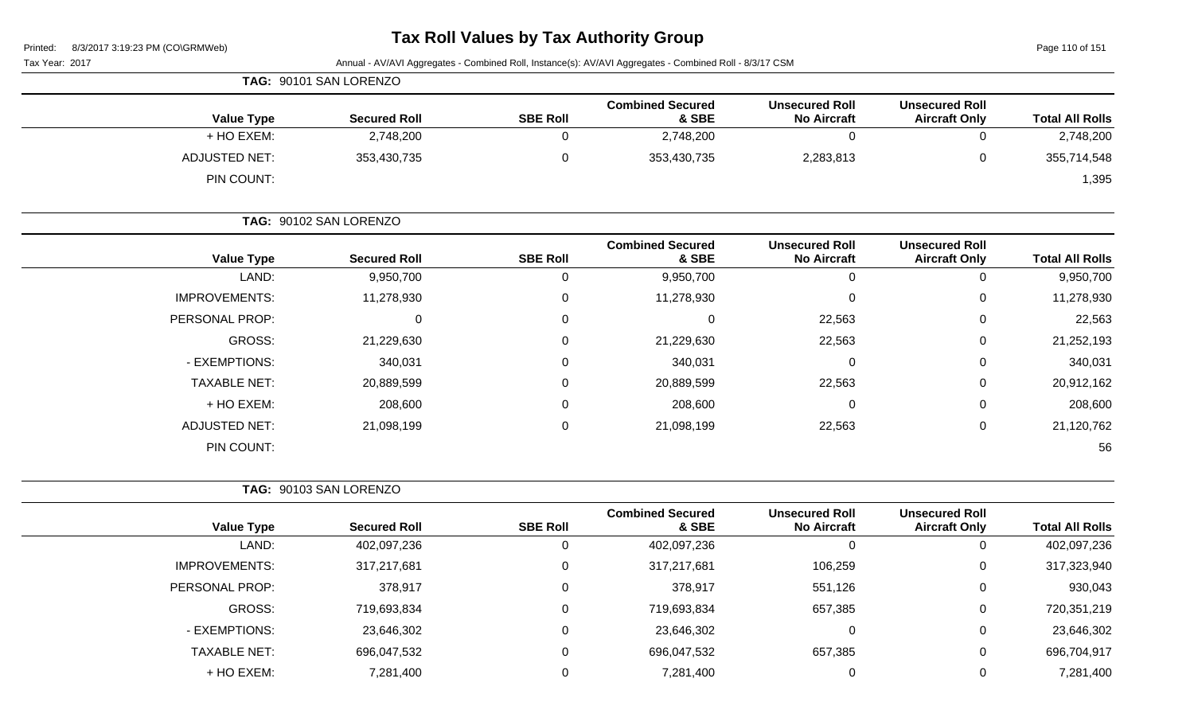# Tax Roll Values by Tax Authority Group

Printed: 8/3/2017 3:19:23 PM (CO\GRMWeb)

Tax Year: 2017 — Annual - AV/AVI Aggregates - Combined Roll, Instance(s): AV/AVI Aggregates - Combined Roll - 8/3/17 CSM

**TAG: 90101 SAN LORENZO**

| Value Type | Secured Roll | SBE Roll | Combined Secured & SBE | Unsecured Roll No Aircraft | Unsecured Roll Aircraft Only | Total All Rolls |
|---|---|---|---|---|---|---|
| + HO EXEM: | 2,748,200 | 0 | 2,748,200 | 0 | 0 | 2,748,200 |
| ADJUSTED NET: | 353,430,735 | 0 | 353,430,735 | 2,283,813 | 0 | 355,714,548 |
| PIN COUNT: | | | | | | 1,395 |

**TAG: 90102 SAN LORENZO**

| Value Type | Secured Roll | SBE Roll | Combined Secured & SBE | Unsecured Roll No Aircraft | Unsecured Roll Aircraft Only | Total All Rolls |
|---|---|---|---|---|---|---|
| LAND: | 9,950,700 | 0 | 9,950,700 | 0 | 0 | 9,950,700 |
| IMPROVEMENTS: | 11,278,930 | 0 | 11,278,930 | 0 | 0 | 11,278,930 |
| PERSONAL PROP: | 0 | 0 | 0 | 22,563 | 0 | 22,563 |
| GROSS: | 21,229,630 | 0 | 21,229,630 | 22,563 | 0 | 21,252,193 |
| - EXEMPTIONS: | 340,031 | 0 | 340,031 | 0 | 0 | 340,031 |
| TAXABLE NET: | 20,889,599 | 0 | 20,889,599 | 22,563 | 0 | 20,912,162 |
| + HO EXEM: | 208,600 | 0 | 208,600 | 0 | 0 | 208,600 |
| ADJUSTED NET: | 21,098,199 | 0 | 21,098,199 | 22,563 | 0 | 21,120,762 |
| PIN COUNT: | | | | | | 56 |

**TAG: 90103 SAN LORENZO**

| Value Type | Secured Roll | SBE Roll | Combined Secured & SBE | Unsecured Roll No Aircraft | Unsecured Roll Aircraft Only | Total All Rolls |
|---|---|---|---|---|---|---|
| LAND: | 402,097,236 | 0 | 402,097,236 | 0 | 0 | 402,097,236 |
| IMPROVEMENTS: | 317,217,681 | 0 | 317,217,681 | 106,259 | 0 | 317,323,940 |
| PERSONAL PROP: | 378,917 | 0 | 378,917 | 551,126 | 0 | 930,043 |
| GROSS: | 719,693,834 | 0 | 719,693,834 | 657,385 | 0 | 720,351,219 |
| - EXEMPTIONS: | 23,646,302 | 0 | 23,646,302 | 0 | 0 | 23,646,302 |
| TAXABLE NET: | 696,047,532 | 0 | 696,047,532 | 657,385 | 0 | 696,704,917 |
| + HO EXEM: | 7,281,400 | 0 | 7,281,400 | 0 | 0 | 7,281,400 |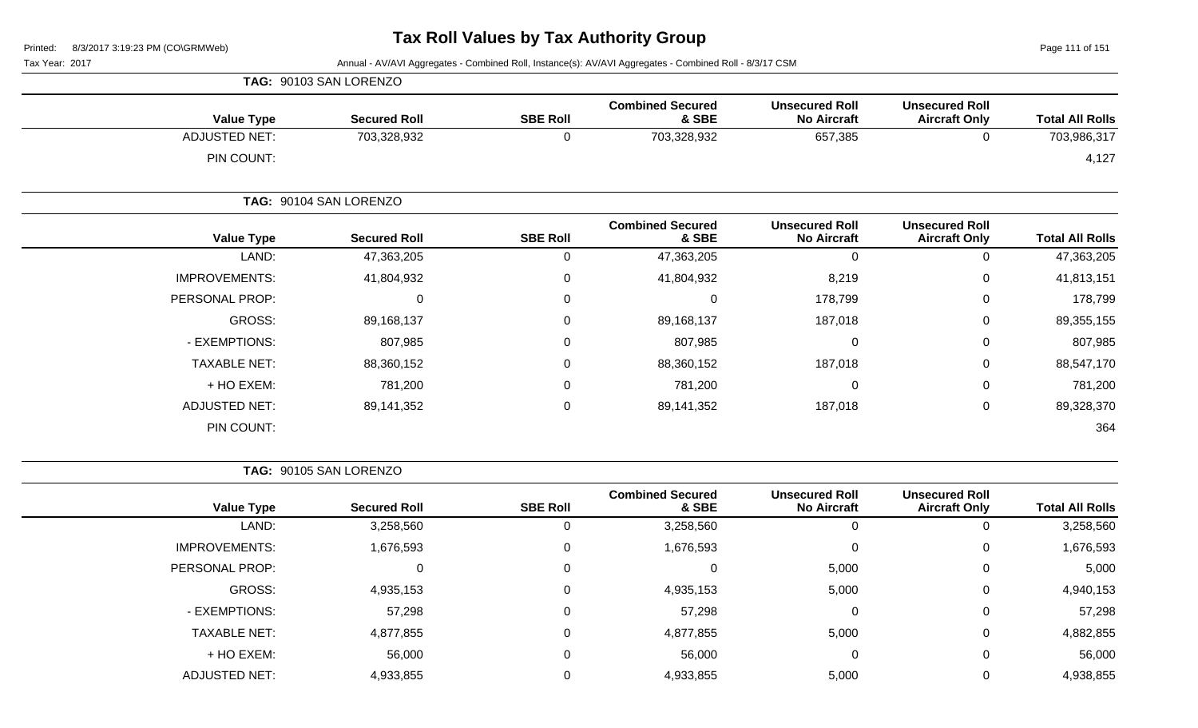# Tax Roll Values by Tax Authority Group

Printed: 8/3/2017 3:19:23 PM (CO\GRMWeb)

Tax Year: 2017

Annual - AV/AVI Aggregates - Combined Roll, Instance(s): AV/AVI Aggregates - Combined Roll - 8/3/17 CSM

**TAG: 90103 SAN LORENZO**

| Value Type | Secured Roll | SBE Roll | Combined Secured & SBE | Unsecured Roll No Aircraft | Unsecured Roll Aircraft Only | Total All Rolls |
|---|---|---|---|---|---|---|
| ADJUSTED NET: | 703,328,932 | 0 | 703,328,932 | 657,385 | 0 | 703,986,317 |
| PIN COUNT: | | | | | | 4,127 |

**TAG: 90104 SAN LORENZO**

| Value Type | Secured Roll | SBE Roll | Combined Secured & SBE | Unsecured Roll No Aircraft | Unsecured Roll Aircraft Only | Total All Rolls |
|---|---|---|---|---|---|---|
| LAND: | 47,363,205 | 0 | 47,363,205 | 0 | 0 | 47,363,205 |
| IMPROVEMENTS: | 41,804,932 | 0 | 41,804,932 | 8,219 | 0 | 41,813,151 |
| PERSONAL PROP: | 0 | 0 | 0 | 178,799 | 0 | 178,799 |
| GROSS: | 89,168,137 | 0 | 89,168,137 | 187,018 | 0 | 89,355,155 |
| - EXEMPTIONS: | 807,985 | 0 | 807,985 | 0 | 0 | 807,985 |
| TAXABLE NET: | 88,360,152 | 0 | 88,360,152 | 187,018 | 0 | 88,547,170 |
| + HO EXEM: | 781,200 | 0 | 781,200 | 0 | 0 | 781,200 |
| ADJUSTED NET: | 89,141,352 | 0 | 89,141,352 | 187,018 | 0 | 89,328,370 |
| PIN COUNT: | | | | | | 364 |

**TAG: 90105 SAN LORENZO**

| Value Type | Secured Roll | SBE Roll | Combined Secured & SBE | Unsecured Roll No Aircraft | Unsecured Roll Aircraft Only | Total All Rolls |
|---|---|---|---|---|---|---|
| LAND: | 3,258,560 | 0 | 3,258,560 | 0 | 0 | 3,258,560 |
| IMPROVEMENTS: | 1,676,593 | 0 | 1,676,593 | 0 | 0 | 1,676,593 |
| PERSONAL PROP: | 0 | 0 | 0 | 5,000 | 0 | 5,000 |
| GROSS: | 4,935,153 | 0 | 4,935,153 | 5,000 | 0 | 4,940,153 |
| - EXEMPTIONS: | 57,298 | 0 | 57,298 | 0 | 0 | 57,298 |
| TAXABLE NET: | 4,877,855 | 0 | 4,877,855 | 5,000 | 0 | 4,882,855 |
| + HO EXEM: | 56,000 | 0 | 56,000 | 0 | 0 | 56,000 |
| ADJUSTED NET: | 4,933,855 | 0 | 4,933,855 | 5,000 | 0 | 4,938,855 |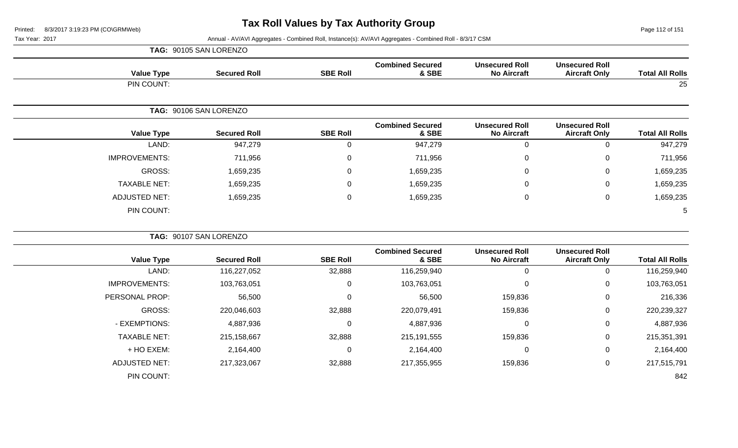# Tax Roll Values by Tax Authority Group

Printed: 8/3/2017 3:19:23 PM (CO\GRMWeb)

Tax Year: 2017

Annual - AV/AVI Aggregates - Combined Roll, Instance(s): AV/AVI Aggregates - Combined Roll - 8/3/17 CSM

**TAG: 90105 SAN LORENZO**

| Value Type | Secured Roll | SBE Roll | Combined Secured & SBE | Unsecured Roll No Aircraft | Unsecured Roll Aircraft Only | Total All Rolls |
|---|---|---|---|---|---|---|
| PIN COUNT: | | | | | | 25 |

**TAG: 90106 SAN LORENZO**

| Value Type | Secured Roll | SBE Roll | Combined Secured & SBE | Unsecured Roll No Aircraft | Unsecured Roll Aircraft Only | Total All Rolls |
|---|---|---|---|---|---|---|
| LAND: | 947,279 | 0 | 947,279 | 0 | 0 | 947,279 |
| IMPROVEMENTS: | 711,956 | 0 | 711,956 | 0 | 0 | 711,956 |
| GROSS: | 1,659,235 | 0 | 1,659,235 | 0 | 0 | 1,659,235 |
| TAXABLE NET: | 1,659,235 | 0 | 1,659,235 | 0 | 0 | 1,659,235 |
| ADJUSTED NET: | 1,659,235 | 0 | 1,659,235 | 0 | 0 | 1,659,235 |
| PIN COUNT: | | | | | | 5 |

**TAG: 90107 SAN LORENZO**

| Value Type | Secured Roll | SBE Roll | Combined Secured & SBE | Unsecured Roll No Aircraft | Unsecured Roll Aircraft Only | Total All Rolls |
|---|---|---|---|---|---|---|
| LAND: | 116,227,052 | 32,888 | 116,259,940 | 0 | 0 | 116,259,940 |
| IMPROVEMENTS: | 103,763,051 | 0 | 103,763,051 | 0 | 0 | 103,763,051 |
| PERSONAL PROP: | 56,500 | 0 | 56,500 | 159,836 | 0 | 216,336 |
| GROSS: | 220,046,603 | 32,888 | 220,079,491 | 159,836 | 0 | 220,239,327 |
| - EXEMPTIONS: | 4,887,936 | 0 | 4,887,936 | 0 | 0 | 4,887,936 |
| TAXABLE NET: | 215,158,667 | 32,888 | 215,191,555 | 159,836 | 0 | 215,351,391 |
| + HO EXEM: | 2,164,400 | 0 | 2,164,400 | 0 | 0 | 2,164,400 |
| ADJUSTED NET: | 217,323,067 | 32,888 | 217,355,955 | 159,836 | 0 | 217,515,791 |
| PIN COUNT: | | | | | | 842 |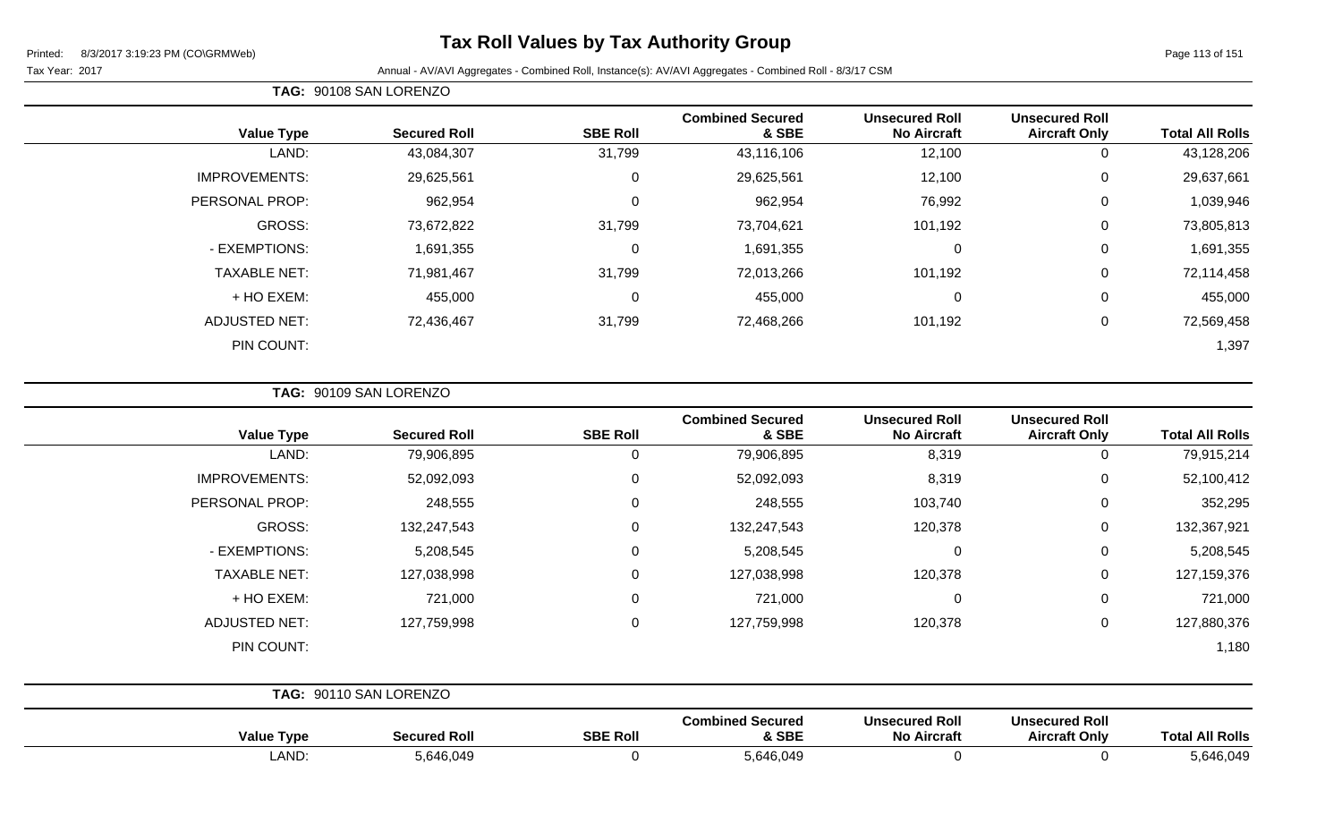# Tax Roll Values by Tax Authority Group

Printed: 8/3/2017 3:19:23 PM (CO\GRMWeb)

Tax Year: 2017 — Annual - AV/AVI Aggregates - Combined Roll, Instance(s): AV/AVI Aggregates - Combined Roll - 8/3/17 CSM

**TAG: 90108 SAN LORENZO**

| Value Type | Secured Roll | SBE Roll | Combined Secured & SBE | Unsecured Roll No Aircraft | Unsecured Roll Aircraft Only | Total All Rolls |
|---|---|---|---|---|---|---|
| LAND: | 43,084,307 | 31,799 | 43,116,106 | 12,100 | 0 | 43,128,206 |
| IMPROVEMENTS: | 29,625,561 | 0 | 29,625,561 | 12,100 | 0 | 29,637,661 |
| PERSONAL PROP: | 962,954 | 0 | 962,954 | 76,992 | 0 | 1,039,946 |
| GROSS: | 73,672,822 | 31,799 | 73,704,621 | 101,192 | 0 | 73,805,813 |
| - EXEMPTIONS: | 1,691,355 | 0 | 1,691,355 | 0 | 0 | 1,691,355 |
| TAXABLE NET: | 71,981,467 | 31,799 | 72,013,266 | 101,192 | 0 | 72,114,458 |
| + HO EXEM: | 455,000 | 0 | 455,000 | 0 | 0 | 455,000 |
| ADJUSTED NET: | 72,436,467 | 31,799 | 72,468,266 | 101,192 | 0 | 72,569,458 |
| PIN COUNT: | | | | | | 1,397 |

**TAG: 90109 SAN LORENZO**

| Value Type | Secured Roll | SBE Roll | Combined Secured & SBE | Unsecured Roll No Aircraft | Unsecured Roll Aircraft Only | Total All Rolls |
|---|---|---|---|---|---|---|
| LAND: | 79,906,895 | 0 | 79,906,895 | 8,319 | 0 | 79,915,214 |
| IMPROVEMENTS: | 52,092,093 | 0 | 52,092,093 | 8,319 | 0 | 52,100,412 |
| PERSONAL PROP: | 248,555 | 0 | 248,555 | 103,740 | 0 | 352,295 |
| GROSS: | 132,247,543 | 0 | 132,247,543 | 120,378 | 0 | 132,367,921 |
| - EXEMPTIONS: | 5,208,545 | 0 | 5,208,545 | 0 | 0 | 5,208,545 |
| TAXABLE NET: | 127,038,998 | 0 | 127,038,998 | 120,378 | 0 | 127,159,376 |
| + HO EXEM: | 721,000 | 0 | 721,000 | 0 | 0 | 721,000 |
| ADJUSTED NET: | 127,759,998 | 0 | 127,759,998 | 120,378 | 0 | 127,880,376 |
| PIN COUNT: | | | | | | 1,180 |

**TAG: 90110 SAN LORENZO**

| Value Type | Secured Roll | SBE Roll | Combined Secured & SBE | Unsecured Roll No Aircraft | Unsecured Roll Aircraft Only | Total All Rolls |
|---|---|---|---|---|---|---|
| LAND: | 5,646,049 | 0 | 5,646,049 | 0 | 0 | 5,646,049 |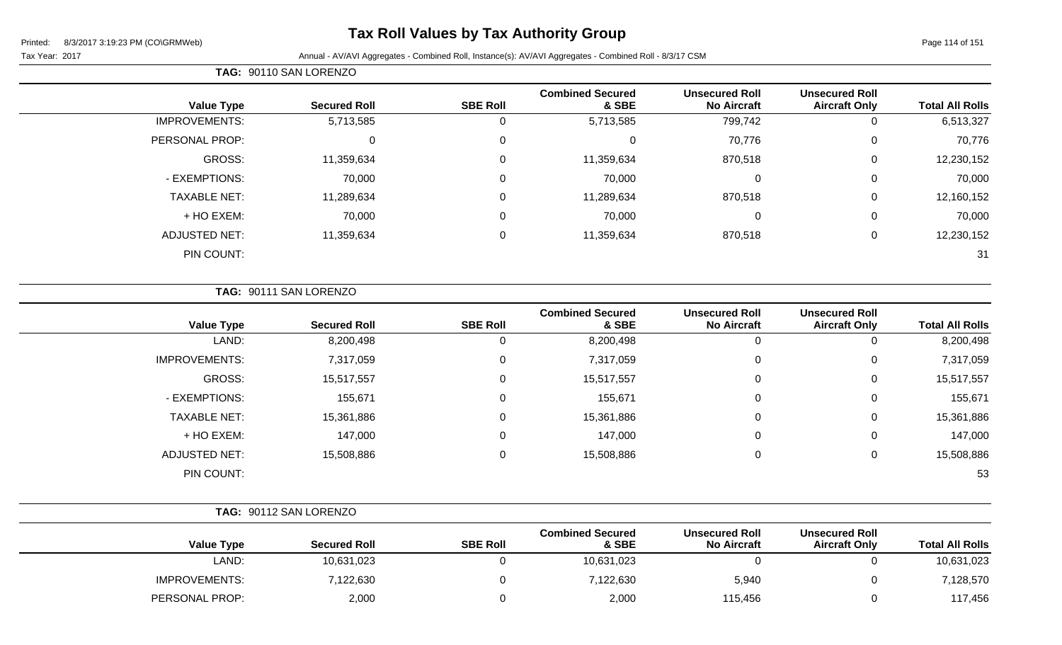# Tax Roll Values by Tax Authority Group

Printed: 8/3/2017 3:19:23 PM (CO\GRMWeb)

Tax Year: 2017 — Annual - AV/AVI Aggregates - Combined Roll, Instance(s): AV/AVI Aggregates - Combined Roll - 8/3/17 CSM

**TAG: 90110 SAN LORENZO**

| Value Type | Secured Roll | SBE Roll | Combined Secured & SBE | Unsecured Roll No Aircraft | Unsecured Roll Aircraft Only | Total All Rolls |
|---|---|---|---|---|---|---|
| IMPROVEMENTS: | 5,713,585 | 0 | 5,713,585 | 799,742 | 0 | 6,513,327 |
| PERSONAL PROP: | 0 | 0 | 0 | 70,776 | 0 | 70,776 |
| GROSS: | 11,359,634 | 0 | 11,359,634 | 870,518 | 0 | 12,230,152 |
| - EXEMPTIONS: | 70,000 | 0 | 70,000 | 0 | 0 | 70,000 |
| TAXABLE NET: | 11,289,634 | 0 | 11,289,634 | 870,518 | 0 | 12,160,152 |
| + HO EXEM: | 70,000 | 0 | 70,000 | 0 | 0 | 70,000 |
| ADJUSTED NET: | 11,359,634 | 0 | 11,359,634 | 870,518 | 0 | 12,230,152 |
| PIN COUNT: | | | | | | 31 |

**TAG: 90111 SAN LORENZO**

| Value Type | Secured Roll | SBE Roll | Combined Secured & SBE | Unsecured Roll No Aircraft | Unsecured Roll Aircraft Only | Total All Rolls |
|---|---|---|---|---|---|---|
| LAND: | 8,200,498 | 0 | 8,200,498 | 0 | 0 | 8,200,498 |
| IMPROVEMENTS: | 7,317,059 | 0 | 7,317,059 | 0 | 0 | 7,317,059 |
| GROSS: | 15,517,557 | 0 | 15,517,557 | 0 | 0 | 15,517,557 |
| - EXEMPTIONS: | 155,671 | 0 | 155,671 | 0 | 0 | 155,671 |
| TAXABLE NET: | 15,361,886 | 0 | 15,361,886 | 0 | 0 | 15,361,886 |
| + HO EXEM: | 147,000 | 0 | 147,000 | 0 | 0 | 147,000 |
| ADJUSTED NET: | 15,508,886 | 0 | 15,508,886 | 0 | 0 | 15,508,886 |
| PIN COUNT: | | | | | | 53 |

**TAG: 90112 SAN LORENZO**

| Value Type | Secured Roll | SBE Roll | Combined Secured & SBE | Unsecured Roll No Aircraft | Unsecured Roll Aircraft Only | Total All Rolls |
|---|---|---|---|---|---|---|
| LAND: | 10,631,023 | 0 | 10,631,023 | 0 | 0 | 10,631,023 |
| IMPROVEMENTS: | 7,122,630 | 0 | 7,122,630 | 5,940 | 0 | 7,128,570 |
| PERSONAL PROP: | 2,000 | 0 | 2,000 | 115,456 | 0 | 117,456 |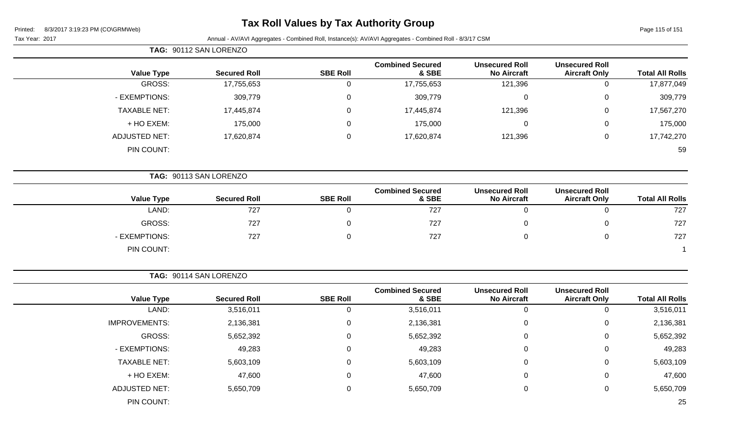# Tax Roll Values by Tax Authority Group

Printed: 8/3/2017 3:19:23 PM (CO\GRMWeb)

Tax Year: 2017

Annual - AV/AVI Aggregates - Combined Roll, Instance(s): AV/AVI Aggregates - Combined Roll - 8/3/17 CSM

**TAG: 90112 SAN LORENZO**

| Value Type | Secured Roll | SBE Roll | Combined Secured & SBE | Unsecured Roll No Aircraft | Unsecured Roll Aircraft Only | Total All Rolls |
|---|---|---|---|---|---|---|
| GROSS: | 17,755,653 | 0 | 17,755,653 | 121,396 | 0 | 17,877,049 |
| - EXEMPTIONS: | 309,779 | 0 | 309,779 | 0 | 0 | 309,779 |
| TAXABLE NET: | 17,445,874 | 0 | 17,445,874 | 121,396 | 0 | 17,567,270 |
| + HO EXEM: | 175,000 | 0 | 175,000 | 0 | 0 | 175,000 |
| ADJUSTED NET: | 17,620,874 | 0 | 17,620,874 | 121,396 | 0 | 17,742,270 |
| PIN COUNT: | | | | | | 59 |

**TAG: 90113 SAN LORENZO**

| Value Type | Secured Roll | SBE Roll | Combined Secured & SBE | Unsecured Roll No Aircraft | Unsecured Roll Aircraft Only | Total All Rolls |
|---|---|---|---|---|---|---|
| LAND: | 727 | 0 | 727 | 0 | 0 | 727 |
| GROSS: | 727 | 0 | 727 | 0 | 0 | 727 |
| - EXEMPTIONS: | 727 | 0 | 727 | 0 | 0 | 727 |
| PIN COUNT: | | | | | | 1 |

**TAG: 90114 SAN LORENZO**

| Value Type | Secured Roll | SBE Roll | Combined Secured & SBE | Unsecured Roll No Aircraft | Unsecured Roll Aircraft Only | Total All Rolls |
|---|---|---|---|---|---|---|
| LAND: | 3,516,011 | 0 | 3,516,011 | 0 | 0 | 3,516,011 |
| IMPROVEMENTS: | 2,136,381 | 0 | 2,136,381 | 0 | 0 | 2,136,381 |
| GROSS: | 5,652,392 | 0 | 5,652,392 | 0 | 0 | 5,652,392 |
| - EXEMPTIONS: | 49,283 | 0 | 49,283 | 0 | 0 | 49,283 |
| TAXABLE NET: | 5,603,109 | 0 | 5,603,109 | 0 | 0 | 5,603,109 |
| + HO EXEM: | 47,600 | 0 | 47,600 | 0 | 0 | 47,600 |
| ADJUSTED NET: | 5,650,709 | 0 | 5,650,709 | 0 | 0 | 5,650,709 |
| PIN COUNT: | | | | | | 25 |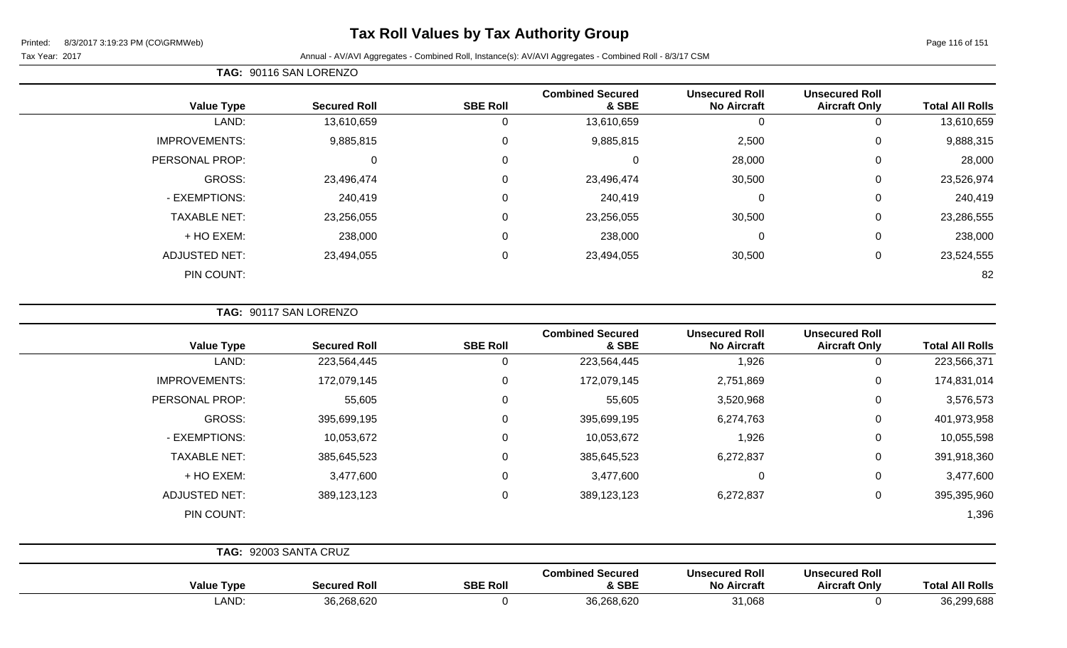# Tax Roll Values by Tax Authority Group

Printed: 8/3/2017 3:19:23 PM (CO\GRMWeb)

Tax Year: 2017

Annual - AV/AVI Aggregates - Combined Roll, Instance(s): AV/AVI Aggregates - Combined Roll - 8/3/17 CSM

**TAG: 90116 SAN LORENZO**

| Value Type | Secured Roll | SBE Roll | Combined Secured & SBE | Unsecured Roll No Aircraft | Unsecured Roll Aircraft Only | Total All Rolls |
|---|---|---|---|---|---|---|
| LAND: | 13,610,659 | 0 | 13,610,659 | 0 | 0 | 13,610,659 |
| IMPROVEMENTS: | 9,885,815 | 0 | 9,885,815 | 2,500 | 0 | 9,888,315 |
| PERSONAL PROP: | 0 | 0 | 0 | 28,000 | 0 | 28,000 |
| GROSS: | 23,496,474 | 0 | 23,496,474 | 30,500 | 0 | 23,526,974 |
| - EXEMPTIONS: | 240,419 | 0 | 240,419 | 0 | 0 | 240,419 |
| TAXABLE NET: | 23,256,055 | 0 | 23,256,055 | 30,500 | 0 | 23,286,555 |
| + HO EXEM: | 238,000 | 0 | 238,000 | 0 | 0 | 238,000 |
| ADJUSTED NET: | 23,494,055 | 0 | 23,494,055 | 30,500 | 0 | 23,524,555 |
| PIN COUNT: | | | | | | 82 |

**TAG: 90117 SAN LORENZO**

| Value Type | Secured Roll | SBE Roll | Combined Secured & SBE | Unsecured Roll No Aircraft | Unsecured Roll Aircraft Only | Total All Rolls |
|---|---|---|---|---|---|---|
| LAND: | 223,564,445 | 0 | 223,564,445 | 1,926 | 0 | 223,566,371 |
| IMPROVEMENTS: | 172,079,145 | 0 | 172,079,145 | 2,751,869 | 0 | 174,831,014 |
| PERSONAL PROP: | 55,605 | 0 | 55,605 | 3,520,968 | 0 | 3,576,573 |
| GROSS: | 395,699,195 | 0 | 395,699,195 | 6,274,763 | 0 | 401,973,958 |
| - EXEMPTIONS: | 10,053,672 | 0 | 10,053,672 | 1,926 | 0 | 10,055,598 |
| TAXABLE NET: | 385,645,523 | 0 | 385,645,523 | 6,272,837 | 0 | 391,918,360 |
| + HO EXEM: | 3,477,600 | 0 | 3,477,600 | 0 | 0 | 3,477,600 |
| ADJUSTED NET: | 389,123,123 | 0 | 389,123,123 | 6,272,837 | 0 | 395,395,960 |
| PIN COUNT: | | | | | | 1,396 |

**TAG: 92003 SANTA CRUZ**

| Value Type | Secured Roll | SBE Roll | Combined Secured & SBE | Unsecured Roll No Aircraft | Unsecured Roll Aircraft Only | Total All Rolls |
|---|---|---|---|---|---|---|
| LAND: | 36,268,620 | 0 | 36,268,620 | 31,068 | 0 | 36,299,688 |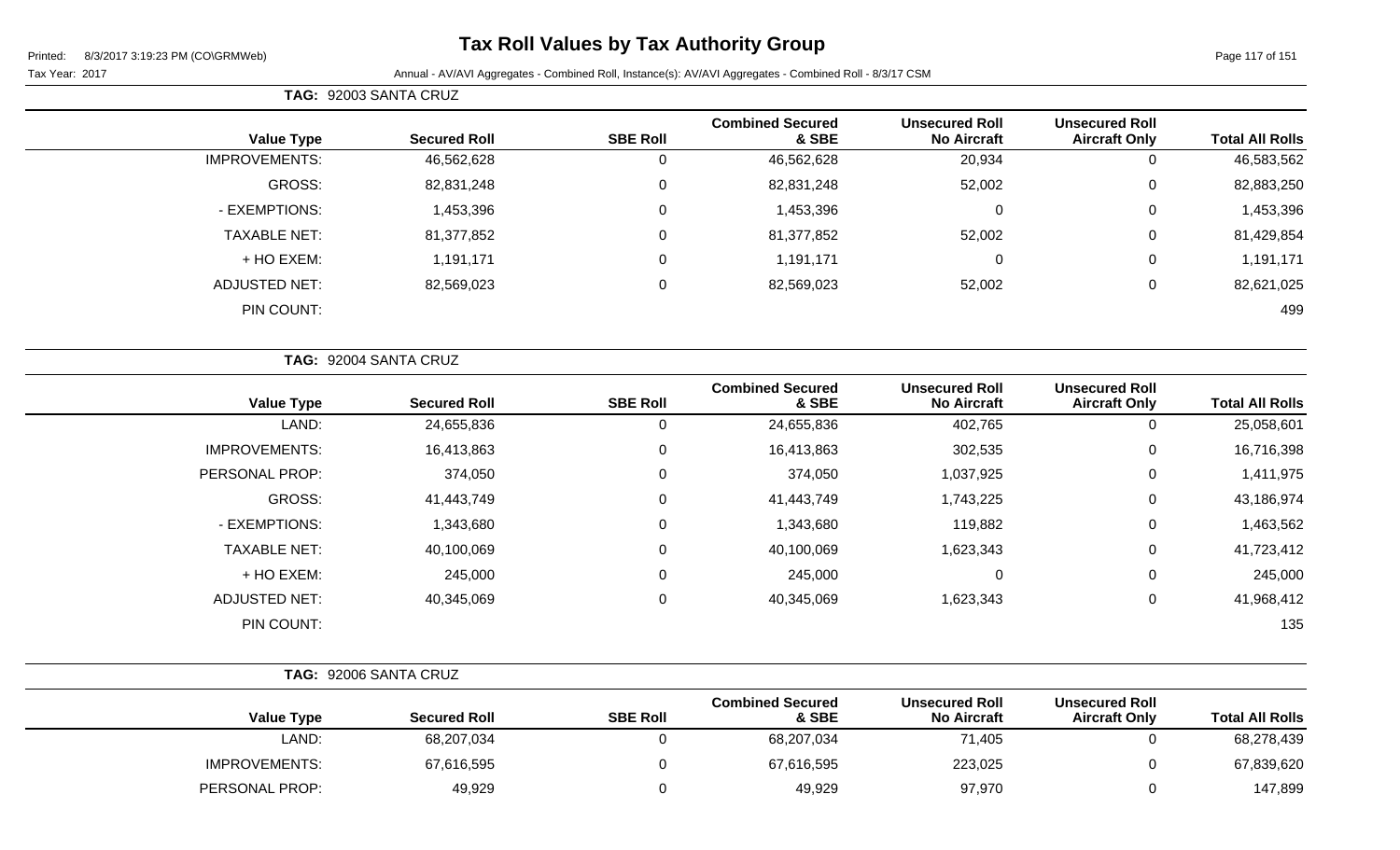# Tax Roll Values by Tax Authority Group

Printed: 8/3/2017 3:19:23 PM (CO\GRMWeb)

Tax Year: 2017

Annual - AV/AVI Aggregates - Combined Roll, Instance(s): AV/AVI Aggregates - Combined Roll - 8/3/17 CSM

**TAG: 92003 SANTA CRUZ**

| Value Type | Secured Roll | SBE Roll | Combined Secured & SBE | Unsecured Roll No Aircraft | Unsecured Roll Aircraft Only | Total All Rolls |
|---|---|---|---|---|---|---|
| IMPROVEMENTS: | 46,562,628 | 0 | 46,562,628 | 20,934 | 0 | 46,583,562 |
| GROSS: | 82,831,248 | 0 | 82,831,248 | 52,002 | 0 | 82,883,250 |
| - EXEMPTIONS: | 1,453,396 | 0 | 1,453,396 | 0 | 0 | 1,453,396 |
| TAXABLE NET: | 81,377,852 | 0 | 81,377,852 | 52,002 | 0 | 81,429,854 |
| + HO EXEM: | 1,191,171 | 0 | 1,191,171 | 0 | 0 | 1,191,171 |
| ADJUSTED NET: | 82,569,023 | 0 | 82,569,023 | 52,002 | 0 | 82,621,025 |
| PIN COUNT: | | | | | | 499 |

**TAG: 92004 SANTA CRUZ**

| Value Type | Secured Roll | SBE Roll | Combined Secured & SBE | Unsecured Roll No Aircraft | Unsecured Roll Aircraft Only | Total All Rolls |
|---|---|---|---|---|---|---|
| LAND: | 24,655,836 | 0 | 24,655,836 | 402,765 | 0 | 25,058,601 |
| IMPROVEMENTS: | 16,413,863 | 0 | 16,413,863 | 302,535 | 0 | 16,716,398 |
| PERSONAL PROP: | 374,050 | 0 | 374,050 | 1,037,925 | 0 | 1,411,975 |
| GROSS: | 41,443,749 | 0 | 41,443,749 | 1,743,225 | 0 | 43,186,974 |
| - EXEMPTIONS: | 1,343,680 | 0 | 1,343,680 | 119,882 | 0 | 1,463,562 |
| TAXABLE NET: | 40,100,069 | 0 | 40,100,069 | 1,623,343 | 0 | 41,723,412 |
| + HO EXEM: | 245,000 | 0 | 245,000 | 0 | 0 | 245,000 |
| ADJUSTED NET: | 40,345,069 | 0 | 40,345,069 | 1,623,343 | 0 | 41,968,412 |
| PIN COUNT: | | | | | | 135 |

**TAG: 92006 SANTA CRUZ**

| Value Type | Secured Roll | SBE Roll | Combined Secured & SBE | Unsecured Roll No Aircraft | Unsecured Roll Aircraft Only | Total All Rolls |
|---|---|---|---|---|---|---|
| LAND: | 68,207,034 | 0 | 68,207,034 | 71,405 | 0 | 68,278,439 |
| IMPROVEMENTS: | 67,616,595 | 0 | 67,616,595 | 223,025 | 0 | 67,839,620 |
| PERSONAL PROP: | 49,929 | 0 | 49,929 | 97,970 | 0 | 147,899 |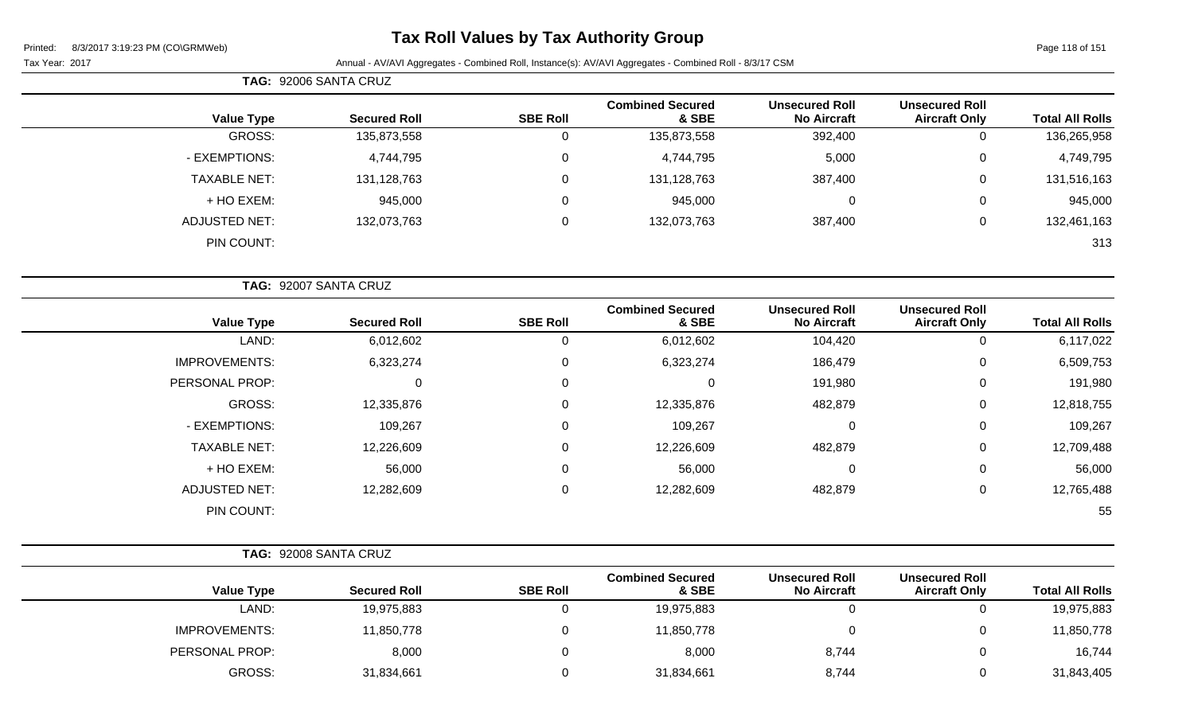**TAG: 92006 SANTA CRUZ**

| Value Type | Secured Roll | SBE Roll | Combined Secured & SBE | Unsecured Roll No Aircraft | Unsecured Roll Aircraft Only | Total All Rolls |
|---|---|---|---|---|---|---|
| GROSS: | 135,873,558 | 0 | 135,873,558 | 392,400 | 0 | 136,265,958 |
| - EXEMPTIONS: | 4,744,795 | 0 | 4,744,795 | 5,000 | 0 | 4,749,795 |
| TAXABLE NET: | 131,128,763 | 0 | 131,128,763 | 387,400 | 0 | 131,516,163 |
| + HO EXEM: | 945,000 | 0 | 945,000 | 0 | 0 | 945,000 |
| ADJUSTED NET: | 132,073,763 | 0 | 132,073,763 | 387,400 | 0 | 132,461,163 |
| PIN COUNT: | | | | | | 313 |

**TAG: 92007 SANTA CRUZ**

| Value Type | Secured Roll | SBE Roll | Combined Secured & SBE | Unsecured Roll No Aircraft | Unsecured Roll Aircraft Only | Total All Rolls |
|---|---|---|---|---|---|---|
| LAND: | 6,012,602 | 0 | 6,012,602 | 104,420 | 0 | 6,117,022 |
| IMPROVEMENTS: | 6,323,274 | 0 | 6,323,274 | 186,479 | 0 | 6,509,753 |
| PERSONAL PROP: | 0 | 0 | 0 | 191,980 | 0 | 191,980 |
| GROSS: | 12,335,876 | 0 | 12,335,876 | 482,879 | 0 | 12,818,755 |
| - EXEMPTIONS: | 109,267 | 0 | 109,267 | 0 | 0 | 109,267 |
| TAXABLE NET: | 12,226,609 | 0 | 12,226,609 | 482,879 | 0 | 12,709,488 |
| + HO EXEM: | 56,000 | 0 | 56,000 | 0 | 0 | 56,000 |
| ADJUSTED NET: | 12,282,609 | 0 | 12,282,609 | 482,879 | 0 | 12,765,488 |
| PIN COUNT: | | | | | | 55 |

**TAG: 92008 SANTA CRUZ**

| Value Type | Secured Roll | SBE Roll | Combined Secured & SBE | Unsecured Roll No Aircraft | Unsecured Roll Aircraft Only | Total All Rolls |
|---|---|---|---|---|---|---|
| LAND: | 19,975,883 | 0 | 19,975,883 | 0 | 0 | 19,975,883 |
| IMPROVEMENTS: | 11,850,778 | 0 | 11,850,778 | 0 | 0 | 11,850,778 |
| PERSONAL PROP: | 8,000 | 0 | 8,000 | 8,744 | 0 | 16,744 |
| GROSS: | 31,834,661 | 0 | 31,834,661 | 8,744 | 0 | 31,843,405 |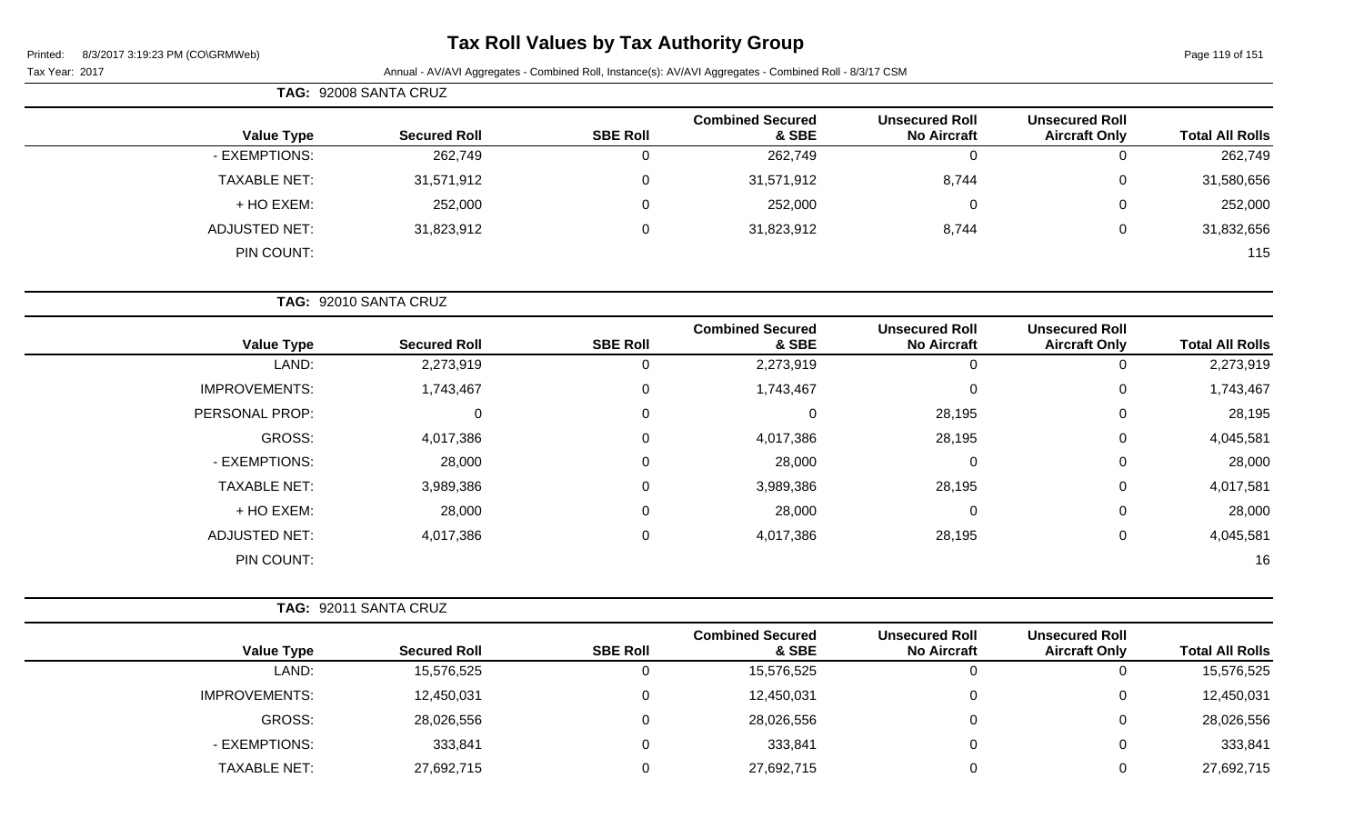# Tax Roll Values by Tax Authority Group

Printed: 8/3/2017 3:19:23 PM (CO\GRMWeb)

Tax Year: 2017

Annual - AV/AVI Aggregates - Combined Roll, Instance(s): AV/AVI Aggregates - Combined Roll - 8/3/17 CSM

**TAG: 92008 SANTA CRUZ**

| Value Type | Secured Roll | SBE Roll | Combined Secured & SBE | Unsecured Roll No Aircraft | Unsecured Roll Aircraft Only | Total All Rolls |
|---|---|---|---|---|---|---|
| - EXEMPTIONS: | 262,749 | 0 | 262,749 | 0 | 0 | 262,749 |
| TAXABLE NET: | 31,571,912 | 0 | 31,571,912 | 8,744 | 0 | 31,580,656 |
| + HO EXEM: | 252,000 | 0 | 252,000 | 0 | 0 | 252,000 |
| ADJUSTED NET: | 31,823,912 | 0 | 31,823,912 | 8,744 | 0 | 31,832,656 |
| PIN COUNT: | | | | | | 115 |

**TAG: 92010 SANTA CRUZ**

| Value Type | Secured Roll | SBE Roll | Combined Secured & SBE | Unsecured Roll No Aircraft | Unsecured Roll Aircraft Only | Total All Rolls |
|---|---|---|---|---|---|---|
| LAND: | 2,273,919 | 0 | 2,273,919 | 0 | 0 | 2,273,919 |
| IMPROVEMENTS: | 1,743,467 | 0 | 1,743,467 | 0 | 0 | 1,743,467 |
| PERSONAL PROP: | 0 | 0 | 0 | 28,195 | 0 | 28,195 |
| GROSS: | 4,017,386 | 0 | 4,017,386 | 28,195 | 0 | 4,045,581 |
| - EXEMPTIONS: | 28,000 | 0 | 28,000 | 0 | 0 | 28,000 |
| TAXABLE NET: | 3,989,386 | 0 | 3,989,386 | 28,195 | 0 | 4,017,581 |
| + HO EXEM: | 28,000 | 0 | 28,000 | 0 | 0 | 28,000 |
| ADJUSTED NET: | 4,017,386 | 0 | 4,017,386 | 28,195 | 0 | 4,045,581 |
| PIN COUNT: | | | | | | 16 |

**TAG: 92011 SANTA CRUZ**

| Value Type | Secured Roll | SBE Roll | Combined Secured & SBE | Unsecured Roll No Aircraft | Unsecured Roll Aircraft Only | Total All Rolls |
|---|---|---|---|---|---|---|
| LAND: | 15,576,525 | 0 | 15,576,525 | 0 | 0 | 15,576,525 |
| IMPROVEMENTS: | 12,450,031 | 0 | 12,450,031 | 0 | 0 | 12,450,031 |
| GROSS: | 28,026,556 | 0 | 28,026,556 | 0 | 0 | 28,026,556 |
| - EXEMPTIONS: | 333,841 | 0 | 333,841 | 0 | 0 | 333,841 |
| TAXABLE NET: | 27,692,715 | 0 | 27,692,715 | 0 | 0 | 27,692,715 |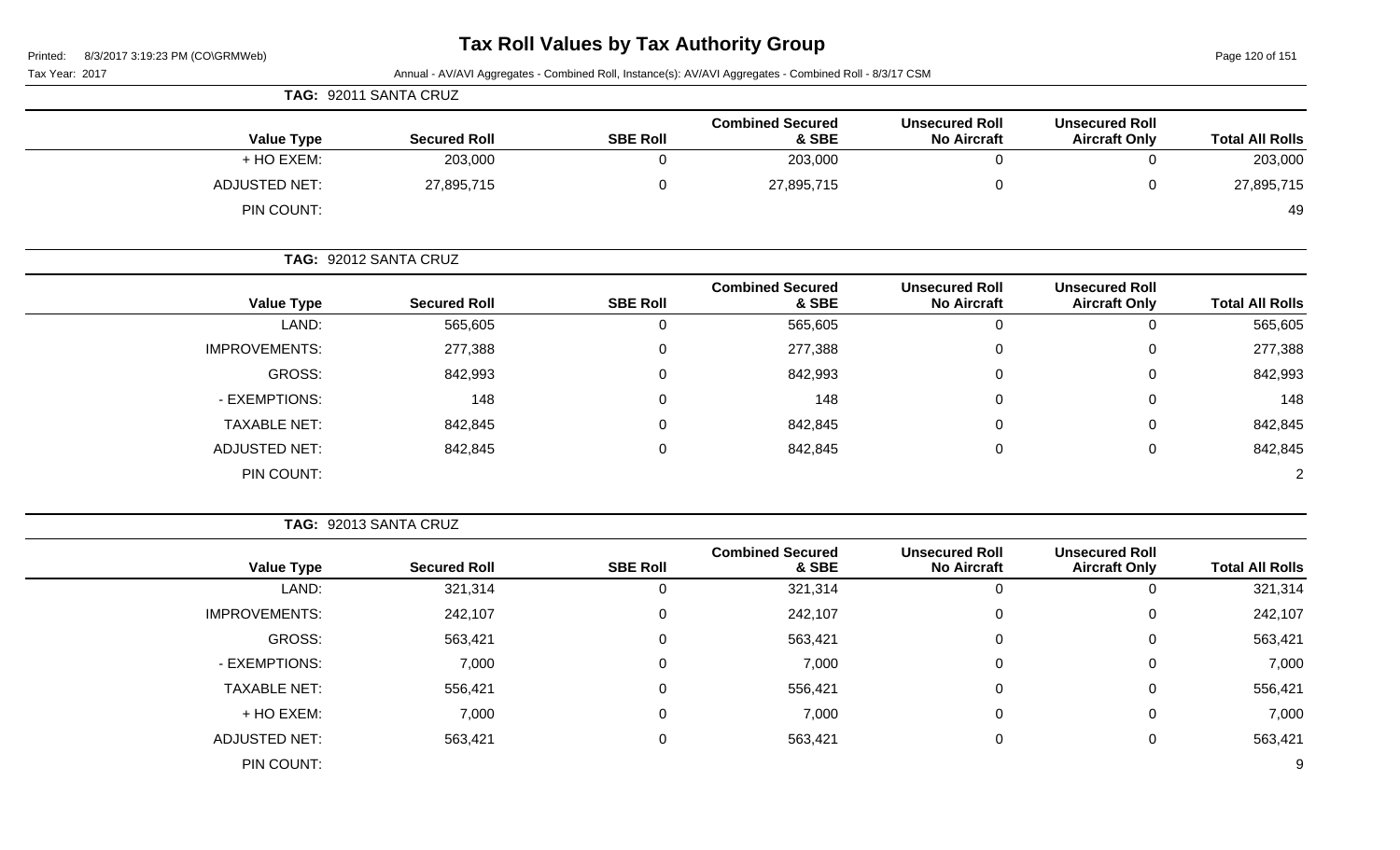# Tax Roll Values by Tax Authority Group

Tax Year: 2017

Annual - AV/AVI Aggregates - Combined Roll, Instance(s): AV/AVI Aggregates - Combined Roll - 8/3/17 CSM

**TAG: 92011 SANTA CRUZ**

| Value Type | Secured Roll | SBE Roll | Combined Secured & SBE | Unsecured Roll No Aircraft | Unsecured Roll Aircraft Only | Total All Rolls |
|---|---|---|---|---|---|---|
| + HO EXEM: | 203,000 | 0 | 203,000 | 0 | 0 | 203,000 |
| ADJUSTED NET: | 27,895,715 | 0 | 27,895,715 | 0 | 0 | 27,895,715 |
| PIN COUNT: | | | | | | 49 |

**TAG: 92012 SANTA CRUZ**

| Value Type | Secured Roll | SBE Roll | Combined Secured & SBE | Unsecured Roll No Aircraft | Unsecured Roll Aircraft Only | Total All Rolls |
|---|---|---|---|---|---|---|
| LAND: | 565,605 | 0 | 565,605 | 0 | 0 | 565,605 |
| IMPROVEMENTS: | 277,388 | 0 | 277,388 | 0 | 0 | 277,388 |
| GROSS: | 842,993 | 0 | 842,993 | 0 | 0 | 842,993 |
| - EXEMPTIONS: | 148 | 0 | 148 | 0 | 0 | 148 |
| TAXABLE NET: | 842,845 | 0 | 842,845 | 0 | 0 | 842,845 |
| ADJUSTED NET: | 842,845 | 0 | 842,845 | 0 | 0 | 842,845 |
| PIN COUNT: | | | | | | 2 |

**TAG: 92013 SANTA CRUZ**

| Value Type | Secured Roll | SBE Roll | Combined Secured & SBE | Unsecured Roll No Aircraft | Unsecured Roll Aircraft Only | Total All Rolls |
|---|---|---|---|---|---|---|
| LAND: | 321,314 | 0 | 321,314 | 0 | 0 | 321,314 |
| IMPROVEMENTS: | 242,107 | 0 | 242,107 | 0 | 0 | 242,107 |
| GROSS: | 563,421 | 0 | 563,421 | 0 | 0 | 563,421 |
| - EXEMPTIONS: | 7,000 | 0 | 7,000 | 0 | 0 | 7,000 |
| TAXABLE NET: | 556,421 | 0 | 556,421 | 0 | 0 | 556,421 |
| + HO EXEM: | 7,000 | 0 | 7,000 | 0 | 0 | 7,000 |
| ADJUSTED NET: | 563,421 | 0 | 563,421 | 0 | 0 | 563,421 |
| PIN COUNT: | | | | | | 9 |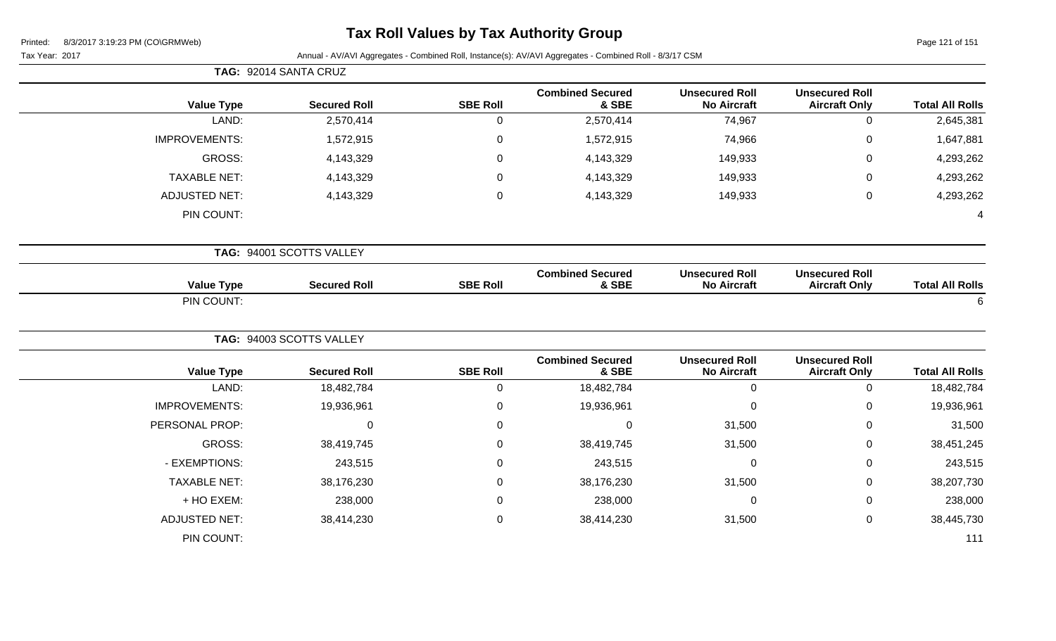# Tax Roll Values by Tax Authority Group

Printed: 8/3/2017 3:19:23 PM (CO\GRMWeb)

Tax Year: 2017

Annual - AV/AVI Aggregates - Combined Roll, Instance(s): AV/AVI Aggregates - Combined Roll - 8/3/17 CSM

**TAG: 92014 SANTA CRUZ**

| Value Type | Secured Roll | SBE Roll | Combined Secured & SBE | Unsecured Roll No Aircraft | Unsecured Roll Aircraft Only | Total All Rolls |
|---|---|---|---|---|---|---|
| LAND: | 2,570,414 | 0 | 2,570,414 | 74,967 | 0 | 2,645,381 |
| IMPROVEMENTS: | 1,572,915 | 0 | 1,572,915 | 74,966 | 0 | 1,647,881 |
| GROSS: | 4,143,329 | 0 | 4,143,329 | 149,933 | 0 | 4,293,262 |
| TAXABLE NET: | 4,143,329 | 0 | 4,143,329 | 149,933 | 0 | 4,293,262 |
| ADJUSTED NET: | 4,143,329 | 0 | 4,143,329 | 149,933 | 0 | 4,293,262 |
| PIN COUNT: | | | | | | 4 |

**TAG: 94001 SCOTTS VALLEY**

| Value Type | Secured Roll | SBE Roll | Combined Secured & SBE | Unsecured Roll No Aircraft | Unsecured Roll Aircraft Only | Total All Rolls |
|---|---|---|---|---|---|---|
| PIN COUNT: | | | | | | 6 |

**TAG: 94003 SCOTTS VALLEY**

| Value Type | Secured Roll | SBE Roll | Combined Secured & SBE | Unsecured Roll No Aircraft | Unsecured Roll Aircraft Only | Total All Rolls |
|---|---|---|---|---|---|---|
| LAND: | 18,482,784 | 0 | 18,482,784 | 0 | 0 | 18,482,784 |
| IMPROVEMENTS: | 19,936,961 | 0 | 19,936,961 | 0 | 0 | 19,936,961 |
| PERSONAL PROP: | 0 | 0 | 0 | 31,500 | 0 | 31,500 |
| GROSS: | 38,419,745 | 0 | 38,419,745 | 31,500 | 0 | 38,451,245 |
| - EXEMPTIONS: | 243,515 | 0 | 243,515 | 0 | 0 | 243,515 |
| TAXABLE NET: | 38,176,230 | 0 | 38,176,230 | 31,500 | 0 | 38,207,730 |
| + HO EXEM: | 238,000 | 0 | 238,000 | 0 | 0 | 238,000 |
| ADJUSTED NET: | 38,414,230 | 0 | 38,414,230 | 31,500 | 0 | 38,445,730 |
| PIN COUNT: | | | | | | 111 |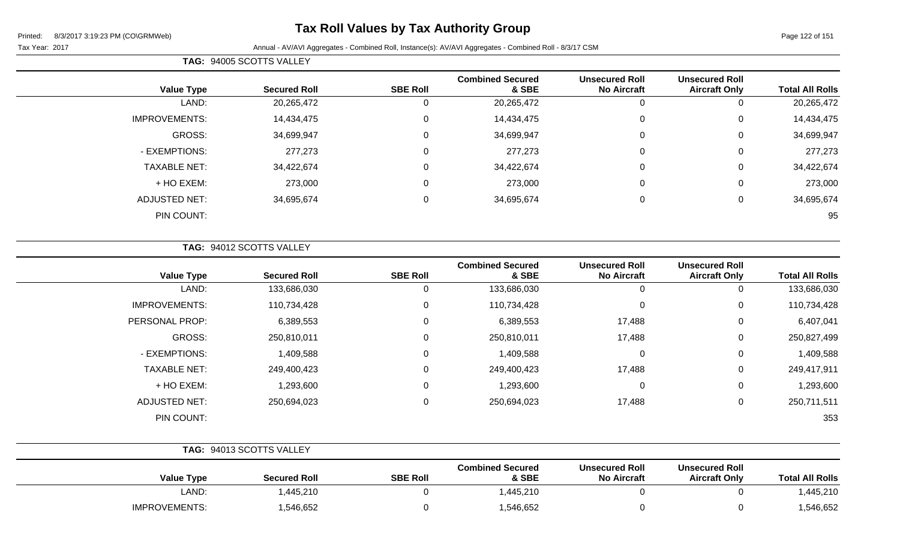# Tax Roll Values by Tax Authority Group

Printed: 8/3/2017 3:19:23 PM (CO\GRMWeb)

Tax Year: 2017 Annual - AV/AVI Aggregates - Combined Roll, Instance(s): AV/AVI Aggregates - Combined Roll - 8/3/17 CSM

**TAG: 94005 SCOTTS VALLEY**

| Value Type | Secured Roll | SBE Roll | Combined Secured & SBE | Unsecured Roll No Aircraft | Unsecured Roll Aircraft Only | Total All Rolls |
|---|---|---|---|---|---|---|
| LAND: | 20,265,472 | 0 | 20,265,472 | 0 | 0 | 20,265,472 |
| IMPROVEMENTS: | 14,434,475 | 0 | 14,434,475 | 0 | 0 | 14,434,475 |
| GROSS: | 34,699,947 | 0 | 34,699,947 | 0 | 0 | 34,699,947 |
| - EXEMPTIONS: | 277,273 | 0 | 277,273 | 0 | 0 | 277,273 |
| TAXABLE NET: | 34,422,674 | 0 | 34,422,674 | 0 | 0 | 34,422,674 |
| + HO EXEM: | 273,000 | 0 | 273,000 | 0 | 0 | 273,000 |
| ADJUSTED NET: | 34,695,674 | 0 | 34,695,674 | 0 | 0 | 34,695,674 |
| PIN COUNT: | | | | | | 95 |

**TAG: 94012 SCOTTS VALLEY**

| Value Type | Secured Roll | SBE Roll | Combined Secured & SBE | Unsecured Roll No Aircraft | Unsecured Roll Aircraft Only | Total All Rolls |
|---|---|---|---|---|---|---|
| LAND: | 133,686,030 | 0 | 133,686,030 | 0 | 0 | 133,686,030 |
| IMPROVEMENTS: | 110,734,428 | 0 | 110,734,428 | 0 | 0 | 110,734,428 |
| PERSONAL PROP: | 6,389,553 | 0 | 6,389,553 | 17,488 | 0 | 6,407,041 |
| GROSS: | 250,810,011 | 0 | 250,810,011 | 17,488 | 0 | 250,827,499 |
| - EXEMPTIONS: | 1,409,588 | 0 | 1,409,588 | 0 | 0 | 1,409,588 |
| TAXABLE NET: | 249,400,423 | 0 | 249,400,423 | 17,488 | 0 | 249,417,911 |
| + HO EXEM: | 1,293,600 | 0 | 1,293,600 | 0 | 0 | 1,293,600 |
| ADJUSTED NET: | 250,694,023 | 0 | 250,694,023 | 17,488 | 0 | 250,711,511 |
| PIN COUNT: | | | | | | 353 |

**TAG: 94013 SCOTTS VALLEY**

| Value Type | Secured Roll | SBE Roll | Combined Secured & SBE | Unsecured Roll No Aircraft | Unsecured Roll Aircraft Only | Total All Rolls |
|---|---|---|---|---|---|---|
| LAND: | 1,445,210 | 0 | 1,445,210 | 0 | 0 | 1,445,210 |
| IMPROVEMENTS: | 1,546,652 | 0 | 1,546,652 | 0 | 0 | 1,546,652 |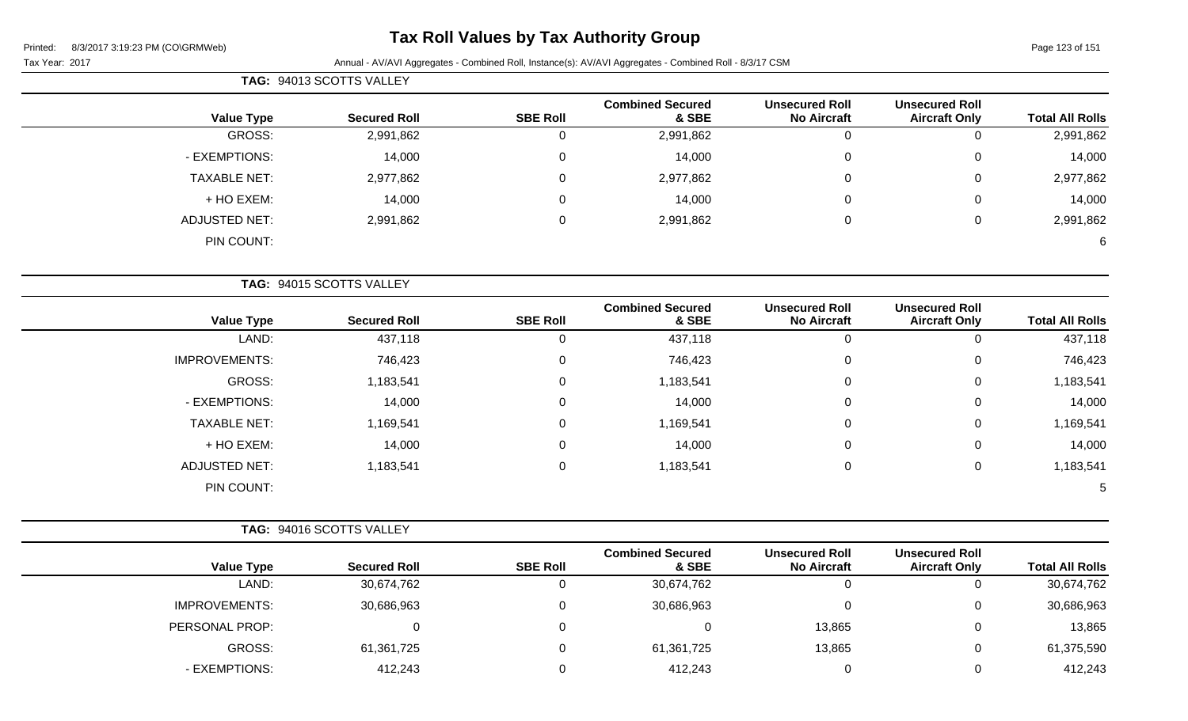# Tax Roll Values by Tax Authority Group

Printed: 8/3/2017 3:19:23 PM (CO\GRMWeb)

Tax Year: 2017

Annual - AV/AVI Aggregates - Combined Roll, Instance(s): AV/AVI Aggregates - Combined Roll - 8/3/17 CSM

**TAG: 94013 SCOTTS VALLEY**

| Value Type | Secured Roll | SBE Roll | Combined Secured & SBE | Unsecured Roll No Aircraft | Unsecured Roll Aircraft Only | Total All Rolls |
|---|---|---|---|---|---|---|
| GROSS: | 2,991,862 | 0 | 2,991,862 | 0 | 0 | 2,991,862 |
| - EXEMPTIONS: | 14,000 | 0 | 14,000 | 0 | 0 | 14,000 |
| TAXABLE NET: | 2,977,862 | 0 | 2,977,862 | 0 | 0 | 2,977,862 |
| + HO EXEM: | 14,000 | 0 | 14,000 | 0 | 0 | 14,000 |
| ADJUSTED NET: | 2,991,862 | 0 | 2,991,862 | 0 | 0 | 2,991,862 |
| PIN COUNT: | | | | | | 6 |

**TAG: 94015 SCOTTS VALLEY**

| Value Type | Secured Roll | SBE Roll | Combined Secured & SBE | Unsecured Roll No Aircraft | Unsecured Roll Aircraft Only | Total All Rolls |
|---|---|---|---|---|---|---|
| LAND: | 437,118 | 0 | 437,118 | 0 | 0 | 437,118 |
| IMPROVEMENTS: | 746,423 | 0 | 746,423 | 0 | 0 | 746,423 |
| GROSS: | 1,183,541 | 0 | 1,183,541 | 0 | 0 | 1,183,541 |
| - EXEMPTIONS: | 14,000 | 0 | 14,000 | 0 | 0 | 14,000 |
| TAXABLE NET: | 1,169,541 | 0 | 1,169,541 | 0 | 0 | 1,169,541 |
| + HO EXEM: | 14,000 | 0 | 14,000 | 0 | 0 | 14,000 |
| ADJUSTED NET: | 1,183,541 | 0 | 1,183,541 | 0 | 0 | 1,183,541 |
| PIN COUNT: | | | | | | 5 |

**TAG: 94016 SCOTTS VALLEY**

| Value Type | Secured Roll | SBE Roll | Combined Secured & SBE | Unsecured Roll No Aircraft | Unsecured Roll Aircraft Only | Total All Rolls |
|---|---|---|---|---|---|---|
| LAND: | 30,674,762 | 0 | 30,674,762 | 0 | 0 | 30,674,762 |
| IMPROVEMENTS: | 30,686,963 | 0 | 30,686,963 | 0 | 0 | 30,686,963 |
| PERSONAL PROP: | 0 | 0 | 0 | 13,865 | 0 | 13,865 |
| GROSS: | 61,361,725 | 0 | 61,361,725 | 13,865 | 0 | 61,375,590 |
| - EXEMPTIONS: | 412,243 | 0 | 412,243 | 0 | 0 | 412,243 |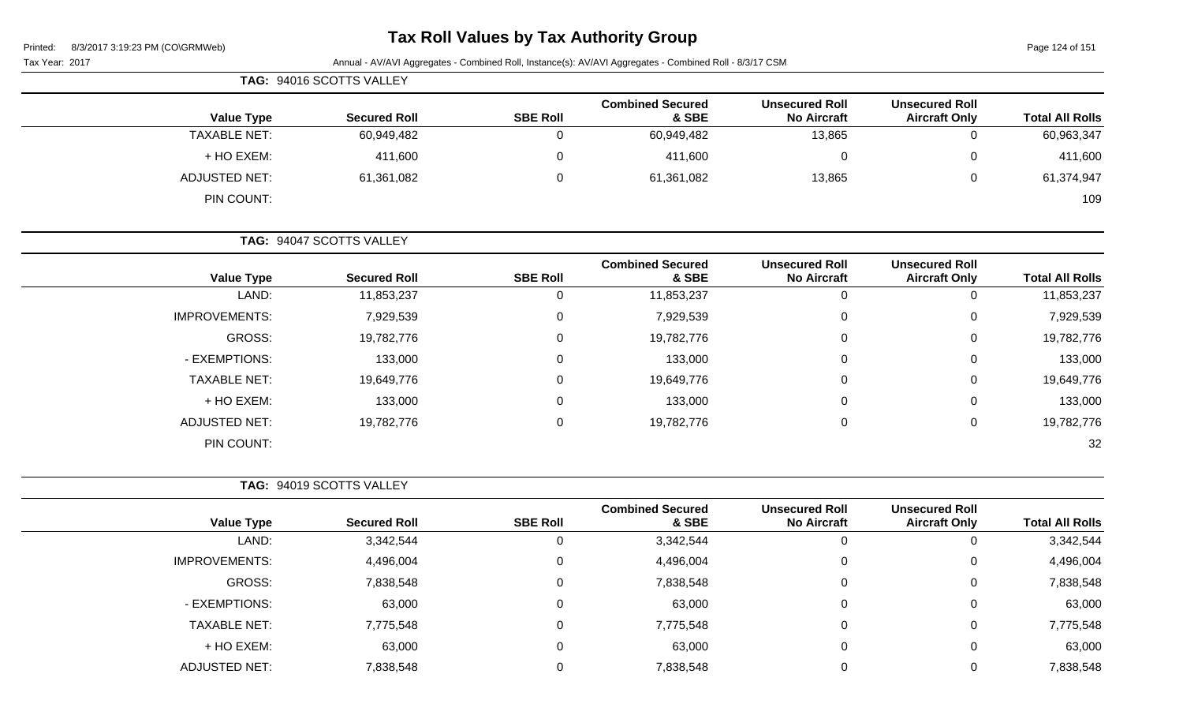# Tax Roll Values by Tax Authority Group

Printed: 8/3/2017 3:19:23 PM (CO\GRMWeb)

Tax Year: 2017

Annual - AV/AVI Aggregates - Combined Roll, Instance(s): AV/AVI Aggregates - Combined Roll - 8/3/17 CSM

**TAG: 94016 SCOTTS VALLEY**

| Value Type | Secured Roll | SBE Roll | Combined Secured & SBE | Unsecured Roll No Aircraft | Unsecured Roll Aircraft Only | Total All Rolls |
|---|---|---|---|---|---|---|
| TAXABLE NET: | 60,949,482 | 0 | 60,949,482 | 13,865 | 0 | 60,963,347 |
| + HO EXEM: | 411,600 | 0 | 411,600 | 0 | 0 | 411,600 |
| ADJUSTED NET: | 61,361,082 | 0 | 61,361,082 | 13,865 | 0 | 61,374,947 |
| PIN COUNT: | | | | | | 109 |

**TAG: 94047 SCOTTS VALLEY**

| Value Type | Secured Roll | SBE Roll | Combined Secured & SBE | Unsecured Roll No Aircraft | Unsecured Roll Aircraft Only | Total All Rolls |
|---|---|---|---|---|---|---|
| LAND: | 11,853,237 | 0 | 11,853,237 | 0 | 0 | 11,853,237 |
| IMPROVEMENTS: | 7,929,539 | 0 | 7,929,539 | 0 | 0 | 7,929,539 |
| GROSS: | 19,782,776 | 0 | 19,782,776 | 0 | 0 | 19,782,776 |
| - EXEMPTIONS: | 133,000 | 0 | 133,000 | 0 | 0 | 133,000 |
| TAXABLE NET: | 19,649,776 | 0 | 19,649,776 | 0 | 0 | 19,649,776 |
| + HO EXEM: | 133,000 | 0 | 133,000 | 0 | 0 | 133,000 |
| ADJUSTED NET: | 19,782,776 | 0 | 19,782,776 | 0 | 0 | 19,782,776 |
| PIN COUNT: | | | | | | 32 |

**TAG: 94019 SCOTTS VALLEY**

| Value Type | Secured Roll | SBE Roll | Combined Secured & SBE | Unsecured Roll No Aircraft | Unsecured Roll Aircraft Only | Total All Rolls |
|---|---|---|---|---|---|---|
| LAND: | 3,342,544 | 0 | 3,342,544 | 0 | 0 | 3,342,544 |
| IMPROVEMENTS: | 4,496,004 | 0 | 4,496,004 | 0 | 0 | 4,496,004 |
| GROSS: | 7,838,548 | 0 | 7,838,548 | 0 | 0 | 7,838,548 |
| - EXEMPTIONS: | 63,000 | 0 | 63,000 | 0 | 0 | 63,000 |
| TAXABLE NET: | 7,775,548 | 0 | 7,775,548 | 0 | 0 | 7,775,548 |
| + HO EXEM: | 63,000 | 0 | 63,000 | 0 | 0 | 63,000 |
| ADJUSTED NET: | 7,838,548 | 0 | 7,838,548 | 0 | 0 | 7,838,548 |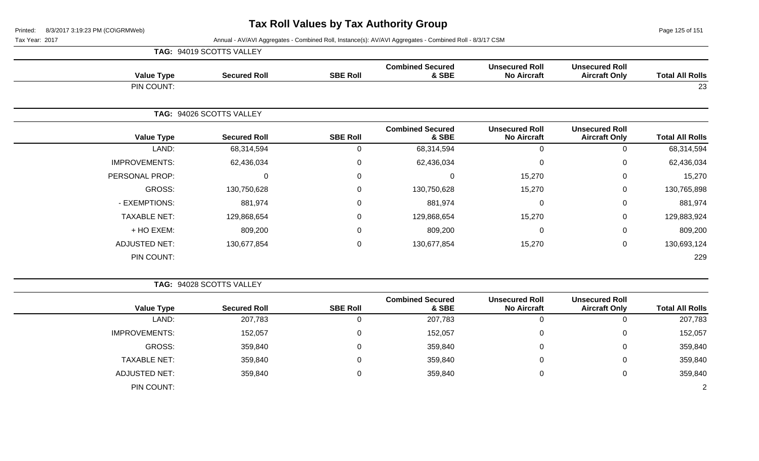# Tax Roll Values by Tax Authority Group

Tax Year: 2017

Annual - AV/AVI Aggregates - Combined Roll, Instance(s): AV/AVI Aggregates - Combined Roll - 8/3/17 CSM

**TAG: 94019 SCOTTS VALLEY**

| Value Type | Secured Roll | SBE Roll | Combined Secured & SBE | Unsecured Roll No Aircraft | Unsecured Roll Aircraft Only | Total All Rolls |
|---|---|---|---|---|---|---|
| PIN COUNT: | | | | | | 23 |

**TAG: 94026 SCOTTS VALLEY**

| Value Type | Secured Roll | SBE Roll | Combined Secured & SBE | Unsecured Roll No Aircraft | Unsecured Roll Aircraft Only | Total All Rolls |
|---|---|---|---|---|---|---|
| LAND: | 68,314,594 | 0 | 68,314,594 | 0 | 0 | 68,314,594 |
| IMPROVEMENTS: | 62,436,034 | 0 | 62,436,034 | 0 | 0 | 62,436,034 |
| PERSONAL PROP: | 0 | 0 | 0 | 15,270 | 0 | 15,270 |
| GROSS: | 130,750,628 | 0 | 130,750,628 | 15,270 | 0 | 130,765,898 |
| - EXEMPTIONS: | 881,974 | 0 | 881,974 | 0 | 0 | 881,974 |
| TAXABLE NET: | 129,868,654 | 0 | 129,868,654 | 15,270 | 0 | 129,883,924 |
| + HO EXEM: | 809,200 | 0 | 809,200 | 0 | 0 | 809,200 |
| ADJUSTED NET: | 130,677,854 | 0 | 130,677,854 | 15,270 | 0 | 130,693,124 |
| PIN COUNT: | | | | | | 229 |

**TAG: 94028 SCOTTS VALLEY**

| Value Type | Secured Roll | SBE Roll | Combined Secured & SBE | Unsecured Roll No Aircraft | Unsecured Roll Aircraft Only | Total All Rolls |
|---|---|---|---|---|---|---|
| LAND: | 207,783 | 0 | 207,783 | 0 | 0 | 207,783 |
| IMPROVEMENTS: | 152,057 | 0 | 152,057 | 0 | 0 | 152,057 |
| GROSS: | 359,840 | 0 | 359,840 | 0 | 0 | 359,840 |
| TAXABLE NET: | 359,840 | 0 | 359,840 | 0 | 0 | 359,840 |
| ADJUSTED NET: | 359,840 | 0 | 359,840 | 0 | 0 | 359,840 |
| PIN COUNT: | | | | | | 2 |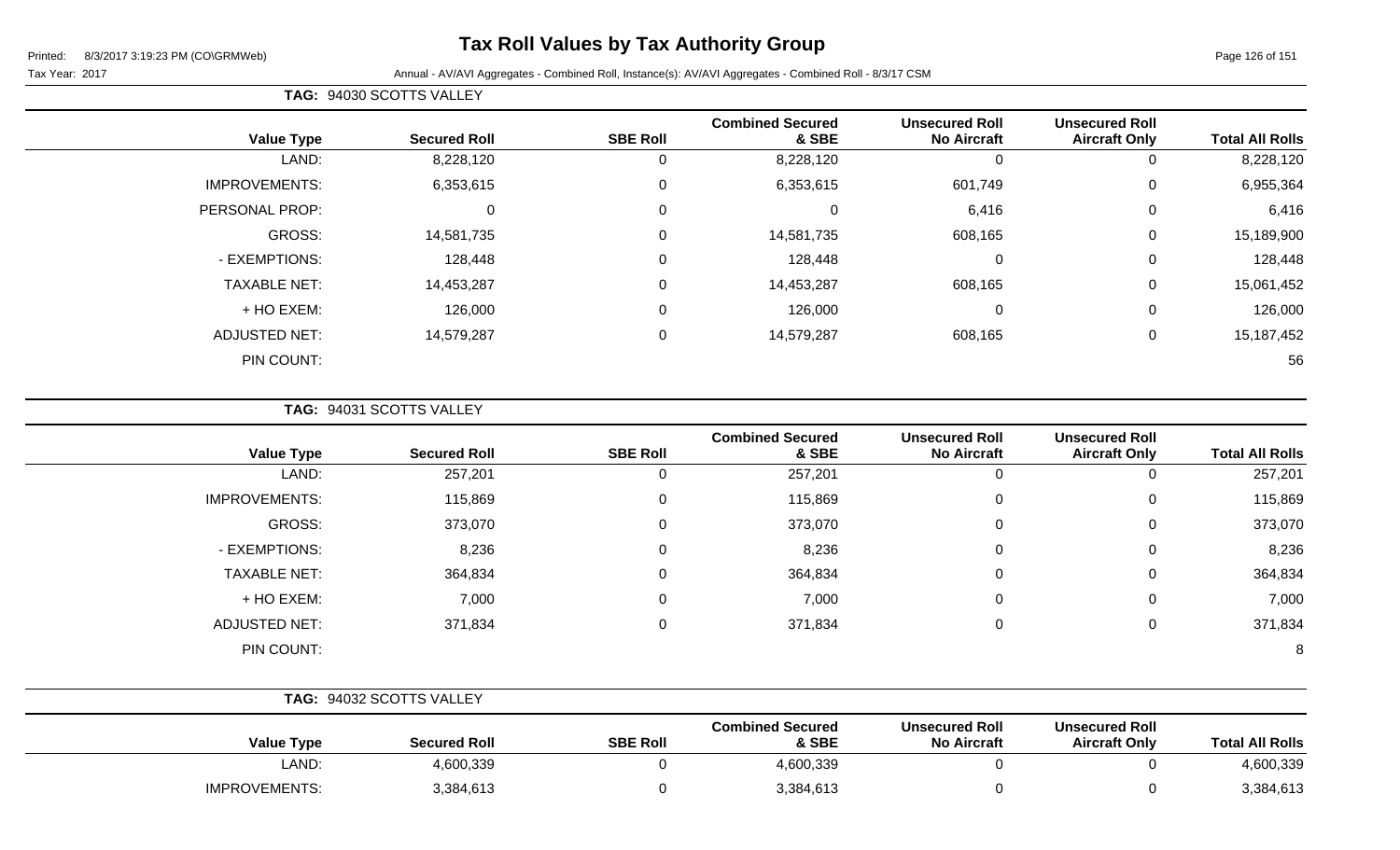# Tax Roll Values by Tax Authority Group

Printed: 8/3/2017 3:19:23 PM (CO\GRMWeb)

Tax Year: 2017

Annual - AV/AVI Aggregates - Combined Roll, Instance(s): AV/AVI Aggregates - Combined Roll - 8/3/17 CSM

**TAG: 94030 SCOTTS VALLEY**

| Value Type | Secured Roll | SBE Roll | Combined Secured & SBE | Unsecured Roll No Aircraft | Unsecured Roll Aircraft Only | Total All Rolls |
|---|---|---|---|---|---|---|
| LAND: | 8,228,120 | 0 | 8,228,120 | 0 | 0 | 8,228,120 |
| IMPROVEMENTS: | 6,353,615 | 0 | 6,353,615 | 601,749 | 0 | 6,955,364 |
| PERSONAL PROP: | 0 | 0 | 0 | 6,416 | 0 | 6,416 |
| GROSS: | 14,581,735 | 0 | 14,581,735 | 608,165 | 0 | 15,189,900 |
| - EXEMPTIONS: | 128,448 | 0 | 128,448 | 0 | 0 | 128,448 |
| TAXABLE NET: | 14,453,287 | 0 | 14,453,287 | 608,165 | 0 | 15,061,452 |
| + HO EXEM: | 126,000 | 0 | 126,000 | 0 | 0 | 126,000 |
| ADJUSTED NET: | 14,579,287 | 0 | 14,579,287 | 608,165 | 0 | 15,187,452 |
| PIN COUNT: | | | | | | 56 |

**TAG: 94031 SCOTTS VALLEY**

| Value Type | Secured Roll | SBE Roll | Combined Secured & SBE | Unsecured Roll No Aircraft | Unsecured Roll Aircraft Only | Total All Rolls |
|---|---|---|---|---|---|---|
| LAND: | 257,201 | 0 | 257,201 | 0 | 0 | 257,201 |
| IMPROVEMENTS: | 115,869 | 0 | 115,869 | 0 | 0 | 115,869 |
| GROSS: | 373,070 | 0 | 373,070 | 0 | 0 | 373,070 |
| - EXEMPTIONS: | 8,236 | 0 | 8,236 | 0 | 0 | 8,236 |
| TAXABLE NET: | 364,834 | 0 | 364,834 | 0 | 0 | 364,834 |
| + HO EXEM: | 7,000 | 0 | 7,000 | 0 | 0 | 7,000 |
| ADJUSTED NET: | 371,834 | 0 | 371,834 | 0 | 0 | 371,834 |
| PIN COUNT: | | | | | | 8 |

**TAG: 94032 SCOTTS VALLEY**

| Value Type | Secured Roll | SBE Roll | Combined Secured & SBE | Unsecured Roll No Aircraft | Unsecured Roll Aircraft Only | Total All Rolls |
|---|---|---|---|---|---|---|
| LAND: | 4,600,339 | 0 | 4,600,339 | 0 | 0 | 4,600,339 |
| IMPROVEMENTS: | 3,384,613 | 0 | 3,384,613 | 0 | 0 | 3,384,613 |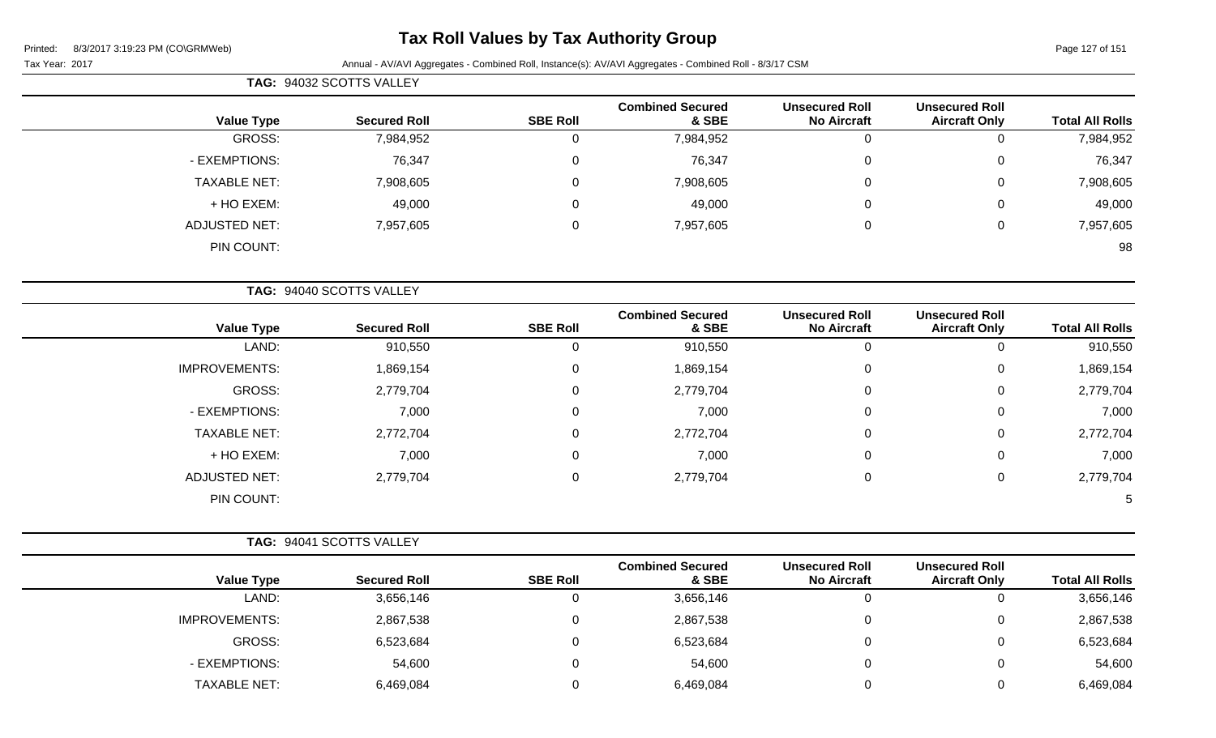# Tax Roll Values by Tax Authority Group

Printed: 8/3/2017 3:19:23 PM (CO\GRMWeb)

Tax Year: 2017

Annual - AV/AVI Aggregates - Combined Roll, Instance(s): AV/AVI Aggregates - Combined Roll - 8/3/17 CSM

**TAG: 94032 SCOTTS VALLEY**

| Value Type | Secured Roll | SBE Roll | Combined Secured & SBE | Unsecured Roll No Aircraft | Unsecured Roll Aircraft Only | Total All Rolls |
|---|---|---|---|---|---|---|
| GROSS: | 7,984,952 | 0 | 7,984,952 | 0 | 0 | 7,984,952 |
| - EXEMPTIONS: | 76,347 | 0 | 76,347 | 0 | 0 | 76,347 |
| TAXABLE NET: | 7,908,605 | 0 | 7,908,605 | 0 | 0 | 7,908,605 |
| + HO EXEM: | 49,000 | 0 | 49,000 | 0 | 0 | 49,000 |
| ADJUSTED NET: | 7,957,605 | 0 | 7,957,605 | 0 | 0 | 7,957,605 |
| PIN COUNT: | | | | | | 98 |

**TAG: 94040 SCOTTS VALLEY**

| Value Type | Secured Roll | SBE Roll | Combined Secured & SBE | Unsecured Roll No Aircraft | Unsecured Roll Aircraft Only | Total All Rolls |
|---|---|---|---|---|---|---|
| LAND: | 910,550 | 0 | 910,550 | 0 | 0 | 910,550 |
| IMPROVEMENTS: | 1,869,154 | 0 | 1,869,154 | 0 | 0 | 1,869,154 |
| GROSS: | 2,779,704 | 0 | 2,779,704 | 0 | 0 | 2,779,704 |
| - EXEMPTIONS: | 7,000 | 0 | 7,000 | 0 | 0 | 7,000 |
| TAXABLE NET: | 2,772,704 | 0 | 2,772,704 | 0 | 0 | 2,772,704 |
| + HO EXEM: | 7,000 | 0 | 7,000 | 0 | 0 | 7,000 |
| ADJUSTED NET: | 2,779,704 | 0 | 2,779,704 | 0 | 0 | 2,779,704 |
| PIN COUNT: | | | | | | 5 |

**TAG: 94041 SCOTTS VALLEY**

| Value Type | Secured Roll | SBE Roll | Combined Secured & SBE | Unsecured Roll No Aircraft | Unsecured Roll Aircraft Only | Total All Rolls |
|---|---|---|---|---|---|---|
| LAND: | 3,656,146 | 0 | 3,656,146 | 0 | 0 | 3,656,146 |
| IMPROVEMENTS: | 2,867,538 | 0 | 2,867,538 | 0 | 0 | 2,867,538 |
| GROSS: | 6,523,684 | 0 | 6,523,684 | 0 | 0 | 6,523,684 |
| - EXEMPTIONS: | 54,600 | 0 | 54,600 | 0 | 0 | 54,600 |
| TAXABLE NET: | 6,469,084 | 0 | 6,469,084 | 0 | 0 | 6,469,084 |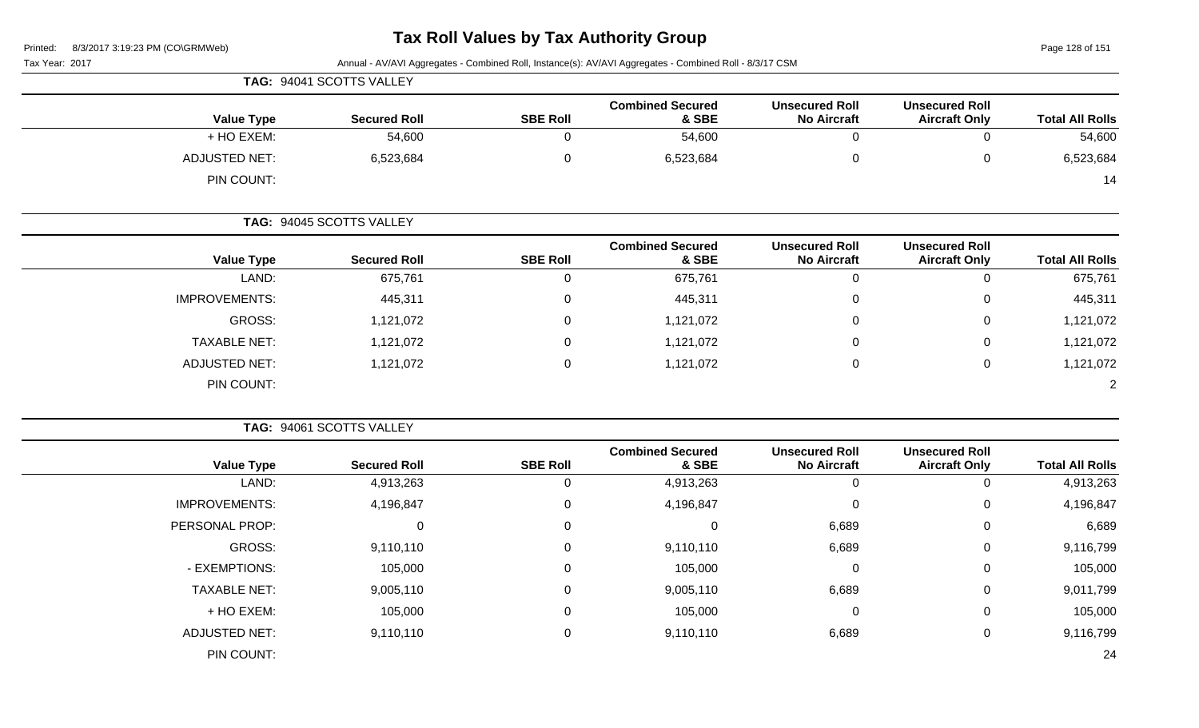## TAG: 94041 SCOTTS VALLEY

| Value Type | Secured Roll | SBE Roll | Combined Secured & SBE | Unsecured Roll No Aircraft | Unsecured Roll Aircraft Only | Total All Rolls |
|---|---|---|---|---|---|---|
| + HO EXEM: | 54,600 | 0 | 54,600 | 0 | 0 | 54,600 |
| ADJUSTED NET: | 6,523,684 | 0 | 6,523,684 | 0 | 0 | 6,523,684 |
| PIN COUNT: | | | | | | 14 |

## TAG: 94045 SCOTTS VALLEY

| Value Type | Secured Roll | SBE Roll | Combined Secured & SBE | Unsecured Roll No Aircraft | Unsecured Roll Aircraft Only | Total All Rolls |
|---|---|---|---|---|---|---|
| LAND: | 675,761 | 0 | 675,761 | 0 | 0 | 675,761 |
| IMPROVEMENTS: | 445,311 | 0 | 445,311 | 0 | 0 | 445,311 |
| GROSS: | 1,121,072 | 0 | 1,121,072 | 0 | 0 | 1,121,072 |
| TAXABLE NET: | 1,121,072 | 0 | 1,121,072 | 0 | 0 | 1,121,072 |
| ADJUSTED NET: | 1,121,072 | 0 | 1,121,072 | 0 | 0 | 1,121,072 |
| PIN COUNT: | | | | | | 2 |

## TAG: 94061 SCOTTS VALLEY

| Value Type | Secured Roll | SBE Roll | Combined Secured & SBE | Unsecured Roll No Aircraft | Unsecured Roll Aircraft Only | Total All Rolls |
|---|---|---|---|---|---|---|
| LAND: | 4,913,263 | 0 | 4,913,263 | 0 | 0 | 4,913,263 |
| IMPROVEMENTS: | 4,196,847 | 0 | 4,196,847 | 0 | 0 | 4,196,847 |
| PERSONAL PROP: | 0 | 0 | 0 | 6,689 | 0 | 6,689 |
| GROSS: | 9,110,110 | 0 | 9,110,110 | 6,689 | 0 | 9,116,799 |
| - EXEMPTIONS: | 105,000 | 0 | 105,000 | 0 | 0 | 105,000 |
| TAXABLE NET: | 9,005,110 | 0 | 9,005,110 | 6,689 | 0 | 9,011,799 |
| + HO EXEM: | 105,000 | 0 | 105,000 | 0 | 0 | 105,000 |
| ADJUSTED NET: | 9,110,110 | 0 | 9,110,110 | 6,689 | 0 | 9,116,799 |
| PIN COUNT: | | | | | | 24 |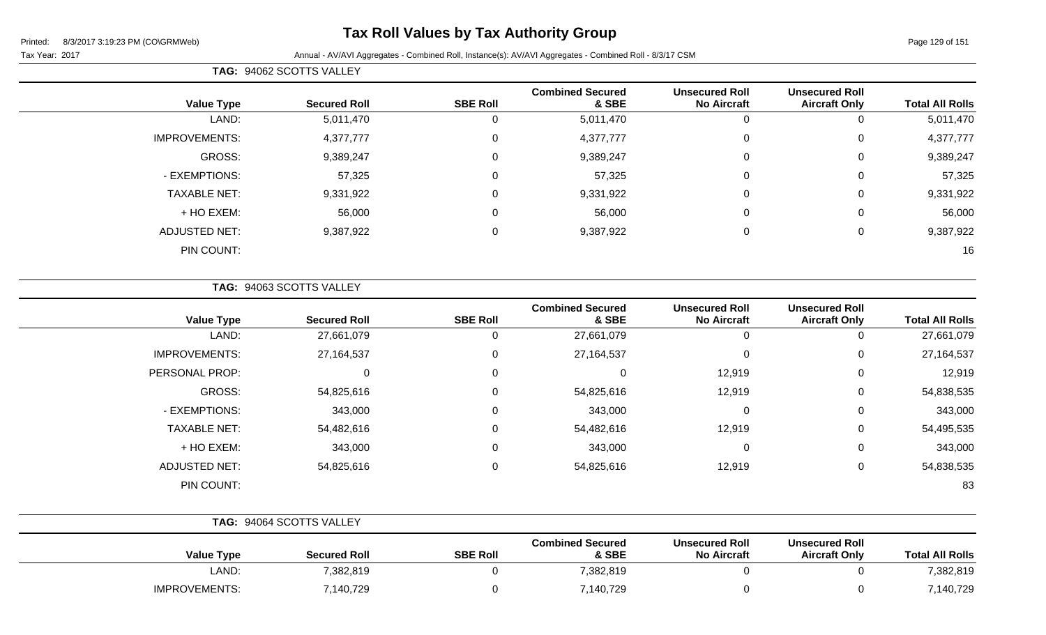# Tax Roll Values by Tax Authority Group

Printed: 8/3/2017 3:19:23 PM (CO\GRMWeb)

Tax Year: 2017 Annual - AV/AVI Aggregates - Combined Roll, Instance(s): AV/AVI Aggregates - Combined Roll - 8/3/17 CSM

**TAG: 94062 SCOTTS VALLEY**

| Value Type | Secured Roll | SBE Roll | Combined Secured & SBE | Unsecured Roll No Aircraft | Unsecured Roll Aircraft Only | Total All Rolls |
|---|---|---|---|---|---|---|
| LAND: | 5,011,470 | 0 | 5,011,470 | 0 | 0 | 5,011,470 |
| IMPROVEMENTS: | 4,377,777 | 0 | 4,377,777 | 0 | 0 | 4,377,777 |
| GROSS: | 9,389,247 | 0 | 9,389,247 | 0 | 0 | 9,389,247 |
| - EXEMPTIONS: | 57,325 | 0 | 57,325 | 0 | 0 | 57,325 |
| TAXABLE NET: | 9,331,922 | 0 | 9,331,922 | 0 | 0 | 9,331,922 |
| + HO EXEM: | 56,000 | 0 | 56,000 | 0 | 0 | 56,000 |
| ADJUSTED NET: | 9,387,922 | 0 | 9,387,922 | 0 | 0 | 9,387,922 |
| PIN COUNT: | | | | | | 16 |

**TAG: 94063 SCOTTS VALLEY**

| Value Type | Secured Roll | SBE Roll | Combined Secured & SBE | Unsecured Roll No Aircraft | Unsecured Roll Aircraft Only | Total All Rolls |
|---|---|---|---|---|---|---|
| LAND: | 27,661,079 | 0 | 27,661,079 | 0 | 0 | 27,661,079 |
| IMPROVEMENTS: | 27,164,537 | 0 | 27,164,537 | 0 | 0 | 27,164,537 |
| PERSONAL PROP: | 0 | 0 | 0 | 12,919 | 0 | 12,919 |
| GROSS: | 54,825,616 | 0 | 54,825,616 | 12,919 | 0 | 54,838,535 |
| - EXEMPTIONS: | 343,000 | 0 | 343,000 | 0 | 0 | 343,000 |
| TAXABLE NET: | 54,482,616 | 0 | 54,482,616 | 12,919 | 0 | 54,495,535 |
| + HO EXEM: | 343,000 | 0 | 343,000 | 0 | 0 | 343,000 |
| ADJUSTED NET: | 54,825,616 | 0 | 54,825,616 | 12,919 | 0 | 54,838,535 |
| PIN COUNT: | | | | | | 83 |

**TAG: 94064 SCOTTS VALLEY**

| Value Type | Secured Roll | SBE Roll | Combined Secured & SBE | Unsecured Roll No Aircraft | Unsecured Roll Aircraft Only | Total All Rolls |
|---|---|---|---|---|---|---|
| LAND: | 7,382,819 | 0 | 7,382,819 | 0 | 0 | 7,382,819 |
| IMPROVEMENTS: | 7,140,729 | 0 | 7,140,729 | 0 | 0 | 7,140,729 |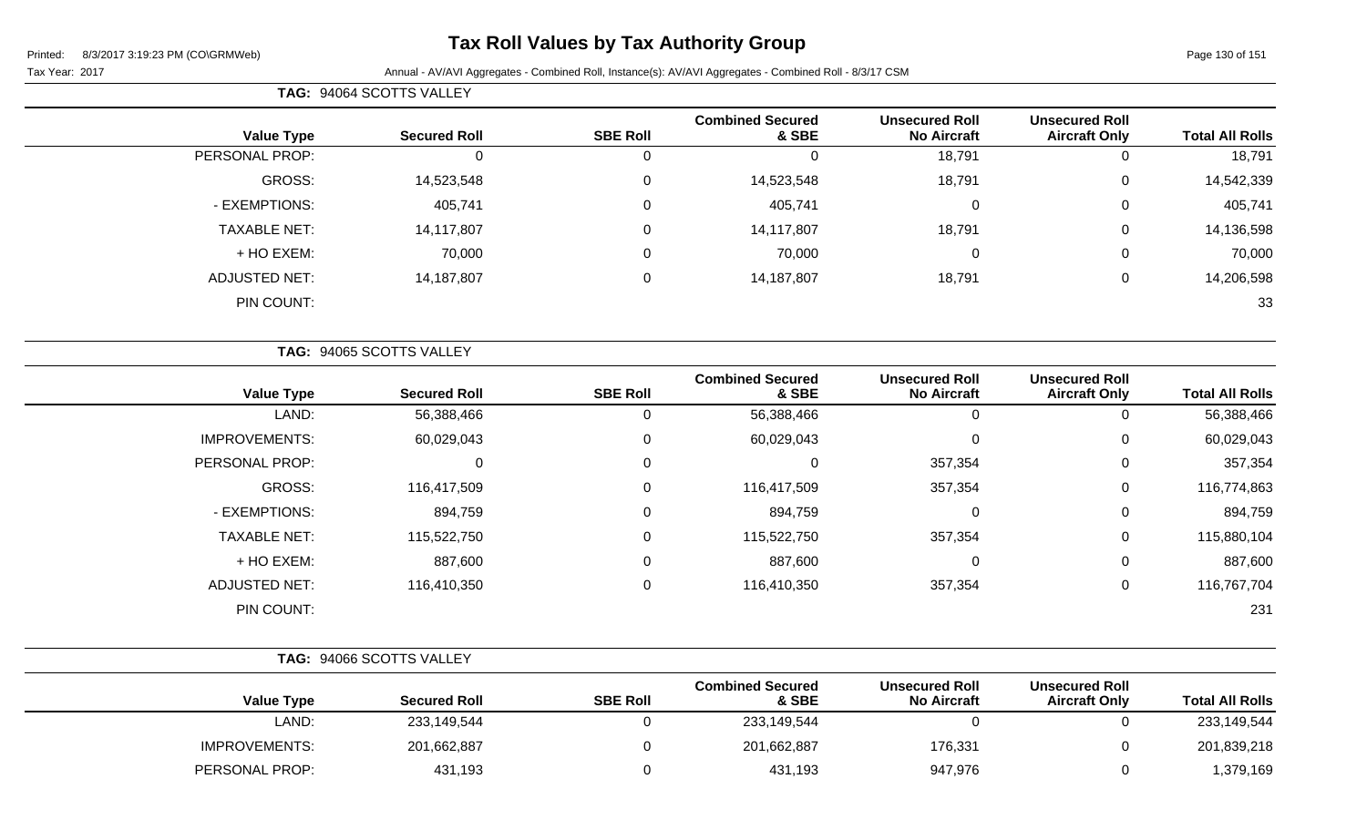# Tax Roll Values by Tax Authority Group

Printed: 8/3/2017 3:19:23 PM (CO\GRMWeb)

Tax Year: 2017

Annual - AV/AVI Aggregates - Combined Roll, Instance(s): AV/AVI Aggregates - Combined Roll - 8/3/17 CSM

**TAG: 94064 SCOTTS VALLEY**

| Value Type | Secured Roll | SBE Roll | Combined Secured & SBE | Unsecured Roll No Aircraft | Unsecured Roll Aircraft Only | Total All Rolls |
|---|---|---|---|---|---|---|
| PERSONAL PROP: | 0 | 0 | 0 | 18,791 | 0 | 18,791 |
| GROSS: | 14,523,548 | 0 | 14,523,548 | 18,791 | 0 | 14,542,339 |
| - EXEMPTIONS: | 405,741 | 0 | 405,741 | 0 | 0 | 405,741 |
| TAXABLE NET: | 14,117,807 | 0 | 14,117,807 | 18,791 | 0 | 14,136,598 |
| + HO EXEM: | 70,000 | 0 | 70,000 | 0 | 0 | 70,000 |
| ADJUSTED NET: | 14,187,807 | 0 | 14,187,807 | 18,791 | 0 | 14,206,598 |
| PIN COUNT: | | | | | | 33 |

**TAG: 94065 SCOTTS VALLEY**

| Value Type | Secured Roll | SBE Roll | Combined Secured & SBE | Unsecured Roll No Aircraft | Unsecured Roll Aircraft Only | Total All Rolls |
|---|---|---|---|---|---|---|
| LAND: | 56,388,466 | 0 | 56,388,466 | 0 | 0 | 56,388,466 |
| IMPROVEMENTS: | 60,029,043 | 0 | 60,029,043 | 0 | 0 | 60,029,043 |
| PERSONAL PROP: | 0 | 0 | 0 | 357,354 | 0 | 357,354 |
| GROSS: | 116,417,509 | 0 | 116,417,509 | 357,354 | 0 | 116,774,863 |
| - EXEMPTIONS: | 894,759 | 0 | 894,759 | 0 | 0 | 894,759 |
| TAXABLE NET: | 115,522,750 | 0 | 115,522,750 | 357,354 | 0 | 115,880,104 |
| + HO EXEM: | 887,600 | 0 | 887,600 | 0 | 0 | 887,600 |
| ADJUSTED NET: | 116,410,350 | 0 | 116,410,350 | 357,354 | 0 | 116,767,704 |
| PIN COUNT: | | | | | | 231 |

**TAG: 94066 SCOTTS VALLEY**

| Value Type | Secured Roll | SBE Roll | Combined Secured & SBE | Unsecured Roll No Aircraft | Unsecured Roll Aircraft Only | Total All Rolls |
|---|---|---|---|---|---|---|
| LAND: | 233,149,544 | 0 | 233,149,544 | 0 | 0 | 233,149,544 |
| IMPROVEMENTS: | 201,662,887 | 0 | 201,662,887 | 176,331 | 0 | 201,839,218 |
| PERSONAL PROP: | 431,193 | 0 | 431,193 | 947,976 | 0 | 1,379,169 |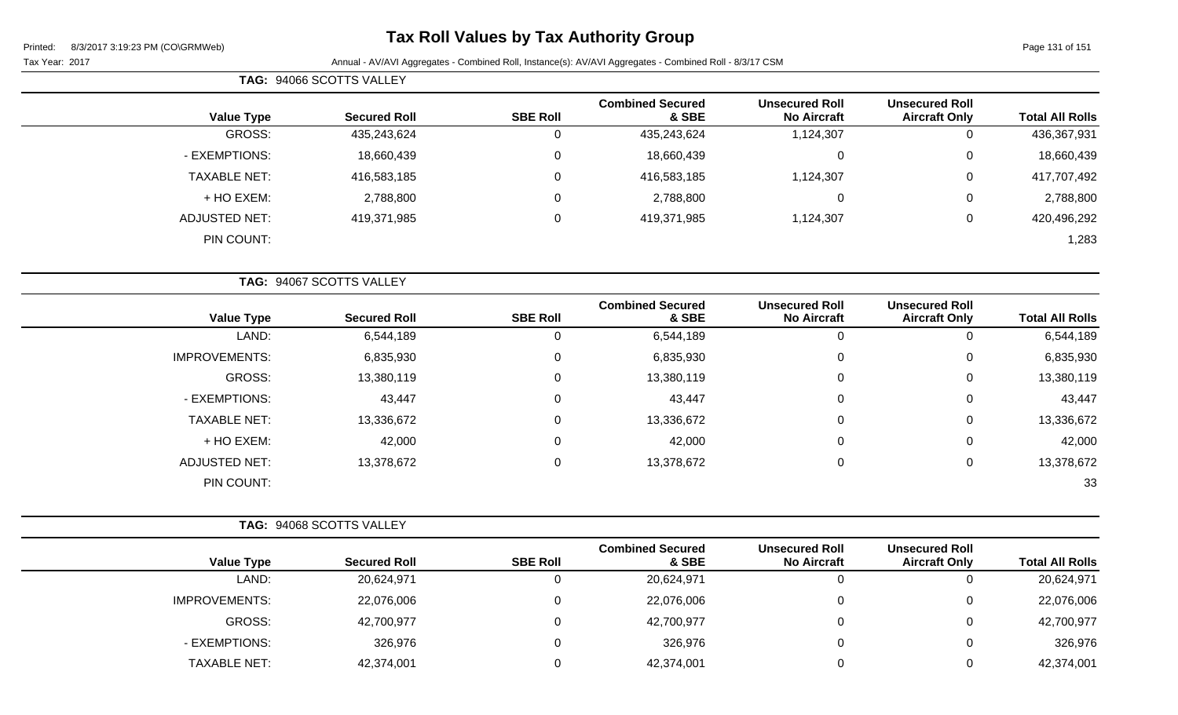# Tax Roll Values by Tax Authority Group

Printed: 8/3/2017 3:19:23 PM (CO\GRMWeb)

Tax Year: 2017

Annual - AV/AVI Aggregates - Combined Roll, Instance(s): AV/AVI Aggregates - Combined Roll - 8/3/17 CSM

**TAG: 94066 SCOTTS VALLEY**

| Value Type | Secured Roll | SBE Roll | Combined Secured & SBE | Unsecured Roll No Aircraft | Unsecured Roll Aircraft Only | Total All Rolls |
|---|---|---|---|---|---|---|
| GROSS: | 435,243,624 | 0 | 435,243,624 | 1,124,307 | 0 | 436,367,931 |
| - EXEMPTIONS: | 18,660,439 | 0 | 18,660,439 | 0 | 0 | 18,660,439 |
| TAXABLE NET: | 416,583,185 | 0 | 416,583,185 | 1,124,307 | 0 | 417,707,492 |
| + HO EXEM: | 2,788,800 | 0 | 2,788,800 | 0 | 0 | 2,788,800 |
| ADJUSTED NET: | 419,371,985 | 0 | 419,371,985 | 1,124,307 | 0 | 420,496,292 |
| PIN COUNT: | | | | | | 1,283 |

**TAG: 94067 SCOTTS VALLEY**

| Value Type | Secured Roll | SBE Roll | Combined Secured & SBE | Unsecured Roll No Aircraft | Unsecured Roll Aircraft Only | Total All Rolls |
|---|---|---|---|---|---|---|
| LAND: | 6,544,189 | 0 | 6,544,189 | 0 | 0 | 6,544,189 |
| IMPROVEMENTS: | 6,835,930 | 0 | 6,835,930 | 0 | 0 | 6,835,930 |
| GROSS: | 13,380,119 | 0 | 13,380,119 | 0 | 0 | 13,380,119 |
| - EXEMPTIONS: | 43,447 | 0 | 43,447 | 0 | 0 | 43,447 |
| TAXABLE NET: | 13,336,672 | 0 | 13,336,672 | 0 | 0 | 13,336,672 |
| + HO EXEM: | 42,000 | 0 | 42,000 | 0 | 0 | 42,000 |
| ADJUSTED NET: | 13,378,672 | 0 | 13,378,672 | 0 | 0 | 13,378,672 |
| PIN COUNT: | | | | | | 33 |

**TAG: 94068 SCOTTS VALLEY**

| Value Type | Secured Roll | SBE Roll | Combined Secured & SBE | Unsecured Roll No Aircraft | Unsecured Roll Aircraft Only | Total All Rolls |
|---|---|---|---|---|---|---|
| LAND: | 20,624,971 | 0 | 20,624,971 | 0 | 0 | 20,624,971 |
| IMPROVEMENTS: | 22,076,006 | 0 | 22,076,006 | 0 | 0 | 22,076,006 |
| GROSS: | 42,700,977 | 0 | 42,700,977 | 0 | 0 | 42,700,977 |
| - EXEMPTIONS: | 326,976 | 0 | 326,976 | 0 | 0 | 326,976 |
| TAXABLE NET: | 42,374,001 | 0 | 42,374,001 | 0 | 0 | 42,374,001 |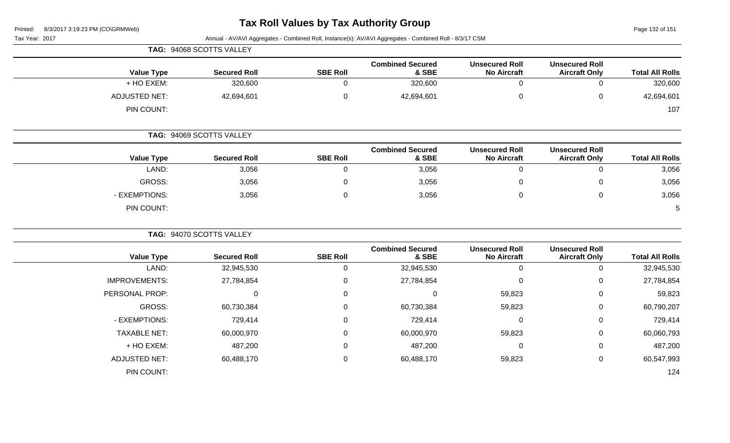# Tax Roll Values by Tax Authority Group

Printed: 8/3/2017 3:19:23 PM (CO\GRMWeb)

Tax Year: 2017

Annual - AV/AVI Aggregates - Combined Roll, Instance(s): AV/AVI Aggregates - Combined Roll - 8/3/17 CSM

**TAG: 94068 SCOTTS VALLEY**

| Value Type | Secured Roll | SBE Roll | Combined Secured & SBE | Unsecured Roll No Aircraft | Unsecured Roll Aircraft Only | Total All Rolls |
|---|---|---|---|---|---|---|
| + HO EXEM: | 320,600 | 0 | 320,600 | 0 | 0 | 320,600 |
| ADJUSTED NET: | 42,694,601 | 0 | 42,694,601 | 0 | 0 | 42,694,601 |
| PIN COUNT: | | | | | | 107 |

**TAG: 94069 SCOTTS VALLEY**

| Value Type | Secured Roll | SBE Roll | Combined Secured & SBE | Unsecured Roll No Aircraft | Unsecured Roll Aircraft Only | Total All Rolls |
|---|---|---|---|---|---|---|
| LAND: | 3,056 | 0 | 3,056 | 0 | 0 | 3,056 |
| GROSS: | 3,056 | 0 | 3,056 | 0 | 0 | 3,056 |
| - EXEMPTIONS: | 3,056 | 0 | 3,056 | 0 | 0 | 3,056 |
| PIN COUNT: | | | | | | 5 |

**TAG: 94070 SCOTTS VALLEY**

| Value Type | Secured Roll | SBE Roll | Combined Secured & SBE | Unsecured Roll No Aircraft | Unsecured Roll Aircraft Only | Total All Rolls |
|---|---|---|---|---|---|---|
| LAND: | 32,945,530 | 0 | 32,945,530 | 0 | 0 | 32,945,530 |
| IMPROVEMENTS: | 27,784,854 | 0 | 27,784,854 | 0 | 0 | 27,784,854 |
| PERSONAL PROP: | 0 | 0 | 0 | 59,823 | 0 | 59,823 |
| GROSS: | 60,730,384 | 0 | 60,730,384 | 59,823 | 0 | 60,790,207 |
| - EXEMPTIONS: | 729,414 | 0 | 729,414 | 0 | 0 | 729,414 |
| TAXABLE NET: | 60,000,970 | 0 | 60,000,970 | 59,823 | 0 | 60,060,793 |
| + HO EXEM: | 487,200 | 0 | 487,200 | 0 | 0 | 487,200 |
| ADJUSTED NET: | 60,488,170 | 0 | 60,488,170 | 59,823 | 0 | 60,547,993 |
| PIN COUNT: | | | | | | 124 |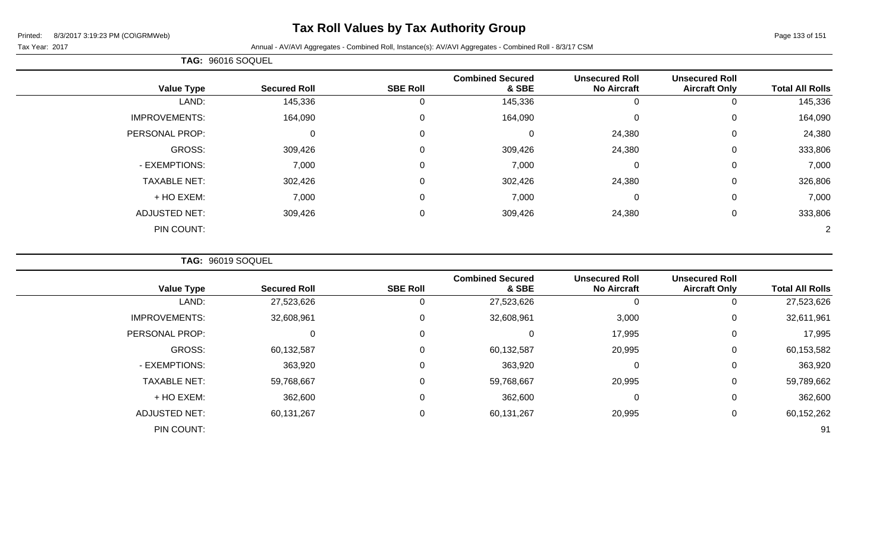# Tax Roll Values by Tax Authority Group

Printed: 8/3/2017 3:19:23 PM (CO\GRMWeb)

Tax Year: 2017

Annual - AV/AVI Aggregates - Combined Roll, Instance(s): AV/AVI Aggregates - Combined Roll - 8/3/17 CSM

**TAG: 96016 SOQUEL**

| Value Type | Secured Roll | SBE Roll | Combined Secured & SBE | Unsecured Roll No Aircraft | Unsecured Roll Aircraft Only | Total All Rolls |
|---|---|---|---|---|---|---|
| LAND: | 145,336 | 0 | 145,336 | 0 | 0 | 145,336 |
| IMPROVEMENTS: | 164,090 | 0 | 164,090 | 0 | 0 | 164,090 |
| PERSONAL PROP: | 0 | 0 | 0 | 24,380 | 0 | 24,380 |
| GROSS: | 309,426 | 0 | 309,426 | 24,380 | 0 | 333,806 |
| - EXEMPTIONS: | 7,000 | 0 | 7,000 | 0 | 0 | 7,000 |
| TAXABLE NET: | 302,426 | 0 | 302,426 | 24,380 | 0 | 326,806 |
| + HO EXEM: | 7,000 | 0 | 7,000 | 0 | 0 | 7,000 |
| ADJUSTED NET: | 309,426 | 0 | 309,426 | 24,380 | 0 | 333,806 |
| PIN COUNT: | | | | | | 2 |

**TAG: 96019 SOQUEL**

| Value Type | Secured Roll | SBE Roll | Combined Secured & SBE | Unsecured Roll No Aircraft | Unsecured Roll Aircraft Only | Total All Rolls |
|---|---|---|---|---|---|---|
| LAND: | 27,523,626 | 0 | 27,523,626 | 0 | 0 | 27,523,626 |
| IMPROVEMENTS: | 32,608,961 | 0 | 32,608,961 | 3,000 | 0 | 32,611,961 |
| PERSONAL PROP: | 0 | 0 | 0 | 17,995 | 0 | 17,995 |
| GROSS: | 60,132,587 | 0 | 60,132,587 | 20,995 | 0 | 60,153,582 |
| - EXEMPTIONS: | 363,920 | 0 | 363,920 | 0 | 0 | 363,920 |
| TAXABLE NET: | 59,768,667 | 0 | 59,768,667 | 20,995 | 0 | 59,789,662 |
| + HO EXEM: | 362,600 | 0 | 362,600 | 0 | 0 | 362,600 |
| ADJUSTED NET: | 60,131,267 | 0 | 60,131,267 | 20,995 | 0 | 60,152,262 |
| PIN COUNT: | | | | | | 91 |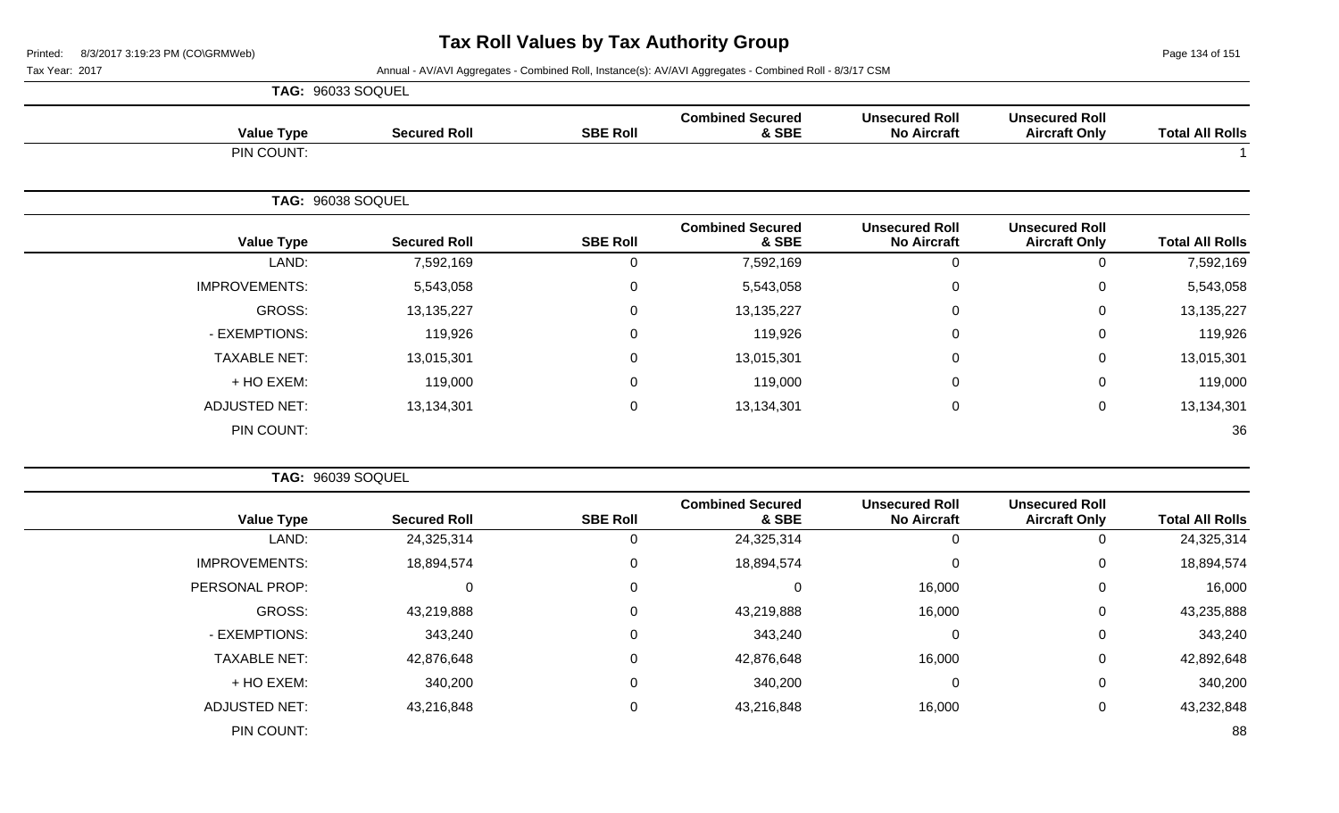# Tax Roll Values by Tax Authority Group

Printed: 8/3/2017 3:19:23 PM (CO\GRMWeb)

Tax Year: 2017

Annual - AV/AVI Aggregates - Combined Roll, Instance(s): AV/AVI Aggregates - Combined Roll - 8/3/17 CSM

**TAG: 96033 SOQUEL**

| Value Type | Secured Roll | SBE Roll | Combined Secured & SBE | Unsecured Roll No Aircraft | Unsecured Roll Aircraft Only | Total All Rolls |
|---|---|---|---|---|---|---|
| PIN COUNT: | | | | | | 1 |

**TAG: 96038 SOQUEL**

| Value Type | Secured Roll | SBE Roll | Combined Secured & SBE | Unsecured Roll No Aircraft | Unsecured Roll Aircraft Only | Total All Rolls |
|---|---|---|---|---|---|---|
| LAND: | 7,592,169 | 0 | 7,592,169 | 0 | 0 | 7,592,169 |
| IMPROVEMENTS: | 5,543,058 | 0 | 5,543,058 | 0 | 0 | 5,543,058 |
| GROSS: | 13,135,227 | 0 | 13,135,227 | 0 | 0 | 13,135,227 |
| - EXEMPTIONS: | 119,926 | 0 | 119,926 | 0 | 0 | 119,926 |
| TAXABLE NET: | 13,015,301 | 0 | 13,015,301 | 0 | 0 | 13,015,301 |
| + HO EXEM: | 119,000 | 0 | 119,000 | 0 | 0 | 119,000 |
| ADJUSTED NET: | 13,134,301 | 0 | 13,134,301 | 0 | 0 | 13,134,301 |
| PIN COUNT: | | | | | | 36 |

**TAG: 96039 SOQUEL**

| Value Type | Secured Roll | SBE Roll | Combined Secured & SBE | Unsecured Roll No Aircraft | Unsecured Roll Aircraft Only | Total All Rolls |
|---|---|---|---|---|---|---|
| LAND: | 24,325,314 | 0 | 24,325,314 | 0 | 0 | 24,325,314 |
| IMPROVEMENTS: | 18,894,574 | 0 | 18,894,574 | 0 | 0 | 18,894,574 |
| PERSONAL PROP: | 0 | 0 | 0 | 16,000 | 0 | 16,000 |
| GROSS: | 43,219,888 | 0 | 43,219,888 | 16,000 | 0 | 43,235,888 |
| - EXEMPTIONS: | 343,240 | 0 | 343,240 | 0 | 0 | 343,240 |
| TAXABLE NET: | 42,876,648 | 0 | 42,876,648 | 16,000 | 0 | 42,892,648 |
| + HO EXEM: | 340,200 | 0 | 340,200 | 0 | 0 | 340,200 |
| ADJUSTED NET: | 43,216,848 | 0 | 43,216,848 | 16,000 | 0 | 43,232,848 |
| PIN COUNT: | | | | | | 88 |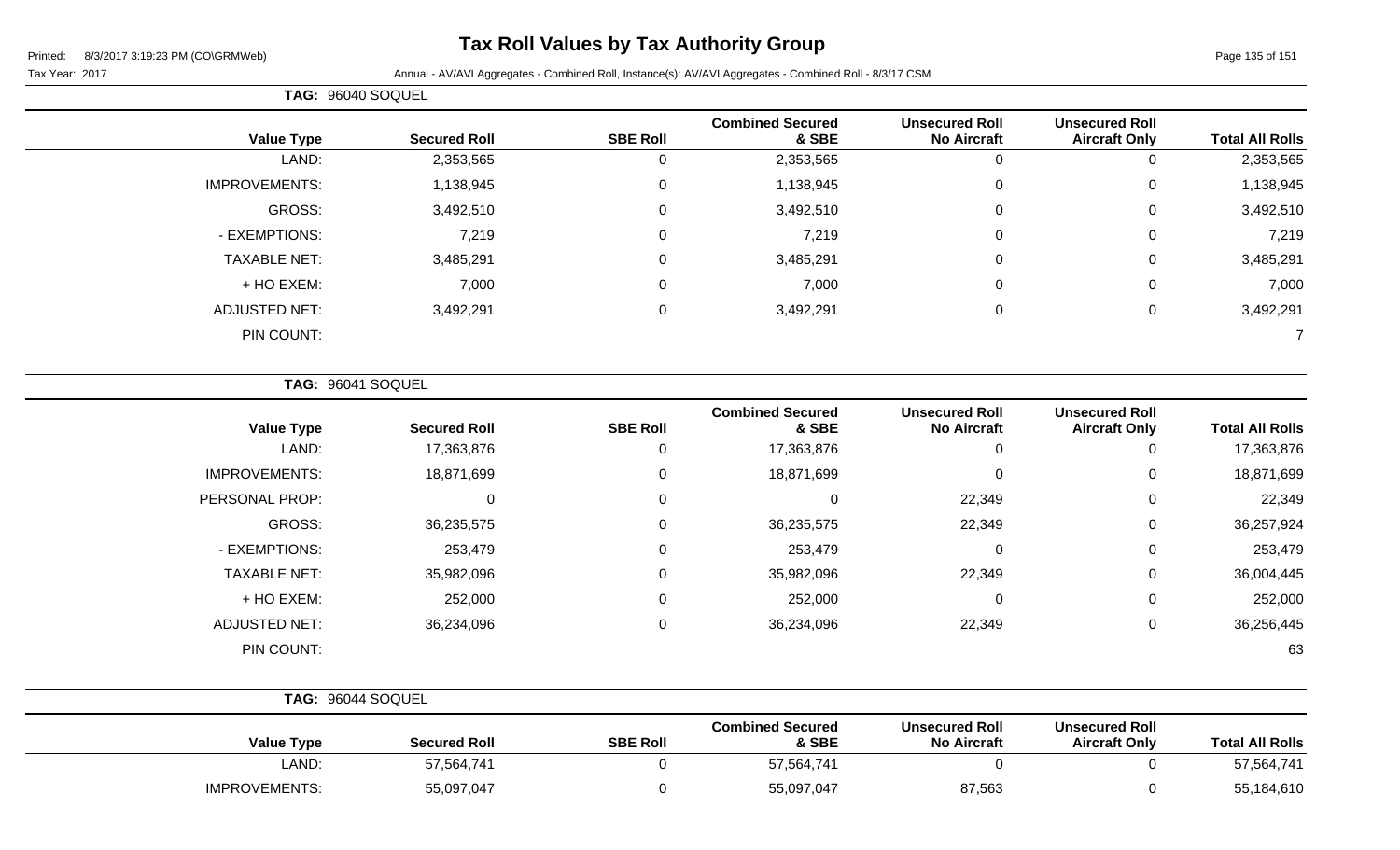# Tax Roll Values by Tax Authority Group

Printed: 8/3/2017 3:19:23 PM (CO\GRMWeb)

Tax Year: 2017

Annual - AV/AVI Aggregates - Combined Roll, Instance(s): AV/AVI Aggregates - Combined Roll - 8/3/17 CSM

**TAG: 96040 SOQUEL**

| Value Type | Secured Roll | SBE Roll | Combined Secured & SBE | Unsecured Roll No Aircraft | Unsecured Roll Aircraft Only | Total All Rolls |
|---|---|---|---|---|---|---|
| LAND: | 2,353,565 | 0 | 2,353,565 | 0 | 0 | 2,353,565 |
| IMPROVEMENTS: | 1,138,945 | 0 | 1,138,945 | 0 | 0 | 1,138,945 |
| GROSS: | 3,492,510 | 0 | 3,492,510 | 0 | 0 | 3,492,510 |
| - EXEMPTIONS: | 7,219 | 0 | 7,219 | 0 | 0 | 7,219 |
| TAXABLE NET: | 3,485,291 | 0 | 3,485,291 | 0 | 0 | 3,485,291 |
| + HO EXEM: | 7,000 | 0 | 7,000 | 0 | 0 | 7,000 |
| ADJUSTED NET: | 3,492,291 | 0 | 3,492,291 | 0 | 0 | 3,492,291 |
| PIN COUNT: | | | | | | 7 |

**TAG: 96041 SOQUEL**

| Value Type | Secured Roll | SBE Roll | Combined Secured & SBE | Unsecured Roll No Aircraft | Unsecured Roll Aircraft Only | Total All Rolls |
|---|---|---|---|---|---|---|
| LAND: | 17,363,876 | 0 | 17,363,876 | 0 | 0 | 17,363,876 |
| IMPROVEMENTS: | 18,871,699 | 0 | 18,871,699 | 0 | 0 | 18,871,699 |
| PERSONAL PROP: | 0 | 0 | 0 | 22,349 | 0 | 22,349 |
| GROSS: | 36,235,575 | 0 | 36,235,575 | 22,349 | 0 | 36,257,924 |
| - EXEMPTIONS: | 253,479 | 0 | 253,479 | 0 | 0 | 253,479 |
| TAXABLE NET: | 35,982,096 | 0 | 35,982,096 | 22,349 | 0 | 36,004,445 |
| + HO EXEM: | 252,000 | 0 | 252,000 | 0 | 0 | 252,000 |
| ADJUSTED NET: | 36,234,096 | 0 | 36,234,096 | 22,349 | 0 | 36,256,445 |
| PIN COUNT: | | | | | | 63 |

**TAG: 96044 SOQUEL**

| Value Type | Secured Roll | SBE Roll | Combined Secured & SBE | Unsecured Roll No Aircraft | Unsecured Roll Aircraft Only | Total All Rolls |
|---|---|---|---|---|---|---|
| LAND: | 57,564,741 | 0 | 57,564,741 | 0 | 0 | 57,564,741 |
| IMPROVEMENTS: | 55,097,047 | 0 | 55,097,047 | 87,563 | 0 | 55,184,610 |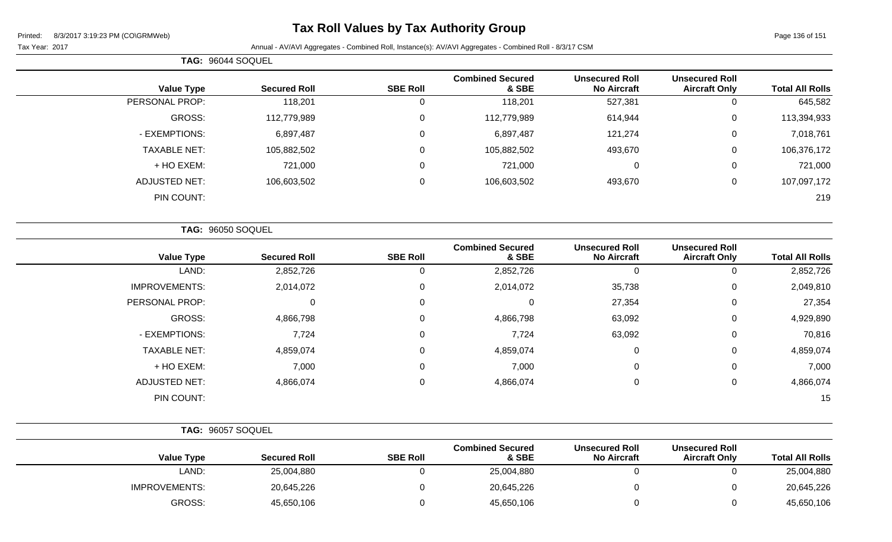# Tax Roll Values by Tax Authority Group

Printed: 8/3/2017 3:19:23 PM (CO\GRMWeb)

Tax Year: 2017

Annual - AV/AVI Aggregates - Combined Roll, Instance(s): AV/AVI Aggregates - Combined Roll - 8/3/17 CSM

**TAG: 96044 SOQUEL**

| Value Type | Secured Roll | SBE Roll | Combined Secured & SBE | Unsecured Roll No Aircraft | Unsecured Roll Aircraft Only | Total All Rolls |
|---|---|---|---|---|---|---|
| PERSONAL PROP: | 118,201 | 0 | 118,201 | 527,381 | 0 | 645,582 |
| GROSS: | 112,779,989 | 0 | 112,779,989 | 614,944 | 0 | 113,394,933 |
| - EXEMPTIONS: | 6,897,487 | 0 | 6,897,487 | 121,274 | 0 | 7,018,761 |
| TAXABLE NET: | 105,882,502 | 0 | 105,882,502 | 493,670 | 0 | 106,376,172 |
| + HO EXEM: | 721,000 | 0 | 721,000 | 0 | 0 | 721,000 |
| ADJUSTED NET: | 106,603,502 | 0 | 106,603,502 | 493,670 | 0 | 107,097,172 |
| PIN COUNT: | | | | | | 219 |

**TAG: 96050 SOQUEL**

| Value Type | Secured Roll | SBE Roll | Combined Secured & SBE | Unsecured Roll No Aircraft | Unsecured Roll Aircraft Only | Total All Rolls |
|---|---|---|---|---|---|---|
| LAND: | 2,852,726 | 0 | 2,852,726 | 0 | 0 | 2,852,726 |
| IMPROVEMENTS: | 2,014,072 | 0 | 2,014,072 | 35,738 | 0 | 2,049,810 |
| PERSONAL PROP: | 0 | 0 | 0 | 27,354 | 0 | 27,354 |
| GROSS: | 4,866,798 | 0 | 4,866,798 | 63,092 | 0 | 4,929,890 |
| - EXEMPTIONS: | 7,724 | 0 | 7,724 | 63,092 | 0 | 70,816 |
| TAXABLE NET: | 4,859,074 | 0 | 4,859,074 | 0 | 0 | 4,859,074 |
| + HO EXEM: | 7,000 | 0 | 7,000 | 0 | 0 | 7,000 |
| ADJUSTED NET: | 4,866,074 | 0 | 4,866,074 | 0 | 0 | 4,866,074 |
| PIN COUNT: | | | | | | 15 |

**TAG: 96057 SOQUEL**

| Value Type | Secured Roll | SBE Roll | Combined Secured & SBE | Unsecured Roll No Aircraft | Unsecured Roll Aircraft Only | Total All Rolls |
|---|---|---|---|---|---|---|
| LAND: | 25,004,880 | 0 | 25,004,880 | 0 | 0 | 25,004,880 |
| IMPROVEMENTS: | 20,645,226 | 0 | 20,645,226 | 0 | 0 | 20,645,226 |
| GROSS: | 45,650,106 | 0 | 45,650,106 | 0 | 0 | 45,650,106 |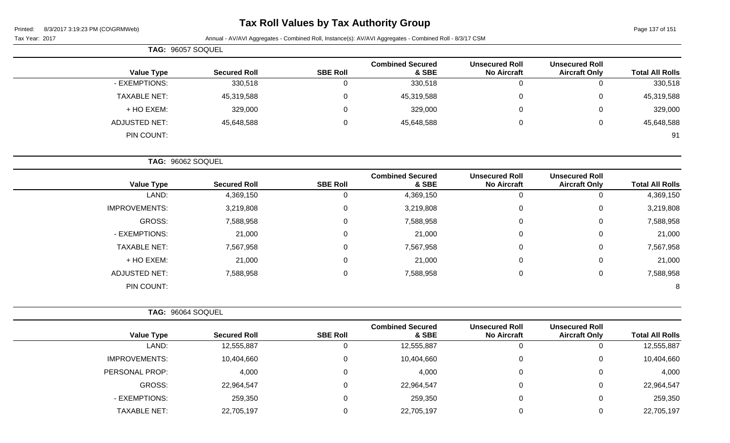# Tax Roll Values by Tax Authority Group

Printed: 8/3/2017 3:19:23 PM (CO\GRMWeb)

Tax Year: 2017

Annual - AV/AVI Aggregates - Combined Roll, Instance(s): AV/AVI Aggregates - Combined Roll - 8/3/17 CSM

**TAG: 96057 SOQUEL**

| Value Type | Secured Roll | SBE Roll | Combined Secured & SBE | Unsecured Roll No Aircraft | Unsecured Roll Aircraft Only | Total All Rolls |
|---|---|---|---|---|---|---|
| - EXEMPTIONS: | 330,518 | 0 | 330,518 | 0 | 0 | 330,518 |
| TAXABLE NET: | 45,319,588 | 0 | 45,319,588 | 0 | 0 | 45,319,588 |
| + HO EXEM: | 329,000 | 0 | 329,000 | 0 | 0 | 329,000 |
| ADJUSTED NET: | 45,648,588 | 0 | 45,648,588 | 0 | 0 | 45,648,588 |
| PIN COUNT: | | | | | | 91 |

**TAG: 96062 SOQUEL**

| Value Type | Secured Roll | SBE Roll | Combined Secured & SBE | Unsecured Roll No Aircraft | Unsecured Roll Aircraft Only | Total All Rolls |
|---|---|---|---|---|---|---|
| LAND: | 4,369,150 | 0 | 4,369,150 | 0 | 0 | 4,369,150 |
| IMPROVEMENTS: | 3,219,808 | 0 | 3,219,808 | 0 | 0 | 3,219,808 |
| GROSS: | 7,588,958 | 0 | 7,588,958 | 0 | 0 | 7,588,958 |
| - EXEMPTIONS: | 21,000 | 0 | 21,000 | 0 | 0 | 21,000 |
| TAXABLE NET: | 7,567,958 | 0 | 7,567,958 | 0 | 0 | 7,567,958 |
| + HO EXEM: | 21,000 | 0 | 21,000 | 0 | 0 | 21,000 |
| ADJUSTED NET: | 7,588,958 | 0 | 7,588,958 | 0 | 0 | 7,588,958 |
| PIN COUNT: | | | | | | 8 |

**TAG: 96064 SOQUEL**

| Value Type | Secured Roll | SBE Roll | Combined Secured & SBE | Unsecured Roll No Aircraft | Unsecured Roll Aircraft Only | Total All Rolls |
|---|---|---|---|---|---|---|
| LAND: | 12,555,887 | 0 | 12,555,887 | 0 | 0 | 12,555,887 |
| IMPROVEMENTS: | 10,404,660 | 0 | 10,404,660 | 0 | 0 | 10,404,660 |
| PERSONAL PROP: | 4,000 | 0 | 4,000 | 0 | 0 | 4,000 |
| GROSS: | 22,964,547 | 0 | 22,964,547 | 0 | 0 | 22,964,547 |
| - EXEMPTIONS: | 259,350 | 0 | 259,350 | 0 | 0 | 259,350 |
| TAXABLE NET: | 22,705,197 | 0 | 22,705,197 | 0 | 0 | 22,705,197 |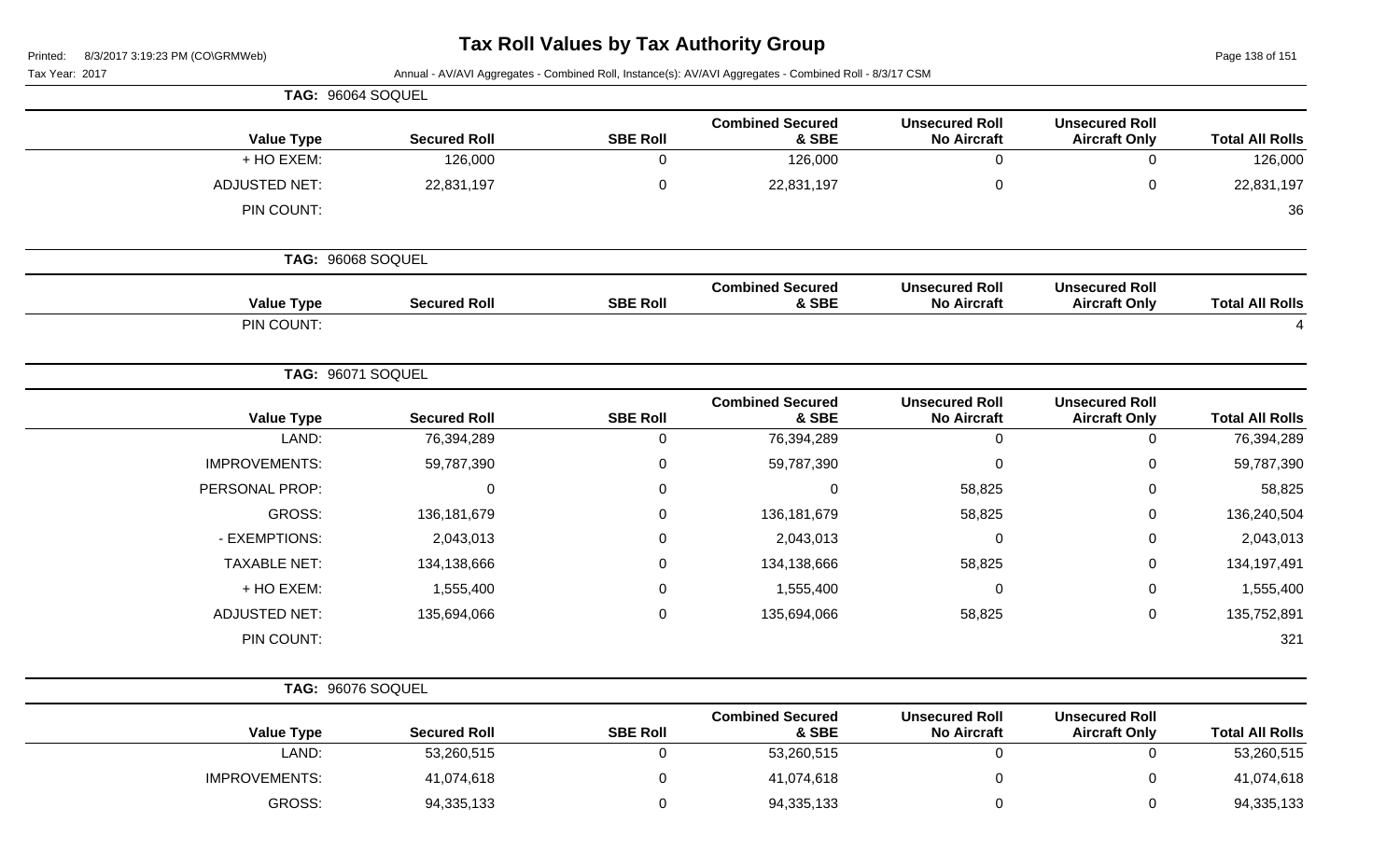# Tax Roll Values by Tax Authority Group

Tax Year: 2017

Annual - AV/AVI Aggregates - Combined Roll, Instance(s): AV/AVI Aggregates - Combined Roll - 8/3/17 CSM

**TAG: 96064 SOQUEL**

| Value Type | Secured Roll | SBE Roll | Combined Secured & SBE | Unsecured Roll No Aircraft | Unsecured Roll Aircraft Only | Total All Rolls |
|---|---|---|---|---|---|---|
| + HO EXEM: | 126,000 | 0 | 126,000 | 0 | 0 | 126,000 |
| ADJUSTED NET: | 22,831,197 | 0 | 22,831,197 | 0 | 0 | 22,831,197 |
| PIN COUNT: | | | | | | 36 |

**TAG: 96068 SOQUEL**

| Value Type | Secured Roll | SBE Roll | Combined Secured & SBE | Unsecured Roll No Aircraft | Unsecured Roll Aircraft Only | Total All Rolls |
|---|---|---|---|---|---|---|
| PIN COUNT: | | | | | | 4 |

**TAG: 96071 SOQUEL**

| Value Type | Secured Roll | SBE Roll | Combined Secured & SBE | Unsecured Roll No Aircraft | Unsecured Roll Aircraft Only | Total All Rolls |
|---|---|---|---|---|---|---|
| LAND: | 76,394,289 | 0 | 76,394,289 | 0 | 0 | 76,394,289 |
| IMPROVEMENTS: | 59,787,390 | 0 | 59,787,390 | 0 | 0 | 59,787,390 |
| PERSONAL PROP: | 0 | 0 | 0 | 58,825 | 0 | 58,825 |
| GROSS: | 136,181,679 | 0 | 136,181,679 | 58,825 | 0 | 136,240,504 |
| - EXEMPTIONS: | 2,043,013 | 0 | 2,043,013 | 0 | 0 | 2,043,013 |
| TAXABLE NET: | 134,138,666 | 0 | 134,138,666 | 58,825 | 0 | 134,197,491 |
| + HO EXEM: | 1,555,400 | 0 | 1,555,400 | 0 | 0 | 1,555,400 |
| ADJUSTED NET: | 135,694,066 | 0 | 135,694,066 | 58,825 | 0 | 135,752,891 |
| PIN COUNT: | | | | | | 321 |

**TAG: 96076 SOQUEL**

| Value Type | Secured Roll | SBE Roll | Combined Secured & SBE | Unsecured Roll No Aircraft | Unsecured Roll Aircraft Only | Total All Rolls |
|---|---|---|---|---|---|---|
| LAND: | 53,260,515 | 0 | 53,260,515 | 0 | 0 | 53,260,515 |
| IMPROVEMENTS: | 41,074,618 | 0 | 41,074,618 | 0 | 0 | 41,074,618 |
| GROSS: | 94,335,133 | 0 | 94,335,133 | 0 | 0 | 94,335,133 |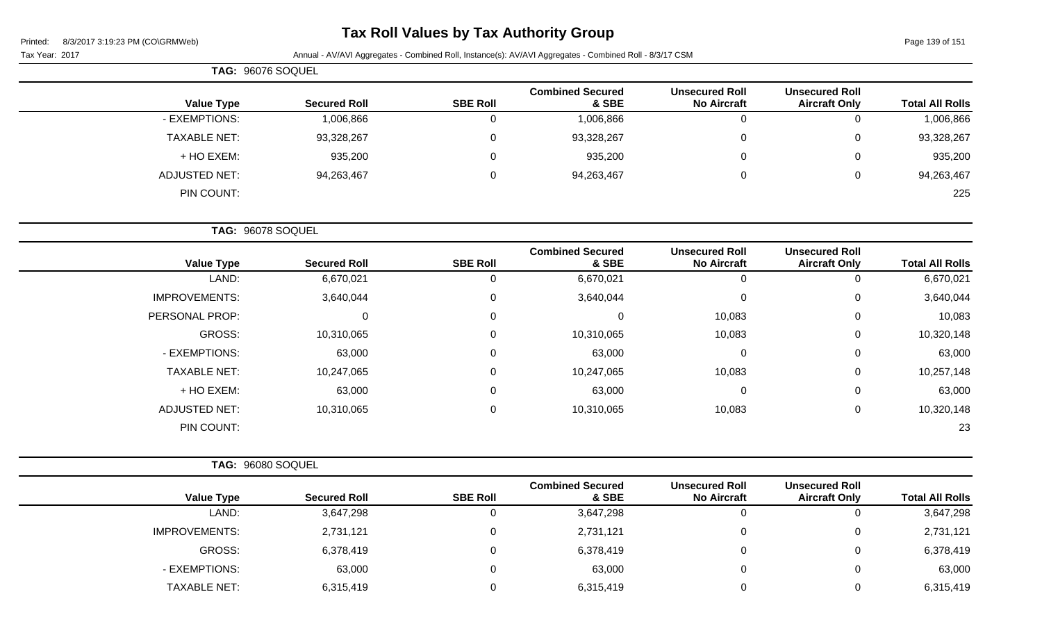# Tax Roll Values by Tax Authority Group

Printed: 8/3/2017 3:19:23 PM (CO\GRMWeb)

Tax Year: 2017

Annual - AV/AVI Aggregates - Combined Roll, Instance(s): AV/AVI Aggregates - Combined Roll - 8/3/17 CSM

**TAG: 96076 SOQUEL**

| Value Type | Secured Roll | SBE Roll | Combined Secured & SBE | Unsecured Roll No Aircraft | Unsecured Roll Aircraft Only | Total All Rolls |
|---|---|---|---|---|---|---|
| - EXEMPTIONS: | 1,006,866 | 0 | 1,006,866 | 0 | 0 | 1,006,866 |
| TAXABLE NET: | 93,328,267 | 0 | 93,328,267 | 0 | 0 | 93,328,267 |
| + HO EXEM: | 935,200 | 0 | 935,200 | 0 | 0 | 935,200 |
| ADJUSTED NET: | 94,263,467 | 0 | 94,263,467 | 0 | 0 | 94,263,467 |
| PIN COUNT: | | | | | | 225 |

**TAG: 96078 SOQUEL**

| Value Type | Secured Roll | SBE Roll | Combined Secured & SBE | Unsecured Roll No Aircraft | Unsecured Roll Aircraft Only | Total All Rolls |
|---|---|---|---|---|---|---|
| LAND: | 6,670,021 | 0 | 6,670,021 | 0 | 0 | 6,670,021 |
| IMPROVEMENTS: | 3,640,044 | 0 | 3,640,044 | 0 | 0 | 3,640,044 |
| PERSONAL PROP: | 0 | 0 | 0 | 10,083 | 0 | 10,083 |
| GROSS: | 10,310,065 | 0 | 10,310,065 | 10,083 | 0 | 10,320,148 |
| - EXEMPTIONS: | 63,000 | 0 | 63,000 | 0 | 0 | 63,000 |
| TAXABLE NET: | 10,247,065 | 0 | 10,247,065 | 10,083 | 0 | 10,257,148 |
| + HO EXEM: | 63,000 | 0 | 63,000 | 0 | 0 | 63,000 |
| ADJUSTED NET: | 10,310,065 | 0 | 10,310,065 | 10,083 | 0 | 10,320,148 |
| PIN COUNT: | | | | | | 23 |

**TAG: 96080 SOQUEL**

| Value Type | Secured Roll | SBE Roll | Combined Secured & SBE | Unsecured Roll No Aircraft | Unsecured Roll Aircraft Only | Total All Rolls |
|---|---|---|---|---|---|---|
| LAND: | 3,647,298 | 0 | 3,647,298 | 0 | 0 | 3,647,298 |
| IMPROVEMENTS: | 2,731,121 | 0 | 2,731,121 | 0 | 0 | 2,731,121 |
| GROSS: | 6,378,419 | 0 | 6,378,419 | 0 | 0 | 6,378,419 |
| - EXEMPTIONS: | 63,000 | 0 | 63,000 | 0 | 0 | 63,000 |
| TAXABLE NET: | 6,315,419 | 0 | 6,315,419 | 0 | 0 | 6,315,419 |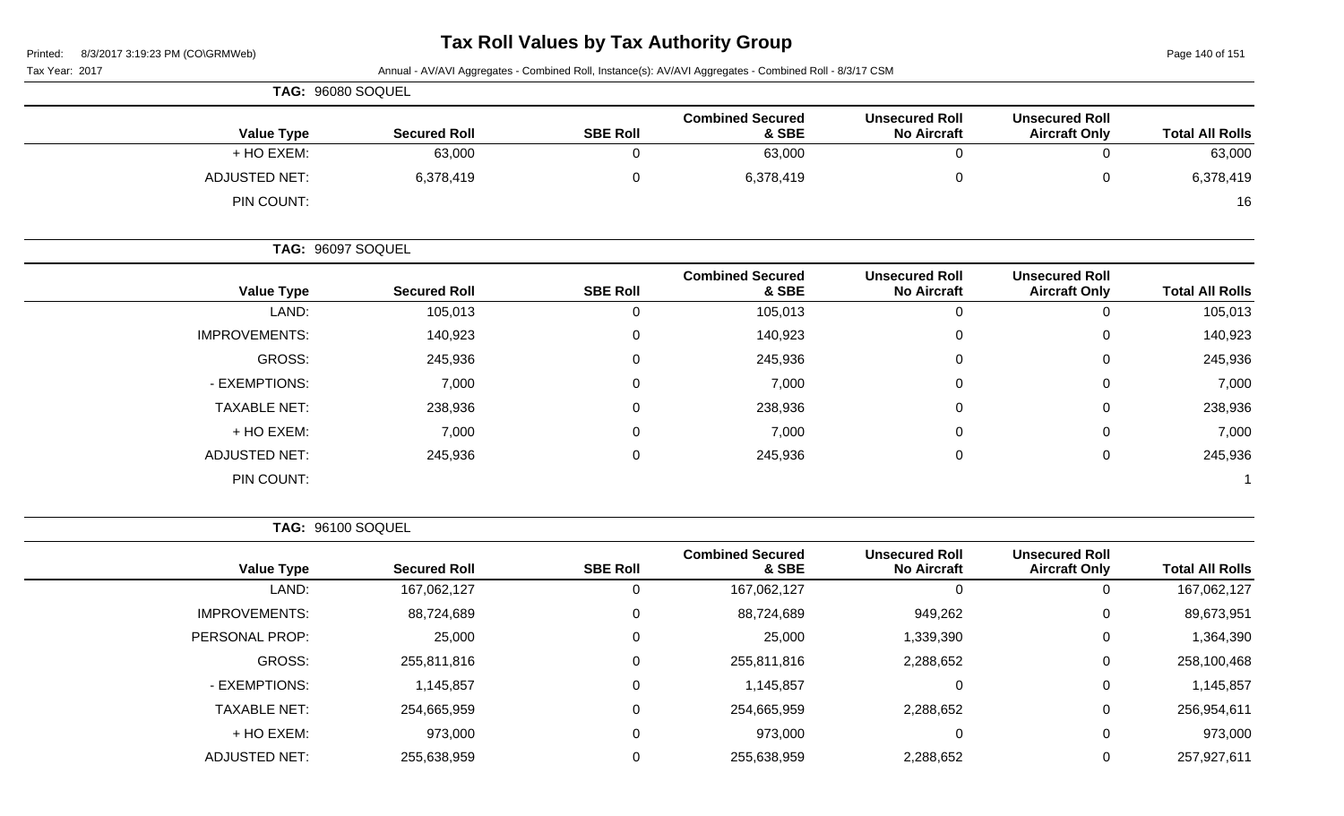# Tax Roll Values by Tax Authority Group

Printed: 8/3/2017 3:19:23 PM (CO\GRMWeb)

Tax Year: 2017 — Annual - AV/AVI Aggregates - Combined Roll, Instance(s): AV/AVI Aggregates - Combined Roll - 8/3/17 CSM

**TAG: 96080 SOQUEL**

| Value Type | Secured Roll | SBE Roll | Combined Secured & SBE | Unsecured Roll No Aircraft | Unsecured Roll Aircraft Only | Total All Rolls |
|---|---|---|---|---|---|---|
| + HO EXEM: | 63,000 | 0 | 63,000 | 0 | 0 | 63,000 |
| ADJUSTED NET: | 6,378,419 | 0 | 6,378,419 | 0 | 0 | 6,378,419 |
| PIN COUNT: | | | | | | 16 |

**TAG: 96097 SOQUEL**

| Value Type | Secured Roll | SBE Roll | Combined Secured & SBE | Unsecured Roll No Aircraft | Unsecured Roll Aircraft Only | Total All Rolls |
|---|---|---|---|---|---|---|
| LAND: | 105,013 | 0 | 105,013 | 0 | 0 | 105,013 |
| IMPROVEMENTS: | 140,923 | 0 | 140,923 | 0 | 0 | 140,923 |
| GROSS: | 245,936 | 0 | 245,936 | 0 | 0 | 245,936 |
| - EXEMPTIONS: | 7,000 | 0 | 7,000 | 0 | 0 | 7,000 |
| TAXABLE NET: | 238,936 | 0 | 238,936 | 0 | 0 | 238,936 |
| + HO EXEM: | 7,000 | 0 | 7,000 | 0 | 0 | 7,000 |
| ADJUSTED NET: | 245,936 | 0 | 245,936 | 0 | 0 | 245,936 |
| PIN COUNT: | | | | | | 1 |

**TAG: 96100 SOQUEL**

| Value Type | Secured Roll | SBE Roll | Combined Secured & SBE | Unsecured Roll No Aircraft | Unsecured Roll Aircraft Only | Total All Rolls |
|---|---|---|---|---|---|---|
| LAND: | 167,062,127 | 0 | 167,062,127 | 0 | 0 | 167,062,127 |
| IMPROVEMENTS: | 88,724,689 | 0 | 88,724,689 | 949,262 | 0 | 89,673,951 |
| PERSONAL PROP: | 25,000 | 0 | 25,000 | 1,339,390 | 0 | 1,364,390 |
| GROSS: | 255,811,816 | 0 | 255,811,816 | 2,288,652 | 0 | 258,100,468 |
| - EXEMPTIONS: | 1,145,857 | 0 | 1,145,857 | 0 | 0 | 1,145,857 |
| TAXABLE NET: | 254,665,959 | 0 | 254,665,959 | 2,288,652 | 0 | 256,954,611 |
| + HO EXEM: | 973,000 | 0 | 973,000 | 0 | 0 | 973,000 |
| ADJUSTED NET: | 255,638,959 | 0 | 255,638,959 | 2,288,652 | 0 | 257,927,611 |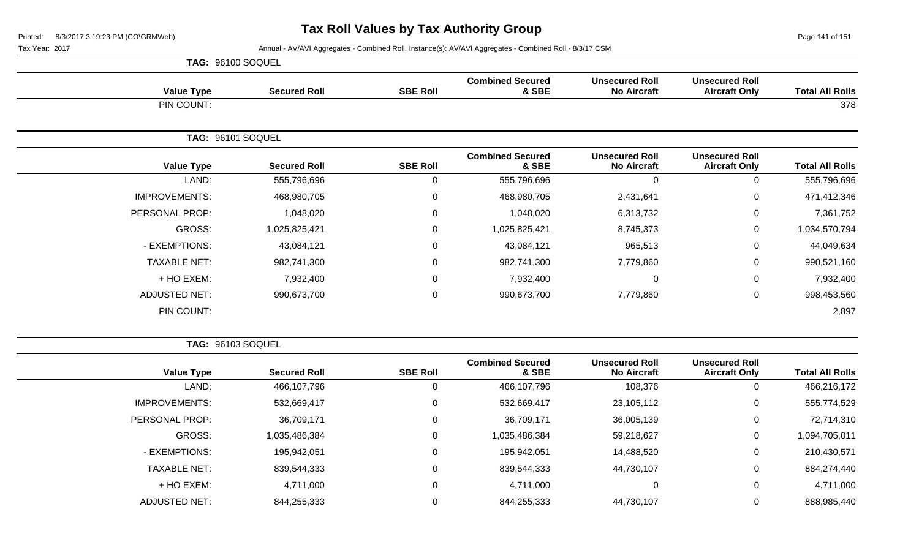# Tax Roll Values by Tax Authority Group

Printed: 8/3/2017 3:19:23 PM (CO\GRMWeb)

Tax Year: 2017

Annual - AV/AVI Aggregates - Combined Roll, Instance(s): AV/AVI Aggregates - Combined Roll - 8/3/17 CSM

**TAG: 96100 SOQUEL**

| Value Type | Secured Roll | SBE Roll | Combined Secured & SBE | Unsecured Roll No Aircraft | Unsecured Roll Aircraft Only | Total All Rolls |
|---|---|---|---|---|---|---|
| PIN COUNT: | | | | | | 378 |

**TAG: 96101 SOQUEL**

| Value Type | Secured Roll | SBE Roll | Combined Secured & SBE | Unsecured Roll No Aircraft | Unsecured Roll Aircraft Only | Total All Rolls |
|---|---|---|---|---|---|---|
| LAND: | 555,796,696 | 0 | 555,796,696 | 0 | 0 | 555,796,696 |
| IMPROVEMENTS: | 468,980,705 | 0 | 468,980,705 | 2,431,641 | 0 | 471,412,346 |
| PERSONAL PROP: | 1,048,020 | 0 | 1,048,020 | 6,313,732 | 0 | 7,361,752 |
| GROSS: | 1,025,825,421 | 0 | 1,025,825,421 | 8,745,373 | 0 | 1,034,570,794 |
| - EXEMPTIONS: | 43,084,121 | 0 | 43,084,121 | 965,513 | 0 | 44,049,634 |
| TAXABLE NET: | 982,741,300 | 0 | 982,741,300 | 7,779,860 | 0 | 990,521,160 |
| + HO EXEM: | 7,932,400 | 0 | 7,932,400 | 0 | 0 | 7,932,400 |
| ADJUSTED NET: | 990,673,700 | 0 | 990,673,700 | 7,779,860 | 0 | 998,453,560 |
| PIN COUNT: | | | | | | 2,897 |

**TAG: 96103 SOQUEL**

| Value Type | Secured Roll | SBE Roll | Combined Secured & SBE | Unsecured Roll No Aircraft | Unsecured Roll Aircraft Only | Total All Rolls |
|---|---|---|---|---|---|---|
| LAND: | 466,107,796 | 0 | 466,107,796 | 108,376 | 0 | 466,216,172 |
| IMPROVEMENTS: | 532,669,417 | 0 | 532,669,417 | 23,105,112 | 0 | 555,774,529 |
| PERSONAL PROP: | 36,709,171 | 0 | 36,709,171 | 36,005,139 | 0 | 72,714,310 |
| GROSS: | 1,035,486,384 | 0 | 1,035,486,384 | 59,218,627 | 0 | 1,094,705,011 |
| - EXEMPTIONS: | 195,942,051 | 0 | 195,942,051 | 14,488,520 | 0 | 210,430,571 |
| TAXABLE NET: | 839,544,333 | 0 | 839,544,333 | 44,730,107 | 0 | 884,274,440 |
| + HO EXEM: | 4,711,000 | 0 | 4,711,000 | 0 | 0 | 4,711,000 |
| ADJUSTED NET: | 844,255,333 | 0 | 844,255,333 | 44,730,107 | 0 | 888,985,440 |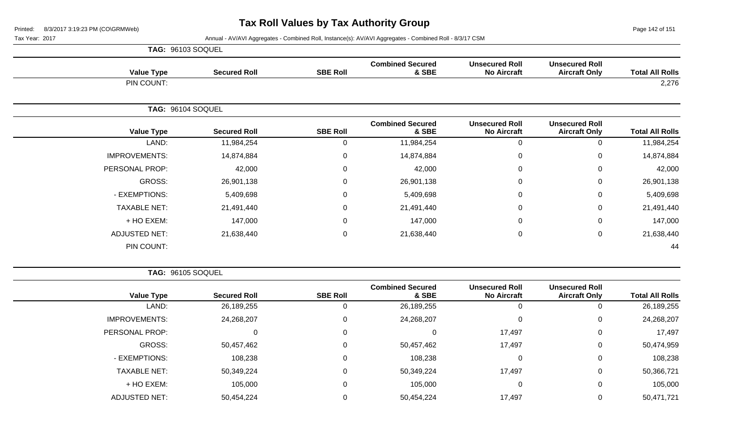**TAG: 96103 SOQUEL**

| Value Type | Secured Roll | SBE Roll | Combined Secured & SBE | Unsecured Roll No Aircraft | Unsecured Roll Aircraft Only | Total All Rolls |
|---|---|---|---|---|---|---|
| PIN COUNT: | | | | | | 2,276 |

**TAG: 96104 SOQUEL**

| Value Type | Secured Roll | SBE Roll | Combined Secured & SBE | Unsecured Roll No Aircraft | Unsecured Roll Aircraft Only | Total All Rolls |
|---|---|---|---|---|---|---|
| LAND: | 11,984,254 | 0 | 11,984,254 | 0 | 0 | 11,984,254 |
| IMPROVEMENTS: | 14,874,884 | 0 | 14,874,884 | 0 | 0 | 14,874,884 |
| PERSONAL PROP: | 42,000 | 0 | 42,000 | 0 | 0 | 42,000 |
| GROSS: | 26,901,138 | 0 | 26,901,138 | 0 | 0 | 26,901,138 |
| - EXEMPTIONS: | 5,409,698 | 0 | 5,409,698 | 0 | 0 | 5,409,698 |
| TAXABLE NET: | 21,491,440 | 0 | 21,491,440 | 0 | 0 | 21,491,440 |
| + HO EXEM: | 147,000 | 0 | 147,000 | 0 | 0 | 147,000 |
| ADJUSTED NET: | 21,638,440 | 0 | 21,638,440 | 0 | 0 | 21,638,440 |
| PIN COUNT: | | | | | | 44 |

**TAG: 96105 SOQUEL**

| Value Type | Secured Roll | SBE Roll | Combined Secured & SBE | Unsecured Roll No Aircraft | Unsecured Roll Aircraft Only | Total All Rolls |
|---|---|---|---|---|---|---|
| LAND: | 26,189,255 | 0 | 26,189,255 | 0 | 0 | 26,189,255 |
| IMPROVEMENTS: | 24,268,207 | 0 | 24,268,207 | 0 | 0 | 24,268,207 |
| PERSONAL PROP: | 0 | 0 | 0 | 17,497 | 0 | 17,497 |
| GROSS: | 50,457,462 | 0 | 50,457,462 | 17,497 | 0 | 50,474,959 |
| - EXEMPTIONS: | 108,238 | 0 | 108,238 | 0 | 0 | 108,238 |
| TAXABLE NET: | 50,349,224 | 0 | 50,349,224 | 17,497 | 0 | 50,366,721 |
| + HO EXEM: | 105,000 | 0 | 105,000 | 0 | 0 | 105,000 |
| ADJUSTED NET: | 50,454,224 | 0 | 50,454,224 | 17,497 | 0 | 50,471,721 |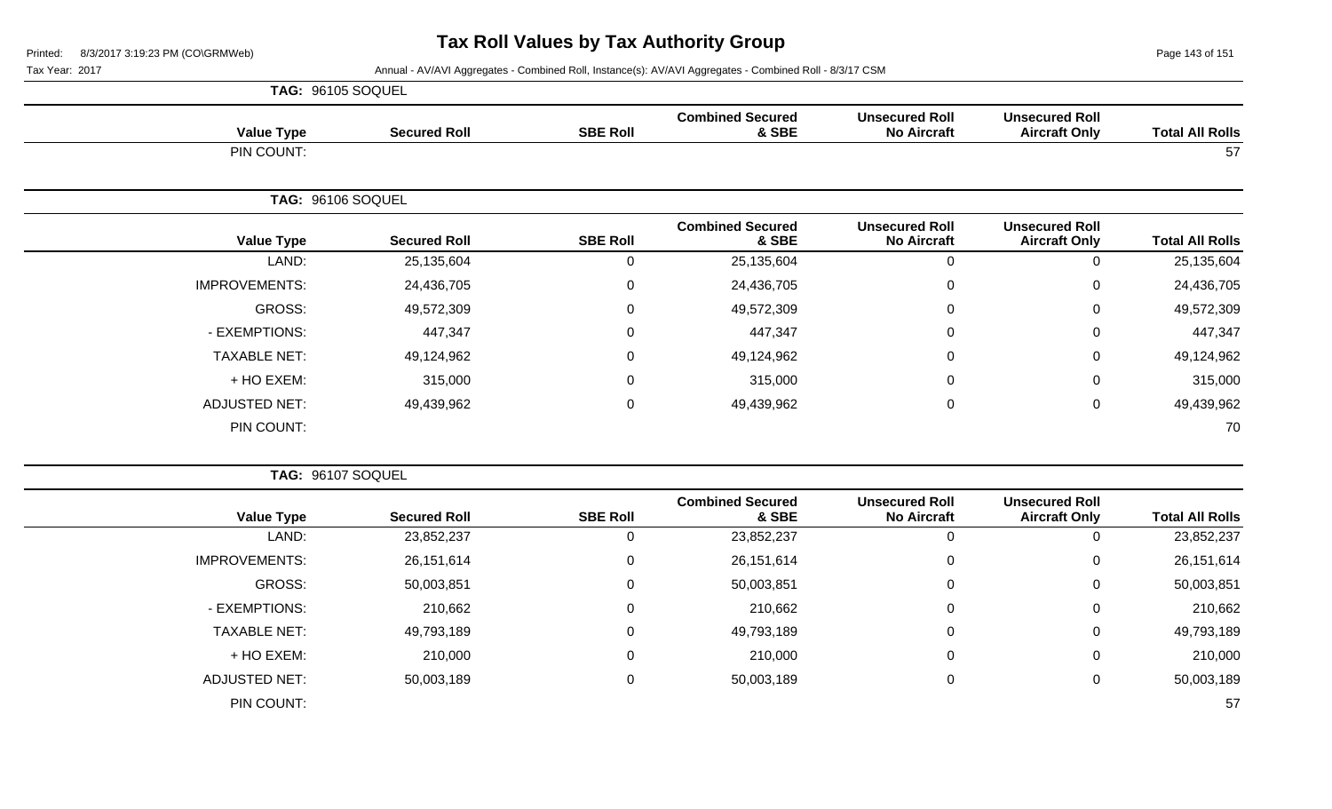# Tax Roll Values by Tax Authority Group

Printed: 8/3/2017 3:19:23 PM (CO\GRMWeb)

Tax Year: 2017

Annual - AV/AVI Aggregates - Combined Roll, Instance(s): AV/AVI Aggregates - Combined Roll - 8/3/17 CSM

**TAG: 96105 SOQUEL**

| Value Type | Secured Roll | SBE Roll | Combined Secured & SBE | Unsecured Roll No Aircraft | Unsecured Roll Aircraft Only | Total All Rolls |
|---|---|---|---|---|---|---|
| PIN COUNT: | | | | | | 57 |

**TAG: 96106 SOQUEL**

| Value Type | Secured Roll | SBE Roll | Combined Secured & SBE | Unsecured Roll No Aircraft | Unsecured Roll Aircraft Only | Total All Rolls |
|---|---|---|---|---|---|---|
| LAND: | 25,135,604 | 0 | 25,135,604 | 0 | 0 | 25,135,604 |
| IMPROVEMENTS: | 24,436,705 | 0 | 24,436,705 | 0 | 0 | 24,436,705 |
| GROSS: | 49,572,309 | 0 | 49,572,309 | 0 | 0 | 49,572,309 |
| - EXEMPTIONS: | 447,347 | 0 | 447,347 | 0 | 0 | 447,347 |
| TAXABLE NET: | 49,124,962 | 0 | 49,124,962 | 0 | 0 | 49,124,962 |
| + HO EXEM: | 315,000 | 0 | 315,000 | 0 | 0 | 315,000 |
| ADJUSTED NET: | 49,439,962 | 0 | 49,439,962 | 0 | 0 | 49,439,962 |
| PIN COUNT: | | | | | | 70 |

**TAG: 96107 SOQUEL**

| Value Type | Secured Roll | SBE Roll | Combined Secured & SBE | Unsecured Roll No Aircraft | Unsecured Roll Aircraft Only | Total All Rolls |
|---|---|---|---|---|---|---|
| LAND: | 23,852,237 | 0 | 23,852,237 | 0 | 0 | 23,852,237 |
| IMPROVEMENTS: | 26,151,614 | 0 | 26,151,614 | 0 | 0 | 26,151,614 |
| GROSS: | 50,003,851 | 0 | 50,003,851 | 0 | 0 | 50,003,851 |
| - EXEMPTIONS: | 210,662 | 0 | 210,662 | 0 | 0 | 210,662 |
| TAXABLE NET: | 49,793,189 | 0 | 49,793,189 | 0 | 0 | 49,793,189 |
| + HO EXEM: | 210,000 | 0 | 210,000 | 0 | 0 | 210,000 |
| ADJUSTED NET: | 50,003,189 | 0 | 50,003,189 | 0 | 0 | 50,003,189 |
| PIN COUNT: | | | | | | 57 |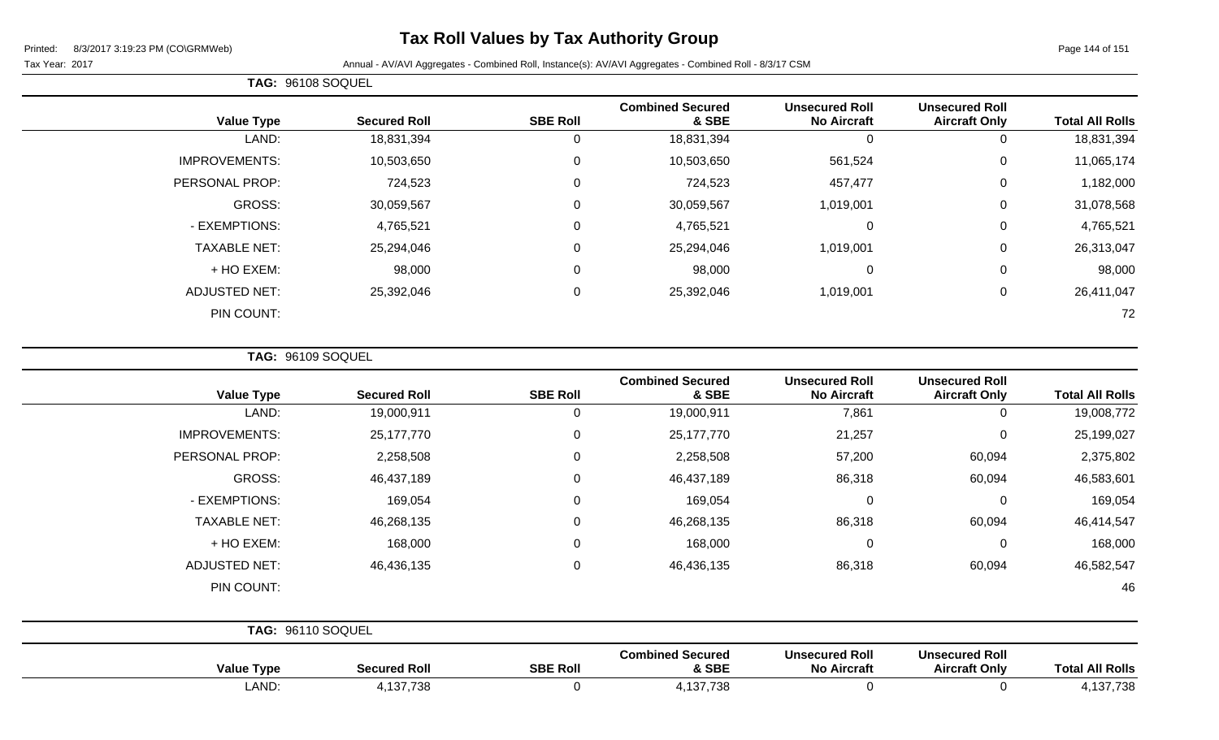# Tax Roll Values by Tax Authority Group

Printed: 8/3/2017 3:19:23 PM (CO\GRMWeb)

Tax Year: 2017

Annual - AV/AVI Aggregates - Combined Roll, Instance(s): AV/AVI Aggregates - Combined Roll - 8/3/17 CSM

**TAG: 96108 SOQUEL**

| Value Type | Secured Roll | SBE Roll | Combined Secured & SBE | Unsecured Roll No Aircraft | Unsecured Roll Aircraft Only | Total All Rolls |
|---|---|---|---|---|---|---|
| LAND: | 18,831,394 | 0 | 18,831,394 | 0 | 0 | 18,831,394 |
| IMPROVEMENTS: | 10,503,650 | 0 | 10,503,650 | 561,524 | 0 | 11,065,174 |
| PERSONAL PROP: | 724,523 | 0 | 724,523 | 457,477 | 0 | 1,182,000 |
| GROSS: | 30,059,567 | 0 | 30,059,567 | 1,019,001 | 0 | 31,078,568 |
| - EXEMPTIONS: | 4,765,521 | 0 | 4,765,521 | 0 | 0 | 4,765,521 |
| TAXABLE NET: | 25,294,046 | 0 | 25,294,046 | 1,019,001 | 0 | 26,313,047 |
| + HO EXEM: | 98,000 | 0 | 98,000 | 0 | 0 | 98,000 |
| ADJUSTED NET: | 25,392,046 | 0 | 25,392,046 | 1,019,001 | 0 | 26,411,047 |
| PIN COUNT: | | | | | | 72 |

**TAG: 96109 SOQUEL**

| Value Type | Secured Roll | SBE Roll | Combined Secured & SBE | Unsecured Roll No Aircraft | Unsecured Roll Aircraft Only | Total All Rolls |
|---|---|---|---|---|---|---|
| LAND: | 19,000,911 | 0 | 19,000,911 | 7,861 | 0 | 19,008,772 |
| IMPROVEMENTS: | 25,177,770 | 0 | 25,177,770 | 21,257 | 0 | 25,199,027 |
| PERSONAL PROP: | 2,258,508 | 0 | 2,258,508 | 57,200 | 60,094 | 2,375,802 |
| GROSS: | 46,437,189 | 0 | 46,437,189 | 86,318 | 60,094 | 46,583,601 |
| - EXEMPTIONS: | 169,054 | 0 | 169,054 | 0 | 0 | 169,054 |
| TAXABLE NET: | 46,268,135 | 0 | 46,268,135 | 86,318 | 60,094 | 46,414,547 |
| + HO EXEM: | 168,000 | 0 | 168,000 | 0 | 0 | 168,000 |
| ADJUSTED NET: | 46,436,135 | 0 | 46,436,135 | 86,318 | 60,094 | 46,582,547 |
| PIN COUNT: | | | | | | 46 |

**TAG: 96110 SOQUEL**

| Value Type | Secured Roll | SBE Roll | Combined Secured & SBE | Unsecured Roll No Aircraft | Unsecured Roll Aircraft Only | Total All Rolls |
|---|---|---|---|---|---|---|
| LAND: | 4,137,738 | 0 | 4,137,738 | 0 | 0 | 4,137,738 |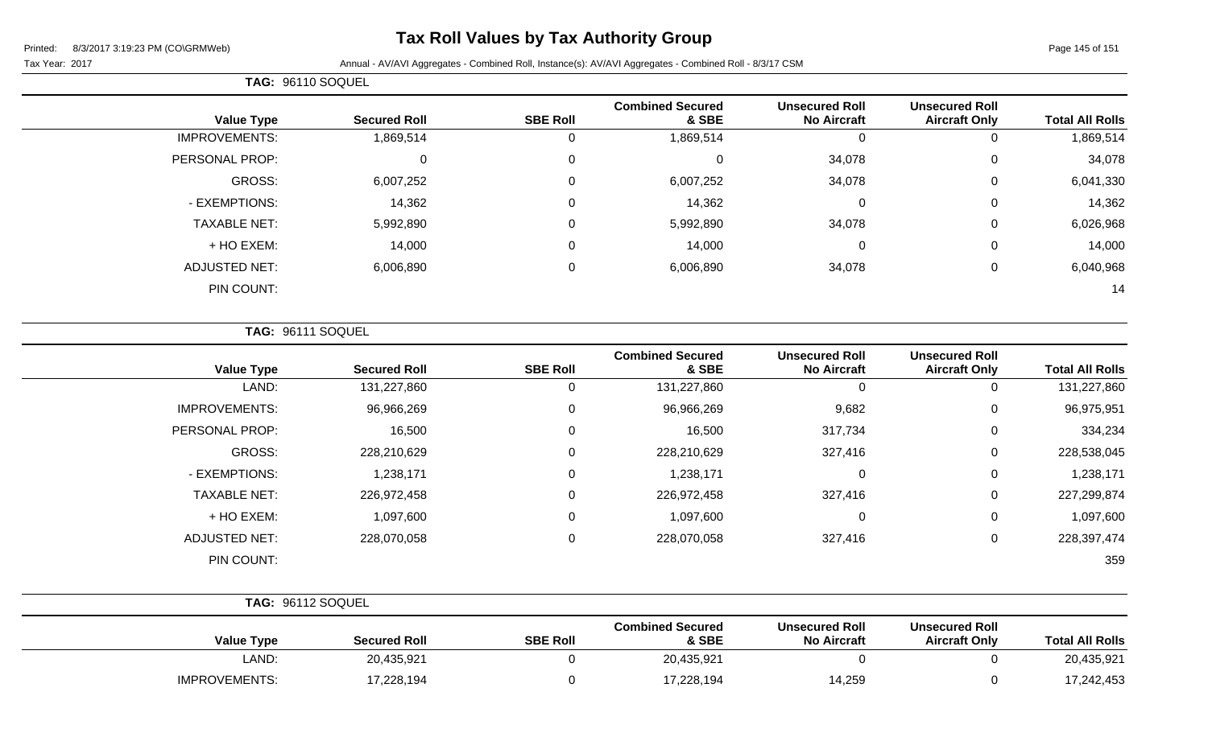# Tax Roll Values by Tax Authority Group

Printed: 8/3/2017 3:19:23 PM (CO\GRMWeb)

Tax Year: 2017

Annual - AV/AVI Aggregates - Combined Roll, Instance(s): AV/AVI Aggregates - Combined Roll - 8/3/17 CSM

**TAG: 96110 SOQUEL**

| Value Type | Secured Roll | SBE Roll | Combined Secured & SBE | Unsecured Roll No Aircraft | Unsecured Roll Aircraft Only | Total All Rolls |
|---|---|---|---|---|---|---|
| IMPROVEMENTS: | 1,869,514 | 0 | 1,869,514 | 0 | 0 | 1,869,514 |
| PERSONAL PROP: | 0 | 0 | 0 | 34,078 | 0 | 34,078 |
| GROSS: | 6,007,252 | 0 | 6,007,252 | 34,078 | 0 | 6,041,330 |
| - EXEMPTIONS: | 14,362 | 0 | 14,362 | 0 | 0 | 14,362 |
| TAXABLE NET: | 5,992,890 | 0 | 5,992,890 | 34,078 | 0 | 6,026,968 |
| + HO EXEM: | 14,000 | 0 | 14,000 | 0 | 0 | 14,000 |
| ADJUSTED NET: | 6,006,890 | 0 | 6,006,890 | 34,078 | 0 | 6,040,968 |
| PIN COUNT: | | | | | | 14 |

**TAG: 96111 SOQUEL**

| Value Type | Secured Roll | SBE Roll | Combined Secured & SBE | Unsecured Roll No Aircraft | Unsecured Roll Aircraft Only | Total All Rolls |
|---|---|---|---|---|---|---|
| LAND: | 131,227,860 | 0 | 131,227,860 | 0 | 0 | 131,227,860 |
| IMPROVEMENTS: | 96,966,269 | 0 | 96,966,269 | 9,682 | 0 | 96,975,951 |
| PERSONAL PROP: | 16,500 | 0 | 16,500 | 317,734 | 0 | 334,234 |
| GROSS: | 228,210,629 | 0 | 228,210,629 | 327,416 | 0 | 228,538,045 |
| - EXEMPTIONS: | 1,238,171 | 0 | 1,238,171 | 0 | 0 | 1,238,171 |
| TAXABLE NET: | 226,972,458 | 0 | 226,972,458 | 327,416 | 0 | 227,299,874 |
| + HO EXEM: | 1,097,600 | 0 | 1,097,600 | 0 | 0 | 1,097,600 |
| ADJUSTED NET: | 228,070,058 | 0 | 228,070,058 | 327,416 | 0 | 228,397,474 |
| PIN COUNT: | | | | | | 359 |

**TAG: 96112 SOQUEL**

| Value Type | Secured Roll | SBE Roll | Combined Secured & SBE | Unsecured Roll No Aircraft | Unsecured Roll Aircraft Only | Total All Rolls |
|---|---|---|---|---|---|---|
| LAND: | 20,435,921 | 0 | 20,435,921 | 0 | 0 | 20,435,921 |
| IMPROVEMENTS: | 17,228,194 | 0 | 17,228,194 | 14,259 | 0 | 17,242,453 |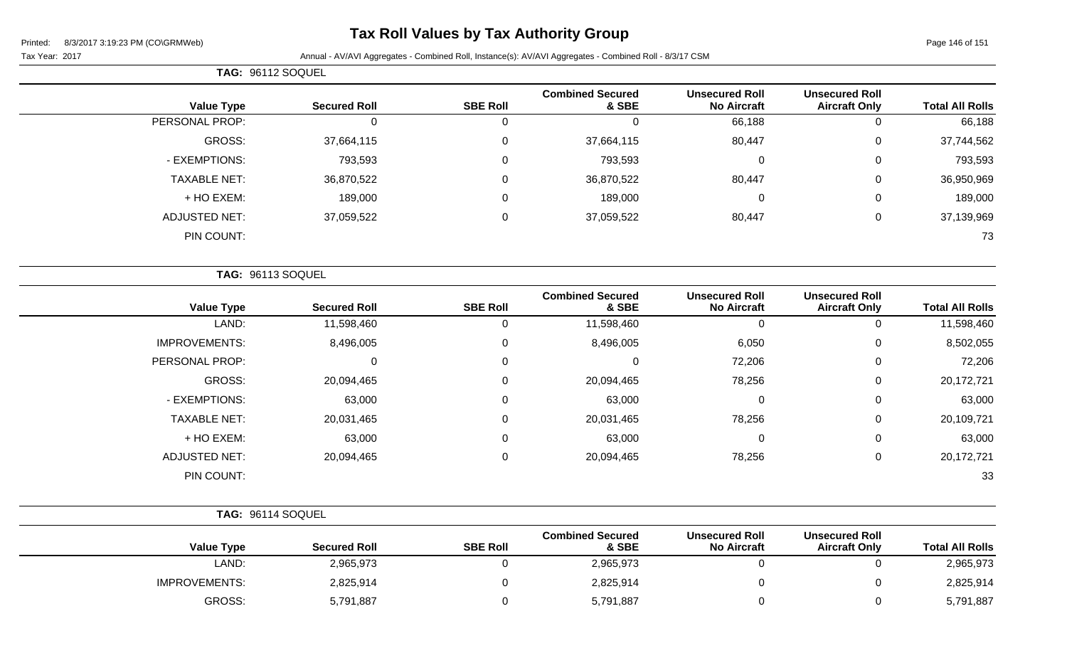# Tax Roll Values by Tax Authority Group

Printed: 8/3/2017 3:19:23 PM (CO\GRMWeb)

Tax Year: 2017

Annual - AV/AVI Aggregates - Combined Roll, Instance(s): AV/AVI Aggregates - Combined Roll - 8/3/17 CSM

**TAG: 96112 SOQUEL**

| Value Type | Secured Roll | SBE Roll | Combined Secured & SBE | Unsecured Roll No Aircraft | Unsecured Roll Aircraft Only | Total All Rolls |
|---|---|---|---|---|---|---|
| PERSONAL PROP: | 0 | 0 | 0 | 66,188 | 0 | 66,188 |
| GROSS: | 37,664,115 | 0 | 37,664,115 | 80,447 | 0 | 37,744,562 |
| - EXEMPTIONS: | 793,593 | 0 | 793,593 | 0 | 0 | 793,593 |
| TAXABLE NET: | 36,870,522 | 0 | 36,870,522 | 80,447 | 0 | 36,950,969 |
| + HO EXEM: | 189,000 | 0 | 189,000 | 0 | 0 | 189,000 |
| ADJUSTED NET: | 37,059,522 | 0 | 37,059,522 | 80,447 | 0 | 37,139,969 |
| PIN COUNT: | | | | | | 73 |

**TAG: 96113 SOQUEL**

| Value Type | Secured Roll | SBE Roll | Combined Secured & SBE | Unsecured Roll No Aircraft | Unsecured Roll Aircraft Only | Total All Rolls |
|---|---|---|---|---|---|---|
| LAND: | 11,598,460 | 0 | 11,598,460 | 0 | 0 | 11,598,460 |
| IMPROVEMENTS: | 8,496,005 | 0 | 8,496,005 | 6,050 | 0 | 8,502,055 |
| PERSONAL PROP: | 0 | 0 | 0 | 72,206 | 0 | 72,206 |
| GROSS: | 20,094,465 | 0 | 20,094,465 | 78,256 | 0 | 20,172,721 |
| - EXEMPTIONS: | 63,000 | 0 | 63,000 | 0 | 0 | 63,000 |
| TAXABLE NET: | 20,031,465 | 0 | 20,031,465 | 78,256 | 0 | 20,109,721 |
| + HO EXEM: | 63,000 | 0 | 63,000 | 0 | 0 | 63,000 |
| ADJUSTED NET: | 20,094,465 | 0 | 20,094,465 | 78,256 | 0 | 20,172,721 |
| PIN COUNT: | | | | | | 33 |

**TAG: 96114 SOQUEL**

| Value Type | Secured Roll | SBE Roll | Combined Secured & SBE | Unsecured Roll No Aircraft | Unsecured Roll Aircraft Only | Total All Rolls |
|---|---|---|---|---|---|---|
| LAND: | 2,965,973 | 0 | 2,965,973 | 0 | 0 | 2,965,973 |
| IMPROVEMENTS: | 2,825,914 | 0 | 2,825,914 | 0 | 0 | 2,825,914 |
| GROSS: | 5,791,887 | 0 | 5,791,887 | 0 | 0 | 5,791,887 |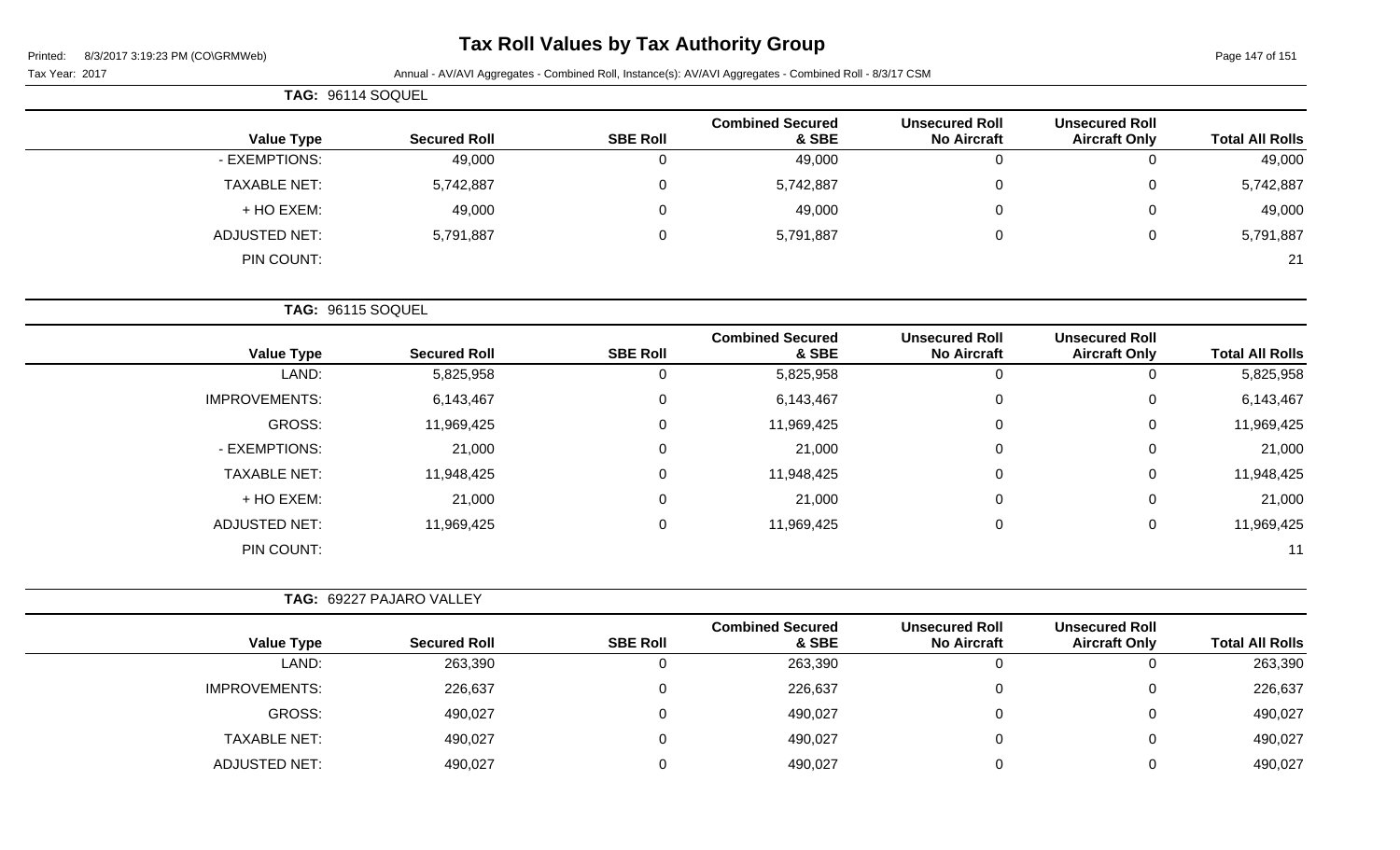# Tax Roll Values by Tax Authority Group

Printed: 8/3/2017 3:19:23 PM (CO\GRMWeb)

Tax Year: 2017 Annual - AV/AVI Aggregates - Combined Roll, Instance(s): AV/AVI Aggregates - Combined Roll - 8/3/17 CSM

**TAG: 96114 SOQUEL**

| Value Type | Secured Roll | SBE Roll | Combined Secured & SBE | Unsecured Roll No Aircraft | Unsecured Roll Aircraft Only | Total All Rolls |
|---|---|---|---|---|---|---|
| - EXEMPTIONS: | 49,000 | 0 | 49,000 | 0 | 0 | 49,000 |
| TAXABLE NET: | 5,742,887 | 0 | 5,742,887 | 0 | 0 | 5,742,887 |
| + HO EXEM: | 49,000 | 0 | 49,000 | 0 | 0 | 49,000 |
| ADJUSTED NET: | 5,791,887 | 0 | 5,791,887 | 0 | 0 | 5,791,887 |
| PIN COUNT: | | | | | | 21 |

**TAG: 96115 SOQUEL**

| Value Type | Secured Roll | SBE Roll | Combined Secured & SBE | Unsecured Roll No Aircraft | Unsecured Roll Aircraft Only | Total All Rolls |
|---|---|---|---|---|---|---|
| LAND: | 5,825,958 | 0 | 5,825,958 | 0 | 0 | 5,825,958 |
| IMPROVEMENTS: | 6,143,467 | 0 | 6,143,467 | 0 | 0 | 6,143,467 |
| GROSS: | 11,969,425 | 0 | 11,969,425 | 0 | 0 | 11,969,425 |
| - EXEMPTIONS: | 21,000 | 0 | 21,000 | 0 | 0 | 21,000 |
| TAXABLE NET: | 11,948,425 | 0 | 11,948,425 | 0 | 0 | 11,948,425 |
| + HO EXEM: | 21,000 | 0 | 21,000 | 0 | 0 | 21,000 |
| ADJUSTED NET: | 11,969,425 | 0 | 11,969,425 | 0 | 0 | 11,969,425 |
| PIN COUNT: | | | | | | 11 |

**TAG: 69227 PAJARO VALLEY**

| Value Type | Secured Roll | SBE Roll | Combined Secured & SBE | Unsecured Roll No Aircraft | Unsecured Roll Aircraft Only | Total All Rolls |
|---|---|---|---|---|---|---|
| LAND: | 263,390 | 0 | 263,390 | 0 | 0 | 263,390 |
| IMPROVEMENTS: | 226,637 | 0 | 226,637 | 0 | 0 | 226,637 |
| GROSS: | 490,027 | 0 | 490,027 | 0 | 0 | 490,027 |
| TAXABLE NET: | 490,027 | 0 | 490,027 | 0 | 0 | 490,027 |
| ADJUSTED NET: | 490,027 | 0 | 490,027 | 0 | 0 | 490,027 |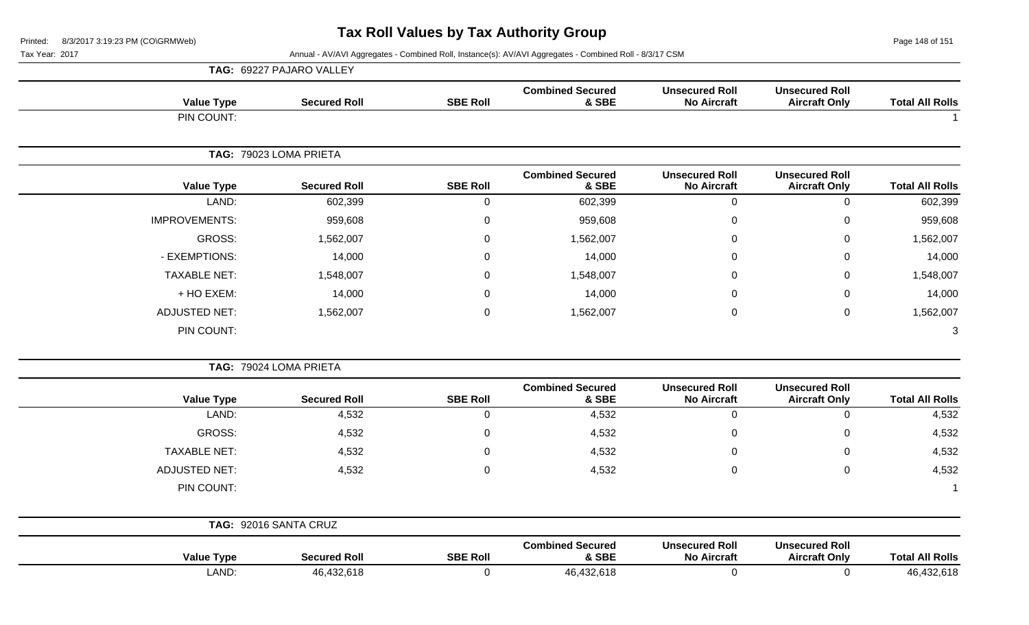# Tax Roll Values by Tax Authority Group

Printed: 8/3/2017 3:19:23 PM (CO\GRMWeb)

Tax Year: 2017

Annual - AV/AVI Aggregates - Combined Roll, Instance(s): AV/AVI Aggregates - Combined Roll - 8/3/17 CSM

## TAG: 69227 PAJARO VALLEY

| Value Type | Secured Roll | SBE Roll | Combined Secured & SBE | Unsecured Roll No Aircraft | Unsecured Roll Aircraft Only | Total All Rolls |
|---|---|---|---|---|---|---|
| PIN COUNT: | | | | | | 1 |

## TAG: 79023 LOMA PRIETA

| Value Type | Secured Roll | SBE Roll | Combined Secured & SBE | Unsecured Roll No Aircraft | Unsecured Roll Aircraft Only | Total All Rolls |
|---|---|---|---|---|---|---|
| LAND: | 602,399 | 0 | 602,399 | 0 | 0 | 602,399 |
| IMPROVEMENTS: | 959,608 | 0 | 959,608 | 0 | 0 | 959,608 |
| GROSS: | 1,562,007 | 0 | 1,562,007 | 0 | 0 | 1,562,007 |
| - EXEMPTIONS: | 14,000 | 0 | 14,000 | 0 | 0 | 14,000 |
| TAXABLE NET: | 1,548,007 | 0 | 1,548,007 | 0 | 0 | 1,548,007 |
| + HO EXEM: | 14,000 | 0 | 14,000 | 0 | 0 | 14,000 |
| ADJUSTED NET: | 1,562,007 | 0 | 1,562,007 | 0 | 0 | 1,562,007 |
| PIN COUNT: | | | | | | 3 |

## TAG: 79024 LOMA PRIETA

| Value Type | Secured Roll | SBE Roll | Combined Secured & SBE | Unsecured Roll No Aircraft | Unsecured Roll Aircraft Only | Total All Rolls |
|---|---|---|---|---|---|---|
| LAND: | 4,532 | 0 | 4,532 | 0 | 0 | 4,532 |
| GROSS: | 4,532 | 0 | 4,532 | 0 | 0 | 4,532 |
| TAXABLE NET: | 4,532 | 0 | 4,532 | 0 | 0 | 4,532 |
| ADJUSTED NET: | 4,532 | 0 | 4,532 | 0 | 0 | 4,532 |
| PIN COUNT: | | | | | | 1 |

## TAG: 92016 SANTA CRUZ

| Value Type | Secured Roll | SBE Roll | Combined Secured & SBE | Unsecured Roll No Aircraft | Unsecured Roll Aircraft Only | Total All Rolls |
|---|---|---|---|---|---|---|
| LAND: | 46,432,618 | 0 | 46,432,618 | 0 | 0 | 46,432,618 |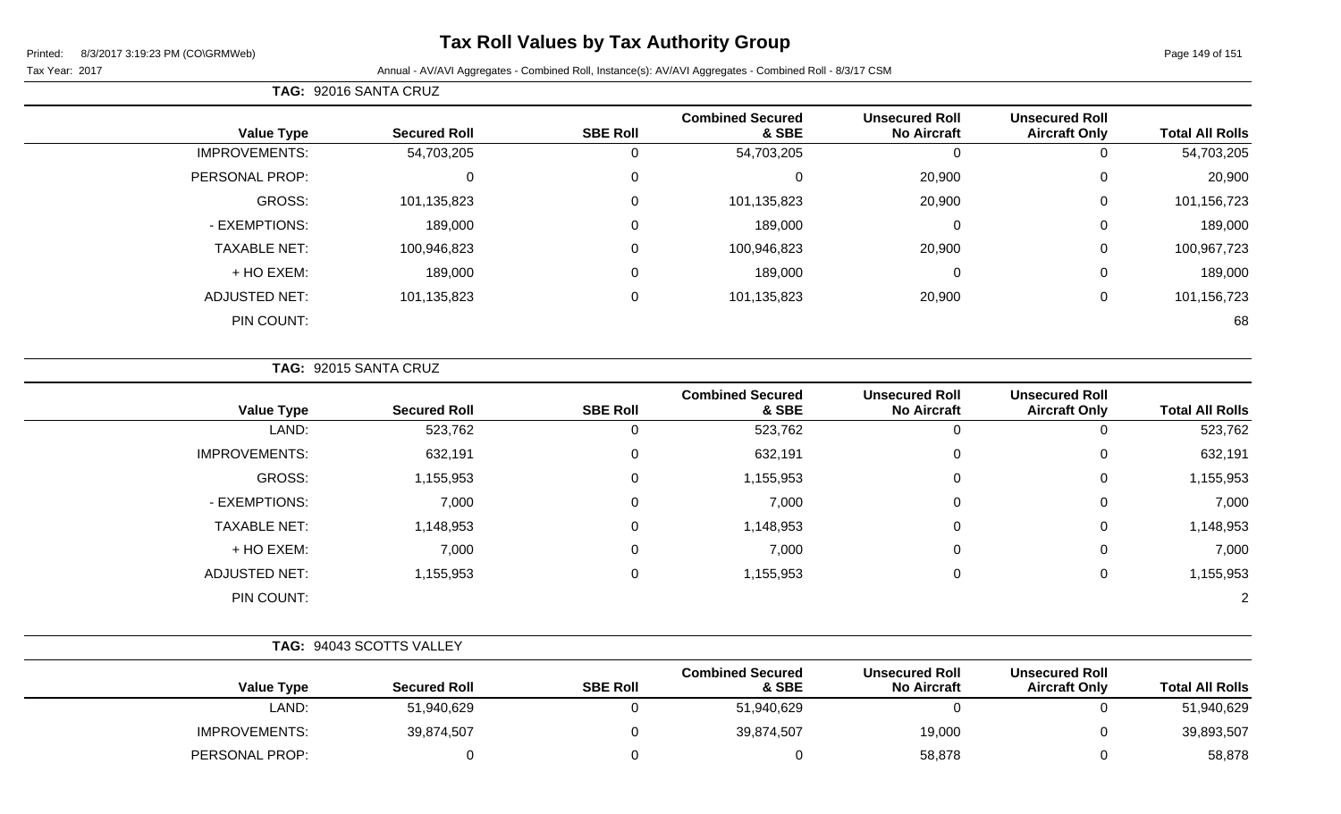# Tax Roll Values by Tax Authority Group

Printed: 8/3/2017 3:19:23 PM (CO\GRMWeb)

Tax Year: 2017

Annual - AV/AVI Aggregates - Combined Roll, Instance(s): AV/AVI Aggregates - Combined Roll - 8/3/17 CSM

**TAG: 92016 SANTA CRUZ**

| Value Type | Secured Roll | SBE Roll | Combined Secured & SBE | Unsecured Roll No Aircraft | Unsecured Roll Aircraft Only | Total All Rolls |
|---|---|---|---|---|---|---|
| IMPROVEMENTS: | 54,703,205 | 0 | 54,703,205 | 0 | 0 | 54,703,205 |
| PERSONAL PROP: | 0 | 0 | 0 | 20,900 | 0 | 20,900 |
| GROSS: | 101,135,823 | 0 | 101,135,823 | 20,900 | 0 | 101,156,723 |
| - EXEMPTIONS: | 189,000 | 0 | 189,000 | 0 | 0 | 189,000 |
| TAXABLE NET: | 100,946,823 | 0 | 100,946,823 | 20,900 | 0 | 100,967,723 |
| + HO EXEM: | 189,000 | 0 | 189,000 | 0 | 0 | 189,000 |
| ADJUSTED NET: | 101,135,823 | 0 | 101,135,823 | 20,900 | 0 | 101,156,723 |
| PIN COUNT: | | | | | | 68 |

**TAG: 92015 SANTA CRUZ**

| Value Type | Secured Roll | SBE Roll | Combined Secured & SBE | Unsecured Roll No Aircraft | Unsecured Roll Aircraft Only | Total All Rolls |
|---|---|---|---|---|---|---|
| LAND: | 523,762 | 0 | 523,762 | 0 | 0 | 523,762 |
| IMPROVEMENTS: | 632,191 | 0 | 632,191 | 0 | 0 | 632,191 |
| GROSS: | 1,155,953 | 0 | 1,155,953 | 0 | 0 | 1,155,953 |
| - EXEMPTIONS: | 7,000 | 0 | 7,000 | 0 | 0 | 7,000 |
| TAXABLE NET: | 1,148,953 | 0 | 1,148,953 | 0 | 0 | 1,148,953 |
| + HO EXEM: | 7,000 | 0 | 7,000 | 0 | 0 | 7,000 |
| ADJUSTED NET: | 1,155,953 | 0 | 1,155,953 | 0 | 0 | 1,155,953 |
| PIN COUNT: | | | | | | 2 |

**TAG: 94043 SCOTTS VALLEY**

| Value Type | Secured Roll | SBE Roll | Combined Secured & SBE | Unsecured Roll No Aircraft | Unsecured Roll Aircraft Only | Total All Rolls |
|---|---|---|---|---|---|---|
| LAND: | 51,940,629 | 0 | 51,940,629 | 0 | 0 | 51,940,629 |
| IMPROVEMENTS: | 39,874,507 | 0 | 39,874,507 | 19,000 | 0 | 39,893,507 |
| PERSONAL PROP: | 0 | 0 | 0 | 58,878 | 0 | 58,878 |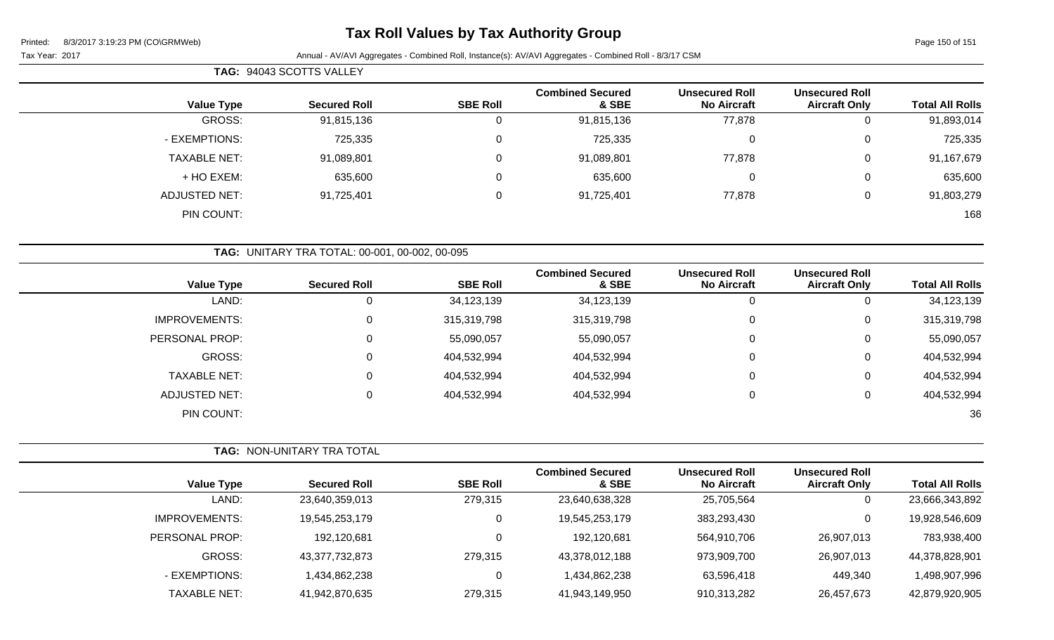# Tax Roll Values by Tax Authority Group

Printed: 8/3/2017 3:19:23 PM (CO\GRMWeb)

Tax Year: 2017

Annual - AV/AVI Aggregates - Combined Roll, Instance(s): AV/AVI Aggregates - Combined Roll - 8/3/17 CSM

**TAG:** 94043 SCOTTS VALLEY

| Value Type | Secured Roll | SBE Roll | Combined Secured & SBE | Unsecured Roll No Aircraft | Unsecured Roll Aircraft Only | Total All Rolls |
|---|---|---|---|---|---|---|
| GROSS: | 91,815,136 | 0 | 91,815,136 | 77,878 | 0 | 91,893,014 |
| - EXEMPTIONS: | 725,335 | 0 | 725,335 | 0 | 0 | 725,335 |
| TAXABLE NET: | 91,089,801 | 0 | 91,089,801 | 77,878 | 0 | 91,167,679 |
| + HO EXEM: | 635,600 | 0 | 635,600 | 0 | 0 | 635,600 |
| ADJUSTED NET: | 91,725,401 | 0 | 91,725,401 | 77,878 | 0 | 91,803,279 |
| PIN COUNT: | | | | | | 168 |

**TAG:** UNITARY TRA TOTAL: 00-001, 00-002, 00-095

| Value Type | Secured Roll | SBE Roll | Combined Secured & SBE | Unsecured Roll No Aircraft | Unsecured Roll Aircraft Only | Total All Rolls |
|---|---|---|---|---|---|---|
| LAND: | 0 | 34,123,139 | 34,123,139 | 0 | 0 | 34,123,139 |
| IMPROVEMENTS: | 0 | 315,319,798 | 315,319,798 | 0 | 0 | 315,319,798 |
| PERSONAL PROP: | 0 | 55,090,057 | 55,090,057 | 0 | 0 | 55,090,057 |
| GROSS: | 0 | 404,532,994 | 404,532,994 | 0 | 0 | 404,532,994 |
| TAXABLE NET: | 0 | 404,532,994 | 404,532,994 | 0 | 0 | 404,532,994 |
| ADJUSTED NET: | 0 | 404,532,994 | 404,532,994 | 0 | 0 | 404,532,994 |
| PIN COUNT: | | | | | | 36 |

**TAG:** NON-UNITARY TRA TOTAL

| Value Type | Secured Roll | SBE Roll | Combined Secured & SBE | Unsecured Roll No Aircraft | Unsecured Roll Aircraft Only | Total All Rolls |
|---|---|---|---|---|---|---|
| LAND: | 23,640,359,013 | 279,315 | 23,640,638,328 | 25,705,564 | 0 | 23,666,343,892 |
| IMPROVEMENTS: | 19,545,253,179 | 0 | 19,545,253,179 | 383,293,430 | 0 | 19,928,546,609 |
| PERSONAL PROP: | 192,120,681 | 0 | 192,120,681 | 564,910,706 | 26,907,013 | 783,938,400 |
| GROSS: | 43,377,732,873 | 279,315 | 43,378,012,188 | 973,909,700 | 26,907,013 | 44,378,828,901 |
| - EXEMPTIONS: | 1,434,862,238 | 0 | 1,434,862,238 | 63,596,418 | 449,340 | 1,498,907,996 |
| TAXABLE NET: | 41,942,870,635 | 279,315 | 41,943,149,950 | 910,313,282 | 26,457,673 | 42,879,920,905 |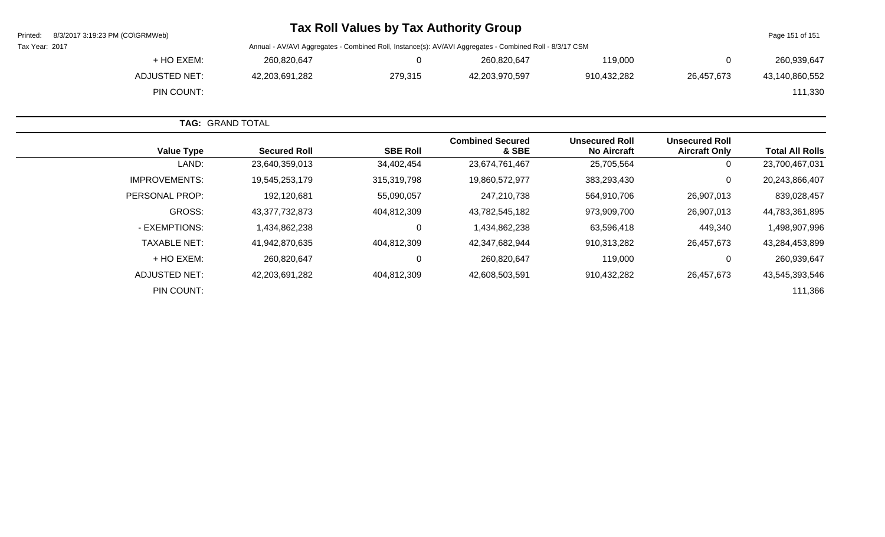# Tax Roll Values by Tax Authority Group

Printed: 8/3/2017 3:19:23 PM (CO\GRMWeb)

Tax Year: 2017

Annual - AV/AVI Aggregates - Combined Roll, Instance(s): AV/AVI Aggregates - Combined Roll - 8/3/17 CSM

| | | | | | | |
|---|---|---|---|---|---|---|
| + HO EXEM: | 260,820,647 | 0 | 260,820,647 | 119,000 | 0 | 260,939,647 |
| ADJUSTED NET: | 42,203,691,282 | 279,315 | 42,203,970,597 | 910,432,282 | 26,457,673 | 43,140,860,552 |
| PIN COUNT: | | | | | | 111,330 |

**TAG:** GRAND TOTAL

| Value Type | Secured Roll | SBE Roll | Combined Secured & SBE | Unsecured Roll No Aircraft | Unsecured Roll Aircraft Only | Total All Rolls |
|---|---|---|---|---|---|---|
| LAND: | 23,640,359,013 | 34,402,454 | 23,674,761,467 | 25,705,564 | 0 | 23,700,467,031 |
| IMPROVEMENTS: | 19,545,253,179 | 315,319,798 | 19,860,572,977 | 383,293,430 | 0 | 20,243,866,407 |
| PERSONAL PROP: | 192,120,681 | 55,090,057 | 247,210,738 | 564,910,706 | 26,907,013 | 839,028,457 |
| GROSS: | 43,377,732,873 | 404,812,309 | 43,782,545,182 | 973,909,700 | 26,907,013 | 44,783,361,895 |
| - EXEMPTIONS: | 1,434,862,238 | 0 | 1,434,862,238 | 63,596,418 | 449,340 | 1,498,907,996 |
| TAXABLE NET: | 41,942,870,635 | 404,812,309 | 42,347,682,944 | 910,313,282 | 26,457,673 | 43,284,453,899 |
| + HO EXEM: | 260,820,647 | 0 | 260,820,647 | 119,000 | 0 | 260,939,647 |
| ADJUSTED NET: | 42,203,691,282 | 404,812,309 | 42,608,503,591 | 910,432,282 | 26,457,673 | 43,545,393,546 |
| PIN COUNT: | | | | | | 111,366 |